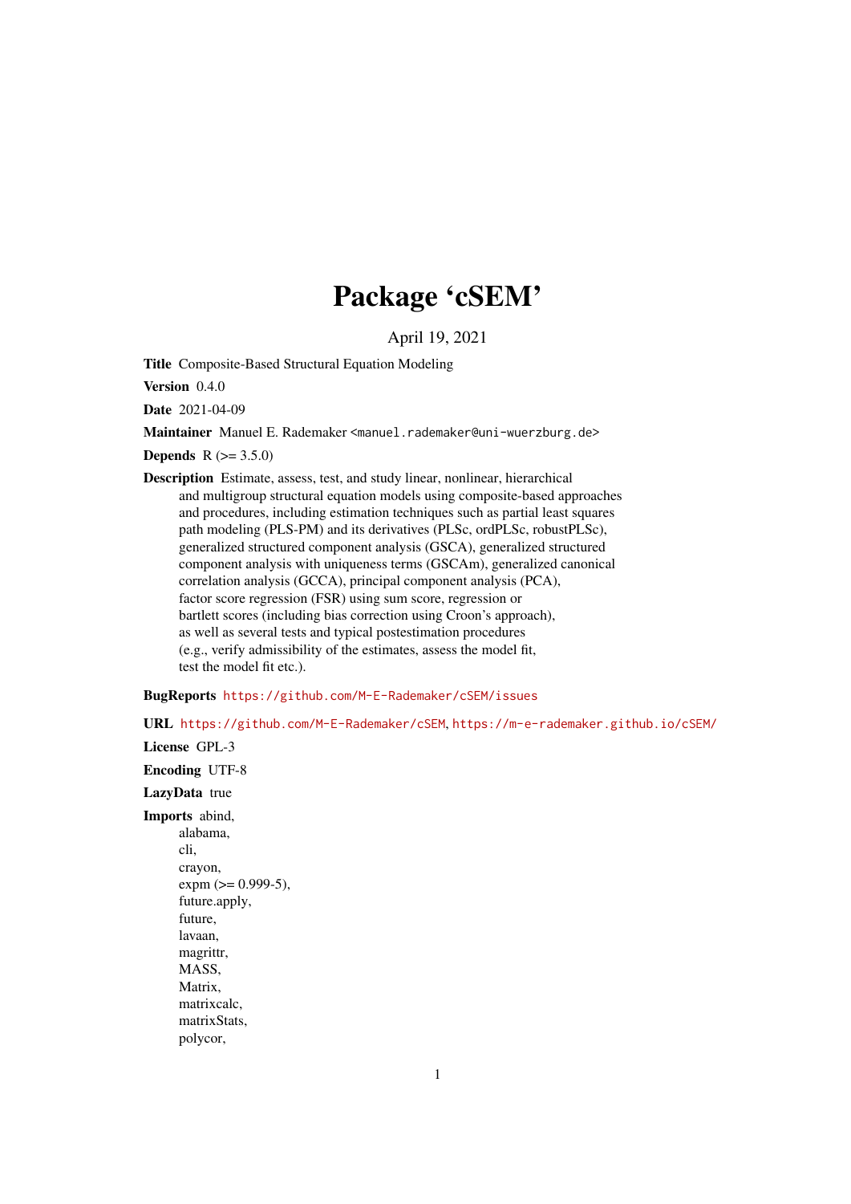# Package 'cSEM'

April 19, 2021

**Title** Composite-Based Structural Equation Modeling

**Version** 0.4.0

**Date** 2021-04-09

**Maintainer** Manuel E. Rademaker <manuel.rademaker@uni-wuerzburg.de>

**Depends** R (>= 3.5.0)

**Description** Estimate, assess, test, and study linear, nonlinear, hierarchical and multigroup structural equation models using composite-based approaches and procedures, including estimation techniques such as partial least squares path modeling (PLS-PM) and its derivatives (PLSc, ordPLSc, robustPLSc), generalized structured component analysis (GSCA), generalized structured component analysis with uniqueness terms (GSCAm), generalized canonical correlation analysis (GCCA), principal component analysis (PCA), factor score regression (FSR) using sum score, regression or bartlett scores (including bias correction using Croon's approach), as well as several tests and typical postestimation procedures (e.g., verify admissibility of the estimates, assess the model fit, test the model fit etc.).

**BugReports** https://github.com/M-E-Rademaker/cSEM/issues

**URL** https://github.com/M-E-Rademaker/cSEM, https://m-e-rademaker.github.io/cSEM/

**License** GPL-3

**Encoding** UTF-8

**LazyData** true

**Imports** abind,
alabama,
cli,
crayon,
expm (>= 0.999-5),
future.apply,
future,
lavaan,
magrittr,
MASS,
Matrix,
matrixcalc,
matrixStats,
polycor,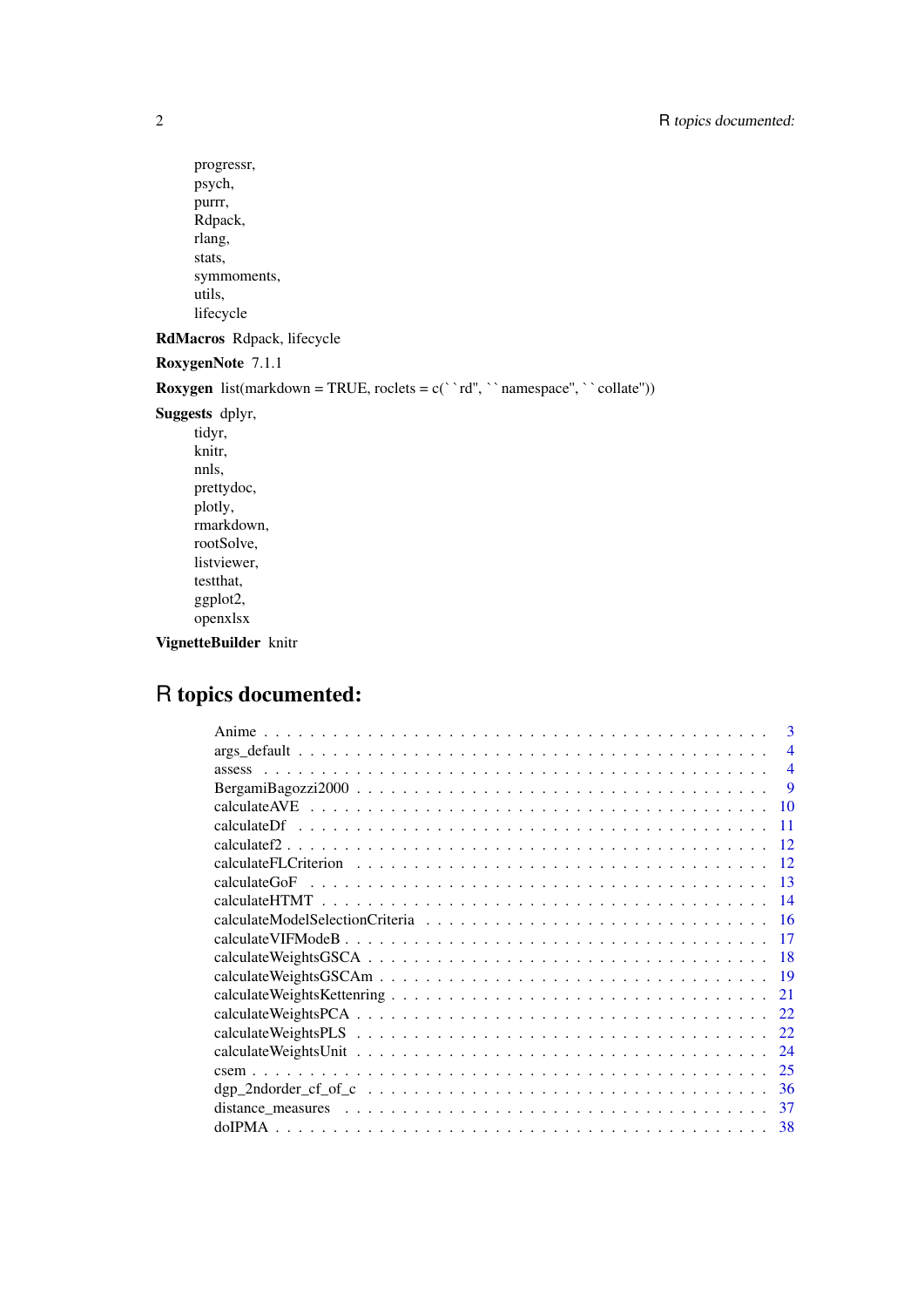progressr,
psych,
purrr,
Rdpack,
rlang,
stats,
symmoments,
utils,
lifecycle

**RdMacros** Rdpack, lifecycle

**RoxygenNote** 7.1.1

**Roxygen** list(markdown = TRUE, roclets = c(``rd", ``namespace", ``collate"))

**Suggests** dplyr,
tidyr,
knitr,
nnls,
prettydoc,
plotly,
rmarkdown,
rootSolve,
listviewer,
testthat,
ggplot2,
openxlsx

**VignetteBuilder** knitr

# R topics documented:

| Topic | Page |
|---|---|
| Anime | 3 |
| args_default | 4 |
| assess | 4 |
| BergamiBagozzi2000 | 9 |
| calculateAVE | 10 |
| calculateDf | 11 |
| calculatef2 | 12 |
| calculateFLCriterion | 12 |
| calculateGoF | 13 |
| calculateHTMT | 14 |
| calculateModelSelectionCriteria | 16 |
| calculateVIFModeB | 17 |
| calculateWeightsGSCA | 18 |
| calculateWeightsGSCAm | 19 |
| calculateWeightsKettenring | 21 |
| calculateWeightsPCA | 22 |
| calculateWeightsPLS | 22 |
| calculateWeightsUnit | 24 |
| csem | 25 |
| dgp_2ndorder_cf_of_c | 36 |
| distance_measures | 37 |
| doIPMA | 38 |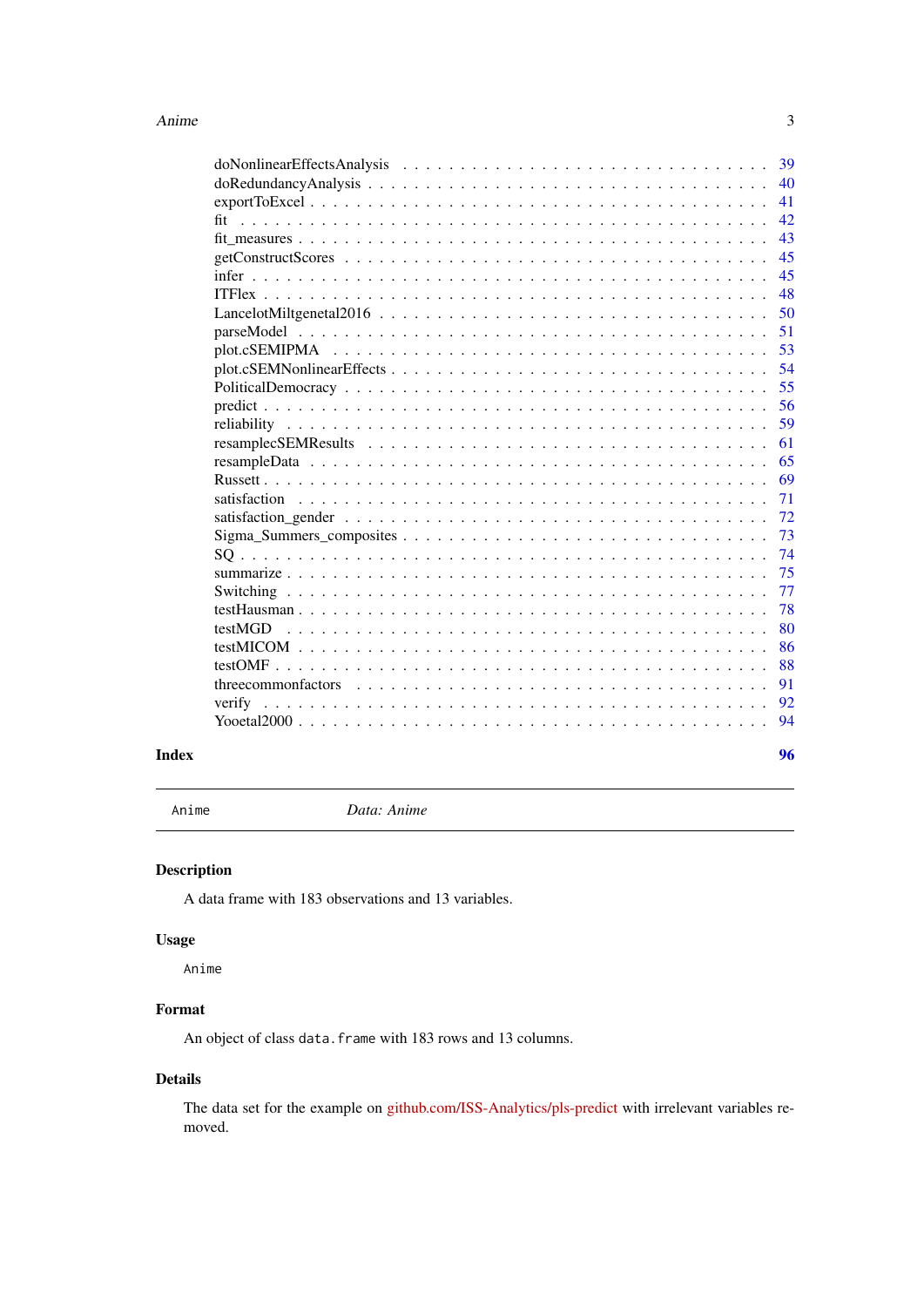doNonlinearEffectsAnalysis . . . . . . . . . . . . . . . . . . . . . . . . . . . . 39
doRedundancyAnalysis . . . . . . . . . . . . . . . . . . . . . . . . . . . . . 40
exportToExcel . . . . . . . . . . . . . . . . . . . . . . . . . . . . . . . . 41
fit . . . . . . . . . . . . . . . . . . . . . . . . . . . . . . . . . . . . . 42
fit_measures . . . . . . . . . . . . . . . . . . . . . . . . . . . . . . . . . 43
getConstructScores . . . . . . . . . . . . . . . . . . . . . . . . . . . . . . 45
infer . . . . . . . . . . . . . . . . . . . . . . . . . . . . . . . . . . . . 45
ITFlex . . . . . . . . . . . . . . . . . . . . . . . . . . . . . . . . . . . 48
LancelotMiltgenetal2016 . . . . . . . . . . . . . . . . . . . . . . . . . . . . 50
parseModel . . . . . . . . . . . . . . . . . . . . . . . . . . . . . . . . . 51
plot.cSEMIPMA . . . . . . . . . . . . . . . . . . . . . . . . . . . . . . . 53
plot.cSEMNonlinearEffects . . . . . . . . . . . . . . . . . . . . . . . . . . . 54
PoliticalDemocracy . . . . . . . . . . . . . . . . . . . . . . . . . . . . . . 55
predict . . . . . . . . . . . . . . . . . . . . . . . . . . . . . . . . . . . 56
reliability . . . . . . . . . . . . . . . . . . . . . . . . . . . . . . . . . . 59
resamplecSEMResults . . . . . . . . . . . . . . . . . . . . . . . . . . . . . 61
resampleData . . . . . . . . . . . . . . . . . . . . . . . . . . . . . . . . 65
Russett . . . . . . . . . . . . . . . . . . . . . . . . . . . . . . . . . . . 69
satisfaction . . . . . . . . . . . . . . . . . . . . . . . . . . . . . . . . . 71
satisfaction_gender . . . . . . . . . . . . . . . . . . . . . . . . . . . . . . 72
Sigma_Summers_composites . . . . . . . . . . . . . . . . . . . . . . . . . . . 73
SQ . . . . . . . . . . . . . . . . . . . . . . . . . . . . . . . . . . . . . 74
summarize . . . . . . . . . . . . . . . . . . . . . . . . . . . . . . . . . . 75
Switching . . . . . . . . . . . . . . . . . . . . . . . . . . . . . . . . . . 77
testHausman . . . . . . . . . . . . . . . . . . . . . . . . . . . . . . . . . 78
testMGD . . . . . . . . . . . . . . . . . . . . . . . . . . . . . . . . . . . 80
testMICOM . . . . . . . . . . . . . . . . . . . . . . . . . . . . . . . . . . 86
testOMF . . . . . . . . . . . . . . . . . . . . . . . . . . . . . . . . . . . 88
threecommonfactors . . . . . . . . . . . . . . . . . . . . . . . . . . . . . . 91
verify . . . . . . . . . . . . . . . . . . . . . . . . . . . . . . . . . . . . 92
Yooetal2000 . . . . . . . . . . . . . . . . . . . . . . . . . . . . . . . . . 94

**Index** **96**

---

`Anime` *Data: Anime*

---

### Description

A data frame with 183 observations and 13 variables.

### Usage

```
Anime
```

### Format

An object of class `data.frame` with 183 rows and 13 columns.

### Details

The data set for the example on github.com/ISS-Analytics/pls-predict with irrelevant variables removed.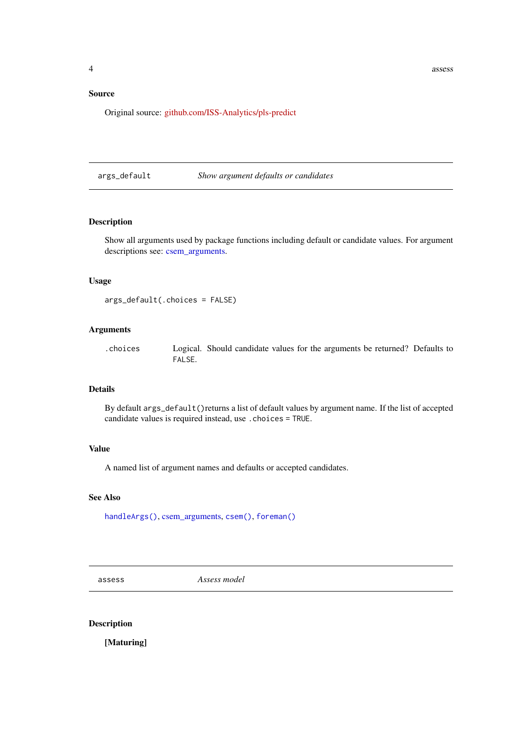### Source

Original source: github.com/ISS-Analytics/pls-predict

---

## args_default — *Show argument defaults or candidates*

### Description

Show all arguments used by package functions including default or candidate values. For argument descriptions see: csem_arguments.

### Usage

```
args_default(.choices = FALSE)
```

### Arguments

| | |
|---|---|
| `.choices` | Logical. Should candidate values for the arguments be returned? Defaults to `FALSE`. |

### Details

By default `args_default()` returns a list of default values by argument name. If the list of accepted candidate values is required instead, use `.choices = TRUE`.

### Value

A named list of argument names and defaults or accepted candidates.

### See Also

`handleArgs()`, csem_arguments, `csem()`, `foreman()`

---

## assess — *Assess model*

### Description

**[Maturing]**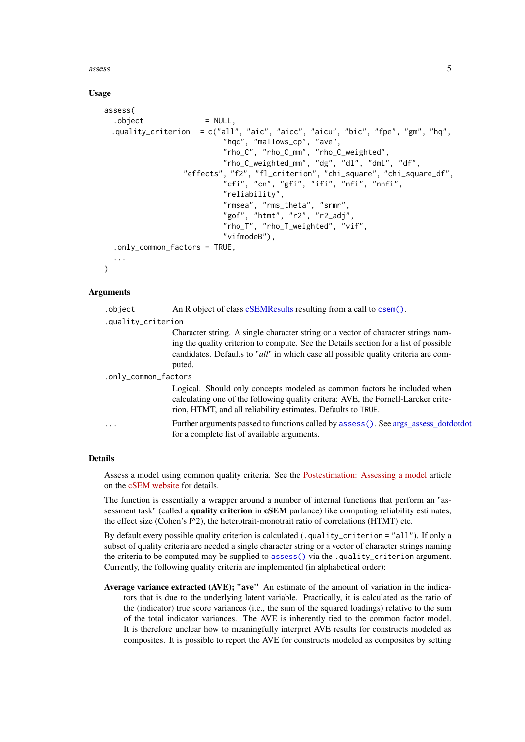### Usage

```
assess(
  .object              = NULL,
 .quality_criterion  = c("all", "aic", "aicc", "aicu", "bic", "fpe", "gm", "hq",
                         "hqc", "mallows_cp", "ave",
                         "rho_C", "rho_C_mm", "rho_C_weighted",
                         "rho_C_weighted_mm", "dg", "dl", "dml", "df",
                   "effects", "f2", "fl_criterion", "chi_square", "chi_square_df",
                         "cfi", "cn", "gfi", "ifi", "nfi", "nnfi",
                         "reliability",
                         "rmsea", "rms_theta", "srmr",
                         "gof", "htmt", "r2", "r2_adj",
                         "rho_T", "rho_T_weighted", "vif",
                         "vifmodeB"),
  .only_common_factors = TRUE,
  ...
)
```

### Arguments

`.object` An R object of class cSEMResults resulting from a call to `csem()`.

`.quality_criterion` Character string. A single character string or a vector of character strings naming the quality criterion to compute. See the Details section for a list of possible candidates. Defaults to "*all*" in which case all possible quality criteria are computed.

`.only_common_factors` Logical. Should only concepts modeled as common factors be included when calculating one of the following quality critera: AVE, the Fornell-Larcker criterion, HTMT, and all reliability estimates. Defaults to `TRUE`.

`...` Further arguments passed to functions called by `assess()`. See args_assess_dotdotdot for a complete list of available arguments.

### Details

Assess a model using common quality criteria. See the Postestimation: Assessing a model article on the cSEM website for details.

The function is essentially a wrapper around a number of internal functions that perform an "assessment task" (called a **quality criterion** in **cSEM** parlance) like computing reliability estimates, the effect size (Cohen's f^2), the heterotrait-monotrait ratio of correlations (HTMT) etc.

By default every possible quality criterion is calculated (`.quality_criterion = "all"`). If only a subset of quality criteria are needed a single character string or a vector of character strings naming the criteria to be computed may be supplied to `assess()` via the `.quality_criterion` argument. Currently, the following quality criteria are implemented (in alphabetical order):

**Average variance extracted (AVE); "ave"** An estimate of the amount of variation in the indicators that is due to the underlying latent variable. Practically, it is calculated as the ratio of the (indicator) true score variances (i.e., the sum of the squared loadings) relative to the sum of the total indicator variances. The AVE is inherently tied to the common factor model. It is therefore unclear how to meaningfully interpret AVE results for constructs modeled as composites. It is possible to report the AVE for constructs modeled as composites by setting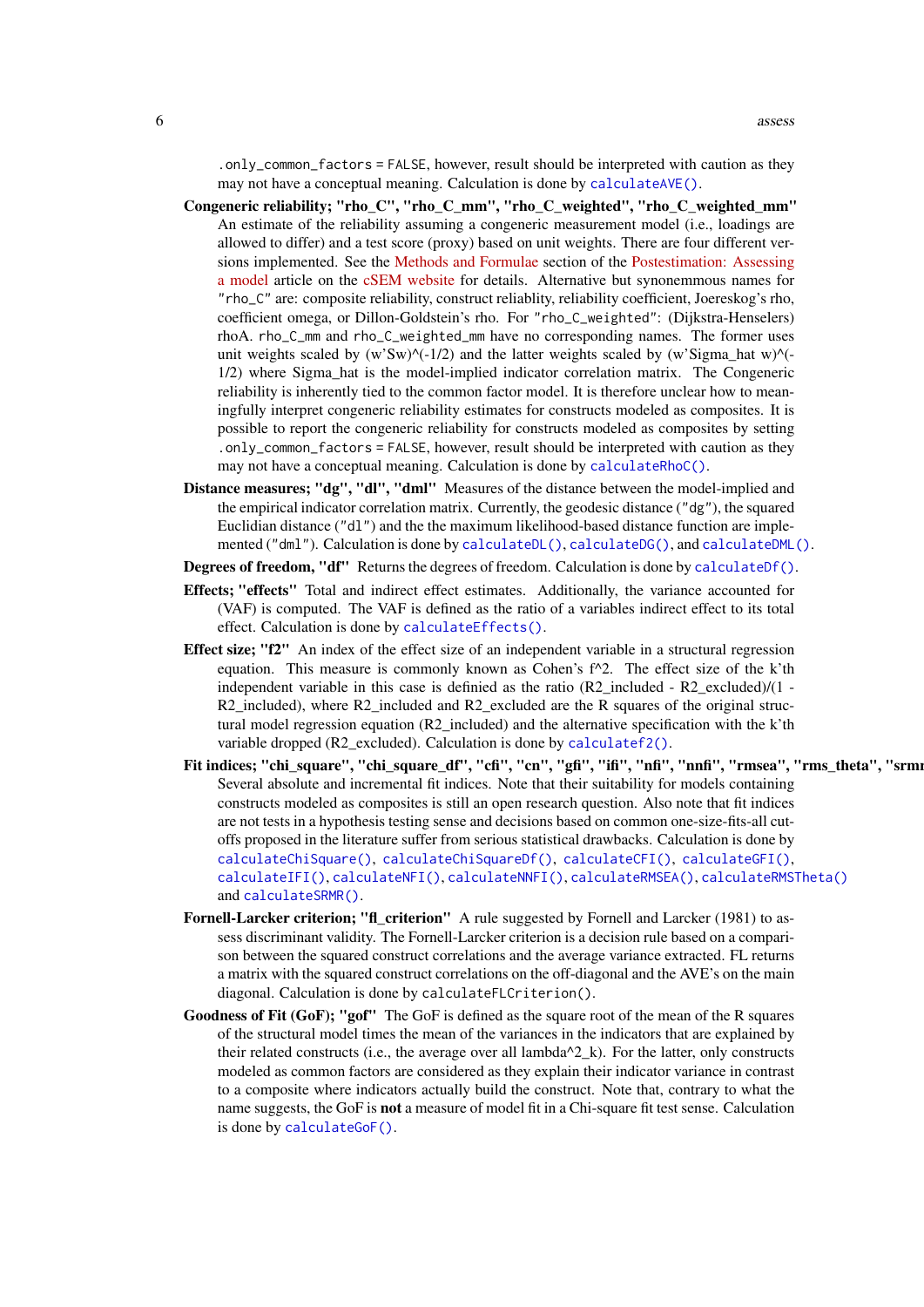`.only_common_factors = FALSE`, however, result should be interpreted with caution as they may not have a conceptual meaning. Calculation is done by `calculateAVE()`.

**Congeneric reliability; "rho_C", "rho_C_mm", "rho_C_weighted", "rho_C_weighted_mm"** An estimate of the reliability assuming a congeneric measurement model (i.e., loadings are allowed to differ) and a test score (proxy) based on unit weights. There are four different versions implemented. See the Methods and Formulae section of the Postestimation: Assessing a model article on the cSEM website for details. Alternative but synonemmous names for `"rho_C"` are: composite reliability, construct reliablity, reliability coefficient, Joereskog's rho, coefficient omega, or Dillon-Goldstein's rho. For `"rho_C_weighted"`: (Dijkstra-Henselers) rhoA. `rho_C_mm` and `rho_C_weighted_mm` have no corresponding names. The former uses unit weights scaled by (w'Sw)^(-1/2) and the latter weights scaled by (w'Sigma_hat w)^(-1/2) where Sigma_hat is the model-implied indicator correlation matrix. The Congeneric reliability is inherently tied to the common factor model. It is therefore unclear how to meaningfully interpret congeneric reliability estimates for constructs modeled as composites. It is possible to report the congeneric reliability for constructs modeled as composites by setting `.only_common_factors = FALSE`, however, result should be interpreted with caution as they may not have a conceptual meaning. Calculation is done by `calculateRhoC()`.

**Distance measures; "dg", "dl", "dml"** Measures of the distance between the model-implied and the empirical indicator correlation matrix. Currently, the geodesic distance (`"dg"`), the squared Euclidian distance (`"dl"`) and the the maximum likelihood-based distance function are implemented (`"dml"`). Calculation is done by `calculateDL()`, `calculateDG()`, and `calculateDML()`.

**Degrees of freedom, "df"** Returns the degrees of freedom. Calculation is done by `calculateDf()`.

**Effects; "effects"** Total and indirect effect estimates. Additionally, the variance accounted for (VAF) is computed. The VAF is defined as the ratio of a variables indirect effect to its total effect. Calculation is done by `calculateEffects()`.

**Effect size; "f2"** An index of the effect size of an independent variable in a structural regression equation. This measure is commonly known as Cohen's f^2. The effect size of the k'th independent variable in this case is definied as the ratio (R2_included - R2_excluded)/(1 - R2_included), where R2_included and R2_excluded are the R squares of the original structural model regression equation (R2_included) and the alternative specification with the k'th variable dropped (R2_excluded). Calculation is done by `calculatef2()`.

**Fit indices; "chi_square", "chi_square_df", "cfi", "cn", "gfi", "ifi", "nfi", "nnfi", "rmsea", "rms_theta", "srmr"** Several absolute and incremental fit indices. Note that their suitability for models containing constructs modeled as composites is still an open research question. Also note that fit indices are not tests in a hypothesis testing sense and decisions based on common one-size-fits-all cutoffs proposed in the literature suffer from serious statistical drawbacks. Calculation is done by `calculateChiSquare()`, `calculateChiSquareDf()`, `calculateCFI()`, `calculateGFI()`, `calculateIFI()`, `calculateNFI()`, `calculateNNFI()`, `calculateRMSEA()`, `calculateRMSTheta()` and `calculateSRMR()`.

**Fornell-Larcker criterion; "fl_criterion"** A rule suggested by Fornell and Larcker (1981) to assess discriminant validity. The Fornell-Larcker criterion is a decision rule based on a comparison between the squared construct correlations and the average variance extracted. FL returns a matrix with the squared construct correlations on the off-diagonal and the AVE's on the main diagonal. Calculation is done by `calculateFLCriterion()`.

**Goodness of Fit (GoF); "gof"** The GoF is defined as the square root of the mean of the R squares of the structural model times the mean of the variances in the indicators that are explained by their related constructs (i.e., the average over all lambda^2_k). For the latter, only constructs modeled as common factors are considered as they explain their indicator variance in contrast to a composite where indicators actually build the construct. Note that, contrary to what the name suggests, the GoF is **not** a measure of model fit in a Chi-square fit test sense. Calculation is done by `calculateGoF()`.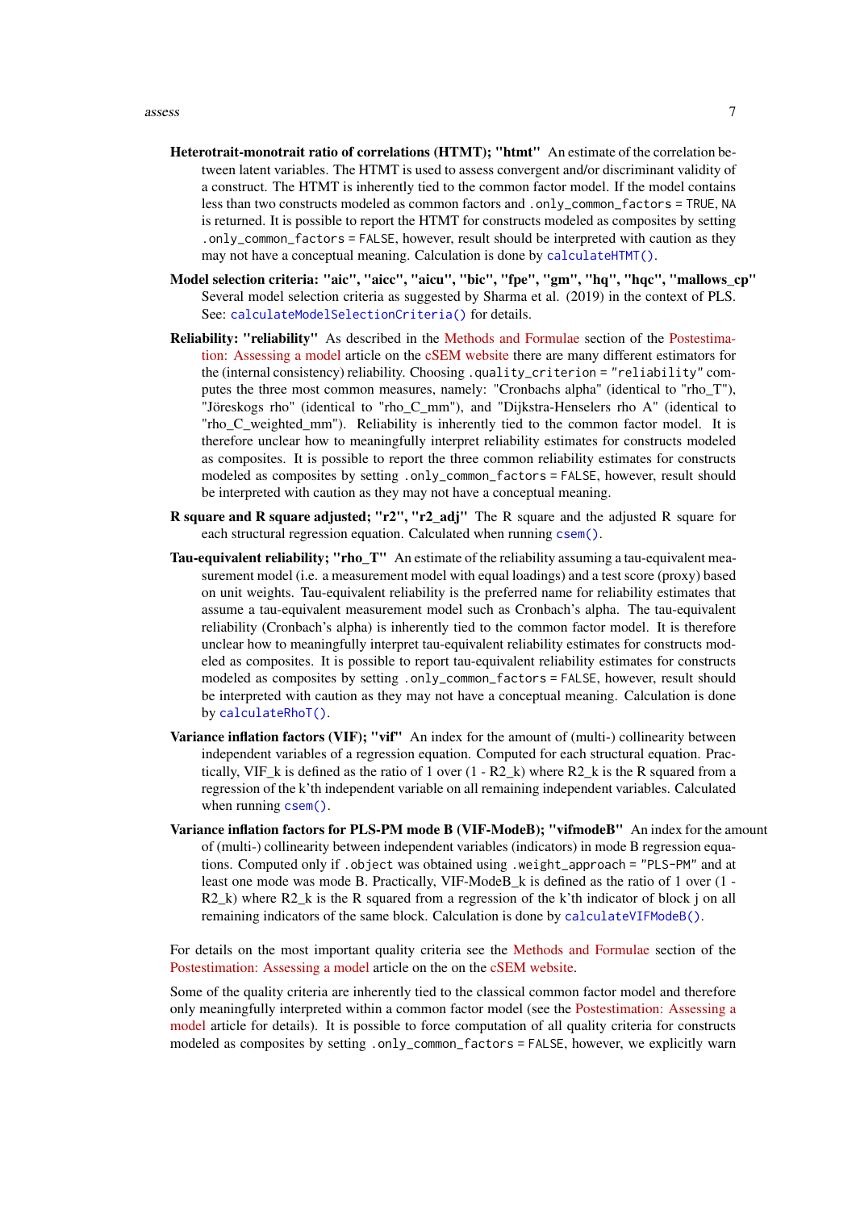**Heterotrait-monotrait ratio of correlations (HTMT); "htmt"** An estimate of the correlation between latent variables. The HTMT is used to assess convergent and/or discriminant validity of a construct. The HTMT is inherently tied to the common factor model. If the model contains less than two constructs modeled as common factors and `.only_common_factors = TRUE`, `NA` is returned. It is possible to report the HTMT for constructs modeled as composites by setting `.only_common_factors = FALSE`, however, result should be interpreted with caution as they may not have a conceptual meaning. Calculation is done by `calculateHTMT()`.

**Model selection criteria: "aic", "aicc", "aicu", "bic", "fpe", "gm", "hq", "hqc", "mallows_cp"** Several model selection criteria as suggested by Sharma et al. (2019) in the context of PLS. See: `calculateModelSelectionCriteria()` for details.

**Reliability: "reliability"** As described in the Methods and Formulae section of the Postestimation: Assessing a model article on the cSEM website there are many different estimators for the (internal consistency) reliability. Choosing `.quality_criterion = "reliability"` computes the three most common measures, namely: "Cronbachs alpha" (identical to "rho_T"), "Jöreskogs rho" (identical to "rho_C_mm"), and "Dijkstra-Henselers rho A" (identical to "rho_C_weighted_mm"). Reliability is inherently tied to the common factor model. It is therefore unclear how to meaningfully interpret reliability estimates for constructs modeled as composites. It is possible to report the three common reliability estimates for constructs modeled as composites by setting `.only_common_factors = FALSE`, however, result should be interpreted with caution as they may not have a conceptual meaning.

**R square and R square adjusted; "r2", "r2_adj"** The R square and the adjusted R square for each structural regression equation. Calculated when running `csem()`.

**Tau-equivalent reliability; "rho_T"** An estimate of the reliability assuming a tau-equivalent measurement model (i.e. a measurement model with equal loadings) and a test score (proxy) based on unit weights. Tau-equivalent reliability is the preferred name for reliability estimates that assume a tau-equivalent measurement model such as Cronbach's alpha. The tau-equivalent reliability (Cronbach's alpha) is inherently tied to the common factor model. It is therefore unclear how to meaningfully interpret tau-equivalent reliability estimates for constructs modeled as composites. It is possible to report tau-equivalent reliability estimates for constructs modeled as composites by setting `.only_common_factors = FALSE`, however, result should be interpreted with caution as they may not have a conceptual meaning. Calculation is done by `calculateRhoT()`.

**Variance inflation factors (VIF); "vif"** An index for the amount of (multi-) collinearity between independent variables of a regression equation. Computed for each structural equation. Practically, VIF_k is defined as the ratio of 1 over (1 - R2_k) where R2_k is the R squared from a regression of the k'th independent variable on all remaining independent variables. Calculated when running `csem()`.

**Variance inflation factors for PLS-PM mode B (VIF-ModeB); "vifmodeB"** An index for the amount of (multi-) collinearity between independent variables (indicators) in mode B regression equations. Computed only if `.object` was obtained using `.weight_approach = "PLS-PM"` and at least one mode was mode B. Practically, VIF-ModeB_k is defined as the ratio of 1 over (1 - R2_k) where R2_k is the R squared from a regression of the k'th indicator of block j on all remaining indicators of the same block. Calculation is done by `calculateVIFModeB()`.

For details on the most important quality criteria see the Methods and Formulae section of the Postestimation: Assessing a model article on the on the cSEM website.

Some of the quality criteria are inherently tied to the classical common factor model and therefore only meaningfully interpreted within a common factor model (see the Postestimation: Assessing a model article for details). It is possible to force computation of all quality criteria for constructs modeled as composites by setting `.only_common_factors = FALSE`, however, we explicitly warn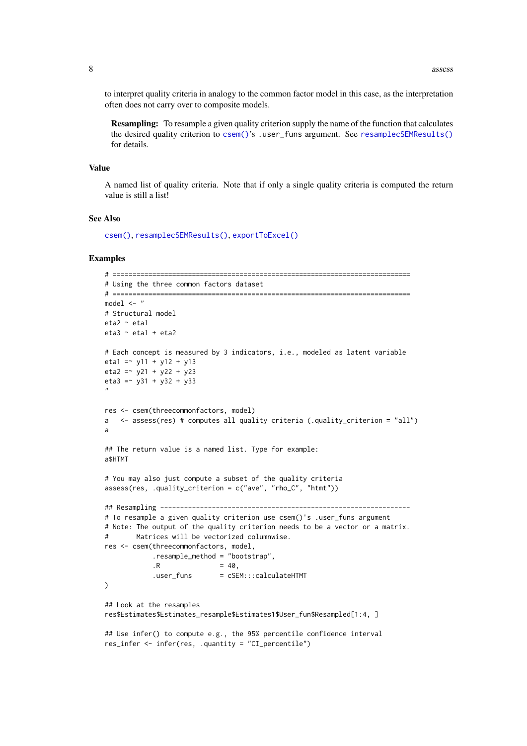to interpret quality criteria in analogy to the common factor model in this case, as the interpretation often does not carry over to composite models.

**Resampling:** To resample a given quality criterion supply the name of the function that calculates the desired quality criterion to `csem()`'s `.user_funs` argument. See `resamplecSEMResults()` for details.

### Value

A named list of quality criteria. Note that if only a single quality criteria is computed the return value is still a list!

### See Also

`csem()`, `resamplecSEMResults()`, `exportToExcel()`

### Examples

```
# ===========================================================================
# Using the three common factors dataset
# ===========================================================================
model <- "
# Structural model
eta2 ~ eta1
eta3 ~ eta1 + eta2

# Each concept is measured by 3 indicators, i.e., modeled as latent variable
eta1 =~ y11 + y12 + y13
eta2 =~ y21 + y22 + y23
eta3 =~ y31 + y32 + y33
"

res <- csem(threecommonfactors, model)
a   <- assess(res) # computes all quality criteria (.quality_criterion = "all")
a

## The return value is a named list. Type for example:
a$HTMT

# You may also just compute a subset of the quality criteria
assess(res, .quality_criterion = c("ave", "rho_C", "htmt"))

## Resampling ---------------------------------------------------------------
# To resample a given quality criterion use csem()'s .user_funs argument
# Note: The output of the quality criterion needs to be a vector or a matrix.
#       Matrices will be vectorized columnwise.
res <- csem(threecommonfactors, model,
            .resample_method = "bootstrap",
            .R               = 40,
            .user_funs       = cSEM:::calculateHTMT
)

## Look at the resamples
res$Estimates$Estimates_resample$Estimates1$User_fun$Resampled[1:4, ]

## Use infer() to compute e.g., the 95% percentile confidence interval
res_infer <- infer(res, .quantity = "CI_percentile")
```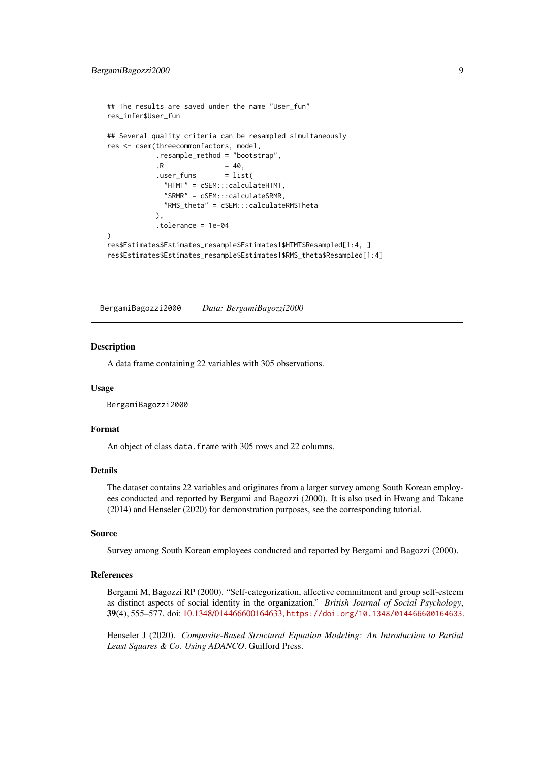```
## The results are saved under the name "User_fun"
res_infer$User_fun

## Several quality criteria can be resampled simultaneously
res <- csem(threecommonfactors, model,
            .resample_method = "bootstrap",
            .R               = 40,
            .user_funs       = list(
              "HTMT" = cSEM:::calculateHTMT,
              "SRMR" = cSEM:::calculateSRMR,
              "RMS_theta" = cSEM:::calculateRMSTheta
            ),
            .tolerance = 1e-04
)
res$Estimates$Estimates_resample$Estimates1$HTMT$Resampled[1:4, ]
res$Estimates$Estimates_resample$Estimates1$RMS_theta$Resampled[1:4]
```

---

## BergamiBagozzi2000 — *Data: BergamiBagozzi2000*

---

### Description

A data frame containing 22 variables with 305 observations.

### Usage

```
BergamiBagozzi2000
```

### Format

An object of class `data.frame` with 305 rows and 22 columns.

### Details

The dataset contains 22 variables and originates from a larger survey among South Korean employees conducted and reported by Bergami and Bagozzi (2000). It is also used in Hwang and Takane (2014) and Henseler (2020) for demonstration purposes, see the corresponding tutorial.

### Source

Survey among South Korean employees conducted and reported by Bergami and Bagozzi (2000).

### References

Bergami M, Bagozzi RP (2000). "Self-categorization, affective commitment and group self-esteem as distinct aspects of social identity in the organization." *British Journal of Social Psychology*, **39**(4), 555–577. doi: 10.1348/014466600164633, `https://doi.org/10.1348/014466600164633`.

Henseler J (2020). *Composite-Based Structural Equation Modeling: An Introduction to Partial Least Squares & Co. Using ADANCO*. Guilford Press.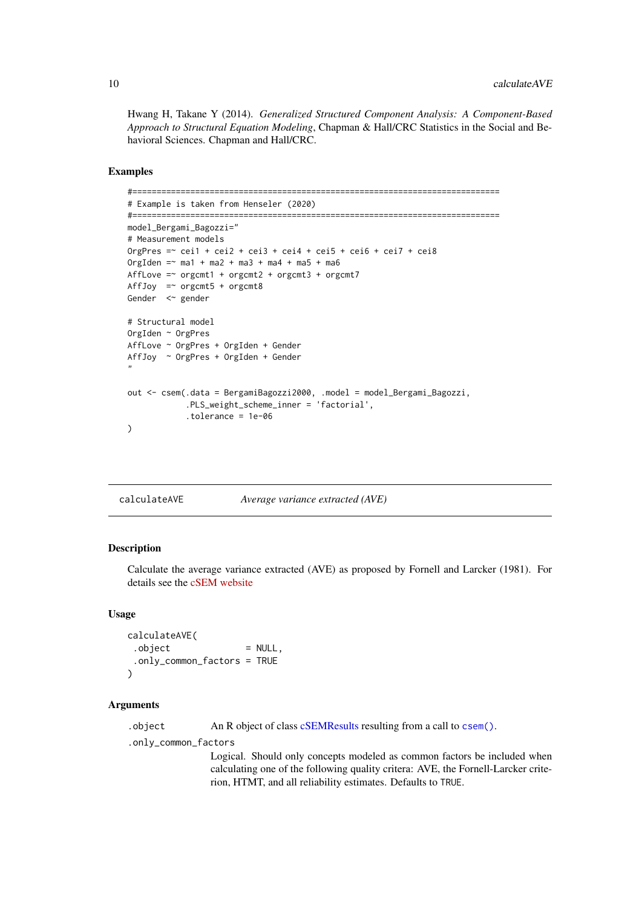Hwang H, Takane Y (2014). *Generalized Structured Component Analysis: A Component-Based Approach to Structural Equation Modeling*, Chapman & Hall/CRC Statistics in the Social and Behavioral Sciences. Chapman and Hall/CRC.

### Examples

```
#============================================================================
# Example is taken from Henseler (2020)
#============================================================================
model_Bergami_Bagozzi="
# Measurement models
OrgPres =~ cei1 + cei2 + cei3 + cei4 + cei5 + cei6 + cei7 + cei8
OrgIden =~ ma1 + ma2 + ma3 + ma4 + ma5 + ma6
AffLove =~ orgcmt1 + orgcmt2 + orgcmt3 + orgcmt7
AffJoy  =~ orgcmt5 + orgcmt8
Gender  <~ gender

# Structural model
OrgIden ~ OrgPres
AffLove ~ OrgPres + OrgIden + Gender
AffJoy  ~ OrgPres + OrgIden + Gender
"

out <- csem(.data = BergamiBagozzi2000, .model = model_Bergami_Bagozzi,
            .PLS_weight_scheme_inner = 'factorial',
            .tolerance = 1e-06
)
```

---

## calculateAVE — *Average variance extracted (AVE)*

### Description

Calculate the average variance extracted (AVE) as proposed by Fornell and Larcker (1981). For details see the cSEM website

### Usage

```
calculateAVE(
 .object              = NULL,
 .only_common_factors = TRUE
)
```

### Arguments

`.object` An R object of class cSEMResults resulting from a call to `csem()`.

`.only_common_factors`
Logical. Should only concepts modeled as common factors be included when calculating one of the following quality critera: AVE, the Fornell-Larcker criterion, HTMT, and all reliability estimates. Defaults to `TRUE`.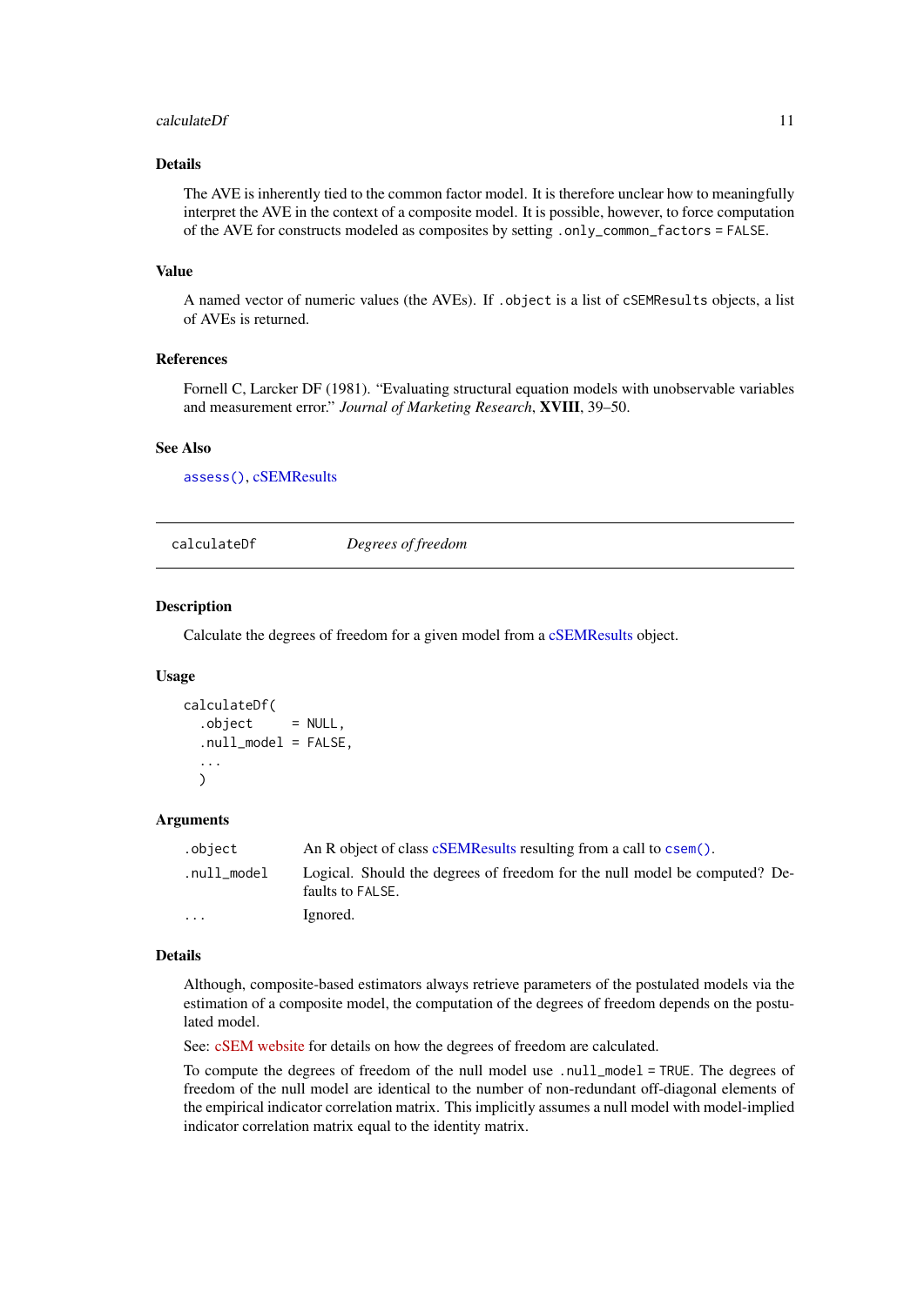### Details

The AVE is inherently tied to the common factor model. It is therefore unclear how to meaningfully interpret the AVE in the context of a composite model. It is possible, however, to force computation of the AVE for constructs modeled as composites by setting `.only_common_factors = FALSE`.

### Value

A named vector of numeric values (the AVEs). If `.object` is a list of `cSEMResults` objects, a list of AVEs is returned.

### References

Fornell C, Larcker DF (1981). "Evaluating structural equation models with unobservable variables and measurement error." *Journal of Marketing Research*, **XVIII**, 39–50.

### See Also

`assess()`, cSEMResults

---

## calculateDf — *Degrees of freedom*

---

### Description

Calculate the degrees of freedom for a given model from a cSEMResults object.

### Usage

```
calculateDf(
  .object     = NULL,
  .null_model = FALSE,
  ...
  )
```

### Arguments

| | |
|---|---|
| `.object` | An R object of class cSEMResults resulting from a call to `csem()`. |
| `.null_model` | Logical. Should the degrees of freedom for the null model be computed? Defaults to `FALSE`. |
| `...` | Ignored. |

### Details

Although, composite-based estimators always retrieve parameters of the postulated models via the estimation of a composite model, the computation of the degrees of freedom depends on the postulated model.

See: cSEM website for details on how the degrees of freedom are calculated.

To compute the degrees of freedom of the null model use `.null_model = TRUE`. The degrees of freedom of the null model are identical to the number of non-redundant off-diagonal elements of the empirical indicator correlation matrix. This implicitly assumes a null model with model-implied indicator correlation matrix equal to the identity matrix.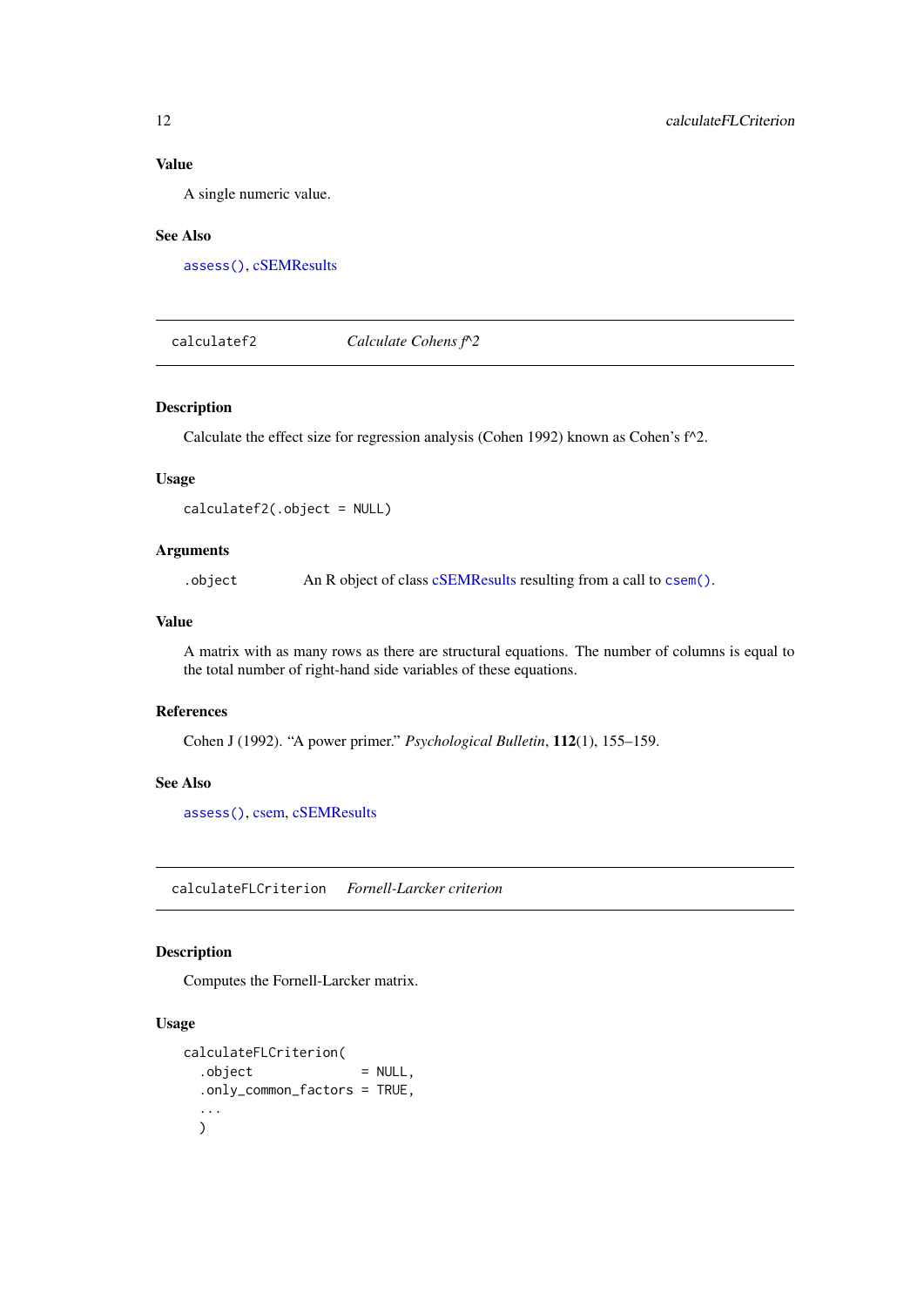### Value

A single numeric value.

### See Also

`assess()`, cSEMResults

---

## calculatef2 — *Calculate Cohens f^2*

### Description

Calculate the effect size for regression analysis (Cohen 1992) known as Cohen's f^2.

### Usage

```
calculatef2(.object = NULL)
```

### Arguments

| | |
|---|---|
| `.object` | An R object of class cSEMResults resulting from a call to `csem()`. |

### Value

A matrix with as many rows as there are structural equations. The number of columns is equal to the total number of right-hand side variables of these equations.

### References

Cohen J (1992). "A power primer." *Psychological Bulletin*, **112**(1), 155–159.

### See Also

`assess()`, csem, cSEMResults

---

## calculateFLCriterion — *Fornell-Larcker criterion*

### Description

Computes the Fornell-Larcker matrix.

### Usage

```
calculateFLCriterion(
  .object              = NULL,
  .only_common_factors = TRUE,
  ...
  )
```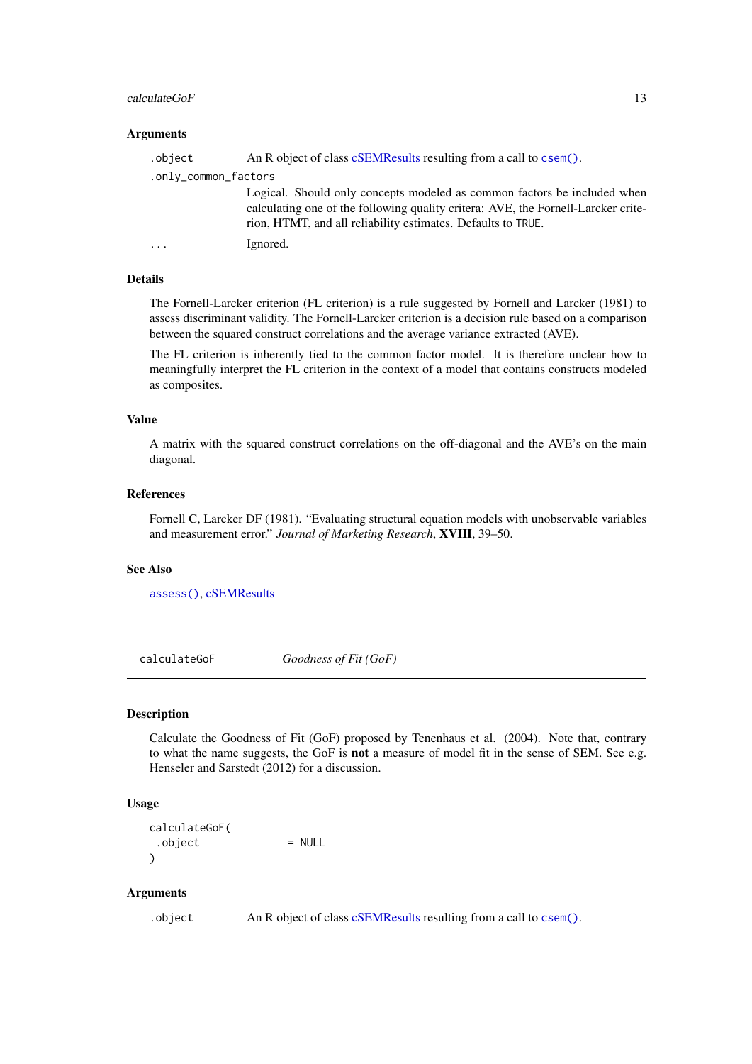### Arguments

| | |
|---|---|
| `.object` | An R object of class cSEMResults resulting from a call to `csem()`. |
| `.only_common_factors` | Logical. Should only concepts modeled as common factors be included when calculating one of the following quality critera: AVE, the Fornell-Larcker criterion, HTMT, and all reliability estimates. Defaults to `TRUE`. |
| `...` | Ignored. |

### Details

The Fornell-Larcker criterion (FL criterion) is a rule suggested by Fornell and Larcker (1981) to assess discriminant validity. The Fornell-Larcker criterion is a decision rule based on a comparison between the squared construct correlations and the average variance extracted (AVE).

The FL criterion is inherently tied to the common factor model. It is therefore unclear how to meaningfully interpret the FL criterion in the context of a model that contains constructs modeled as composites.

### Value

A matrix with the squared construct correlations on the off-diagonal and the AVE's on the main diagonal.

### References

Fornell C, Larcker DF (1981). "Evaluating structural equation models with unobservable variables and measurement error." *Journal of Marketing Research*, **XVIII**, 39–50.

### See Also

`assess()`, cSEMResults

---

## calculateGoF — *Goodness of Fit (GoF)*

---

### Description

Calculate the Goodness of Fit (GoF) proposed by Tenenhaus et al. (2004). Note that, contrary to what the name suggests, the GoF is **not** a measure of model fit in the sense of SEM. See e.g. Henseler and Sarstedt (2012) for a discussion.

### Usage

```
calculateGoF(
 .object              = NULL
)
```

### Arguments

| | |
|---|---|
| `.object` | An R object of class cSEMResults resulting from a call to `csem()`. |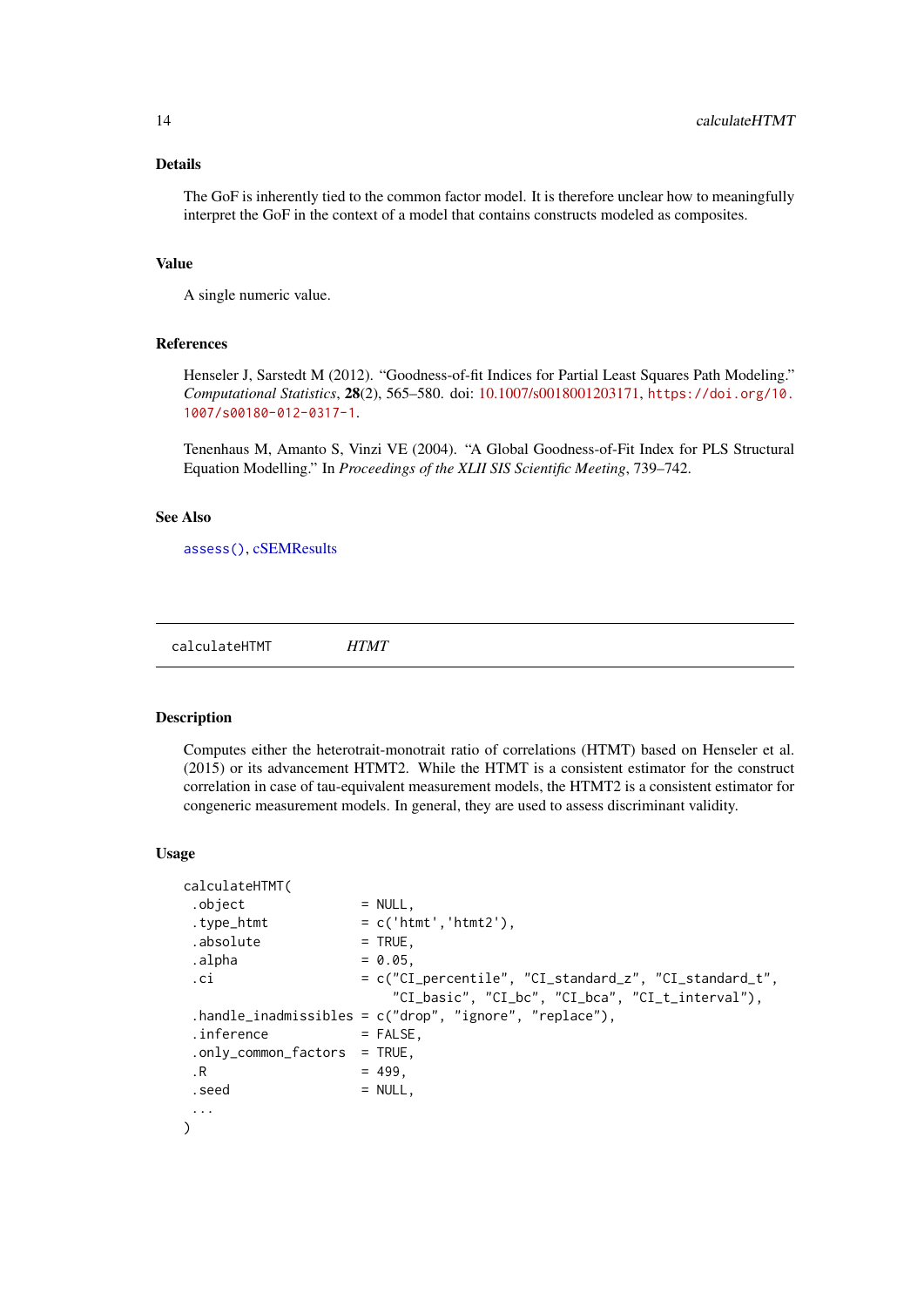### Details

The GoF is inherently tied to the common factor model. It is therefore unclear how to meaningfully interpret the GoF in the context of a model that contains constructs modeled as composites.

### Value

A single numeric value.

### References

Henseler J, Sarstedt M (2012). "Goodness-of-fit Indices for Partial Least Squares Path Modeling." *Computational Statistics*, **28**(2), 565–580. doi: 10.1007/s0018001203171, https://doi.org/10.1007/s00180-012-0317-1.

Tenenhaus M, Amanto S, Vinzi VE (2004). "A Global Goodness-of-Fit Index for PLS Structural Equation Modelling." In *Proceedings of the XLII SIS Scientific Meeting*, 739–742.

### See Also

assess(), cSEMResults

---

## calculateHTMT — *HTMT*

---

### Description

Computes either the heterotrait-monotrait ratio of correlations (HTMT) based on Henseler et al. (2015) or its advancement HTMT2. While the HTMT is a consistent estimator for the construct correlation in case of tau-equivalent measurement models, the HTMT2 is a consistent estimator for congeneric measurement models. In general, they are used to assess discriminant validity.

### Usage

```
calculateHTMT(
 .object               = NULL,
 .type_htmt            = c('htmt','htmt2'),
 .absolute             = TRUE,
 .alpha                = 0.05,
 .ci                   = c("CI_percentile", "CI_standard_z", "CI_standard_t",
                           "CI_basic", "CI_bc", "CI_bca", "CI_t_interval"),
 .handle_inadmissibles = c("drop", "ignore", "replace"),
 .inference            = FALSE,
 .only_common_factors  = TRUE,
 .R                    = 499,
 .seed                 = NULL,
 ...
)
```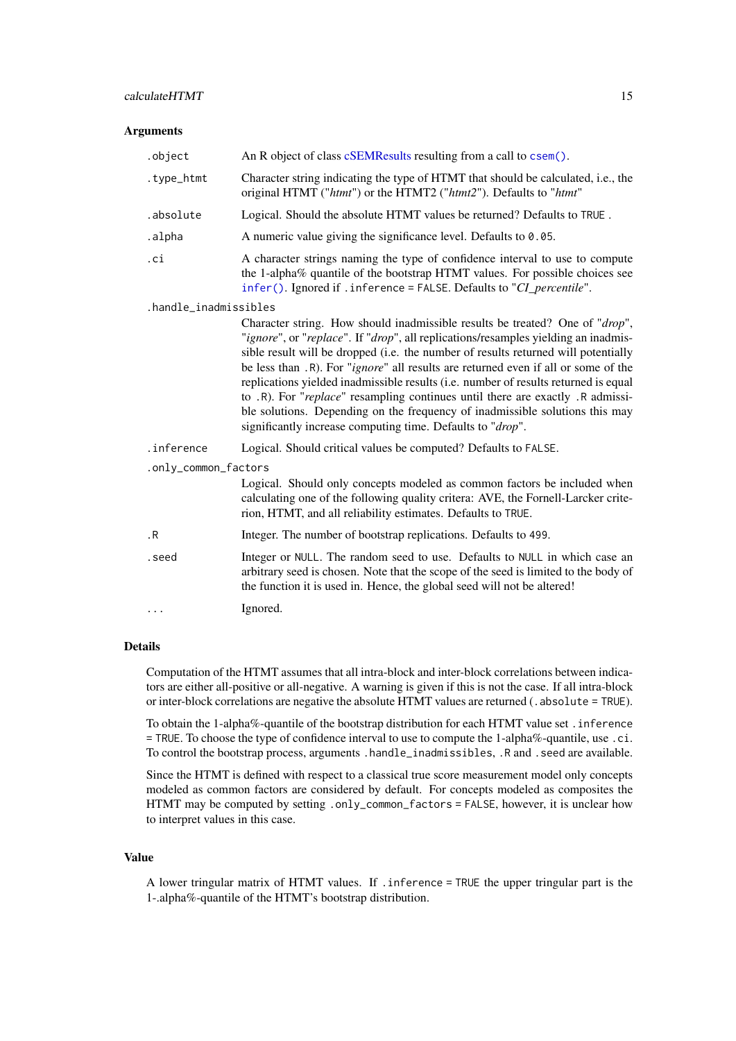### Arguments

| | |
|---|---|
| `.object` | An R object of class cSEMResults resulting from a call to `csem()`. |
| `.type_htmt` | Character string indicating the type of HTMT that should be calculated, i.e., the original HTMT ("*htmt*") or the HTMT2 ("*htmt2*"). Defaults to "*htmt*" |
| `.absolute` | Logical. Should the absolute HTMT values be returned? Defaults to `TRUE` . |
| `.alpha` | A numeric value giving the significance level. Defaults to `0.05`. |
| `.ci` | A character strings naming the type of confidence interval to use to compute the 1-alpha% quantile of the bootstrap HTMT values. For possible choices see `infer()`. Ignored if `.inference = FALSE`. Defaults to "*CI_percentile*". |
| `.handle_inadmissibles` | Character string. How should inadmissible results be treated? One of "*drop*", "*ignore*", or "*replace*". If "*drop*", all replications/resamples yielding an inadmissible result will be dropped (i.e. the number of results returned will potentially be less than `.R`). For "*ignore*" all results are returned even if all or some of the replications yielded inadmissible results (i.e. number of results returned is equal to `.R`). For "*replace*" resampling continues until there are exactly `.R` admissible solutions. Depending on the frequency of inadmissible solutions this may significantly increase computing time. Defaults to "*drop*". |
| `.inference` | Logical. Should critical values be computed? Defaults to `FALSE`. |
| `.only_common_factors` | Logical. Should only concepts modeled as common factors be included when calculating one of the following quality critera: AVE, the Fornell-Larcker criterion, HTMT, and all reliability estimates. Defaults to `TRUE`. |
| `.R` | Integer. The number of bootstrap replications. Defaults to `499`. |
| `.seed` | Integer or `NULL`. The random seed to use. Defaults to `NULL` in which case an arbitrary seed is chosen. Note that the scope of the seed is limited to the body of the function it is used in. Hence, the global seed will not be altered! |
| `...` | Ignored. |

### Details

Computation of the HTMT assumes that all intra-block and inter-block correlations between indicators are either all-positive or all-negative. A warning is given if this is not the case. If all intra-block or inter-block correlations are negative the absolute HTMT values are returned (`.absolute = TRUE`).

To obtain the 1-alpha%-quantile of the bootstrap distribution for each HTMT value set `.inference = TRUE`. To choose the type of confidence interval to use to compute the 1-alpha%-quantile, use `.ci`. To control the bootstrap process, arguments `.handle_inadmissibles`, `.R` and `.seed` are available.

Since the HTMT is defined with respect to a classical true score measurement model only concepts modeled as common factors are considered by default. For concepts modeled as composites the HTMT may be computed by setting `.only_common_factors = FALSE`, however, it is unclear how to interpret values in this case.

### Value

A lower tringular matrix of HTMT values. If `.inference = TRUE` the upper tringular part is the 1-.alpha%-quantile of the HTMT's bootstrap distribution.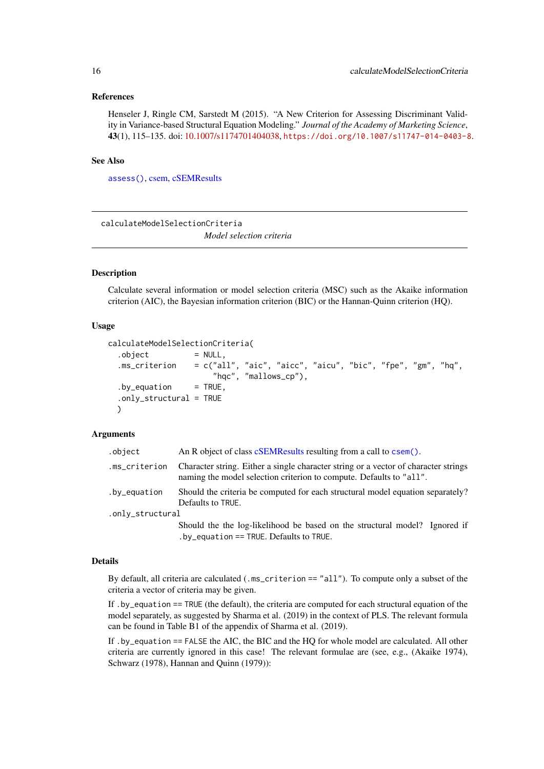### References

Henseler J, Ringle CM, Sarstedt M (2015). "A New Criterion for Assessing Discriminant Validity in Variance-based Structural Equation Modeling." *Journal of the Academy of Marketing Science*, **43**(1), 115–135. doi: 10.1007/s1174701404038, https://doi.org/10.1007/s11747-014-0403-8.

### See Also

assess(), csem, cSEMResults

---

## calculateModelSelectionCriteria

*Model selection criteria*

---

### Description

Calculate several information or model selection criteria (MSC) such as the Akaike information criterion (AIC), the Bayesian information criterion (BIC) or the Hannan-Quinn criterion (HQ).

### Usage

```
calculateModelSelectionCriteria(
  .object          = NULL,
  .ms_criterion    = c("all", "aic", "aicc", "aicu", "bic", "fpe", "gm", "hq",
                       "hqc", "mallows_cp"),
  .by_equation     = TRUE,
  .only_structural = TRUE
  )
```

### Arguments

| | |
|---|---|
| `.object` | An R object of class cSEMResults resulting from a call to `csem()`. |
| `.ms_criterion` | Character string. Either a single character string or a vector of character strings naming the model selection criterion to compute. Defaults to `"all"`. |
| `.by_equation` | Should the criteria be computed for each structural model equation separately? Defaults to `TRUE`. |
| `.only_structural` | Should the the log-likelihood be based on the structural model? Ignored if `.by_equation == TRUE`. Defaults to `TRUE`. |

### Details

By default, all criteria are calculated (`.ms_criterion == "all"`). To compute only a subset of the criteria a vector of criteria may be given.

If `.by_equation == TRUE` (the default), the criteria are computed for each structural equation of the model separately, as suggested by Sharma et al. (2019) in the context of PLS. The relevant formula can be found in Table B1 of the appendix of Sharma et al. (2019).

If `.by_equation == FALSE` the AIC, the BIC and the HQ for whole model are calculated. All other criteria are currently ignored in this case! The relevant formulae are (see, e.g., (Akaike 1974), Schwarz (1978), Hannan and Quinn (1979)):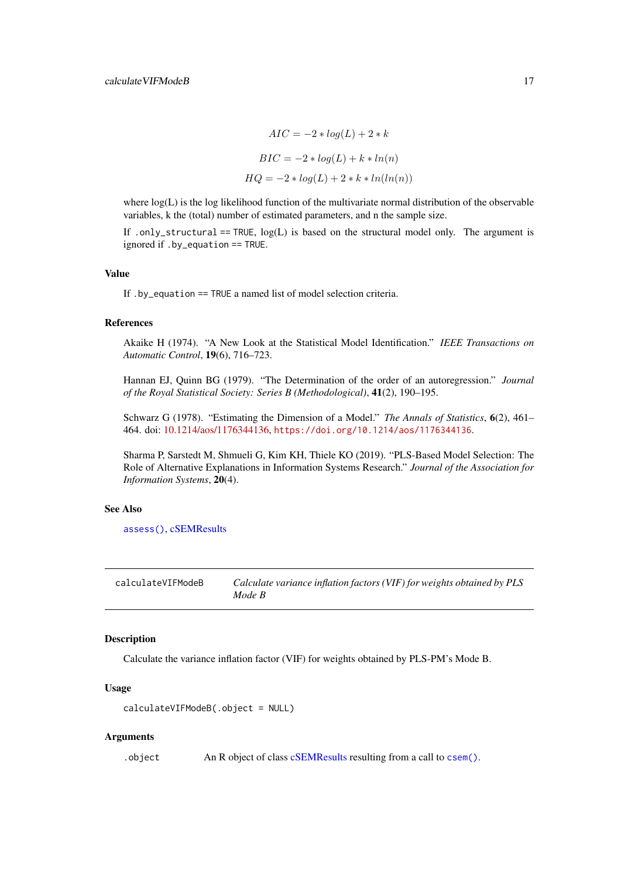$$AIC = -2 * log(L) + 2 * k$$

$$BIC = -2 * log(L) + k * ln(n)$$

$$HQ = -2 * log(L) + 2 * k * ln(ln(n))$$

where log(L) is the log likelihood function of the multivariate normal distribution of the observable variables, k the (total) number of estimated parameters, and n the sample size.

If `.only_structural == TRUE`, log(L) is based on the structural model only. The argument is ignored if `.by_equation == TRUE`.

### Value

If `.by_equation == TRUE` a named list of model selection criteria.

### References

Akaike H (1974). "A New Look at the Statistical Model Identification." *IEEE Transactions on Automatic Control*, **19**(6), 716–723.

Hannan EJ, Quinn BG (1979). "The Determination of the order of an autoregression." *Journal of the Royal Statistical Society: Series B (Methodological)*, **41**(2), 190–195.

Schwarz G (1978). "Estimating the Dimension of a Model." *The Annals of Statistics*, **6**(2), 461–464. doi: 10.1214/aos/1176344136, https://doi.org/10.1214/aos/1176344136.

Sharma P, Sarstedt M, Shmueli G, Kim KH, Thiele KO (2019). "PLS-Based Model Selection: The Role of Alternative Explanations in Information Systems Research." *Journal of the Association for Information Systems*, **20**(4).

### See Also

`assess()`, cSEMResults

---

## calculateVIFModeB — *Calculate variance inflation factors (VIF) for weights obtained by PLS Mode B*

---

### Description

Calculate the variance inflation factor (VIF) for weights obtained by PLS-PM's Mode B.

### Usage

```
calculateVIFModeB(.object = NULL)
```

### Arguments

`.object` An R object of class cSEMResults resulting from a call to `csem()`.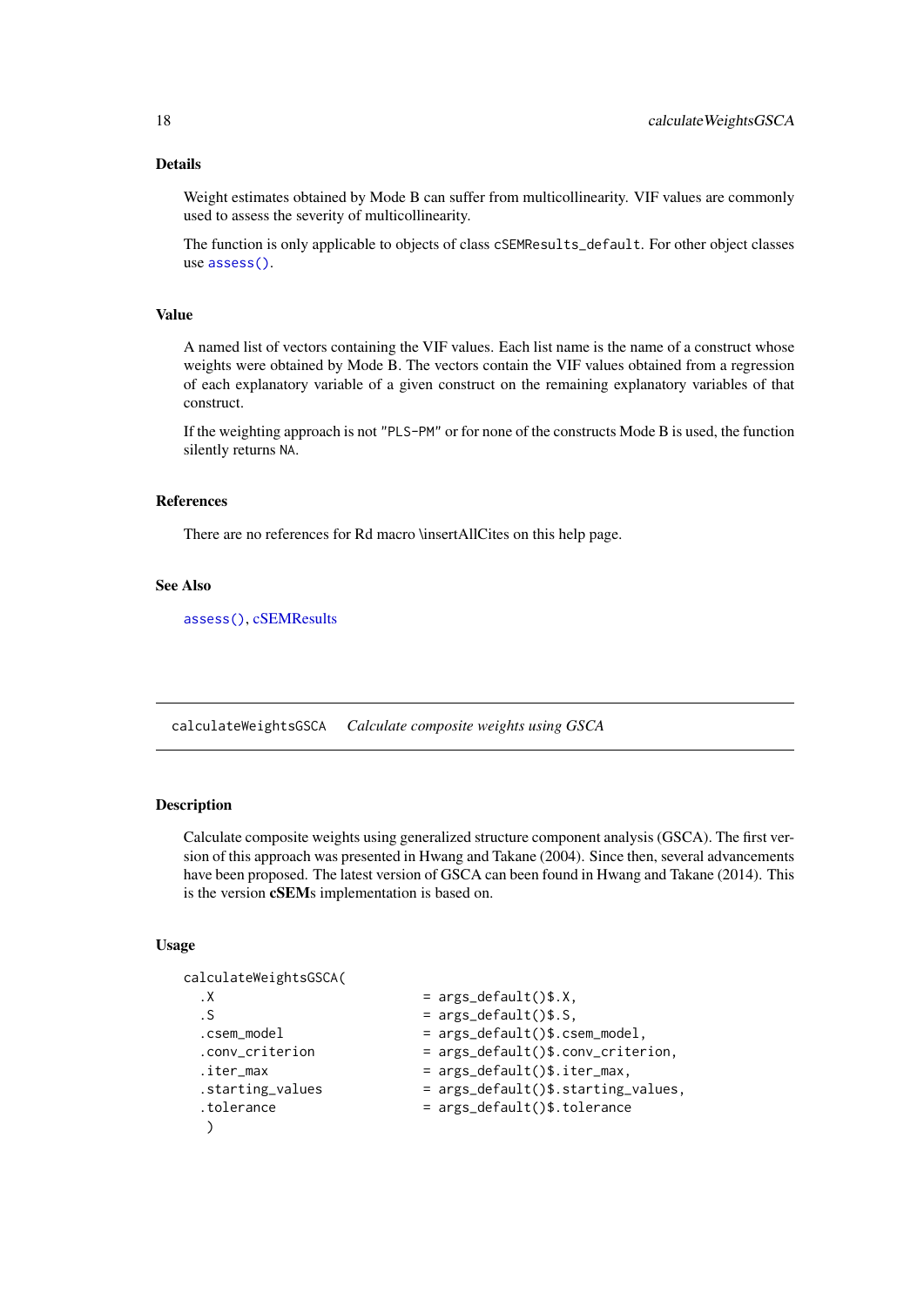## Details

Weight estimates obtained by Mode B can suffer from multicollinearity. VIF values are commonly used to assess the severity of multicollinearity.

The function is only applicable to objects of class `cSEMResults_default`. For other object classes use `assess()`.

## Value

A named list of vectors containing the VIF values. Each list name is the name of a construct whose weights were obtained by Mode B. The vectors contain the VIF values obtained from a regression of each explanatory variable of a given construct on the remaining explanatory variables of that construct.

If the weighting approach is not `"PLS-PM"` or for none of the constructs Mode B is used, the function silently returns `NA`.

## References

There are no references for Rd macro \insertAllCites on this help page.

## See Also

`assess()`, cSEMResults

---

# calculateWeightsGSCA *Calculate composite weights using GSCA*

## Description

Calculate composite weights using generalized structure component analysis (GSCA). The first version of this approach was presented in Hwang and Takane (2004). Since then, several advancements have been proposed. The latest version of GSCA can been found in Hwang and Takane (2014). This is the version **cSEM**s implementation is based on.

## Usage

```
calculateWeightsGSCA(
  .X                         = args_default()$.X,
  .S                         = args_default()$.S,
  .csem_model                = args_default()$.csem_model,
  .conv_criterion            = args_default()$.conv_criterion,
  .iter_max                  = args_default()$.iter_max,
  .starting_values           = args_default()$.starting_values,
  .tolerance                 = args_default()$.tolerance
   )
```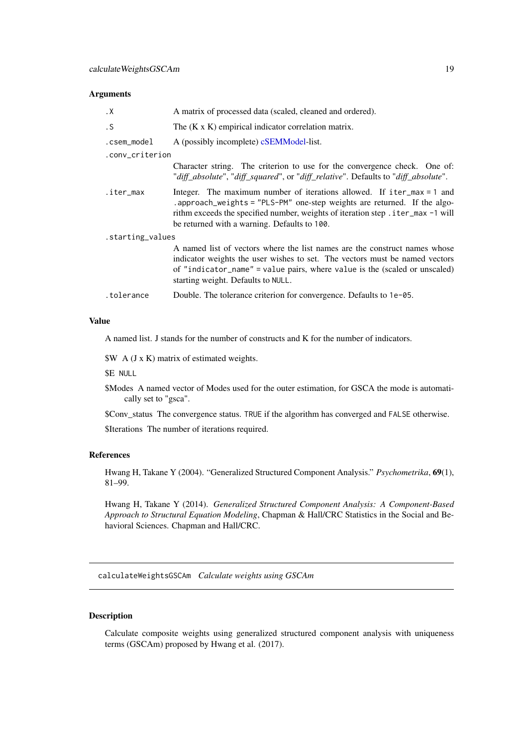## Arguments

| | |
|---|---|
| `.X` | A matrix of processed data (scaled, cleaned and ordered). |
| `.S` | The (K x K) empirical indicator correlation matrix. |
| `.csem_model` | A (possibly incomplete) cSEMModel-list. |
| `.conv_criterion` | Character string. The criterion to use for the convergence check. One of: "*diff_absolute*", "*diff_squared*", or "*diff_relative*". Defaults to "*diff_absolute*". |
| `.iter_max` | Integer. The maximum number of iterations allowed. If `iter_max = 1` and `.approach_weights = "PLS-PM"` one-step weights are returned. If the algorithm exceeds the specified number, weights of iteration step `.iter_max -1` will be returned with a warning. Defaults to `100`. |
| `.starting_values` | A named list of vectors where the list names are the construct names whose indicator weights the user wishes to set. The vectors must be named vectors of `"indicator_name" = value` pairs, where `value` is the (scaled or unscaled) starting weight. Defaults to `NULL`. |
| `.tolerance` | Double. The tolerance criterion for convergence. Defaults to `1e-05`. |

## Value

A named list. J stands for the number of constructs and K for the number of indicators.

$W A (J x K) matrix of estimated weights.

$E `NULL`

$Modes A named vector of Modes used for the outer estimation, for GSCA the mode is automatically set to "gsca".

$Conv_status The convergence status. `TRUE` if the algorithm has converged and `FALSE` otherwise.

$Iterations The number of iterations required.

## References

Hwang H, Takane Y (2004). "Generalized Structured Component Analysis." *Psychometrika*, **69**(1), 81–99.

Hwang H, Takane Y (2014). *Generalized Structured Component Analysis: A Component-Based Approach to Structural Equation Modeling*, Chapman & Hall/CRC Statistics in the Social and Behavioral Sciences. Chapman and Hall/CRC.

---

# calculateWeightsGSCAm *Calculate weights using GSCAm*

## Description

Calculate composite weights using generalized structured component analysis with uniqueness terms (GSCAm) proposed by Hwang et al. (2017).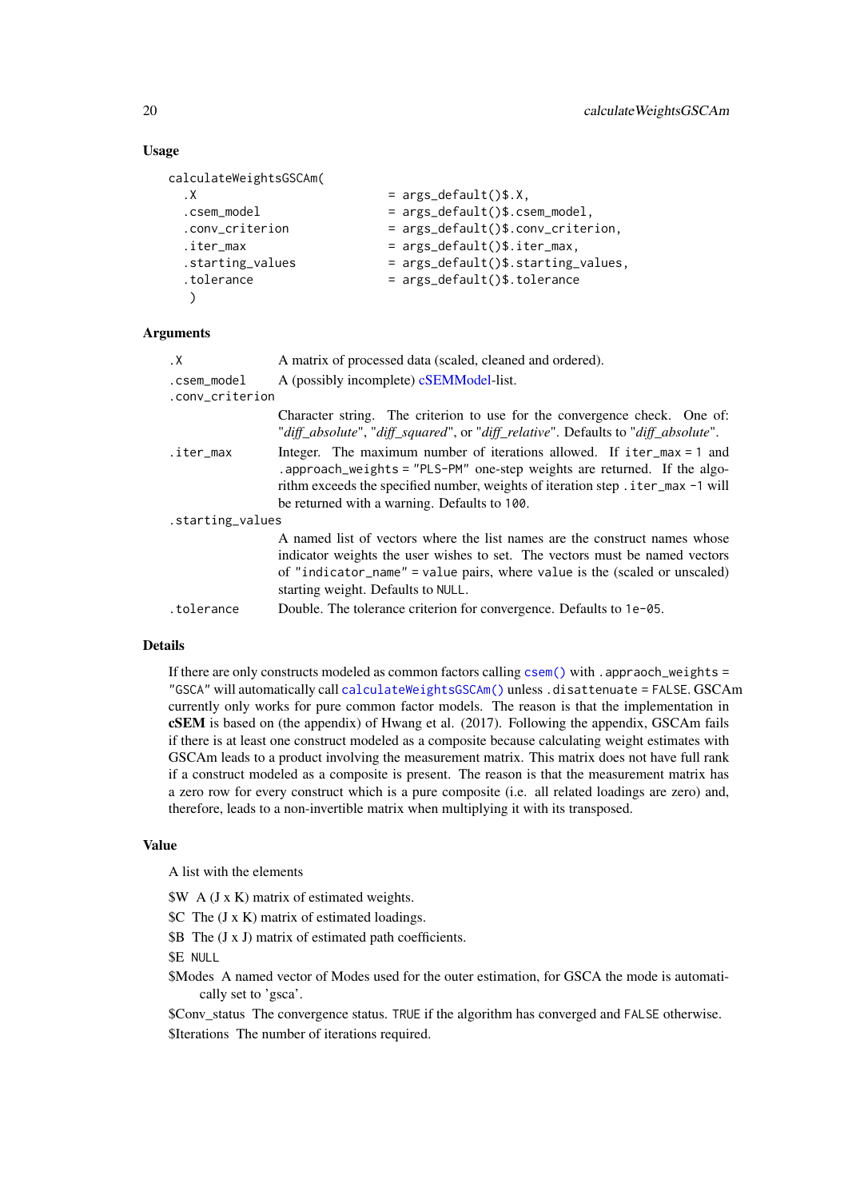### Usage

```
calculateWeightsGSCAm(
  .X                            = args_default()$.X,
  .csem_model                   = args_default()$.csem_model,
  .conv_criterion               = args_default()$.conv_criterion,
  .iter_max                     = args_default()$.iter_max,
  .starting_values              = args_default()$.starting_values,
  .tolerance                    = args_default()$.tolerance
   )
```

### Arguments

| | |
|---|---|
| `.X` | A matrix of processed data (scaled, cleaned and ordered). |
| `.csem_model` | A (possibly incomplete) cSEMModel-list. |
| `.conv_criterion` | Character string. The criterion to use for the convergence check. One of: "*diff_absolute*", "*diff_squared*", or "*diff_relative*". Defaults to "*diff_absolute*". |
| `.iter_max` | Integer. The maximum number of iterations allowed. If `iter_max = 1` and `.approach_weights = "PLS-PM"` one-step weights are returned. If the algorithm exceeds the specified number, weights of iteration step `.iter_max -1` will be returned with a warning. Defaults to `100`. |
| `.starting_values` | A named list of vectors where the list names are the construct names whose indicator weights the user wishes to set. The vectors must be named vectors of `"indicator_name" = value` pairs, where `value` is the (scaled or unscaled) starting weight. Defaults to `NULL`. |
| `.tolerance` | Double. The tolerance criterion for convergence. Defaults to `1e-05`. |

### Details

If there are only constructs modeled as common factors calling `csem()` with `.appraoch_weights = "GSCA"` will automatically call `calculateWeightsGSCAm()` unless `.disattenuate = FALSE`. GSCAm currently only works for pure common factor models. The reason is that the implementation in **cSEM** is based on (the appendix) of Hwang et al. (2017). Following the appendix, GSCAm fails if there is at least one construct modeled as a composite because calculating weight estimates with GSCAm leads to a product involving the measurement matrix. This matrix does not have full rank if a construct modeled as a composite is present. The reason is that the measurement matrix has a zero row for every construct which is a pure composite (i.e. all related loadings are zero) and, therefore, leads to a non-invertible matrix when multiplying it with its transposed.

### Value

A list with the elements

$W A (J x K) matrix of estimated weights.

$C The (J x K) matrix of estimated loadings.

$B The (J x J) matrix of estimated path coefficients.

$E `NULL`

$Modes A named vector of Modes used for the outer estimation, for GSCA the mode is automatically set to 'gsca'.

$Conv_status The convergence status. `TRUE` if the algorithm has converged and `FALSE` otherwise.

$Iterations The number of iterations required.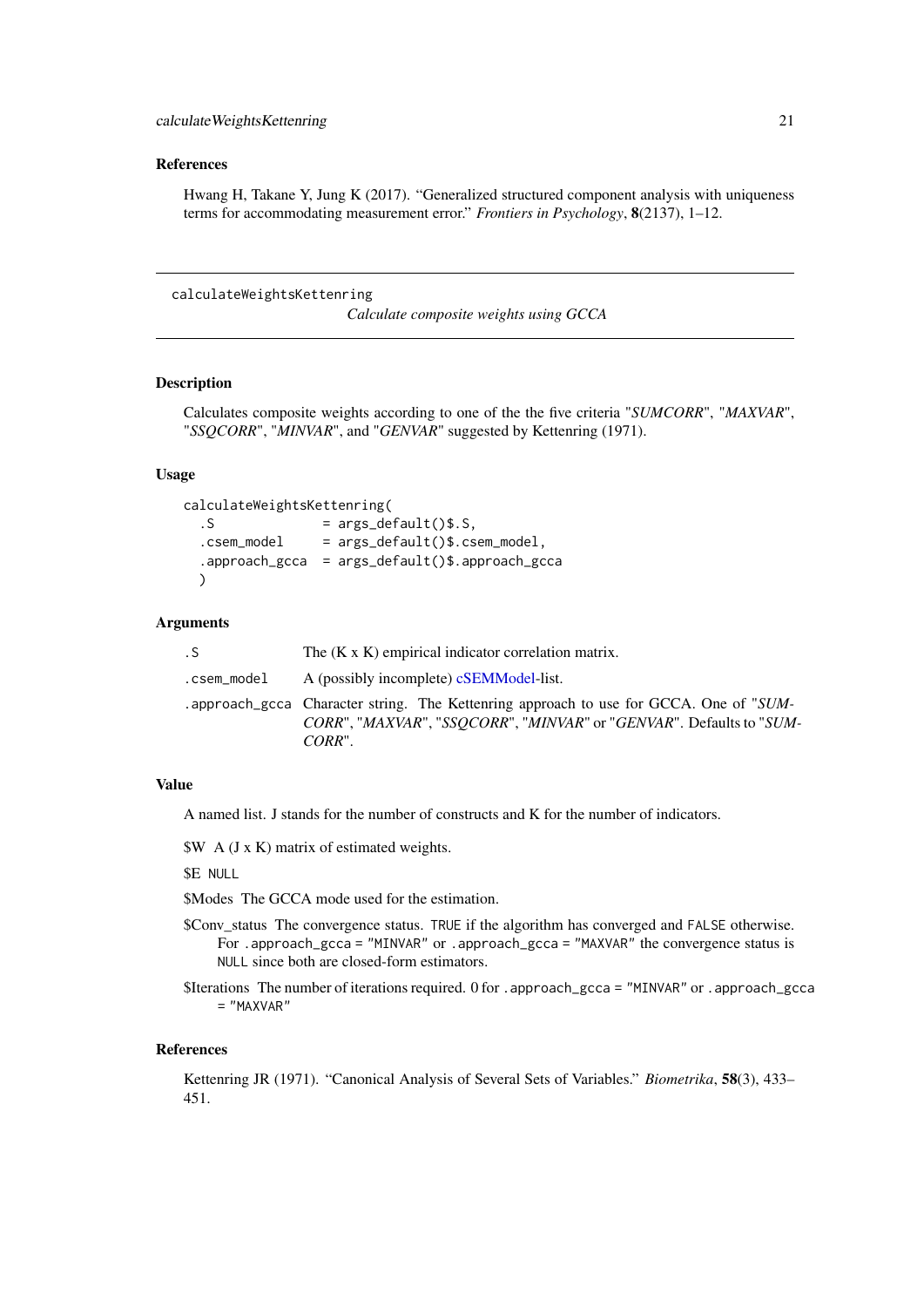### References

Hwang H, Takane Y, Jung K (2017). "Generalized structured component analysis with uniqueness terms for accommodating measurement error." *Frontiers in Psychology*, **8**(2137), 1–12.

---

## calculateWeightsKettenring — *Calculate composite weights using GCCA*

### Description

Calculates composite weights according to one of the the five criteria "*SUMCORR*", "*MAXVAR*", "*SSQCORR*", "*MINVAR*", and "*GENVAR*" suggested by Kettenring (1971).

### Usage

```
calculateWeightsKettenring(
  .S             = args_default()$.S,
  .csem_model    = args_default()$.csem_model,
  .approach_gcca = args_default()$.approach_gcca
  )
```

### Arguments

| | |
|---|---|
| .S | The (K x K) empirical indicator correlation matrix. |
| .csem_model | A (possibly incomplete) cSEMModel-list. |
| .approach_gcca | Character string. The Kettenring approach to use for GCCA. One of "*SUMCORR*", "*MAXVAR*", "*SSQCORR*", "*MINVAR*" or "*GENVAR*". Defaults to "*SUMCORR*". |

### Value

A named list. J stands for the number of constructs and K for the number of indicators.

$W  A (J x K) matrix of estimated weights.

$E  `NULL`

$Modes  The GCCA mode used for the estimation.

$Conv_status  The convergence status. `TRUE` if the algorithm has converged and `FALSE` otherwise. For `.approach_gcca = "MINVAR"` or `.approach_gcca = "MAXVAR"` the convergence status is `NULL` since both are closed-form estimators.

$Iterations  The number of iterations required. 0 for `.approach_gcca = "MINVAR"` or `.approach_gcca = "MAXVAR"`

### References

Kettenring JR (1971). "Canonical Analysis of Several Sets of Variables." *Biometrika*, **58**(3), 433–451.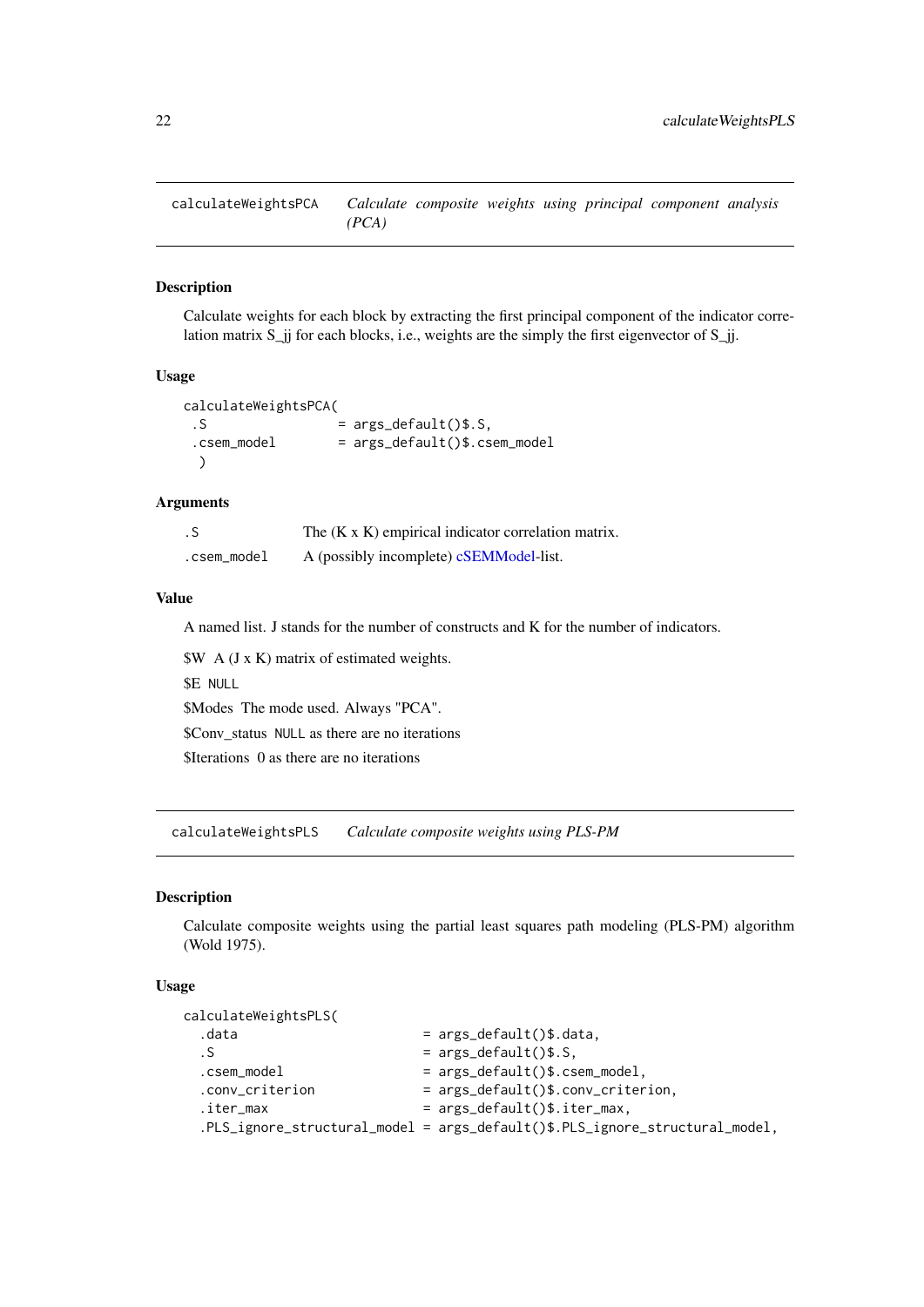## calculateWeightsPCA — *Calculate composite weights using principal component analysis (PCA)*

### Description

Calculate weights for each block by extracting the first principal component of the indicator correlation matrix S_jj for each blocks, i.e., weights are the simply the first eigenvector of S_jj.

### Usage

```
calculateWeightsPCA(
 .S               = args_default()$.S,
 .csem_model      = args_default()$.csem_model
  )
```

### Arguments

| | |
|---|---|
| .S | The (K x K) empirical indicator correlation matrix. |
| .csem_model | A (possibly incomplete) cSEMModel-list. |

### Value

A named list. J stands for the number of constructs and K for the number of indicators.

$W A (J x K) matrix of estimated weights.

$E `NULL`

$Modes The mode used. Always "PCA".

$Conv_status `NULL` as there are no iterations

$Iterations 0 as there are no iterations

## calculateWeightsPLS — *Calculate composite weights using PLS-PM*

### Description

Calculate composite weights using the partial least squares path modeling (PLS-PM) algorithm (Wold 1975).

### Usage

```
calculateWeightsPLS(
  .data                      = args_default()$.data,
  .S                         = args_default()$.S,
  .csem_model                = args_default()$.csem_model,
  .conv_criterion            = args_default()$.conv_criterion,
  .iter_max                  = args_default()$.iter_max,
  .PLS_ignore_structural_model = args_default()$.PLS_ignore_structural_model,
```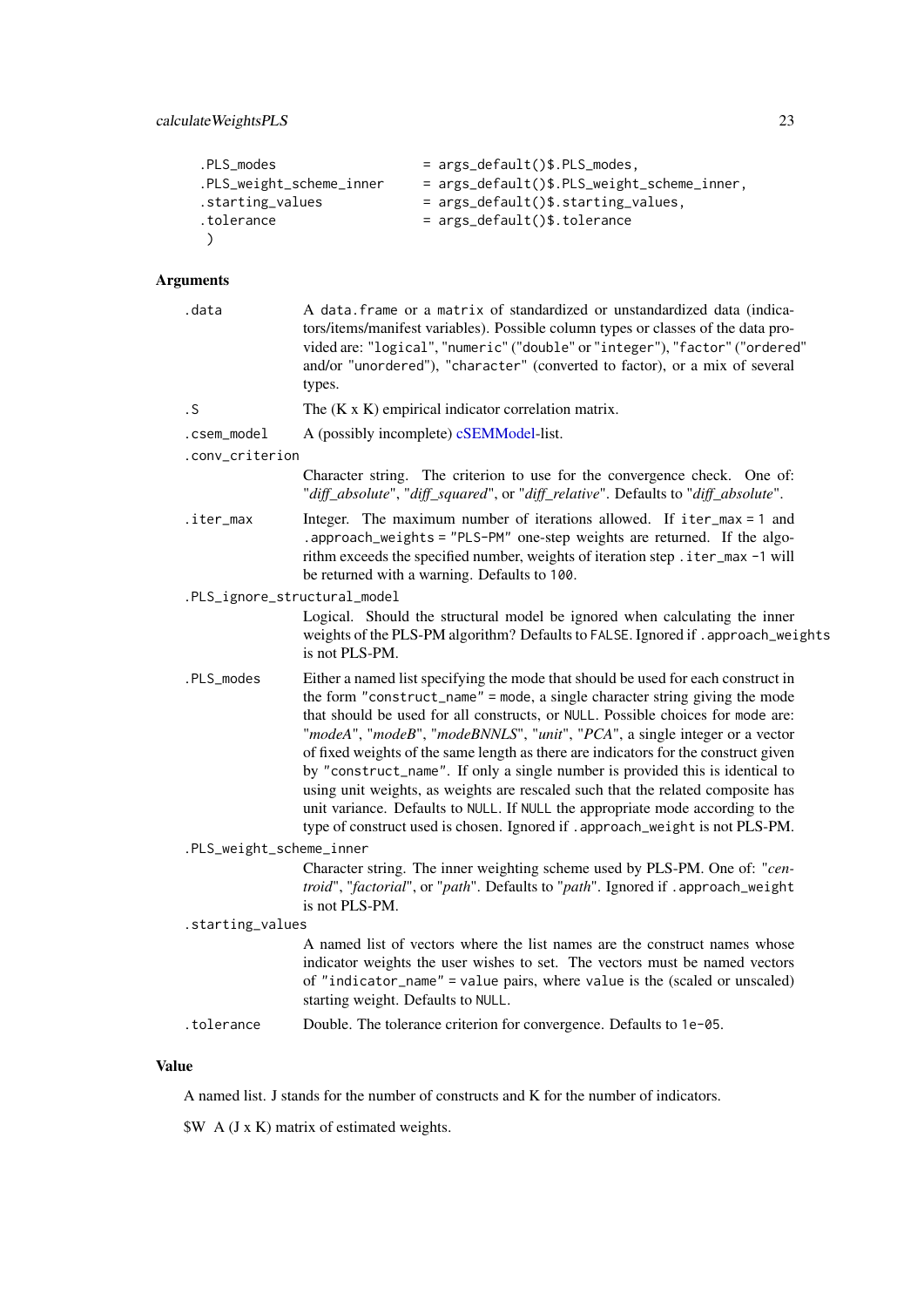```
.PLS_modes                   = args_default()$.PLS_modes,
.PLS_weight_scheme_inner     = args_default()$.PLS_weight_scheme_inner,
.starting_values             = args_default()$.starting_values,
.tolerance                   = args_default()$.tolerance
 )
```

## Arguments

`.data` A `data.frame` or a `matrix` of standardized or unstandardized data (indicators/items/manifest variables). Possible column types or classes of the data provided are: `"logical"`, `"numeric"` (`"double"` or `"integer"`), `"factor"` (`"ordered"` and/or `"unordered"`), `"character"` (converted to factor), or a mix of several types.

`.S` The (K x K) empirical indicator correlation matrix.

`.csem_model` A (possibly incomplete) cSEMModel-list.

`.conv_criterion` Character string. The criterion to use for the convergence check. One of: "*diff_absolute*", "*diff_squared*", or "*diff_relative*". Defaults to "*diff_absolute*".

`.iter_max` Integer. The maximum number of iterations allowed. If `iter_max = 1` and `.approach_weights = "PLS-PM"` one-step weights are returned. If the algorithm exceeds the specified number, weights of iteration step `.iter_max -1` will be returned with a warning. Defaults to `100`.

`.PLS_ignore_structural_model` Logical. Should the structural model be ignored when calculating the inner weights of the PLS-PM algorithm? Defaults to `FALSE`. Ignored if `.approach_weights` is not PLS-PM.

`.PLS_modes` Either a named list specifying the mode that should be used for each construct in the form `"construct_name" = mode`, a single character string giving the mode that should be used for all constructs, or `NULL`. Possible choices for `mode` are: "*modeA*", "*modeB*", "*modeBNNLS*", "*unit*", "*PCA*", a single integer or a vector of fixed weights of the same length as there are indicators for the construct given by `"construct_name"`. If only a single number is provided this is identical to using unit weights, as weights are rescaled such that the related composite has unit variance. Defaults to `NULL`. If `NULL` the appropriate mode according to the type of construct used is chosen. Ignored if `.approach_weight` is not PLS-PM.

`.PLS_weight_scheme_inner` Character string. The inner weighting scheme used by PLS-PM. One of: "*centroid*", "*factorial*", or "*path*". Defaults to "*path*". Ignored if `.approach_weight` is not PLS-PM.

`.starting_values` A named list of vectors where the list names are the construct names whose indicator weights the user wishes to set. The vectors must be named vectors of `"indicator_name" = value` pairs, where `value` is the (scaled or unscaled) starting weight. Defaults to `NULL`.

`.tolerance` Double. The tolerance criterion for convergence. Defaults to `1e-05`.

## Value

A named list. J stands for the number of constructs and K for the number of indicators.

$W A (J x K) matrix of estimated weights.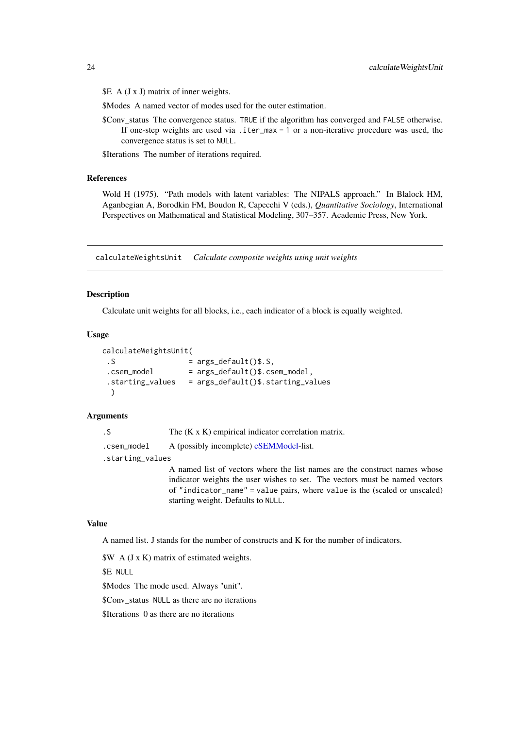$E  A (J x J) matrix of inner weights.

$Modes  A named vector of modes used for the outer estimation.

$Conv_status  The convergence status. `TRUE` if the algorithm has converged and `FALSE` otherwise. If one-step weights are used via `.iter_max = 1` or a non-iterative procedure was used, the convergence status is set to `NULL`.

$Iterations  The number of iterations required.

### References

Wold H (1975). "Path models with latent variables: The NIPALS approach." In Blalock HM, Aganbegian A, Borodkin FM, Boudon R, Capecchi V (eds.), *Quantitative Sociology*, International Perspectives on Mathematical and Statistical Modeling, 307–357. Academic Press, New York.

---

## calculateWeightsUnit    *Calculate composite weights using unit weights*

### Description

Calculate unit weights for all blocks, i.e., each indicator of a block is equally weighted.

### Usage

```
calculateWeightsUnit(
 .S                = args_default()$.S,
 .csem_model       = args_default()$.csem_model,
 .starting_values  = args_default()$.starting_values
  )
```

### Arguments

`.S`  The (K x K) empirical indicator correlation matrix.

`.csem_model`  A (possibly incomplete) cSEMModel-list.

`.starting_values`  A named list of vectors where the list names are the construct names whose indicator weights the user wishes to set. The vectors must be named vectors of `"indicator_name" = value` pairs, where `value` is the (scaled or unscaled) starting weight. Defaults to `NULL`.

### Value

A named list. J stands for the number of constructs and K for the number of indicators.

$W  A (J x K) matrix of estimated weights.

$E  `NULL`

$Modes  The mode used. Always "unit".

$Conv_status  `NULL` as there are no iterations

$Iterations  0 as there are no iterations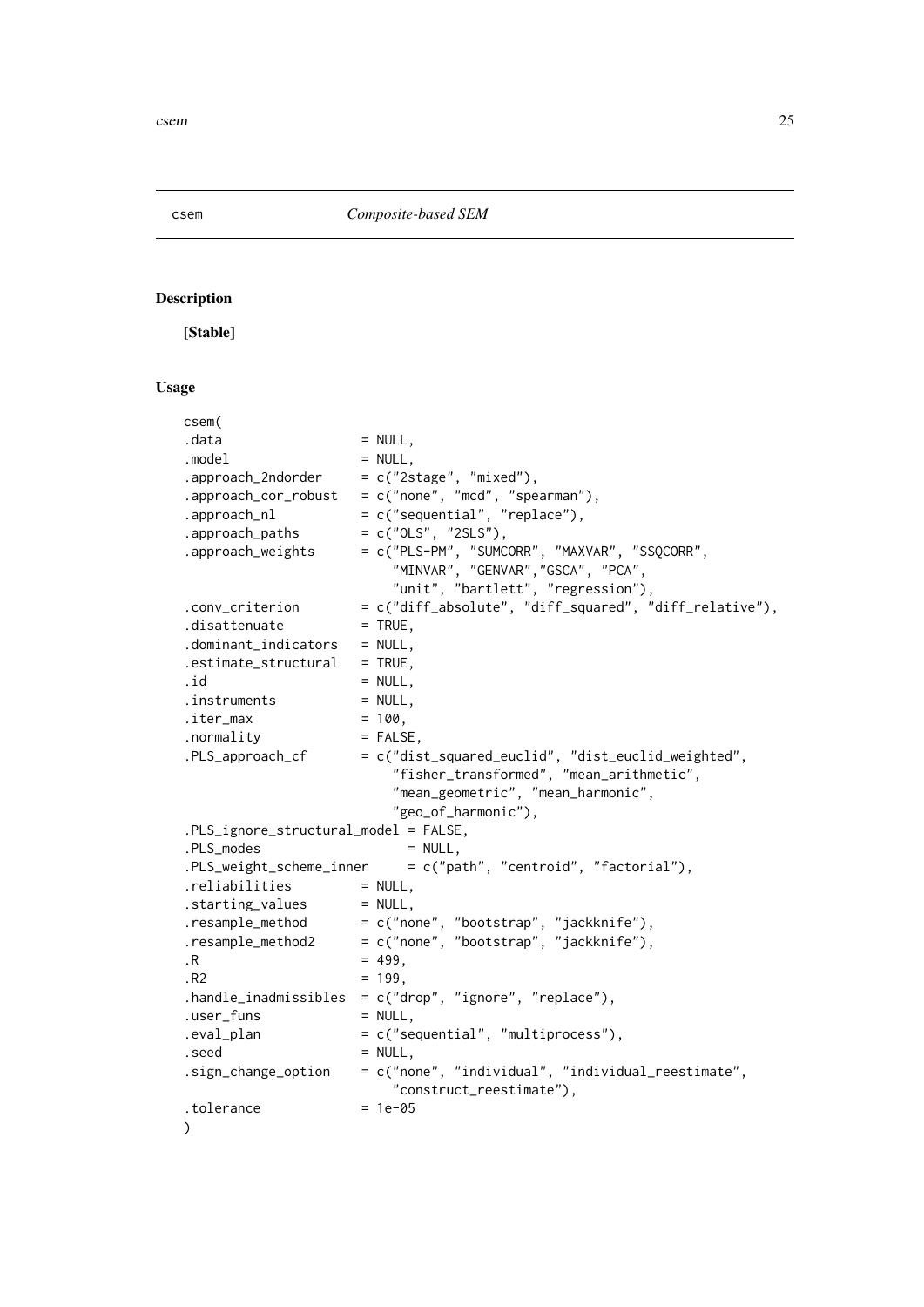csem *Composite-based SEM*

## Description

**[Stable]**

## Usage

```
csem(
.data                 = NULL,
.model                = NULL,
.approach_2ndorder    = c("2stage", "mixed"),
.approach_cor_robust  = c("none", "mcd", "spearman"),
.approach_nl          = c("sequential", "replace"),
.approach_paths       = c("OLS", "2SLS"),
.approach_weights     = c("PLS-PM", "SUMCORR", "MAXVAR", "SSQCORR",
                          "MINVAR", "GENVAR","GSCA", "PCA",
                          "unit", "bartlett", "regression"),
.conv_criterion       = c("diff_absolute", "diff_squared", "diff_relative"),
.disattenuate         = TRUE,
.dominant_indicators  = NULL,
.estimate_structural  = TRUE,
.id                   = NULL,
.instruments          = NULL,
.iter_max             = 100,
.normality            = FALSE,
.PLS_approach_cf      = c("dist_squared_euclid", "dist_euclid_weighted",
                          "fisher_transformed", "mean_arithmetic",
                          "mean_geometric", "mean_harmonic",
                          "geo_of_harmonic"),
.PLS_ignore_structural_model = FALSE,
.PLS_modes                  = NULL,
.PLS_weight_scheme_inner     = c("path", "centroid", "factorial"),
.reliabilities        = NULL,
.starting_values      = NULL,
.resample_method      = c("none", "bootstrap", "jackknife"),
.resample_method2     = c("none", "bootstrap", "jackknife"),
.R                    = 499,
.R2                   = 199,
.handle_inadmissibles  = c("drop", "ignore", "replace"),
.user_funs            = NULL,
.eval_plan            = c("sequential", "multiprocess"),
.seed                 = NULL,
.sign_change_option   = c("none", "individual", "individual_reestimate",
                          "construct_reestimate"),
.tolerance            = 1e-05
)
```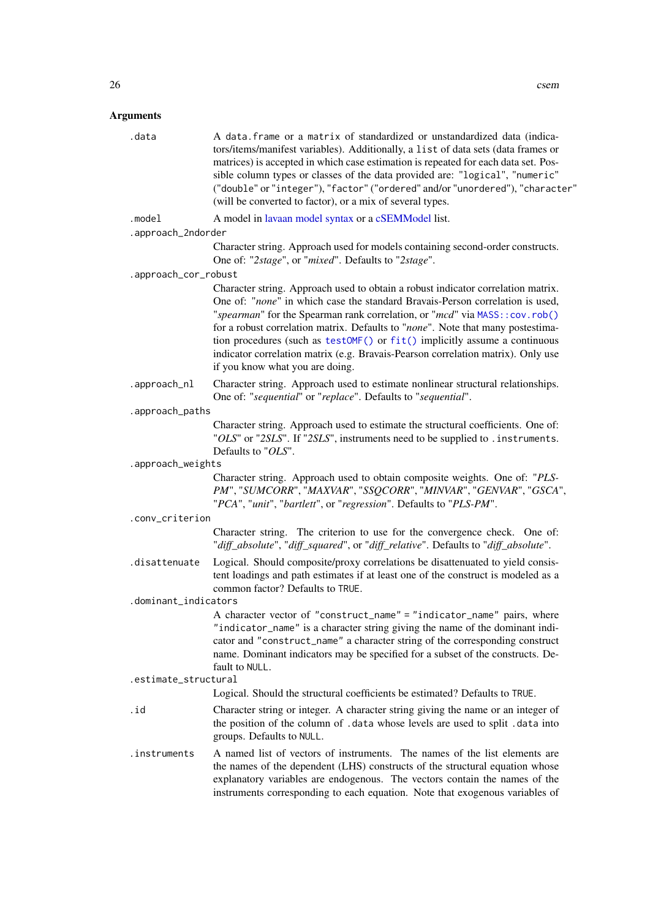## Arguments

`.data`
: A `data.frame` or a `matrix` of standardized or unstandardized data (indicators/items/manifest variables). Additionally, a `list` of data sets (data frames or matrices) is accepted in which case estimation is repeated for each data set. Possible column types or classes of the data provided are: `"logical"`, `"numeric"` (`"double"` or `"integer"`), `"factor"` (`"ordered"` and/or `"unordered"`), `"character"` (will be converted to factor), or a mix of several types.

`.model`
: A model in lavaan model syntax or a cSEMModel list.

`.approach_2ndorder`
: Character string. Approach used for models containing second-order constructs. One of: "*2stage*", or "*mixed*". Defaults to "*2stage*".

`.approach_cor_robust`
: Character string. Approach used to obtain a robust indicator correlation matrix. One of: "*none*" in which case the standard Bravais-Person correlation is used, "*spearman*" for the Spearman rank correlation, or "*mcd*" via `MASS::cov.rob()` for a robust correlation matrix. Defaults to "*none*". Note that many postestimation procedures (such as `testOMF()` or `fit()` implicitly assume a continuous indicator correlation matrix (e.g. Bravais-Pearson correlation matrix). Only use if you know what you are doing.

`.approach_nl`
: Character string. Approach used to estimate nonlinear structural relationships. One of: "*sequential*" or "*replace*". Defaults to "*sequential*".

`.approach_paths`
: Character string. Approach used to estimate the structural coefficients. One of: "*OLS*" or "*2SLS*". If "*2SLS*", instruments need to be supplied to `.instruments`. Defaults to "*OLS*".

`.approach_weights`
: Character string. Approach used to obtain composite weights. One of: "*PLS-PM*", "*SUMCORR*", "*MAXVAR*", "*SSQCORR*", "*MINVAR*", "*GENVAR*", "*GSCA*", "*PCA*", "*unit*", "*bartlett*", or "*regression*". Defaults to "*PLS-PM*".

`.conv_criterion`
: Character string. The criterion to use for the convergence check. One of: "*diff_absolute*", "*diff_squared*", or "*diff_relative*". Defaults to "*diff_absolute*".

`.disattenuate`
: Logical. Should composite/proxy correlations be disattenuated to yield consistent loadings and path estimates if at least one of the construct is modeled as a common factor? Defaults to `TRUE`.

`.dominant_indicators`
: A character vector of `"construct_name" = "indicator_name"` pairs, where `"indicator_name"` is a character string giving the name of the dominant indicator and `"construct_name"` a character string of the corresponding construct name. Dominant indicators may be specified for a subset of the constructs. Default to `NULL`.

`.estimate_structural`
: Logical. Should the structural coefficients be estimated? Defaults to `TRUE`.

`.id`
: Character string or integer. A character string giving the name or an integer of the position of the column of `.data` whose levels are used to split `.data` into groups. Defaults to `NULL`.

`.instruments`
: A named list of vectors of instruments. The names of the list elements are the names of the dependent (LHS) constructs of the structural equation whose explanatory variables are endogenous. The vectors contain the names of the instruments corresponding to each equation. Note that exogenous variables of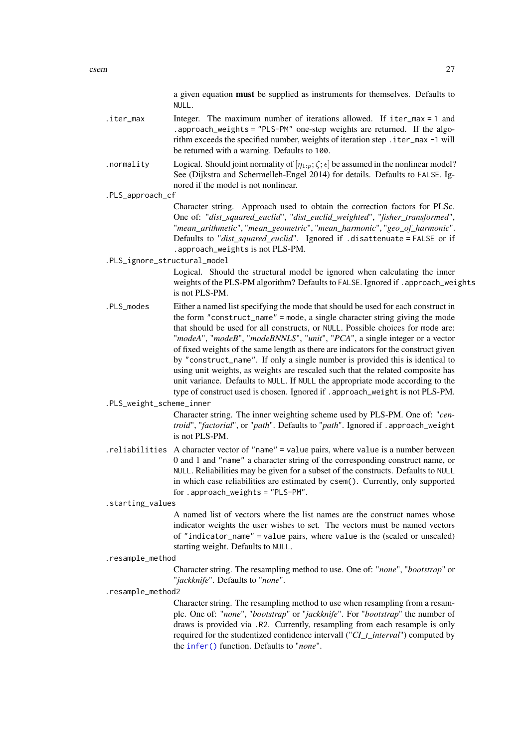a given equation **must** be supplied as instruments for themselves. Defaults to `NULL`.

`.iter_max`
: Integer. The maximum number of iterations allowed. If `iter_max = 1` and `.approach_weights = "PLS-PM"` one-step weights are returned. If the algorithm exceeds the specified number, weights of iteration step `.iter_max -1` will be returned with a warning. Defaults to `100`.

`.normality`
: Logical. Should joint normality of $[\eta_{1:p}; \zeta; \epsilon]$ be assumed in the nonlinear model? See (Dijkstra and Schermelleh-Engel 2014) for details. Defaults to `FALSE`. Ignored if the model is not nonlinear.

`.PLS_approach_cf`
: Character string. Approach used to obtain the correction factors for PLSc. One of: "*dist_squared_euclid*", "*dist_euclid_weighted*", "*fisher_transformed*", "*mean_arithmetic*", "*mean_geometric*", "*mean_harmonic*", "*geo_of_harmonic*". Defaults to "*dist_squared_euclid*". Ignored if `.disattenuate = FALSE` or if `.approach_weights` is not PLS-PM.

`.PLS_ignore_structural_model`
: Logical. Should the structural model be ignored when calculating the inner weights of the PLS-PM algorithm? Defaults to `FALSE`. Ignored if `.approach_weights` is not PLS-PM.

`.PLS_modes`
: Either a named list specifying the mode that should be used for each construct in the form `"construct_name" = mode`, a single character string giving the mode that should be used for all constructs, or `NULL`. Possible choices for `mode` are: "*modeA*", "*modeB*", "*modeBNNLS*", "*unit*", "*PCA*", a single integer or a vector of fixed weights of the same length as there are indicators for the construct given by `"construct_name"`. If only a single number is provided this is identical to using unit weights, as weights are rescaled such that the related composite has unit variance. Defaults to `NULL`. If `NULL` the appropriate mode according to the type of construct used is chosen. Ignored if `.approach_weight` is not PLS-PM.

`.PLS_weight_scheme_inner`
: Character string. The inner weighting scheme used by PLS-PM. One of: "*centroid*", "*factorial*", or "*path*". Defaults to "*path*". Ignored if `.approach_weight` is not PLS-PM.

`.reliabilities`
: A character vector of `"name" = value` pairs, where `value` is a number between 0 and 1 and `"name"` a character string of the corresponding construct name, or `NULL`. Reliabilities may be given for a subset of the constructs. Defaults to `NULL` in which case reliabilities are estimated by `csem()`. Currently, only supported for `.approach_weights = "PLS-PM"`.

`.starting_values`
: A named list of vectors where the list names are the construct names whose indicator weights the user wishes to set. The vectors must be named vectors of `"indicator_name" = value` pairs, where `value` is the (scaled or unscaled) starting weight. Defaults to `NULL`.

`.resample_method`
: Character string. The resampling method to use. One of: "*none*", "*bootstrap*" or "*jackknife*". Defaults to "*none*".

`.resample_method2`
: Character string. The resampling method to use when resampling from a resample. One of: "*none*", "*bootstrap*" or "*jackknife*". For "*bootstrap*" the number of draws is provided via `.R2`. Currently, resampling from each resample is only required for the studentized confidence intervall ("*CI_t_interval*") computed by the `infer()` function. Defaults to "*none*".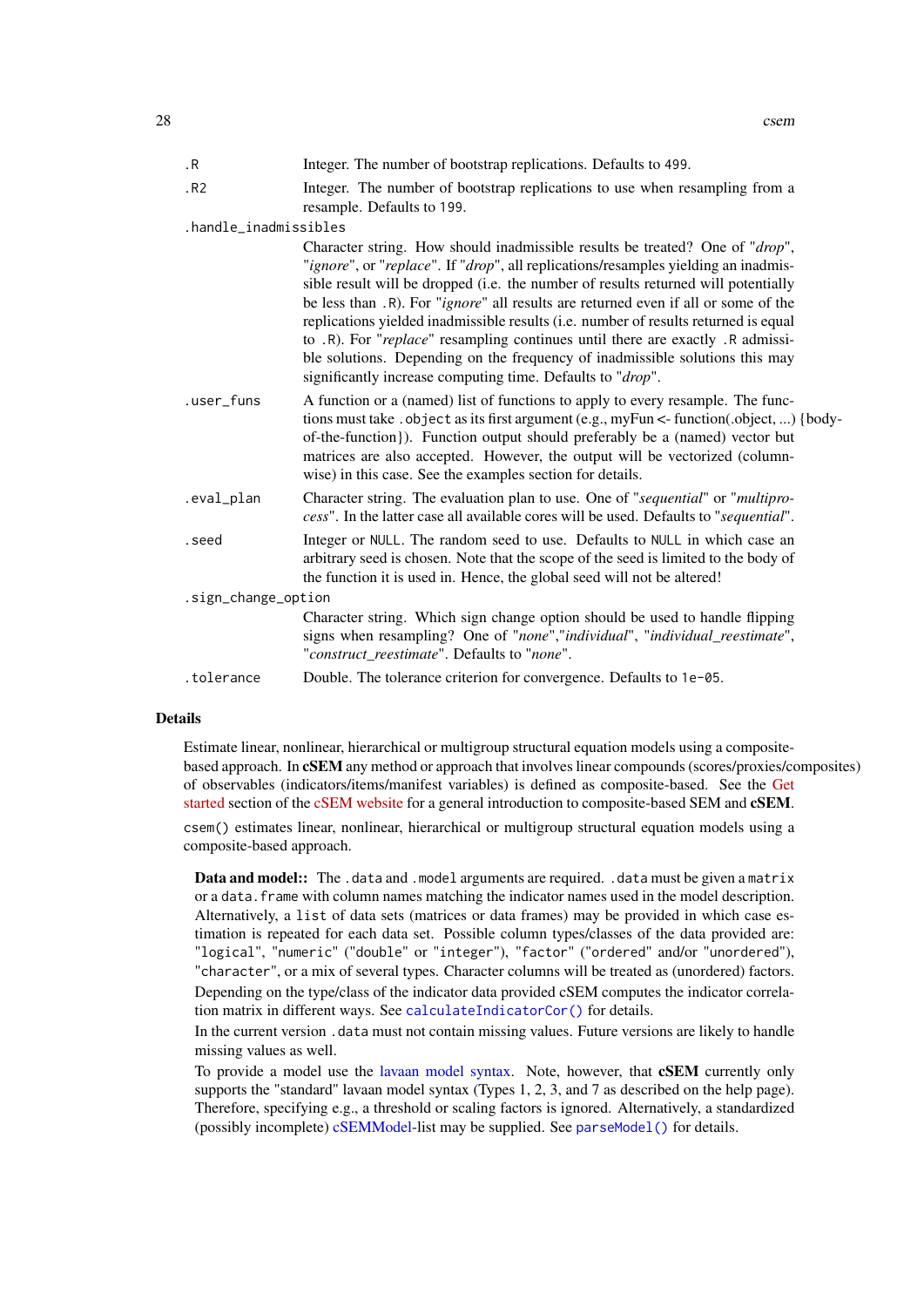`.R` Integer. The number of bootstrap replications. Defaults to `499`.

`.R2` Integer. The number of bootstrap replications to use when resampling from a resample. Defaults to `199`.

`.handle_inadmissibles`
: Character string. How should inadmissible results be treated? One of "*drop*", "*ignore*", or "*replace*". If "*drop*", all replications/resamples yielding an inadmissible result will be dropped (i.e. the number of results returned will potentially be less than `.R`). For "*ignore*" all results are returned even if all or some of the replications yielded inadmissible results (i.e. number of results returned is equal to `.R`). For "*replace*" resampling continues until there are exactly `.R` admissible solutions. Depending on the frequency of inadmissible solutions this may significantly increase computing time. Defaults to "*drop*".

`.user_funs` A function or a (named) list of functions to apply to every resample. The functions must take `.object` as its first argument (e.g., myFun <- function(.object, ...) {body-of-the-function}). Function output should preferably be a (named) vector but matrices are also accepted. However, the output will be vectorized (columnwise) in this case. See the examples section for details.

`.eval_plan` Character string. The evaluation plan to use. One of "*sequential*" or "*multiprocess*". In the latter case all available cores will be used. Defaults to "*sequential*".

`.seed` Integer or `NULL`. The random seed to use. Defaults to `NULL` in which case an arbitrary seed is chosen. Note that the scope of the seed is limited to the body of the function it is used in. Hence, the global seed will not be altered!

`.sign_change_option`
: Character string. Which sign change option should be used to handle flipping signs when resampling? One of "*none*","*individual*", "*individual_reestimate*", "*construct_reestimate*". Defaults to "*none*".

`.tolerance` Double. The tolerance criterion for convergence. Defaults to `1e-05`.

## Details

Estimate linear, nonlinear, hierarchical or multigroup structural equation models using a composite-based approach. In **cSEM** any method or approach that involves linear compounds (scores/proxies/composites) of observables (indicators/items/manifest variables) is defined as composite-based. See the Get started section of the cSEM website for a general introduction to composite-based SEM and **cSEM**.

`csem()` estimates linear, nonlinear, hierarchical or multigroup structural equation models using a composite-based approach.

**Data and model::** The `.data` and `.model` arguments are required. `.data` must be given a `matrix` or a `data.frame` with column names matching the indicator names used in the model description. Alternatively, a `list` of data sets (matrices or data frames) may be provided in which case estimation is repeated for each data set. Possible column types/classes of the data provided are: `"logical"`, `"numeric"` (`"double"` or `"integer"`), `"factor"` (`"ordered"` and/or `"unordered"`), `"character"`, or a mix of several types. Character columns will be treated as (unordered) factors.

Depending on the type/class of the indicator data provided cSEM computes the indicator correlation matrix in different ways. See `calculateIndicatorCor()` for details.

In the current version `.data` must not contain missing values. Future versions are likely to handle missing values as well.

To provide a model use the lavaan model syntax. Note, however, that **cSEM** currently only supports the "standard" lavaan model syntax (Types 1, 2, 3, and 7 as described on the help page). Therefore, specifying e.g., a threshold or scaling factors is ignored. Alternatively, a standardized (possibly incomplete) cSEMModel-list may be supplied. See `parseModel()` for details.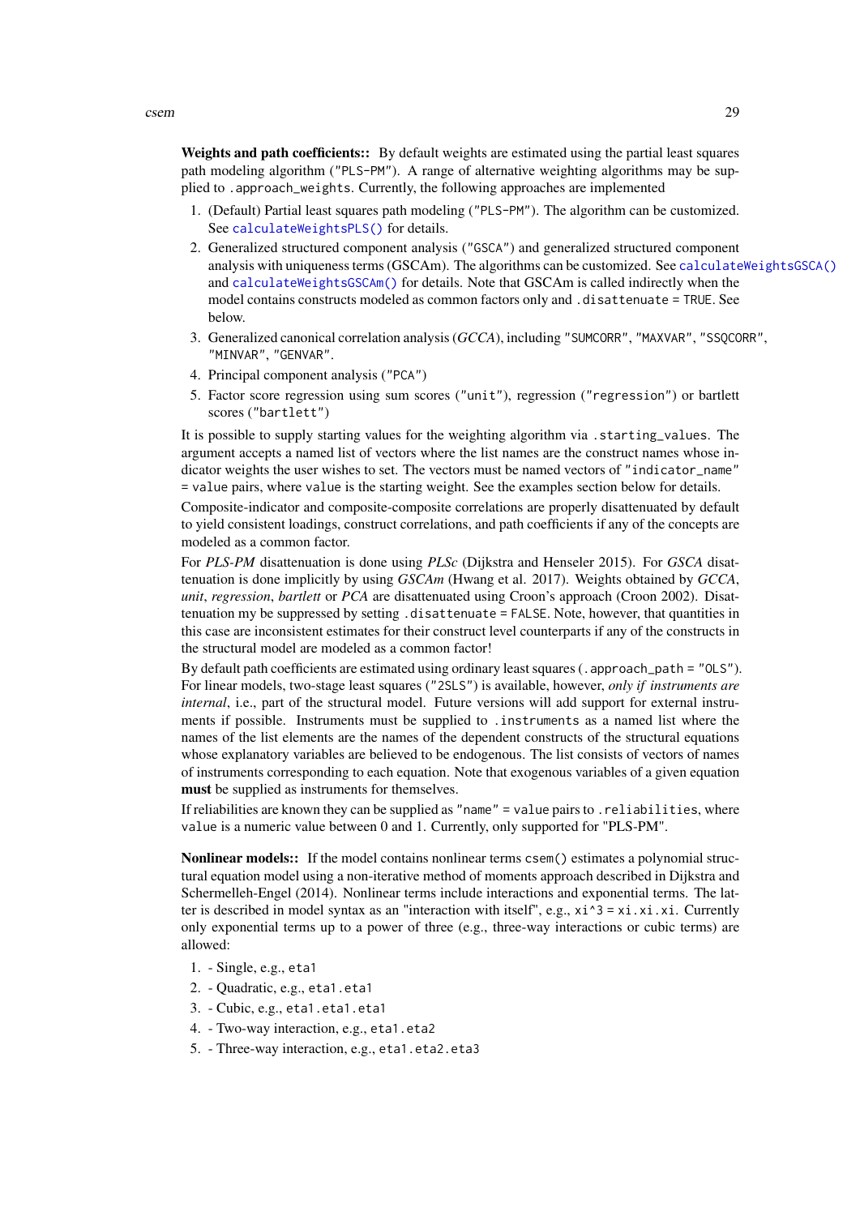**Weights and path coefficients::** By default weights are estimated using the partial least squares path modeling algorithm (`"PLS-PM"`). A range of alternative weighting algorithms may be supplied to `.approach_weights`. Currently, the following approaches are implemented

1. (Default) Partial least squares path modeling (`"PLS-PM"`). The algorithm can be customized. See `calculateWeightsPLS()` for details.
2. Generalized structured component analysis (`"GSCA"`) and generalized structured component analysis with uniqueness terms (GSCAm). The algorithms can be customized. See `calculateWeightsGSCA()` and `calculateWeightsGSCAm()` for details. Note that GSCAm is called indirectly when the model contains constructs modeled as common factors only and `.disattenuate = TRUE`. See below.
3. Generalized canonical correlation analysis (*GCCA*), including `"SUMCORR"`, `"MAXVAR"`, `"SSQCORR"`, `"MINVAR"`, `"GENVAR"`.
4. Principal component analysis (`"PCA"`)
5. Factor score regression using sum scores (`"unit"`), regression (`"regression"`) or bartlett scores (`"bartlett"`)

It is possible to supply starting values for the weighting algorithm via `.starting_values`. The argument accepts a named list of vectors where the list names are the construct names whose indicator weights the user wishes to set. The vectors must be named vectors of `"indicator_name" = value` pairs, where `value` is the starting weight. See the examples section below for details.

Composite-indicator and composite-composite correlations are properly disattenuated by default to yield consistent loadings, construct correlations, and path coefficients if any of the concepts are modeled as a common factor.

For *PLS-PM* disattenuation is done using *PLSc* (Dijkstra and Henseler 2015). For *GSCA* disattenuation is done implicitly by using *GSCAm* (Hwang et al. 2017). Weights obtained by *GCCA*, *unit*, *regression*, *bartlett* or *PCA* are disattenuated using Croon's approach (Croon 2002). Disattenuation my be suppressed by setting `.disattenuate = FALSE`. Note, however, that quantities in this case are inconsistent estimates for their construct level counterparts if any of the constructs in the structural model are modeled as a common factor!

By default path coefficients are estimated using ordinary least squares (`.approach_path = "OLS"`). For linear models, two-stage least squares (`"2SLS"`) is available, however, *only if instruments are internal*, i.e., part of the structural model. Future versions will add support for external instruments if possible. Instruments must be supplied to `.instruments` as a named list where the names of the list elements are the names of the dependent constructs of the structural equations whose explanatory variables are believed to be endogenous. The list consists of vectors of names of instruments corresponding to each equation. Note that exogenous variables of a given equation **must** be supplied as instruments for themselves.

If reliabilities are known they can be supplied as `"name" = value` pairs to `.reliabilities`, where `value` is a numeric value between 0 and 1. Currently, only supported for "PLS-PM".

**Nonlinear models::** If the model contains nonlinear terms `csem()` estimates a polynomial structural equation model using a non-iterative method of moments approach described in Dijkstra and Schermelleh-Engel (2014). Nonlinear terms include interactions and exponential terms. The latter is described in model syntax as an "interaction with itself", e.g., `xi^3 = xi.xi.xi`. Currently only exponential terms up to a power of three (e.g., three-way interactions or cubic terms) are allowed:

1. - Single, e.g., `eta1`
2. - Quadratic, e.g., `eta1.eta1`
3. - Cubic, e.g., `eta1.eta1.eta1`
4. - Two-way interaction, e.g., `eta1.eta2`
5. - Three-way interaction, e.g., `eta1.eta2.eta3`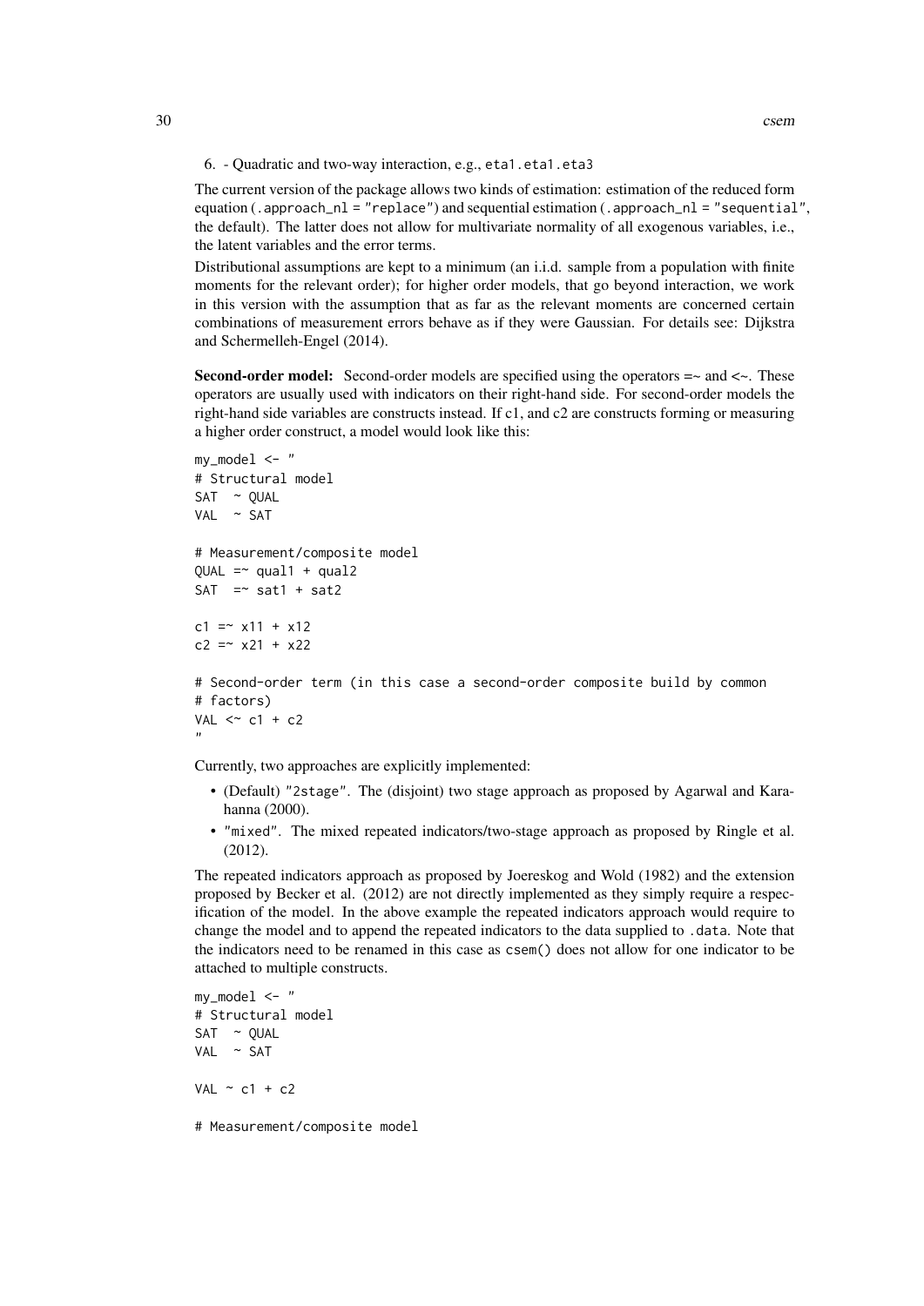6. - Quadratic and two-way interaction, e.g., `eta1.eta1.eta3`

The current version of the package allows two kinds of estimation: estimation of the reduced form equation (`.approach_nl = "replace"`) and sequential estimation (`.approach_nl = "sequential"`, the default). The latter does not allow for multivariate normality of all exogenous variables, i.e., the latent variables and the error terms.

Distributional assumptions are kept to a minimum (an i.i.d. sample from a population with finite moments for the relevant order); for higher order models, that go beyond interaction, we work in this version with the assumption that as far as the relevant moments are concerned certain combinations of measurement errors behave as if they were Gaussian. For details see: Dijkstra and Schermelleh-Engel (2014).

**Second-order model:** Second-order models are specified using the operators =~ and <~. These operators are usually used with indicators on their right-hand side. For second-order models the right-hand side variables are constructs instead. If c1, and c2 are constructs forming or measuring a higher order construct, a model would look like this:

```
my_model <- "
# Structural model
SAT  ~ QUAL
VAL  ~ SAT

# Measurement/composite model
QUAL =~ qual1 + qual2
SAT  =~ sat1 + sat2

c1 =~ x11 + x12
c2 =~ x21 + x22

# Second-order term (in this case a second-order composite build by common
# factors)
VAL <~ c1 + c2
"
```

Currently, two approaches are explicitly implemented:

- (Default) `"2stage"`. The (disjoint) two stage approach as proposed by Agarwal and Karahanna (2000).
- `"mixed"`. The mixed repeated indicators/two-stage approach as proposed by Ringle et al. (2012).

The repeated indicators approach as proposed by Joereskog and Wold (1982) and the extension proposed by Becker et al. (2012) are not directly implemented as they simply require a respecification of the model. In the above example the repeated indicators approach would require to change the model and to append the repeated indicators to the data supplied to `.data`. Note that the indicators need to be renamed in this case as `csem()` does not allow for one indicator to be attached to multiple constructs.

```
my_model <- "
# Structural model
SAT  ~ QUAL
VAL  ~ SAT

VAL ~ c1 + c2

# Measurement/composite model
```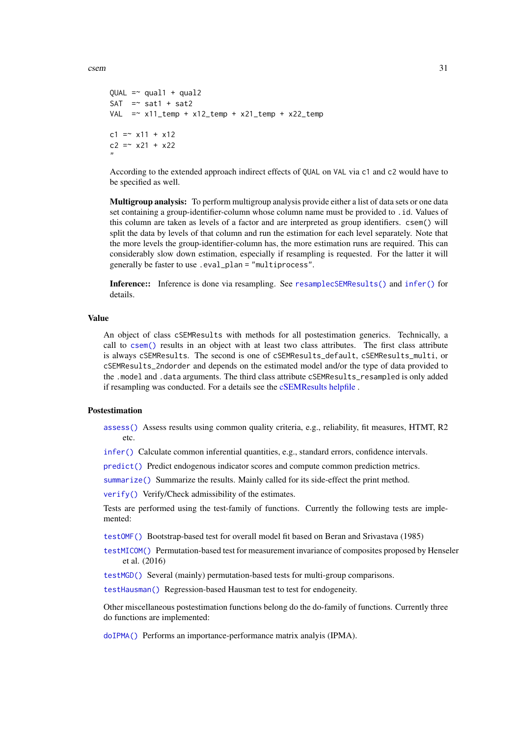```
QUAL =~ qual1 + qual2
SAT  =~ sat1 + sat2
VAL  =~ x11_temp + x12_temp + x21_temp + x22_temp

c1 =~ x11 + x12
c2 =~ x21 + x22
"
```

According to the extended approach indirect effects of `QUAL` on `VAL` via `c1` and `c2` would have to be specified as well.

**Multigroup analysis:** To perform multigroup analysis provide either a list of data sets or one data set containing a group-identifier-column whose column name must be provided to `.id`. Values of this column are taken as levels of a factor and are interpreted as group identifiers. `csem()` will split the data by levels of that column and run the estimation for each level separately. Note that the more levels the group-identifier-column has, the more estimation runs are required. This can considerably slow down estimation, especially if resampling is requested. For the latter it will generally be faster to use `.eval_plan = "multiprocess"`.

**Inference::** Inference is done via resampling. See `resamplecSEMResults()` and `infer()` for details.

## Value

An object of class `cSEMResults` with methods for all postestimation generics. Technically, a call to `csem()` results in an object with at least two class attributes. The first class attribute is always `cSEMResults`. The second is one of `cSEMResults_default`, `cSEMResults_multi`, or `cSEMResults_2ndorder` and depends on the estimated model and/or the type of data provided to the `.model` and `.data` arguments. The third class attribute `cSEMResults_resampled` is only added if resampling was conducted. For a details see the cSEMResults helpfile .

## Postestimation

`assess()` Assess results using common quality criteria, e.g., reliability, fit measures, HTMT, R2 etc.

`infer()` Calculate common inferential quantities, e.g., standard errors, confidence intervals.

`predict()` Predict endogenous indicator scores and compute common prediction metrics.

`summarize()` Summarize the results. Mainly called for its side-effect the print method.

`verify()` Verify/Check admissibility of the estimates.

Tests are performed using the test-family of functions. Currently the following tests are implemented:

`testOMF()` Bootstrap-based test for overall model fit based on Beran and Srivastava (1985)

`testMICOM()` Permutation-based test for measurement invariance of composites proposed by Henseler et al. (2016)

`testMGD()` Several (mainly) permutation-based tests for multi-group comparisons.

`testHausman()` Regression-based Hausman test to test for endogeneity.

Other miscellaneous postestimation functions belong do the do-family of functions. Currently three do functions are implemented:

`doIPMA()` Performs an importance-performance matrix analyis (IPMA).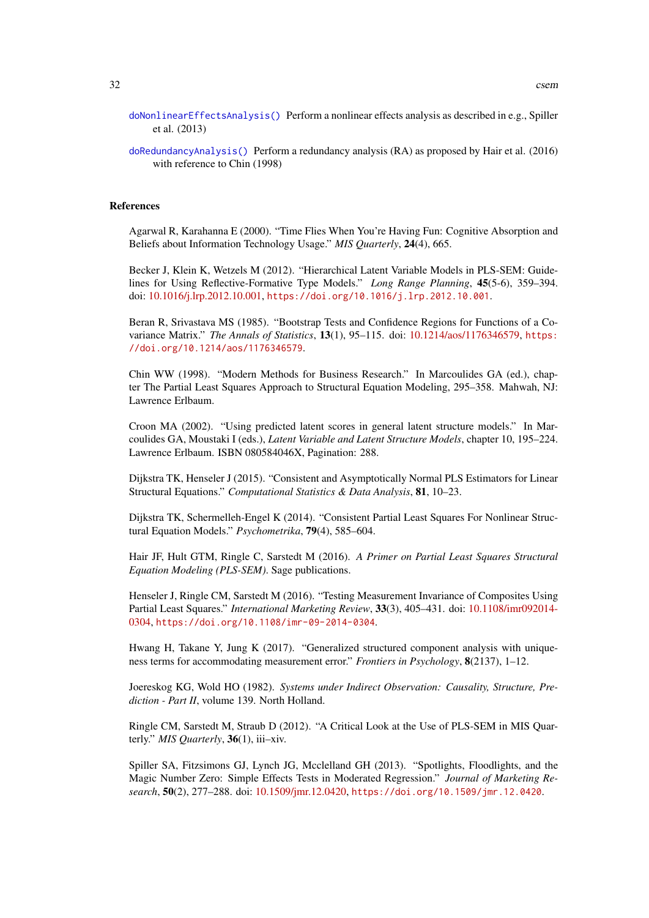`doNonlinearEffectsAnalysis()` Perform a nonlinear effects analysis as described in e.g., Spiller et al. (2013)

`doRedundancyAnalysis()` Perform a redundancy analysis (RA) as proposed by Hair et al. (2016) with reference to Chin (1998)

### References

Agarwal R, Karahanna E (2000). "Time Flies When You're Having Fun: Cognitive Absorption and Beliefs about Information Technology Usage." *MIS Quarterly*, **24**(4), 665.

Becker J, Klein K, Wetzels M (2012). "Hierarchical Latent Variable Models in PLS-SEM: Guidelines for Using Reflective-Formative Type Models." *Long Range Planning*, **45**(5-6), 359–394. doi: 10.1016/j.lrp.2012.10.001, `https://doi.org/10.1016/j.lrp.2012.10.001`.

Beran R, Srivastava MS (1985). "Bootstrap Tests and Confidence Regions for Functions of a Covariance Matrix." *The Annals of Statistics*, **13**(1), 95–115. doi: 10.1214/aos/1176346579, `https://doi.org/10.1214/aos/1176346579`.

Chin WW (1998). "Modern Methods for Business Research." In Marcoulides GA (ed.), chapter The Partial Least Squares Approach to Structural Equation Modeling, 295–358. Mahwah, NJ: Lawrence Erlbaum.

Croon MA (2002). "Using predicted latent scores in general latent structure models." In Marcoulides GA, Moustaki I (eds.), *Latent Variable and Latent Structure Models*, chapter 10, 195–224. Lawrence Erlbaum. ISBN 080584046X, Pagination: 288.

Dijkstra TK, Henseler J (2015). "Consistent and Asymptotically Normal PLS Estimators for Linear Structural Equations." *Computational Statistics & Data Analysis*, **81**, 10–23.

Dijkstra TK, Schermelleh-Engel K (2014). "Consistent Partial Least Squares For Nonlinear Structural Equation Models." *Psychometrika*, **79**(4), 585–604.

Hair JF, Hult GTM, Ringle C, Sarstedt M (2016). *A Primer on Partial Least Squares Structural Equation Modeling (PLS-SEM)*. Sage publications.

Henseler J, Ringle CM, Sarstedt M (2016). "Testing Measurement Invariance of Composites Using Partial Least Squares." *International Marketing Review*, **33**(3), 405–431. doi: 10.1108/imr092014-0304, `https://doi.org/10.1108/imr-09-2014-0304`.

Hwang H, Takane Y, Jung K (2017). "Generalized structured component analysis with uniqueness terms for accommodating measurement error." *Frontiers in Psychology*, **8**(2137), 1–12.

Joereskog KG, Wold HO (1982). *Systems under Indirect Observation: Causality, Structure, Prediction - Part II*, volume 139. North Holland.

Ringle CM, Sarstedt M, Straub D (2012). "A Critical Look at the Use of PLS-SEM in MIS Quarterly." *MIS Quarterly*, **36**(1), iii–xiv.

Spiller SA, Fitzsimons GJ, Lynch JG, Mcclelland GH (2013). "Spotlights, Floodlights, and the Magic Number Zero: Simple Effects Tests in Moderated Regression." *Journal of Marketing Research*, **50**(2), 277–288. doi: 10.1509/jmr.12.0420, `https://doi.org/10.1509/jmr.12.0420`.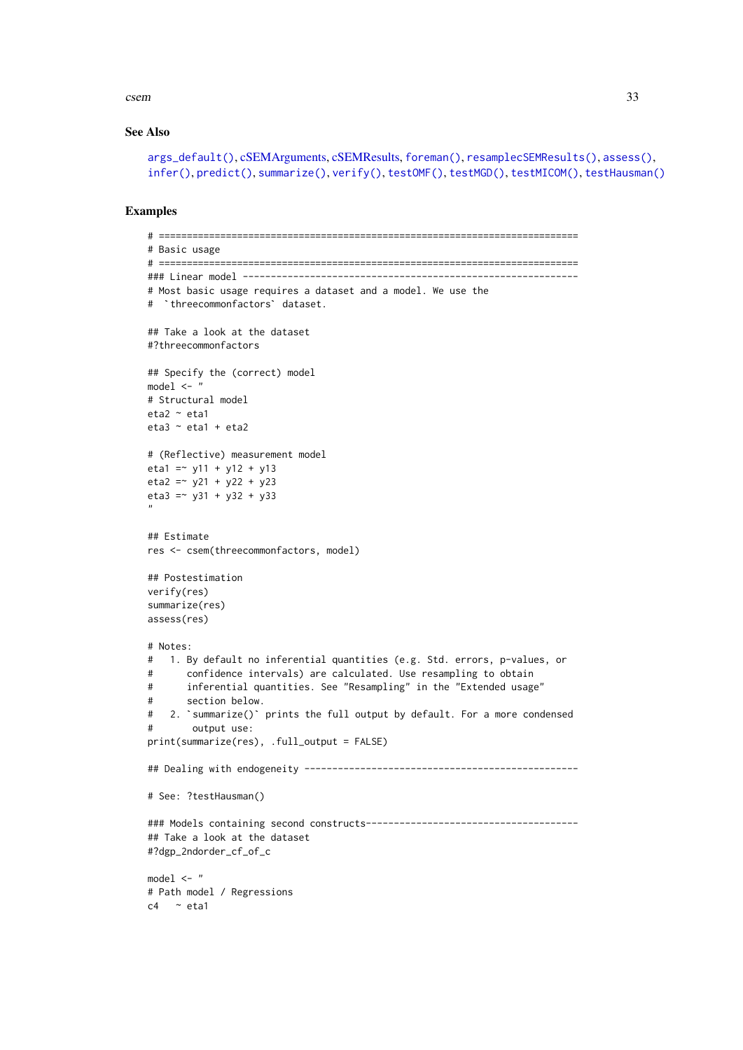### See Also

args_default(), cSEMArguments, cSEMResults, foreman(), resamplecSEMResults(), assess(), infer(), predict(), summarize(), verify(), testOMF(), testMGD(), testMICOM(), testHausman()

### Examples

```
# ===========================================================================
# Basic usage
# ===========================================================================
### Linear model ------------------------------------------------------------
# Most basic usage requires a dataset and a model. We use the
#  `threecommonfactors` dataset.

## Take a look at the dataset
#?threecommonfactors

## Specify the (correct) model
model <- "
# Structural model
eta2 ~ eta1
eta3 ~ eta1 + eta2

# (Reflective) measurement model
eta1 =~ y11 + y12 + y13
eta2 =~ y21 + y22 + y23
eta3 =~ y31 + y32 + y33
"

## Estimate
res <- csem(threecommonfactors, model)

## Postestimation
verify(res)
summarize(res)
assess(res)

# Notes:
#   1. By default no inferential quantities (e.g. Std. errors, p-values, or
#      confidence intervals) are calculated. Use resampling to obtain
#      inferential quantities. See "Resampling" in the "Extended usage"
#      section below.
#   2. `summarize()` prints the full output by default. For a more condensed
#       output use:
print(summarize(res), .full_output = FALSE)

## Dealing with endogeneity -------------------------------------------------

# See: ?testHausman()

### Models containing second constructs--------------------------------------
## Take a look at the dataset
#?dgp_2ndorder_cf_of_c

model <- "
# Path model / Regressions
c4   ~ eta1
```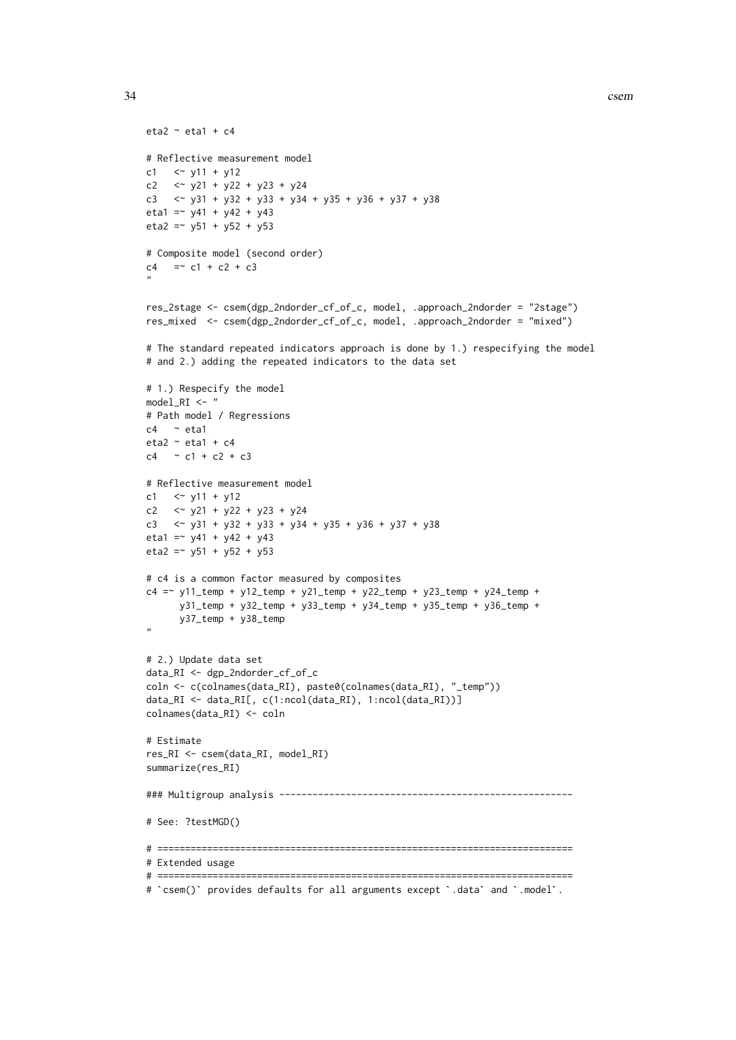```
eta2 ~ eta1 + c4

# Reflective measurement model
c1   <~ y11 + y12
c2   <~ y21 + y22 + y23 + y24
c3   <~ y31 + y32 + y33 + y34 + y35 + y36 + y37 + y38
eta1 =~ y41 + y42 + y43
eta2 =~ y51 + y52 + y53

# Composite model (second order)
c4   =~ c1 + c2 + c3
"

res_2stage <- csem(dgp_2ndorder_cf_of_c, model, .approach_2ndorder = "2stage")
res_mixed  <- csem(dgp_2ndorder_cf_of_c, model, .approach_2ndorder = "mixed")

# The standard repeated indicators approach is done by 1.) respecifying the model
# and 2.) adding the repeated indicators to the data set

# 1.) Respecify the model
model_RI <- "
# Path model / Regressions
c4   ~ eta1
eta2 ~ eta1 + c4
c4   ~ c1 + c2 + c3

# Reflective measurement model
c1   <~ y11 + y12
c2   <~ y21 + y22 + y23 + y24
c3   <~ y31 + y32 + y33 + y34 + y35 + y36 + y37 + y38
eta1 =~ y41 + y42 + y43
eta2 =~ y51 + y52 + y53

# c4 is a common factor measured by composites
c4 =~ y11_temp + y12_temp + y21_temp + y22_temp + y23_temp + y24_temp +
      y31_temp + y32_temp + y33_temp + y34_temp + y35_temp + y36_temp +
      y37_temp + y38_temp
"

# 2.) Update data set
data_RI <- dgp_2ndorder_cf_of_c
coln <- c(colnames(data_RI), paste0(colnames(data_RI), "_temp"))
data_RI <- data_RI[, c(1:ncol(data_RI), 1:ncol(data_RI))]
colnames(data_RI) <- coln

# Estimate
res_RI <- csem(data_RI, model_RI)
summarize(res_RI)

### Multigroup analysis ---------------------------------------------------

# See: ?testMGD()

# ===========================================================================
# Extended usage
# ===========================================================================
# `csem()` provides defaults for all arguments except `.data` and `.model`.
```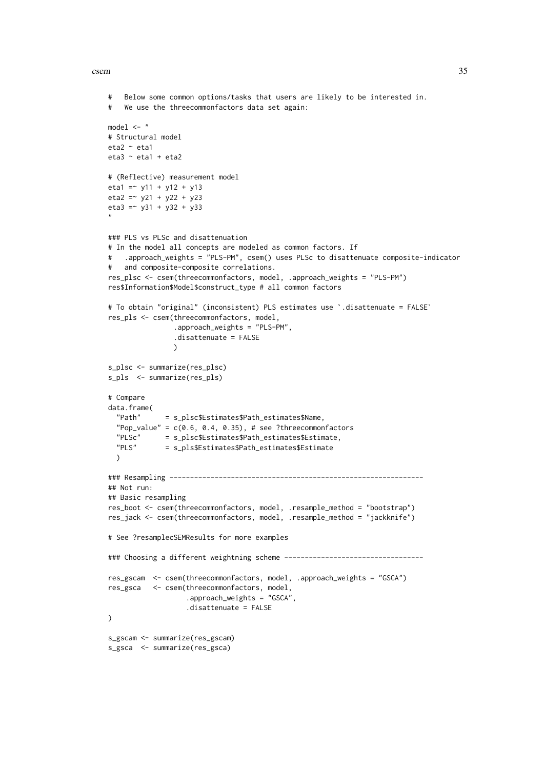```
#   Below some common options/tasks that users are likely to be interested in.
#   We use the threecommonfactors data set again:

model <- "
# Structural model
eta2 ~ eta1
eta3 ~ eta1 + eta2

# (Reflective) measurement model
eta1 =~ y11 + y12 + y13
eta2 =~ y21 + y22 + y23
eta3 =~ y31 + y32 + y33
"

### PLS vs PLSc and disattenuation
# In the model all concepts are modeled as common factors. If
#   .approach_weights = "PLS-PM", csem() uses PLSc to disattenuate composite-indicator
#   and composite-composite correlations.
res_plsc <- csem(threecommonfactors, model, .approach_weights = "PLS-PM")
res$Information$Model$construct_type # all common factors

# To obtain "original" (inconsistent) PLS estimates use `.disattenuate = FALSE`
res_pls <- csem(threecommonfactors, model,
                .approach_weights = "PLS-PM",
                .disattenuate = FALSE
                )

s_plsc <- summarize(res_plsc)
s_pls  <- summarize(res_pls)

# Compare
data.frame(
  "Path"      = s_plsc$Estimates$Path_estimates$Name,
  "Pop_value" = c(0.6, 0.4, 0.35), # see ?threecommonfactors
  "PLSc"      = s_plsc$Estimates$Path_estimates$Estimate,
  "PLS"       = s_pls$Estimates$Path_estimates$Estimate
  )

### Resampling --------------------------------------------------------------
## Not run:
## Basic resampling
res_boot <- csem(threecommonfactors, model, .resample_method = "bootstrap")
res_jack <- csem(threecommonfactors, model, .resample_method = "jackknife")

# See ?resamplecSEMResults for more examples

### Choosing a different weightning scheme ----------------------------------

res_gscam  <- csem(threecommonfactors, model, .approach_weights = "GSCA")
res_gsca   <- csem(threecommonfactors, model,
                   .approach_weights = "GSCA",
                   .disattenuate = FALSE
)

s_gscam <- summarize(res_gscam)
s_gsca  <- summarize(res_gsca)
```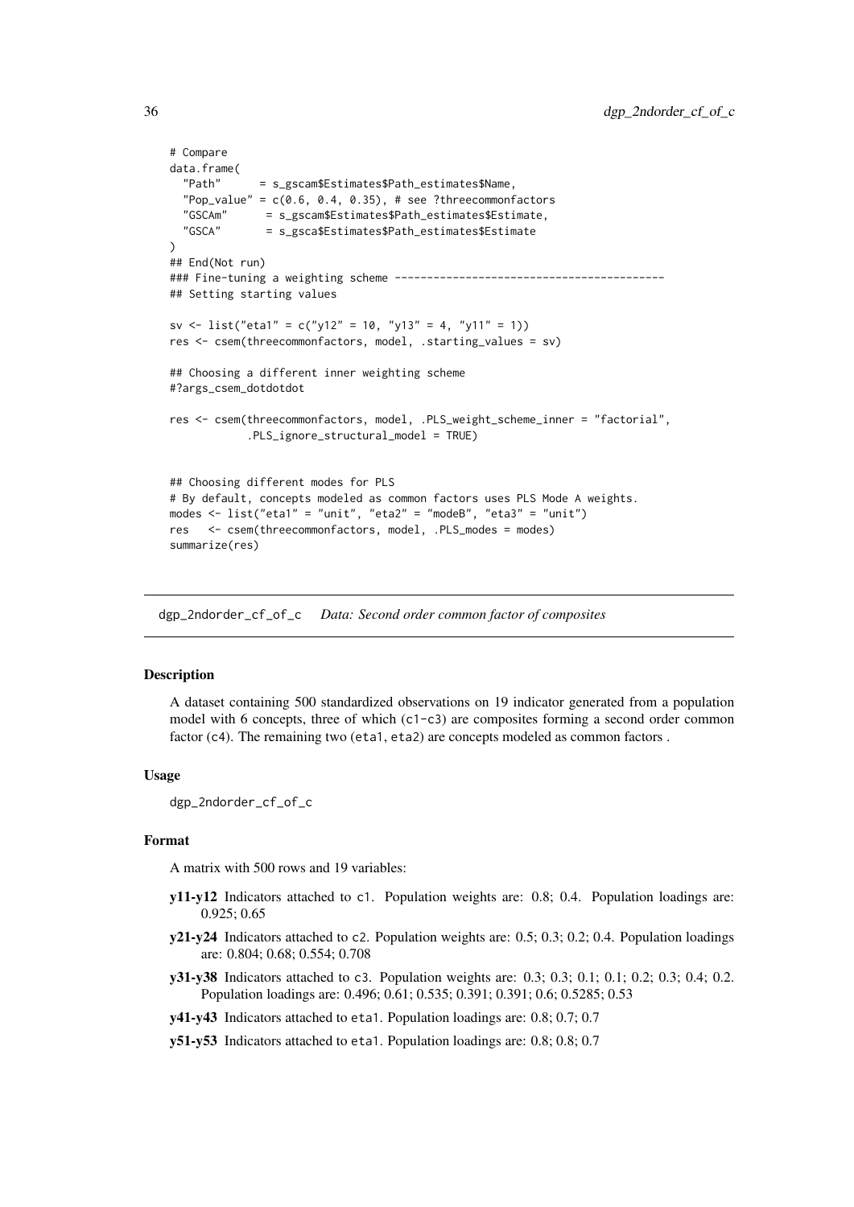```
# Compare
data.frame(
  "Path"      = s_gscam$Estimates$Path_estimates$Name,
  "Pop_value" = c(0.6, 0.4, 0.35), # see ?threecommonfactors
  "GSCAm"      = s_gscam$Estimates$Path_estimates$Estimate,
  "GSCA"       = s_gsca$Estimates$Path_estimates$Estimate
)
## End(Not run)
### Fine-tuning a weighting scheme ------------------------------------------
## Setting starting values

sv <- list("eta1" = c("y12" = 10, "y13" = 4, "y11" = 1))
res <- csem(threecommonfactors, model, .starting_values = sv)

## Choosing a different inner weighting scheme
#?args_csem_dotdotdot

res <- csem(threecommonfactors, model, .PLS_weight_scheme_inner = "factorial",
            .PLS_ignore_structural_model = TRUE)


## Choosing different modes for PLS
# By default, concepts modeled as common factors uses PLS Mode A weights.
modes <- list("eta1" = "unit", "eta2" = "modeB", "eta3" = "unit")
res   <- csem(threecommonfactors, model, .PLS_modes = modes)
summarize(res)
```

---

## dgp_2ndorder_cf_of_c *Data: Second order common factor of composites*

---

### Description

A dataset containing 500 standardized observations on 19 indicator generated from a population model with 6 concepts, three of which (c1-c3) are composites forming a second order common factor (c4). The remaining two (eta1, eta2) are concepts modeled as common factors .

### Usage

```
dgp_2ndorder_cf_of_c
```

### Format

A matrix with 500 rows and 19 variables:

- **y11-y12** Indicators attached to c1. Population weights are: 0.8; 0.4. Population loadings are: 0.925; 0.65
- **y21-y24** Indicators attached to c2. Population weights are: 0.5; 0.3; 0.2; 0.4. Population loadings are: 0.804; 0.68; 0.554; 0.708
- **y31-y38** Indicators attached to c3. Population weights are: 0.3; 0.3; 0.1; 0.1; 0.2; 0.3; 0.4; 0.2. Population loadings are: 0.496; 0.61; 0.535; 0.391; 0.391; 0.6; 0.5285; 0.53
- **y41-y43** Indicators attached to eta1. Population loadings are: 0.8; 0.7; 0.7
- **y51-y53** Indicators attached to eta1. Population loadings are: 0.8; 0.8; 0.7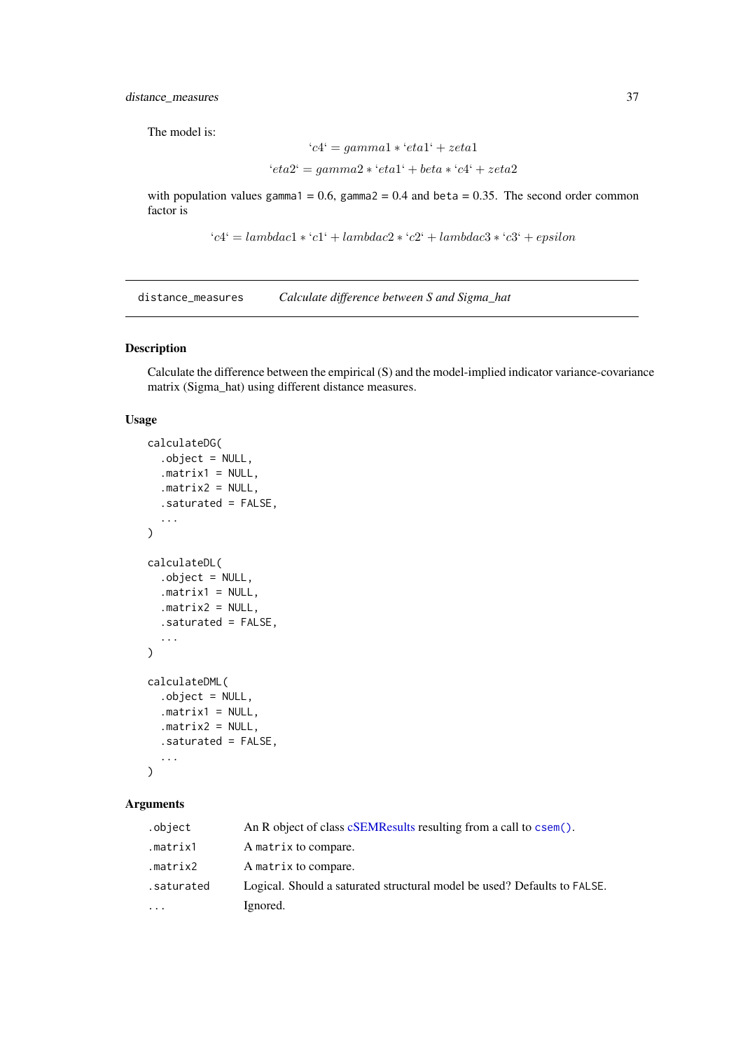The model is:

$$`c4` = gamma1 * `eta1` + zeta1$$

$$`eta2` = gamma2 * `eta1` + beta * `c4` + zeta2$$

with population values gamma1 = 0.6, gamma2 = 0.4 and beta = 0.35. The second order common factor is

$$`c4` = lambdac1 * `c1` + lambdac2 * `c2` + lambdac3 * `c3` + epsilon$$

---

`distance_measures` *Calculate difference between S and Sigma_hat*

---

## Description

Calculate the difference between the empirical (S) and the model-implied indicator variance-covariance matrix (Sigma_hat) using different distance measures.

## Usage

```
calculateDG(
  .object = NULL,
  .matrix1 = NULL,
  .matrix2 = NULL,
  .saturated = FALSE,
  ...
)

calculateDL(
  .object = NULL,
  .matrix1 = NULL,
  .matrix2 = NULL,
  .saturated = FALSE,
  ...
)

calculateDML(
  .object = NULL,
  .matrix1 = NULL,
  .matrix2 = NULL,
  .saturated = FALSE,
  ...
)
```

## Arguments

| | |
|---|---|
| `.object` | An R object of class cSEMResults resulting from a call to `csem()`. |
| `.matrix1` | A `matrix` to compare. |
| `.matrix2` | A `matrix` to compare. |
| `.saturated` | Logical. Should a saturated structural model be used? Defaults to `FALSE`. |
| `...` | Ignored. |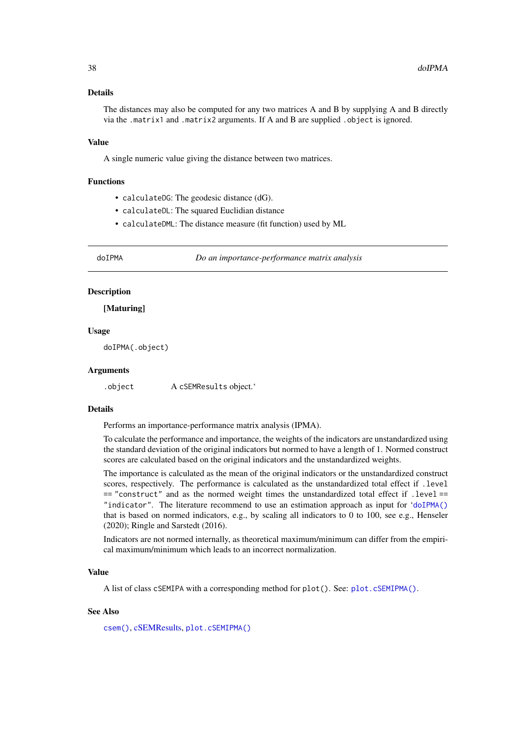### Details

The distances may also be computed for any two matrices A and B by supplying A and B directly via the `.matrix1` and `.matrix2` arguments. If A and B are supplied `.object` is ignored.

### Value

A single numeric value giving the distance between two matrices.

### Functions

- `calculateDG`: The geodesic distance (dG).
- `calculateDL`: The squared Euclidian distance
- `calculateDML`: The distance measure (fit function) used by ML

---

## doIPMA — *Do an importance-performance matrix analysis*

---

### Description

**[Maturing]**

### Usage

```
doIPMA(.object)
```

### Arguments

| | |
|---|---|
| `.object` | A `cSEMResults` object.‘ |

### Details

Performs an importance-performance matrix analysis (IPMA).

To calculate the performance and importance, the weights of the indicators are unstandardized using the standard deviation of the original indicators but normed to have a length of 1. Normed construct scores are calculated based on the original indicators and the unstandardized weights.

The importance is calculated as the mean of the original indicators or the unstandardized construct scores, respectively. The performance is calculated as the unstandardized total effect if `.level == "construct"` and as the normed weight times the unstandardized total effect if `.level == "indicator"`. The literature recommend to use an estimation approach as input for ‘`doIPMA()` that is based on normed indicators, e.g., by scaling all indicators to 0 to 100, see e.g., Henseler (2020); Ringle and Sarstedt (2016).

Indicators are not normed internally, as theoretical maximum/minimum can differ from the empirical maximum/minimum which leads to an incorrect normalization.

### Value

A list of class `cSEMIPA` with a corresponding method for `plot()`. See: `plot.cSEMIPMA()`.

### See Also

`csem()`, cSEMResults, `plot.cSEMIPMA()`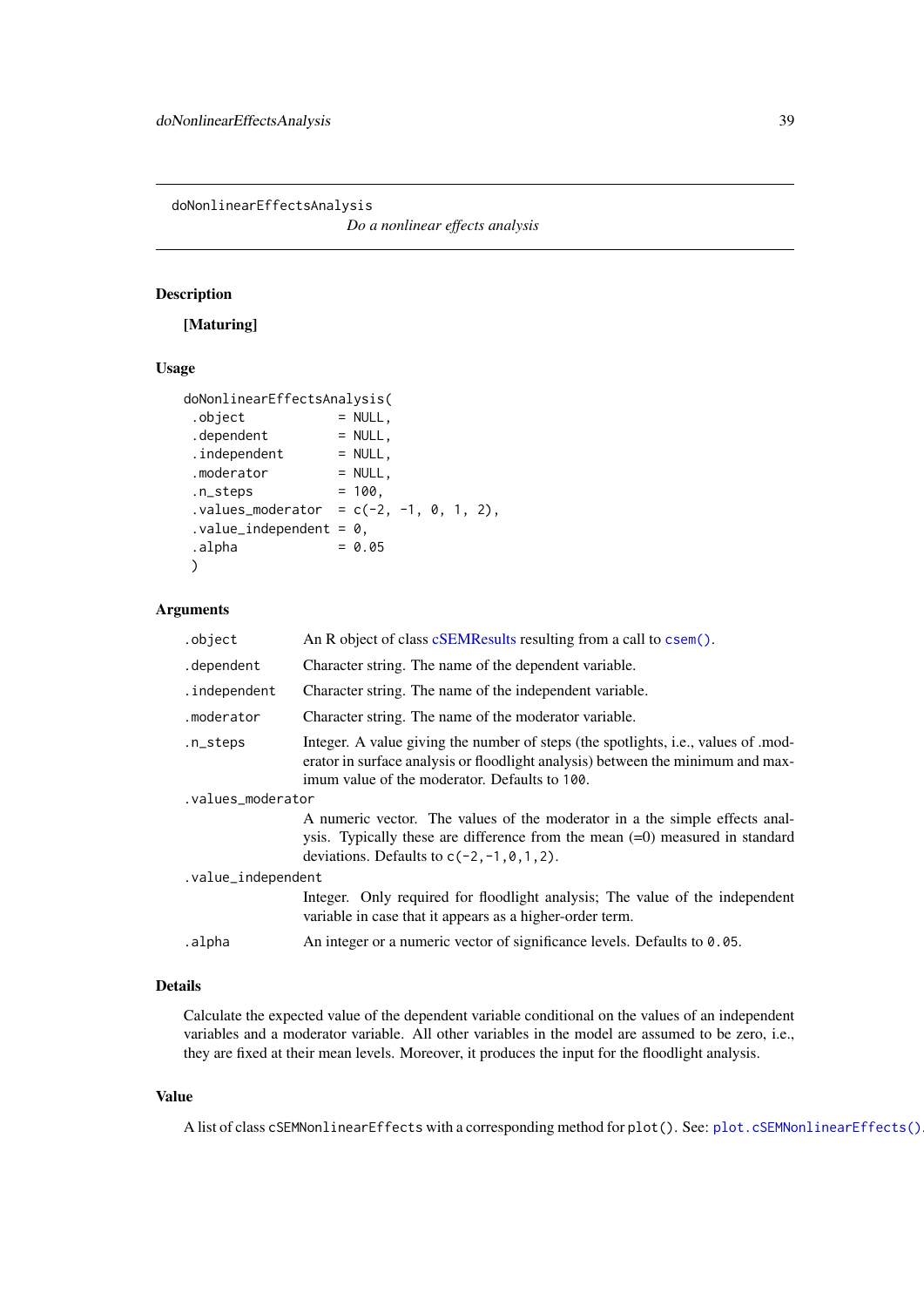## doNonlinearEffectsAnalysis

*Do a nonlinear effects analysis*

### Description

**[Maturing]**

### Usage

```
doNonlinearEffectsAnalysis(
 .object            = NULL,
 .dependent         = NULL,
 .independent       = NULL,
 .moderator         = NULL,
 .n_steps           = 100,
 .values_moderator  = c(-2, -1, 0, 1, 2),
 .value_independent = 0,
 .alpha             = 0.05
 )
```

### Arguments

`.object` An R object of class cSEMResults resulting from a call to `csem()`.

`.dependent` Character string. The name of the dependent variable.

`.independent` Character string. The name of the independent variable.

`.moderator` Character string. The name of the moderator variable.

`.n_steps` Integer. A value giving the number of steps (the spotlights, i.e., values of .moderator in surface analysis or floodlight analysis) between the minimum and maximum value of the moderator. Defaults to `100`.

`.values_moderator` A numeric vector. The values of the moderator in a the simple effects analysis. Typically these are difference from the mean (=0) measured in standard deviations. Defaults to `c(-2,-1,0,1,2)`.

`.value_independent` Integer. Only required for floodlight analysis; The value of the independent variable in case that it appears as a higher-order term.

`.alpha` An integer or a numeric vector of significance levels. Defaults to `0.05`.

### Details

Calculate the expected value of the dependent variable conditional on the values of an independent variables and a moderator variable. All other variables in the model are assumed to be zero, i.e., they are fixed at their mean levels. Moreover, it produces the input for the floodlight analysis.

### Value

A list of class `cSEMNonlinearEffects` with a corresponding method for `plot()`. See: `plot.cSEMNonlinearEffects()`.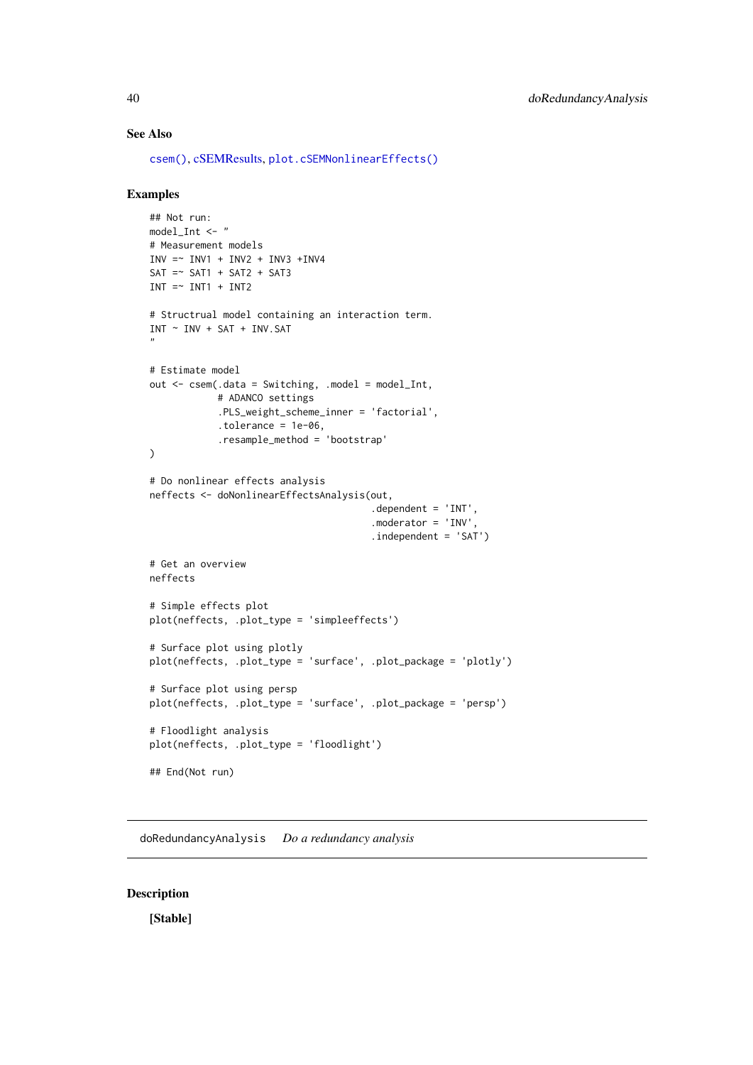### See Also

csem(), cSEMResults, plot.cSEMNonlinearEffects()

### Examples

```
## Not run:
model_Int <- "
# Measurement models
INV =~ INV1 + INV2 + INV3 +INV4
SAT =~ SAT1 + SAT2 + SAT3
INT =~ INT1 + INT2

# Structrual model containing an interaction term.
INT ~ INV + SAT + INV.SAT
"

# Estimate model
out <- csem(.data = Switching, .model = model_Int,
            # ADANCO settings
            .PLS_weight_scheme_inner = 'factorial',
            .tolerance = 1e-06,
            .resample_method = 'bootstrap'
)

# Do nonlinear effects analysis
neffects <- doNonlinearEffectsAnalysis(out,
                                       .dependent = 'INT',
                                       .moderator = 'INV',
                                       .independent = 'SAT')

# Get an overview
neffects

# Simple effects plot
plot(neffects, .plot_type = 'simpleeffects')

# Surface plot using plotly
plot(neffects, .plot_type = 'surface', .plot_package = 'plotly')

# Surface plot using persp
plot(neffects, .plot_type = 'surface', .plot_package = 'persp')

# Floodlight analysis
plot(neffects, .plot_type = 'floodlight')

## End(Not run)
```

---

## doRedundancyAnalysis &nbsp;&nbsp;&nbsp; *Do a redundancy analysis*

---

### Description

**[Stable]**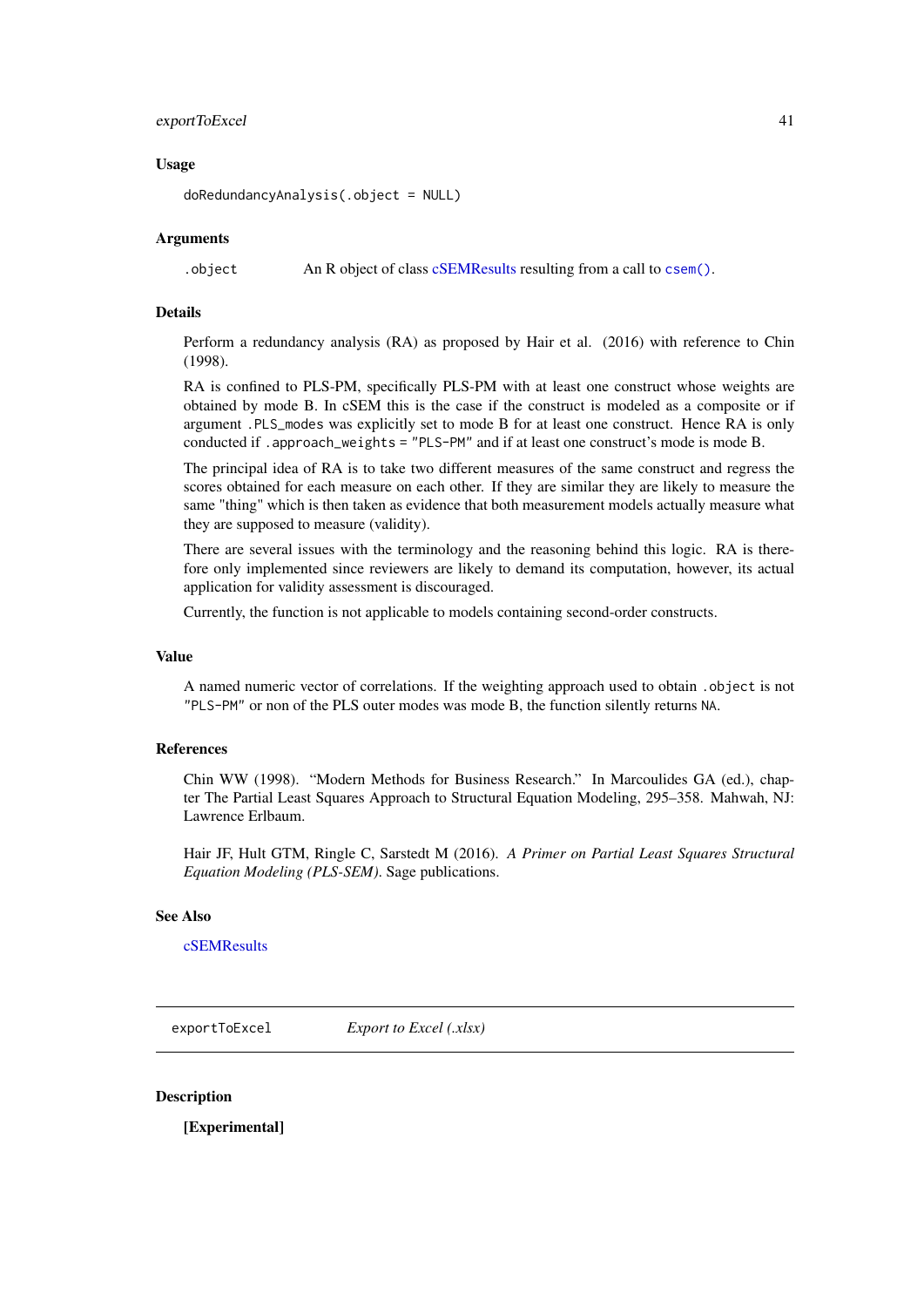### Usage

```
doRedundancyAnalysis(.object = NULL)
```

### Arguments

`.object` An R object of class cSEMResults resulting from a call to `csem()`.

### Details

Perform a redundancy analysis (RA) as proposed by Hair et al. (2016) with reference to Chin (1998).

RA is confined to PLS-PM, specifically PLS-PM with at least one construct whose weights are obtained by mode B. In cSEM this is the case if the construct is modeled as a composite or if argument `.PLS_modes` was explicitly set to mode B for at least one construct. Hence RA is only conducted if `.approach_weights = "PLS-PM"` and if at least one construct's mode is mode B.

The principal idea of RA is to take two different measures of the same construct and regress the scores obtained for each measure on each other. If they are similar they are likely to measure the same "thing" which is then taken as evidence that both measurement models actually measure what they are supposed to measure (validity).

There are several issues with the terminology and the reasoning behind this logic. RA is therefore only implemented since reviewers are likely to demand its computation, however, its actual application for validity assessment is discouraged.

Currently, the function is not applicable to models containing second-order constructs.

### Value

A named numeric vector of correlations. If the weighting approach used to obtain `.object` is not `"PLS-PM"` or non of the PLS outer modes was mode B, the function silently returns `NA`.

### References

Chin WW (1998). "Modern Methods for Business Research." In Marcoulides GA (ed.), chapter The Partial Least Squares Approach to Structural Equation Modeling, 295–358. Mahwah, NJ: Lawrence Erlbaum.

Hair JF, Hult GTM, Ringle C, Sarstedt M (2016). *A Primer on Partial Least Squares Structural Equation Modeling (PLS-SEM)*. Sage publications.

### See Also

cSEMResults

---

## exportToExcel *Export to Excel (.xlsx)*

### Description

**[Experimental]**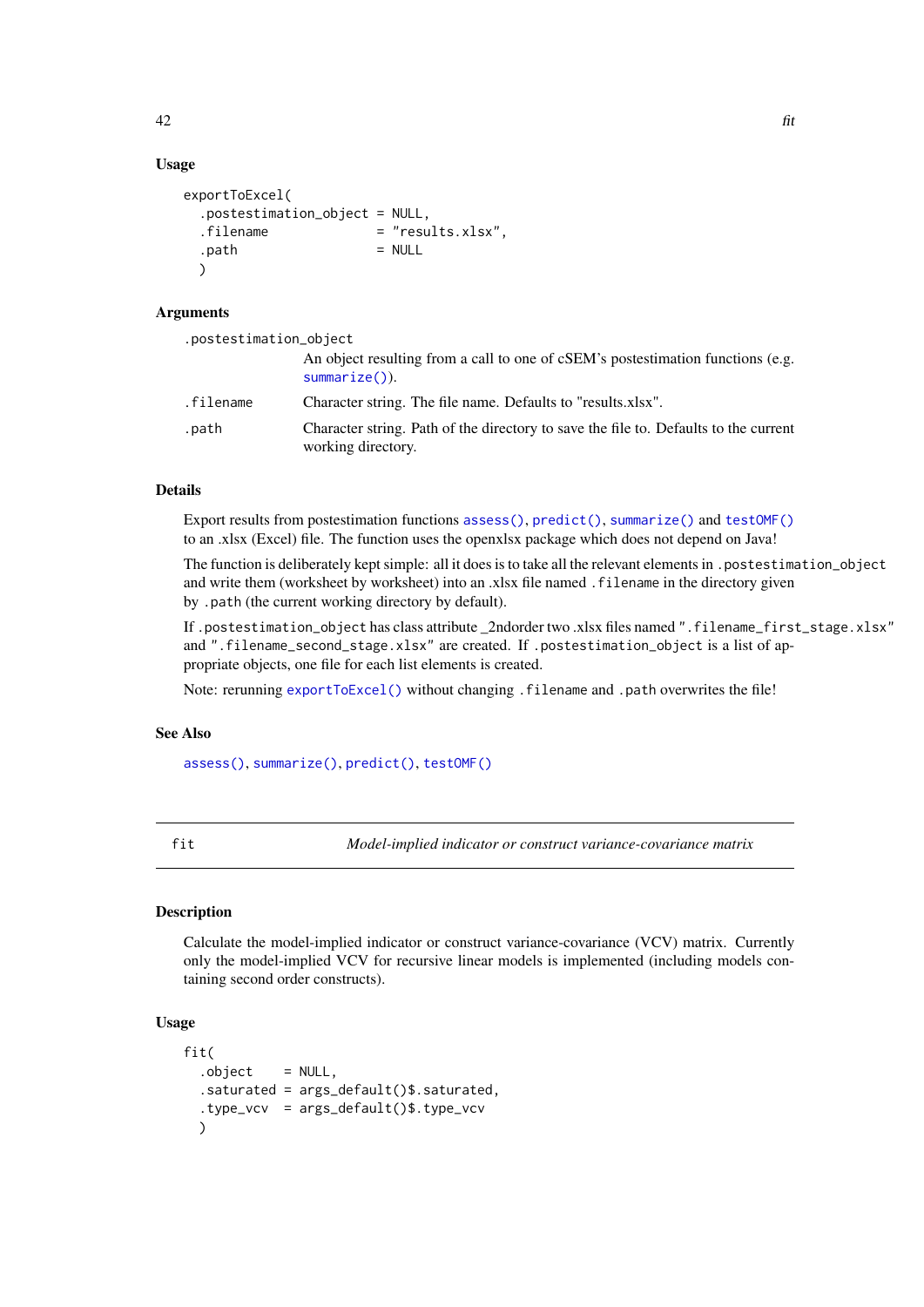### Usage

```
exportToExcel(
  .postestimation_object = NULL,
  .filename              = "results.xlsx",
  .path                  = NULL
  )
```

### Arguments

.postestimation_object
: An object resulting from a call to one of cSEM's postestimation functions (e.g. summarize()).

.filename
: Character string. The file name. Defaults to "results.xlsx".

.path
: Character string. Path of the directory to save the file to. Defaults to the current working directory.

### Details

Export results from postestimation functions assess(), predict(), summarize() and testOMF() to an .xlsx (Excel) file. The function uses the openxlsx package which does not depend on Java!

The function is deliberately kept simple: all it does is to take all the relevant elements in .postestimation_object and write them (worksheet by worksheet) into an .xlsx file named .filename in the directory given by .path (the current working directory by default).

If .postestimation_object has class attribute _2ndorder two .xlsx files named ".filename_first_stage.xlsx" and ".filename_second_stage.xlsx" are created. If .postestimation_object is a list of appropriate objects, one file for each list elements is created.

Note: rerunning exportToExcel() without changing .filename and .path overwrites the file!

### See Also

assess(), summarize(), predict(), testOMF()

---

## fit — *Model-implied indicator or construct variance-covariance matrix*

### Description

Calculate the model-implied indicator or construct variance-covariance (VCV) matrix. Currently only the model-implied VCV for recursive linear models is implemented (including models containing second order constructs).

### Usage

```
fit(
  .object    = NULL,
  .saturated = args_default()$.saturated,
  .type_vcv  = args_default()$.type_vcv
  )
```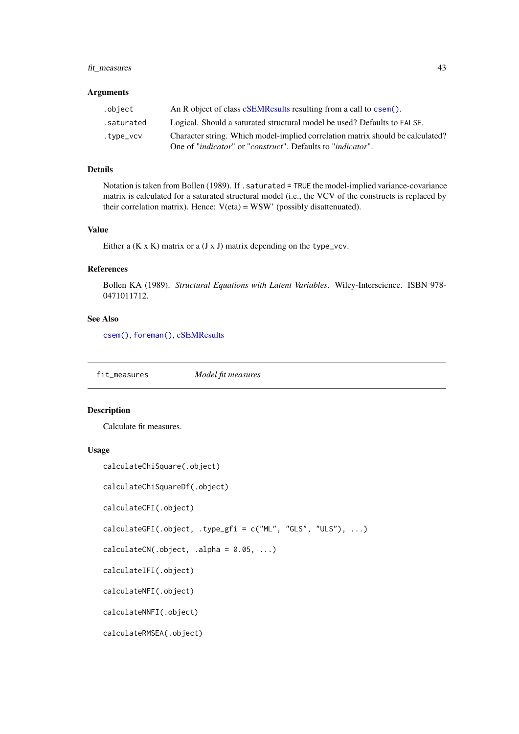### Arguments

| | |
|---|---|
| `.object` | An R object of class cSEMResults resulting from a call to `csem()`. |
| `.saturated` | Logical. Should a saturated structural model be used? Defaults to `FALSE`. |
| `.type_vcv` | Character string. Which model-implied correlation matrix should be calculated? One of "*indicator*" or "*construct*". Defaults to "*indicator*". |

### Details

Notation is taken from Bollen (1989). If `.saturated = TRUE` the model-implied variance-covariance matrix is calculated for a saturated structural model (i.e., the VCV of the constructs is replaced by their correlation matrix). Hence: V(eta) = WSW' (possibly disattenuated).

### Value

Either a (K x K) matrix or a (J x J) matrix depending on the `type_vcv`.

### References

Bollen KA (1989). *Structural Equations with Latent Variables*. Wiley-Interscience. ISBN 978-0471011712.

### See Also

`csem()`, `foreman()`, cSEMResults

---

## fit_measures *Model fit measures*

### Description

Calculate fit measures.

### Usage

```
calculateChiSquare(.object)

calculateChiSquareDf(.object)

calculateCFI(.object)

calculateGFI(.object, .type_gfi = c("ML", "GLS", "ULS"), ...)

calculateCN(.object, .alpha = 0.05, ...)

calculateIFI(.object)

calculateNFI(.object)

calculateNNFI(.object)

calculateRMSEA(.object)
```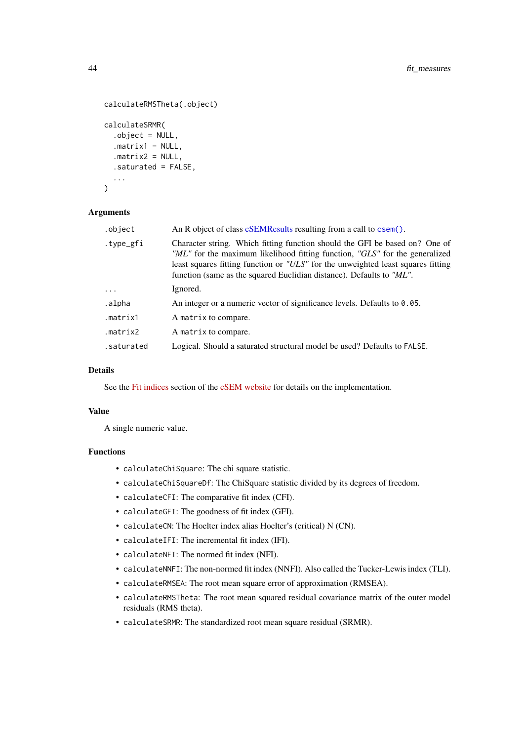```
calculateRMSTheta(.object)

calculateSRMR(
  .object = NULL,
  .matrix1 = NULL,
  .matrix2 = NULL,
  .saturated = FALSE,
  ...
)
```

### Arguments

| | |
|---|---|
| `.object` | An R object of class cSEMResults resulting from a call to `csem()`. |
| `.type_gfi` | Character string. Which fitting function should the GFI be based on? One of *"ML"* for the maximum likelihood fitting function, *"GLS"* for the generalized least squares fitting function or *"ULS"* for the unweighted least squares fitting function (same as the squared Euclidian distance). Defaults to *"ML"*. |
| `...` | Ignored. |
| `.alpha` | An integer or a numeric vector of significance levels. Defaults to `0.05`. |
| `.matrix1` | A `matrix` to compare. |
| `.matrix2` | A `matrix` to compare. |
| `.saturated` | Logical. Should a saturated structural model be used? Defaults to `FALSE`. |

### Details

See the Fit indices section of the cSEM website for details on the implementation.

### Value

A single numeric value.

### Functions

- `calculateChiSquare`: The chi square statistic.
- `calculateChiSquareDf`: The ChiSquare statistic divided by its degrees of freedom.
- `calculateCFI`: The comparative fit index (CFI).
- `calculateGFI`: The goodness of fit index (GFI).
- `calculateCN`: The Hoelter index alias Hoelter's (critical) N (CN).
- `calculateIFI`: The incremental fit index (IFI).
- `calculateNFI`: The normed fit index (NFI).
- `calculateNNFI`: The non-normed fit index (NNFI). Also called the Tucker-Lewis index (TLI).
- `calculateRMSEA`: The root mean square error of approximation (RMSEA).
- `calculateRMSTheta`: The root mean squared residual covariance matrix of the outer model residuals (RMS theta).
- `calculateSRMR`: The standardized root mean square residual (SRMR).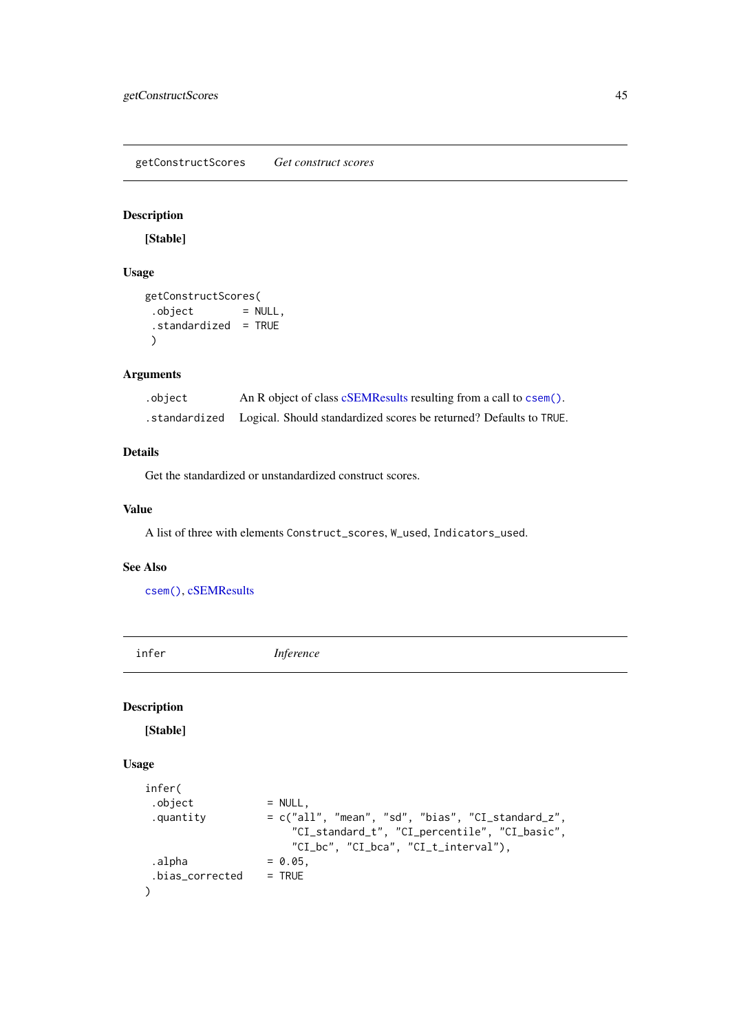## getConstructScores    *Get construct scores*

### Description

**[Stable]**

### Usage

```
getConstructScores(
 .object        = NULL,
 .standardized  = TRUE
 )
```

### Arguments

| | |
|---|---|
| `.object` | An R object of class cSEMResults resulting from a call to `csem()`. |
| `.standardized` | Logical. Should standardized scores be returned? Defaults to `TRUE`. |

### Details

Get the standardized or unstandardized construct scores.

### Value

A list of three with elements `Construct_scores`, `W_used`, `Indicators_used`.

### See Also

`csem()`, cSEMResults

## infer    *Inference*

### Description

**[Stable]**

### Usage

```
infer(
 .object            = NULL,
 .quantity          = c("all", "mean", "sd", "bias", "CI_standard_z",
                        "CI_standard_t", "CI_percentile", "CI_basic",
                        "CI_bc", "CI_bca", "CI_t_interval"),
 .alpha             = 0.05,
 .bias_corrected    = TRUE
)
```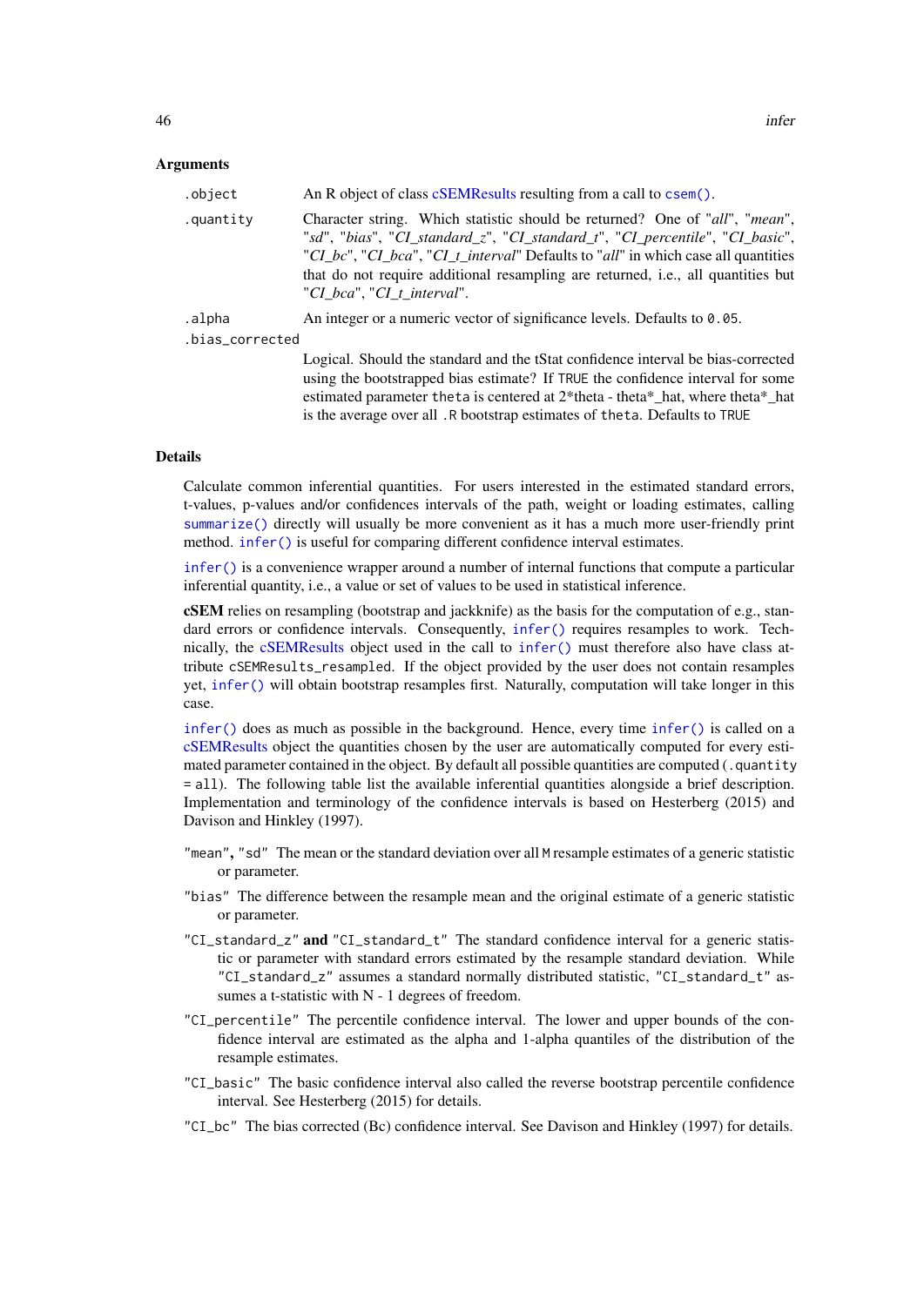### Arguments

| | |
|---|---|
| `.object` | An R object of class cSEMResults resulting from a call to `csem()`. |
| `.quantity` | Character string. Which statistic should be returned? One of "*all*", "*mean*", "*sd*", "*bias*", "*CI_standard_z*", "*CI_standard_t*", "*CI_percentile*", "*CI_basic*", "*CI_bc*", "*CI_bca*", "*CI_t_interval*" Defaults to "*all*" in which case all quantities that do not require additional resampling are returned, i.e., all quantities but "*CI_bca*", "*CI_t_interval*". |
| `.alpha` | An integer or a numeric vector of significance levels. Defaults to `0.05`. |
| `.bias_corrected` | Logical. Should the standard and the tStat confidence interval be bias-corrected using the bootstrapped bias estimate? If `TRUE` the confidence interval for some estimated parameter `theta` is centered at 2*theta - theta*_hat, where theta*_hat is the average over all `.R` bootstrap estimates of `theta`. Defaults to `TRUE` |

### Details

Calculate common inferential quantities. For users interested in the estimated standard errors, t-values, p-values and/or confidences intervals of the path, weight or loading estimates, calling `summarize()` directly will usually be more convenient as it has a much more user-friendly print method. `infer()` is useful for comparing different confidence interval estimates.

`infer()` is a convenience wrapper around a number of internal functions that compute a particular inferential quantity, i.e., a value or set of values to be used in statistical inference.

**cSEM** relies on resampling (bootstrap and jackknife) as the basis for the computation of e.g., standard errors or confidence intervals. Consequently, `infer()` requires resamples to work. Technically, the cSEMResults object used in the call to `infer()` must therefore also have class attribute `cSEMResults_resampled`. If the object provided by the user does not contain resamples yet, `infer()` will obtain bootstrap resamples first. Naturally, computation will take longer in this case.

`infer()` does as much as possible in the background. Hence, every time `infer()` is called on a cSEMResults object the quantities chosen by the user are automatically computed for every estimated parameter contained in the object. By default all possible quantities are computed (`.quantity = all`). The following table list the available inferential quantities alongside a brief description. Implementation and terminology of the confidence intervals is based on Hesterberg (2015) and Davison and Hinkley (1997).

`"mean"`, `"sd"` The mean or the standard deviation over all `M` resample estimates of a generic statistic or parameter.

`"bias"` The difference between the resample mean and the original estimate of a generic statistic or parameter.

`"CI_standard_z"` **and** `"CI_standard_t"` The standard confidence interval for a generic statistic or parameter with standard errors estimated by the resample standard deviation. While `"CI_standard_z"` assumes a standard normally distributed statistic, `"CI_standard_t"` assumes a t-statistic with N - 1 degrees of freedom.

`"CI_percentile"` The percentile confidence interval. The lower and upper bounds of the confidence interval are estimated as the alpha and 1-alpha quantiles of the distribution of the resample estimates.

`"CI_basic"` The basic confidence interval also called the reverse bootstrap percentile confidence interval. See Hesterberg (2015) for details.

`"CI_bc"` The bias corrected (Bc) confidence interval. See Davison and Hinkley (1997) for details.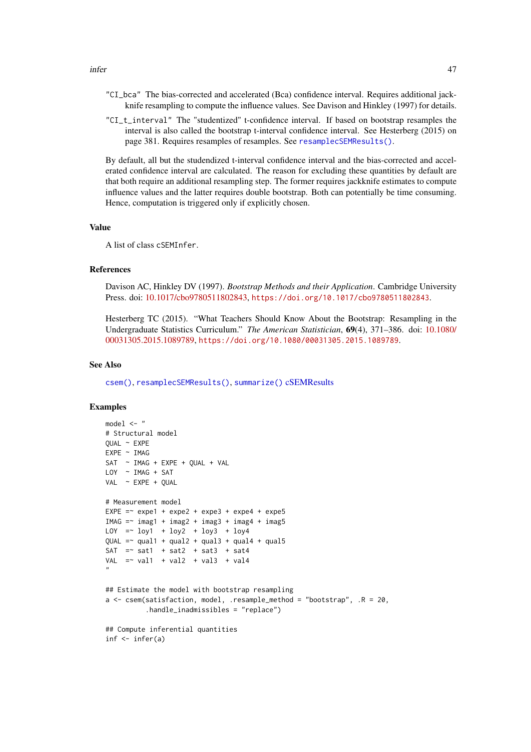"CI_bca" The bias-corrected and accelerated (Bca) confidence interval. Requires additional jackknife resampling to compute the influence values. See Davison and Hinkley (1997) for details.

"CI_t_interval" The "studentized" t-confidence interval. If based on bootstrap resamples the interval is also called the bootstrap t-interval confidence interval. See Hesterberg (2015) on page 381. Requires resamples of resamples. See `resamplecSEMResults()`.

By default, all but the studendized t-interval confidence interval and the bias-corrected and accelerated confidence interval are calculated. The reason for excluding these quantities by default are that both require an additional resampling step. The former requires jackknife estimates to compute influence values and the latter requires double bootstrap. Both can potentially be time consuming. Hence, computation is triggered only if explicitly chosen.

### Value

A list of class `cSEMInfer`.

### References

Davison AC, Hinkley DV (1997). *Bootstrap Methods and their Application*. Cambridge University Press. doi: 10.1017/cbo9780511802843, https://doi.org/10.1017/cbo9780511802843.

Hesterberg TC (2015). "What Teachers Should Know About the Bootstrap: Resampling in the Undergraduate Statistics Curriculum." *The American Statistician*, **69**(4), 371–386. doi: 10.1080/00031305.2015.1089789, https://doi.org/10.1080/00031305.2015.1089789.

### See Also

`csem()`, `resamplecSEMResults()`, `summarize()` cSEMResults

### Examples

```
model <- "
# Structural model
QUAL ~ EXPE
EXPE ~ IMAG
SAT  ~ IMAG + EXPE + QUAL + VAL
LOY  ~ IMAG + SAT
VAL  ~ EXPE + QUAL

# Measurement model
EXPE =~ expe1 + expe2 + expe3 + expe4 + expe5
IMAG =~ imag1 + imag2 + imag3 + imag4 + imag5
LOY  =~ loy1  + loy2  + loy3  + loy4
QUAL =~ qual1 + qual2 + qual3 + qual4 + qual5
SAT  =~ sat1  + sat2  + sat3  + sat4
VAL  =~ val1  + val2  + val3  + val4
"

## Estimate the model with bootstrap resampling
a <- csem(satisfaction, model, .resample_method = "bootstrap", .R = 20,
          .handle_inadmissibles = "replace")

## Compute inferential quantities
inf <- infer(a)
```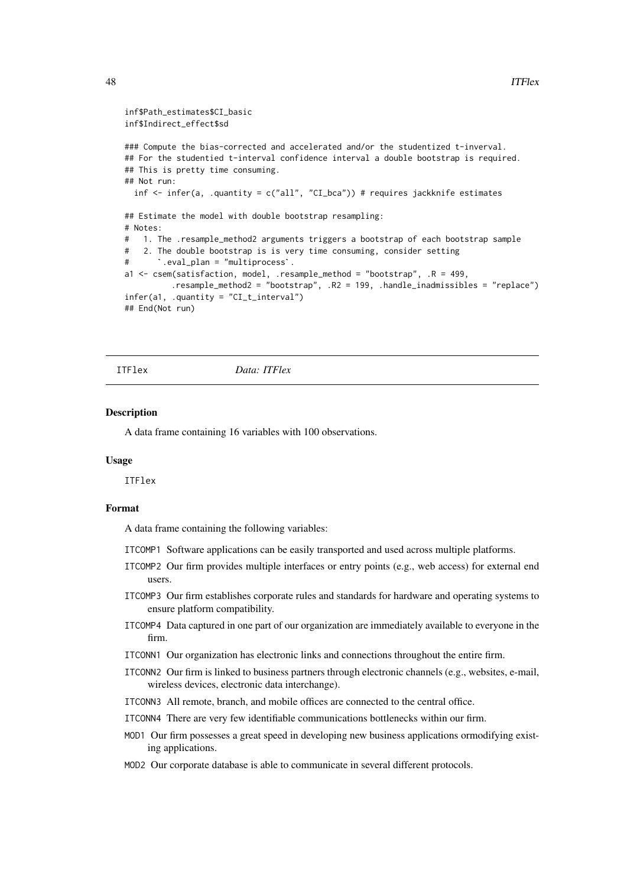```
inf$Path_estimates$CI_basic
inf$Indirect_effect$sd

### Compute the bias-corrected and accelerated and/or the studentized t-inverval.
## For the studentied t-interval confidence interval a double bootstrap is required.
## This is pretty time consuming.
## Not run:
  inf <- infer(a, .quantity = c("all", "CI_bca")) # requires jackknife estimates

## Estimate the model with double bootstrap resampling:
# Notes:
#   1. The .resample_method2 arguments triggers a bootstrap of each bootstrap sample
#   2. The double bootstrap is is very time consuming, consider setting
#      `.eval_plan = "multiprocess`.
a1 <- csem(satisfaction, model, .resample_method = "bootstrap", .R = 499,
          .resample_method2 = "bootstrap", .R2 = 199, .handle_inadmissibles = "replace")
infer(a1, .quantity = "CI_t_interval")
## End(Not run)
```

## ITFlex *Data: ITFlex*

### Description

A data frame containing 16 variables with 100 observations.

### Usage

ITFlex

### Format

A data frame containing the following variables:

- ITCOMP1 Software applications can be easily transported and used across multiple platforms.
- ITCOMP2 Our firm provides multiple interfaces or entry points (e.g., web access) for external end users.
- ITCOMP3 Our firm establishes corporate rules and standards for hardware and operating systems to ensure platform compatibility.
- ITCOMP4 Data captured in one part of our organization are immediately available to everyone in the firm.
- ITCONN1 Our organization has electronic links and connections throughout the entire firm.
- ITCONN2 Our firm is linked to business partners through electronic channels (e.g., websites, e-mail, wireless devices, electronic data interchange).
- ITCONN3 All remote, branch, and mobile offices are connected to the central office.
- ITCONN4 There are very few identifiable communications bottlenecks within our firm.
- MOD1 Our firm possesses a great speed in developing new business applications ormodifying existing applications.
- MOD2 Our corporate database is able to communicate in several different protocols.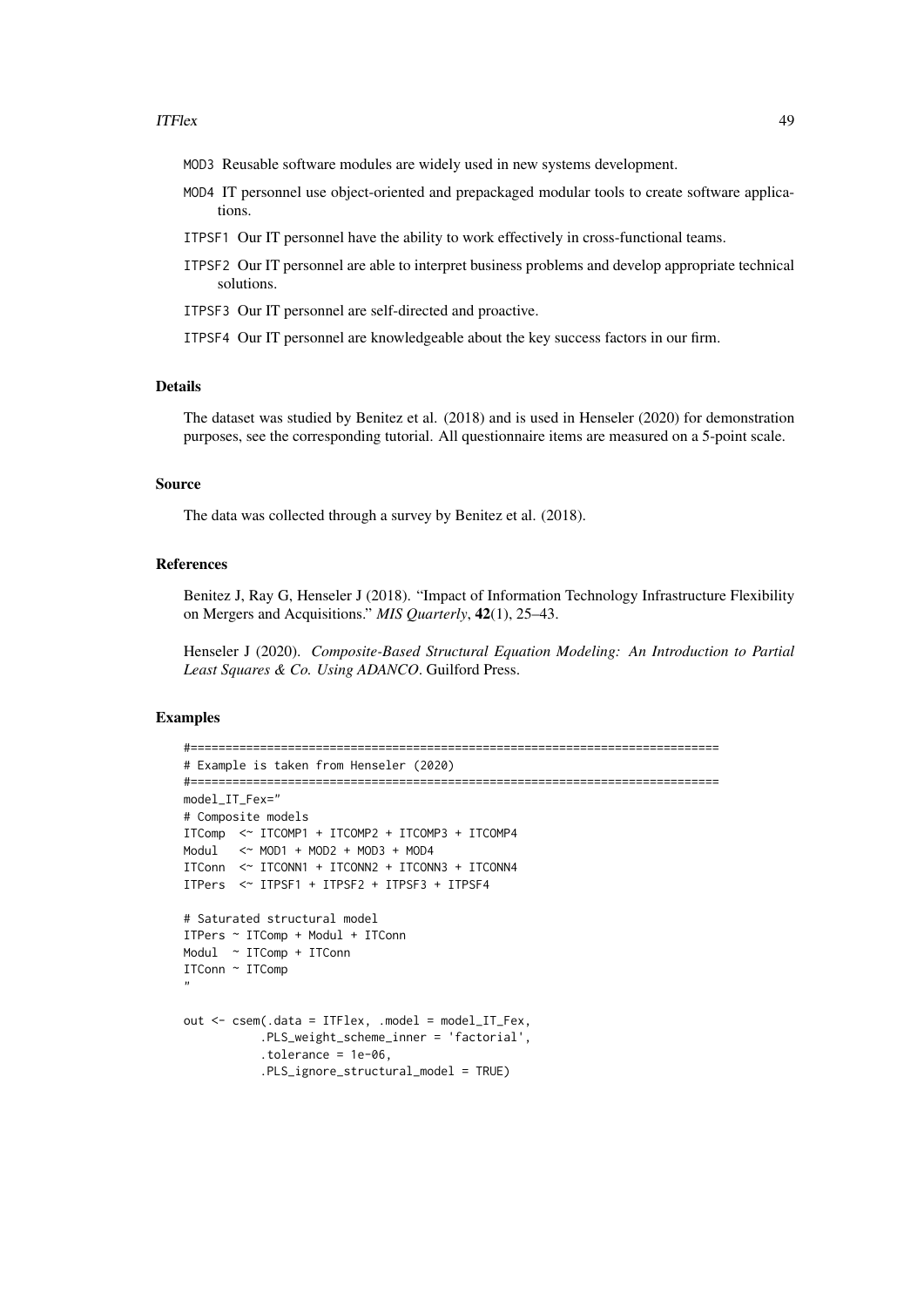MOD3 Reusable software modules are widely used in new systems development.

MOD4 IT personnel use object-oriented and prepackaged modular tools to create software applications.

ITPSF1 Our IT personnel have the ability to work effectively in cross-functional teams.

ITPSF2 Our IT personnel are able to interpret business problems and develop appropriate technical solutions.

ITPSF3 Our IT personnel are self-directed and proactive.

ITPSF4 Our IT personnel are knowledgeable about the key success factors in our firm.

### Details

The dataset was studied by Benitez et al. (2018) and is used in Henseler (2020) for demonstration purposes, see the corresponding tutorial. All questionnaire items are measured on a 5-point scale.

### Source

The data was collected through a survey by Benitez et al. (2018).

### References

Benitez J, Ray G, Henseler J (2018). "Impact of Information Technology Infrastructure Flexibility on Mergers and Acquisitions." *MIS Quarterly*, **42**(1), 25–43.

Henseler J (2020). *Composite-Based Structural Equation Modeling: An Introduction to Partial Least Squares & Co. Using ADANCO*. Guilford Press.

### Examples

```
#============================================================================
# Example is taken from Henseler (2020)
#============================================================================
model_IT_Fex="
# Composite models
ITComp  <~ ITCOMP1 + ITCOMP2 + ITCOMP3 + ITCOMP4
Modul   <~ MOD1 + MOD2 + MOD3 + MOD4
ITConn  <~ ITCONN1 + ITCONN2 + ITCONN3 + ITCONN4
ITPers  <~ ITPSF1 + ITPSF2 + ITPSF3 + ITPSF4

# Saturated structural model
ITPers ~ ITComp + Modul + ITConn
Modul  ~ ITComp + ITConn
ITConn ~ ITComp
"

out <- csem(.data = ITFlex, .model = model_IT_Fex,
           .PLS_weight_scheme_inner = 'factorial',
           .tolerance = 1e-06,
           .PLS_ignore_structural_model = TRUE)
```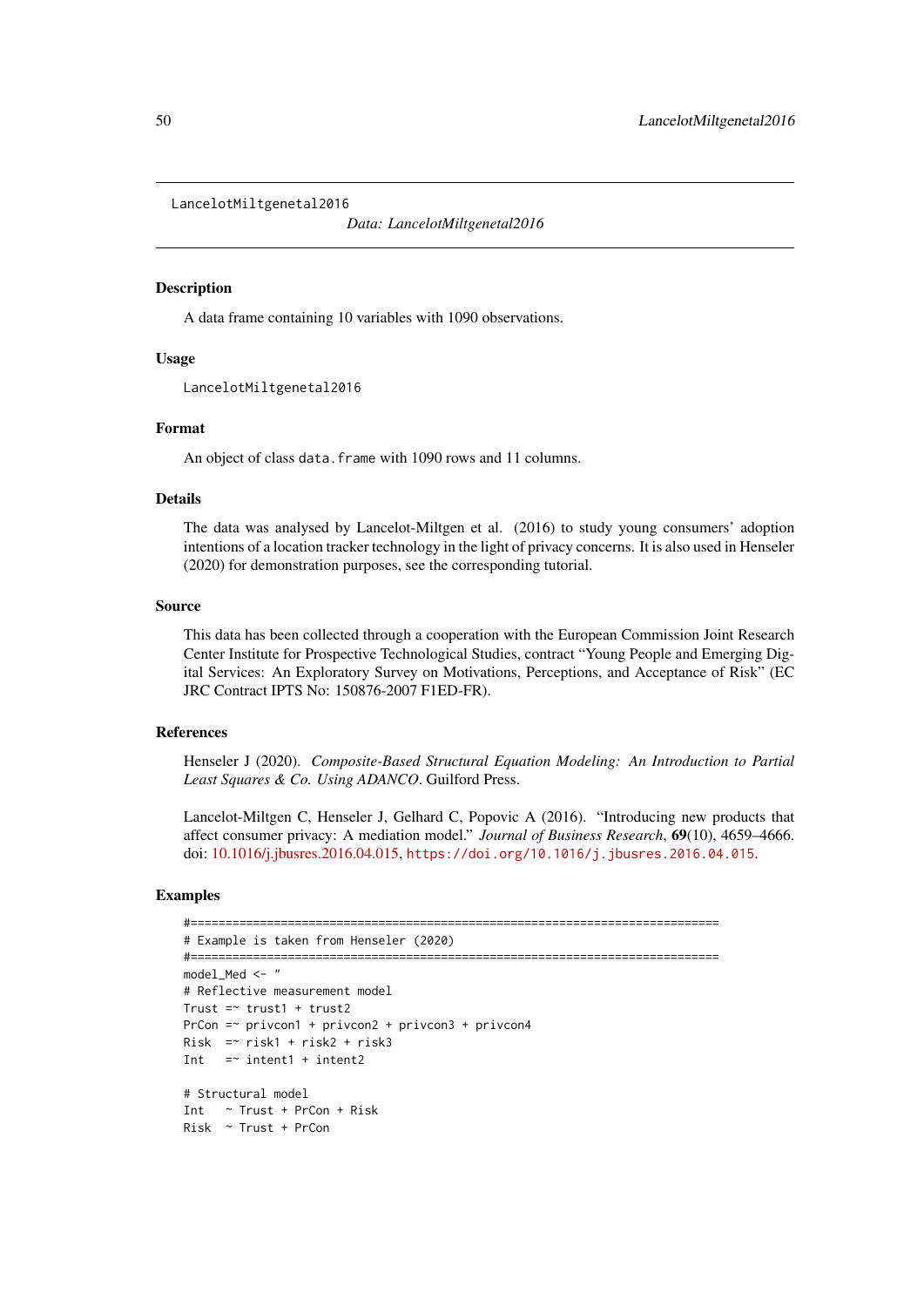LancelotMiltgenetal2016

*Data: LancelotMiltgenetal2016*

### Description

A data frame containing 10 variables with 1090 observations.

### Usage

```
LancelotMiltgenetal2016
```

### Format

An object of class `data.frame` with 1090 rows and 11 columns.

### Details

The data was analysed by Lancelot-Miltgen et al. (2016) to study young consumers' adoption intentions of a location tracker technology in the light of privacy concerns. It is also used in Henseler (2020) for demonstration purposes, see the corresponding tutorial.

### Source

This data has been collected through a cooperation with the European Commission Joint Research Center Institute for Prospective Technological Studies, contract "Young People and Emerging Digital Services: An Exploratory Survey on Motivations, Perceptions, and Acceptance of Risk" (EC JRC Contract IPTS No: 150876-2007 F1ED-FR).

### References

Henseler J (2020). *Composite-Based Structural Equation Modeling: An Introduction to Partial Least Squares & Co. Using ADANCO*. Guilford Press.

Lancelot-Miltgen C, Henseler J, Gelhard C, Popovic A (2016). "Introducing new products that affect consumer privacy: A mediation model." *Journal of Business Research*, **69**(10), 4659–4666. doi: 10.1016/j.jbusres.2016.04.015, https://doi.org/10.1016/j.jbusres.2016.04.015.

### Examples

```
#============================================================================
# Example is taken from Henseler (2020)
#============================================================================
model_Med <- "
# Reflective measurement model
Trust =~ trust1 + trust2
PrCon =~ privcon1 + privcon2 + privcon3 + privcon4
Risk  =~ risk1 + risk2 + risk3
Int   =~ intent1 + intent2

# Structural model
Int   ~ Trust + PrCon + Risk
Risk  ~ Trust + PrCon
```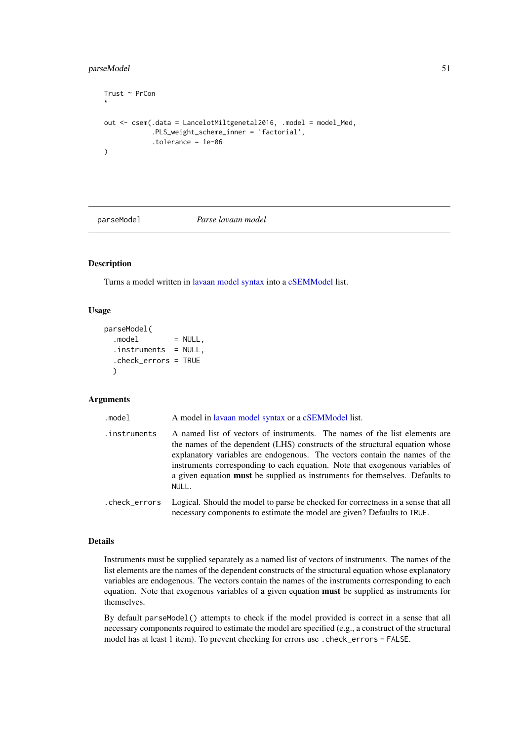```
Trust ~ PrCon
"

out <- csem(.data = LancelotMiltgenetal2016, .model = model_Med,
            .PLS_weight_scheme_inner = 'factorial',
            .tolerance = 1e-06
)
```

---

parseModel *Parse lavaan model*

---

### Description

Turns a model written in lavaan model syntax into a cSEMModel list.

### Usage

```
parseModel(
  .model        = NULL,
  .instruments  = NULL,
  .check_errors = TRUE
  )
```

### Arguments

| | |
|---|---|
| `.model` | A model in lavaan model syntax or a cSEMModel list. |
| `.instruments` | A named list of vectors of instruments. The names of the list elements are the names of the dependent (LHS) constructs of the structural equation whose explanatory variables are endogenous. The vectors contain the names of the instruments corresponding to each equation. Note that exogenous variables of a given equation **must** be supplied as instruments for themselves. Defaults to `NULL`. |
| `.check_errors` | Logical. Should the model to parse be checked for correctness in a sense that all necessary components to estimate the model are given? Defaults to `TRUE`. |

### Details

Instruments must be supplied separately as a named list of vectors of instruments. The names of the list elements are the names of the dependent constructs of the structural equation whose explanatory variables are endogenous. The vectors contain the names of the instruments corresponding to each equation. Note that exogenous variables of a given equation **must** be supplied as instruments for themselves.

By default `parseModel()` attempts to check if the model provided is correct in a sense that all necessary components required to estimate the model are specified (e.g., a construct of the structural model has at least 1 item). To prevent checking for errors use `.check_errors = FALSE`.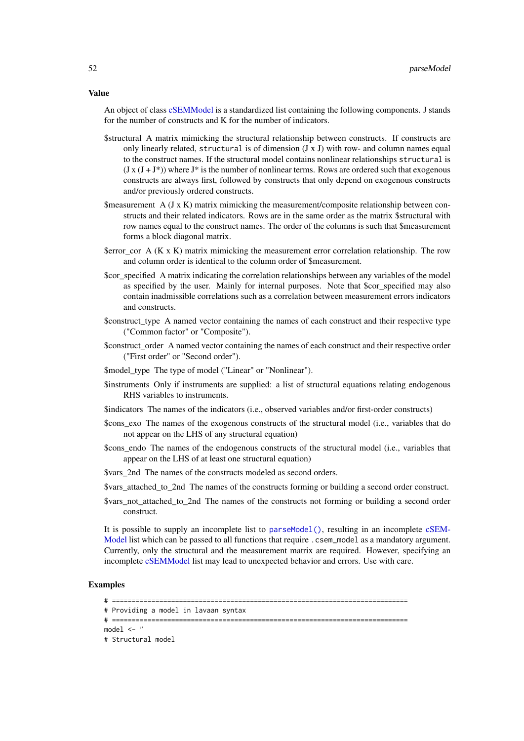### Value

An object of class cSEMModel is a standardized list containing the following components. J stands for the number of constructs and K for the number of indicators.

$structural A matrix mimicking the structural relationship between constructs. If constructs are only linearly related, `structural` is of dimension (J x J) with row- and column names equal to the construct names. If the structural model contains nonlinear relationships `structural` is (J x (J + J*)) where J* is the number of nonlinear terms. Rows are ordered such that exogenous constructs are always first, followed by constructs that only depend on exogenous constructs and/or previously ordered constructs.

$measurement A (J x K) matrix mimicking the measurement/composite relationship between constructs and their related indicators. Rows are in the same order as the matrix $structural with row names equal to the construct names. The order of the columns is such that $measurement forms a block diagonal matrix.

$error_cor A (K x K) matrix mimicking the measurement error correlation relationship. The row and column order is identical to the column order of $measurement.

$cor_specified A matrix indicating the correlation relationships between any variables of the model as specified by the user. Mainly for internal purposes. Note that $cor_specified may also contain inadmissible correlations such as a correlation between measurement errors indicators and constructs.

$construct_type A named vector containing the names of each construct and their respective type ("Common factor" or "Composite").

$construct_order A named vector containing the names of each construct and their respective order ("First order" or "Second order").

$model_type The type of model ("Linear" or "Nonlinear").

$instruments Only if instruments are supplied: a list of structural equations relating endogenous RHS variables to instruments.

$indicators The names of the indicators (i.e., observed variables and/or first-order constructs)

$cons_exo The names of the exogenous constructs of the structural model (i.e., variables that do not appear on the LHS of any structural equation)

$cons_endo The names of the endogenous constructs of the structural model (i.e., variables that appear on the LHS of at least one structural equation)

$vars_2nd The names of the constructs modeled as second orders.

$vars_attached_to_2nd The names of the constructs forming or building a second order construct.

$vars_not_attached_to_2nd The names of the constructs not forming or building a second order construct.

It is possible to supply an incomplete list to `parseModel()`, resulting in an incomplete cSEMModel list which can be passed to all functions that require `.csem_model` as a mandatory argument. Currently, only the structural and the measurement matrix are required. However, specifying an incomplete cSEMModel list may lead to unexpected behavior and errors. Use with care.

### Examples

```
# ===========================================================================
# Providing a model in lavaan syntax
# ===========================================================================
model <- "
# Structural model
```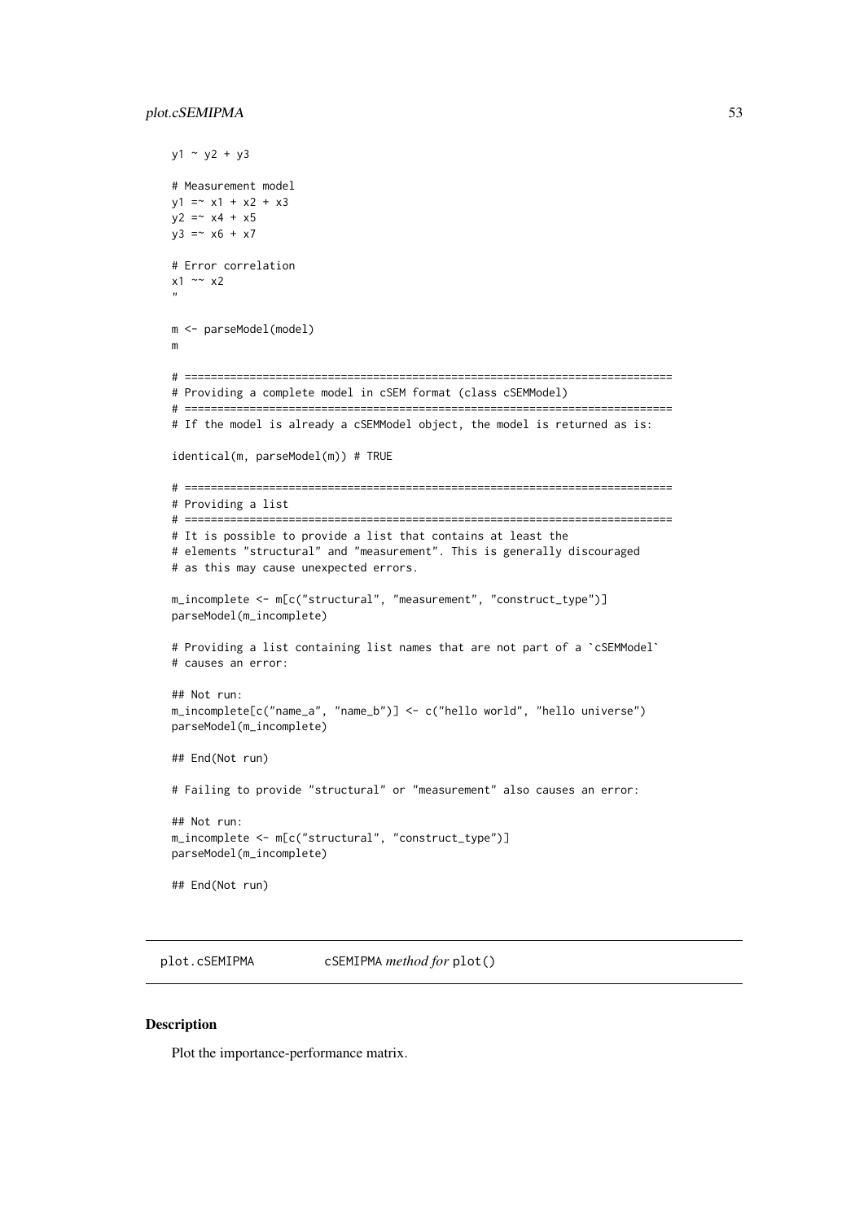```
y1 ~ y2 + y3

# Measurement model
y1 =~ x1 + x2 + x3
y2 =~ x4 + x5
y3 =~ x6 + x7

# Error correlation
x1 ~~ x2
"

m <- parseModel(model)
m

# ===========================================================================
# Providing a complete model in cSEM format (class cSEMModel)
# ===========================================================================
# If the model is already a cSEMModel object, the model is returned as is:

identical(m, parseModel(m)) # TRUE

# ===========================================================================
# Providing a list
# ===========================================================================
# It is possible to provide a list that contains at least the
# elements "structural" and "measurement". This is generally discouraged
# as this may cause unexpected errors.

m_incomplete <- m[c("structural", "measurement", "construct_type")]
parseModel(m_incomplete)

# Providing a list containing list names that are not part of a `cSEMModel`
# causes an error:

## Not run:
m_incomplete[c("name_a", "name_b")] <- c("hello world", "hello universe")
parseModel(m_incomplete)

## End(Not run)

# Failing to provide "structural" or "measurement" also causes an error:

## Not run:
m_incomplete <- m[c("structural", "construct_type")]
parseModel(m_incomplete)

## End(Not run)
```

---

## plot.cSEMIPMA — cSEMIPMA *method for* `plot()`

### Description

Plot the importance-performance matrix.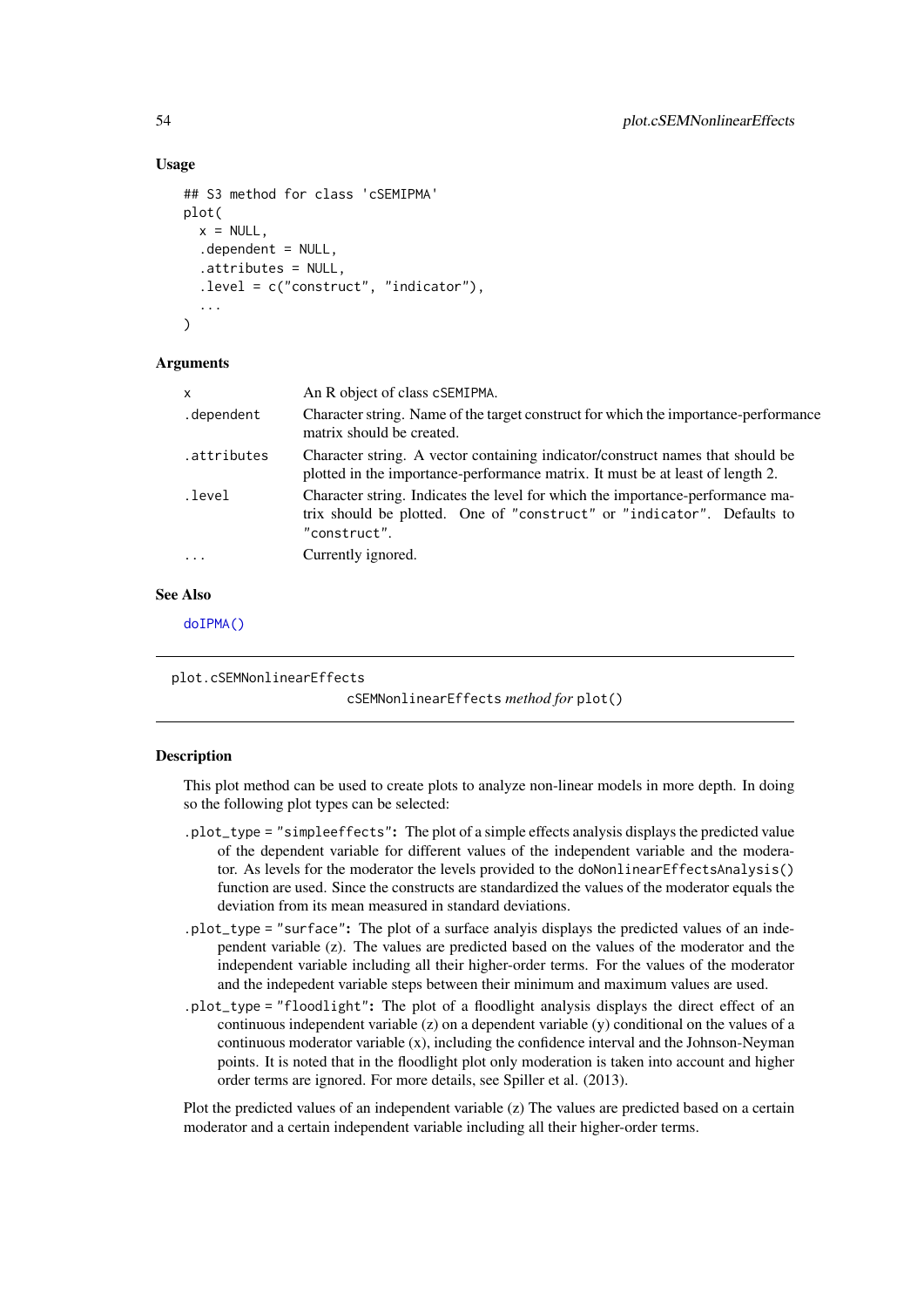### Usage

```
## S3 method for class 'cSEMIPMA'
plot(
  x = NULL,
  .dependent = NULL,
  .attributes = NULL,
  .level = c("construct", "indicator"),
  ...
)
```

### Arguments

| | |
|---|---|
| x | An R object of class cSEMIPMA. |
| .dependent | Character string. Name of the target construct for which the importance-performance matrix should be created. |
| .attributes | Character string. A vector containing indicator/construct names that should be plotted in the importance-performance matrix. It must be at least of length 2. |
| .level | Character string. Indicates the level for which the importance-performance matrix should be plotted. One of "construct" or "indicator". Defaults to "construct". |
| ... | Currently ignored. |

### See Also

doIPMA()

---

## plot.cSEMNonlinearEffects

*cSEMNonlinearEffects method for plot()*

---

### Description

This plot method can be used to create plots to analyze non-linear models in more depth. In doing so the following plot types can be selected:

- `.plot_type = "simpleeffects"`**:** The plot of a simple effects analysis displays the predicted value of the dependent variable for different values of the independent variable and the moderator. As levels for the moderator the levels provided to the `doNonlinearEffectsAnalysis()` function are used. Since the constructs are standardized the values of the moderator equals the deviation from its mean measured in standard deviations.
- `.plot_type = "surface"`**:** The plot of a surface analyis displays the predicted values of an independent variable (z). The values are predicted based on the values of the moderator and the independent variable including all their higher-order terms. For the values of the moderator and the indepedent variable steps between their minimum and maximum values are used.
- `.plot_type = "floodlight"`**:** The plot of a floodlight analysis displays the direct effect of an continuous independent variable (z) on a dependent variable (y) conditional on the values of a continuous moderator variable (x), including the confidence interval and the Johnson-Neyman points. It is noted that in the floodlight plot only moderation is taken into account and higher order terms are ignored. For more details, see Spiller et al. (2013).

Plot the predicted values of an independent variable (z) The values are predicted based on a certain moderator and a certain independent variable including all their higher-order terms.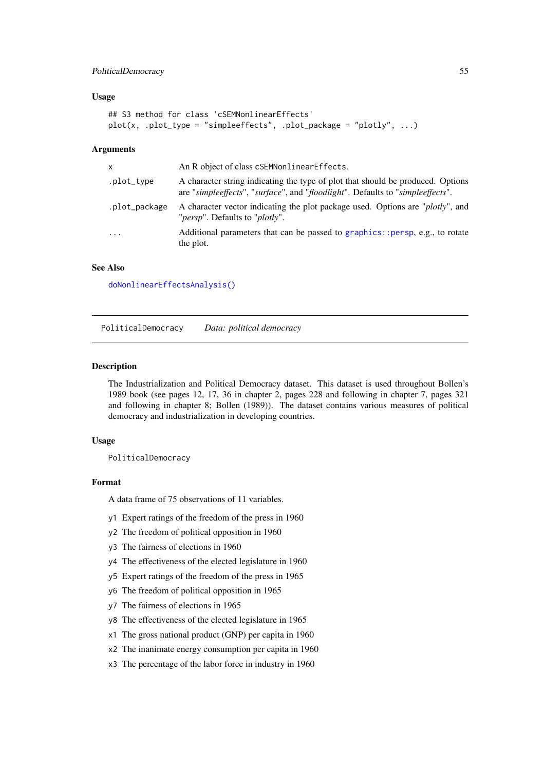### Usage

```
## S3 method for class 'cSEMNonlinearEffects'
plot(x, .plot_type = "simpleeffects", .plot_package = "plotly", ...)
```

### Arguments

| | |
|---|---|
| `x` | An R object of class `cSEMNonlinearEffects`. |
| `.plot_type` | A character string indicating the type of plot that should be produced. Options are "*simpleeffects*", "*surface*", and "*floodlight*". Defaults to "*simpleeffects*". |
| `.plot_package` | A character vector indicating the plot package used. Options are "*plotly*", and "*persp*". Defaults to "*plotly*". |
| `...` | Additional parameters that can be passed to `graphics::persp`, e.g., to rotate the plot. |

### See Also

`doNonlinearEffectsAnalysis()`

---

## PoliticalDemocracy — *Data: political democracy*

### Description

The Industrialization and Political Democracy dataset. This dataset is used throughout Bollen's 1989 book (see pages 12, 17, 36 in chapter 2, pages 228 and following in chapter 7, pages 321 and following in chapter 8; Bollen (1989)). The dataset contains various measures of political democracy and industrialization in developing countries.

### Usage

```
PoliticalDemocracy
```

### Format

A data frame of 75 observations of 11 variables.

- `y1` Expert ratings of the freedom of the press in 1960
- `y2` The freedom of political opposition in 1960
- `y3` The fairness of elections in 1960
- `y4` The effectiveness of the elected legislature in 1960
- `y5` Expert ratings of the freedom of the press in 1965
- `y6` The freedom of political opposition in 1965
- `y7` The fairness of elections in 1965
- `y8` The effectiveness of the elected legislature in 1965
- `x1` The gross national product (GNP) per capita in 1960
- `x2` The inanimate energy consumption per capita in 1960
- `x3` The percentage of the labor force in industry in 1960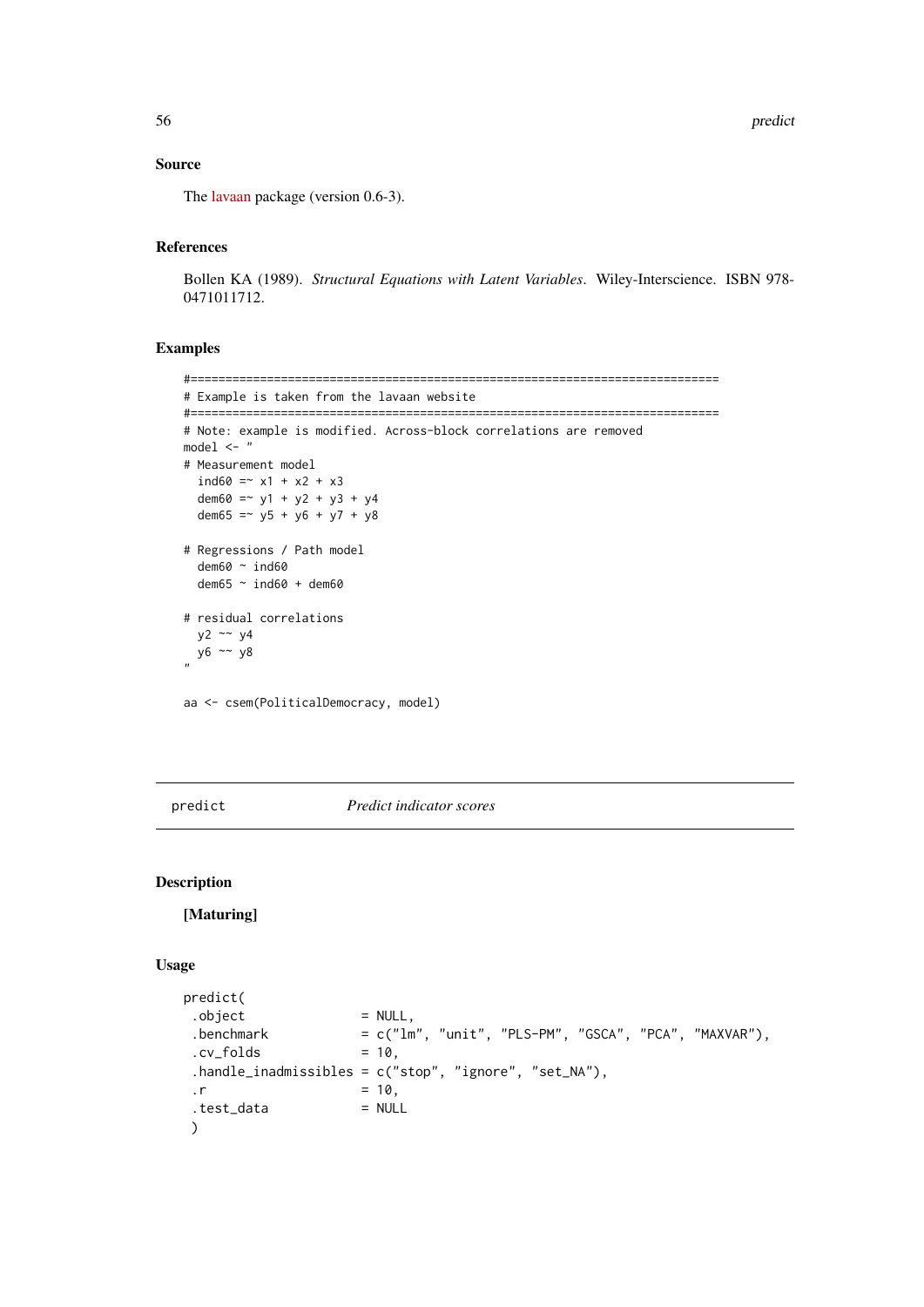### Source

The lavaan package (version 0.6-3).

### References

Bollen KA (1989). *Structural Equations with Latent Variables*. Wiley-Interscience. ISBN 978-0471011712.

### Examples

```
#============================================================================
# Example is taken from the lavaan website
#============================================================================
# Note: example is modified. Across-block correlations are removed
model <- "
# Measurement model
  ind60 =~ x1 + x2 + x3
  dem60 =~ y1 + y2 + y3 + y4
  dem65 =~ y5 + y6 + y7 + y8

# Regressions / Path model
  dem60 ~ ind60
  dem65 ~ ind60 + dem60

# residual correlations
  y2 ~~ y4
  y6 ~~ y8
"

aa <- csem(PoliticalDemocracy, model)
```

---

## predict    *Predict indicator scores*

### Description

**[Maturing]**

### Usage

```
predict(
 .object               = NULL,
 .benchmark            = c("lm", "unit", "PLS-PM", "GSCA", "PCA", "MAXVAR"),
 .cv_folds             = 10,
 .handle_inadmissibles = c("stop", "ignore", "set_NA"),
 .r                    = 10,
 .test_data            = NULL
 )
```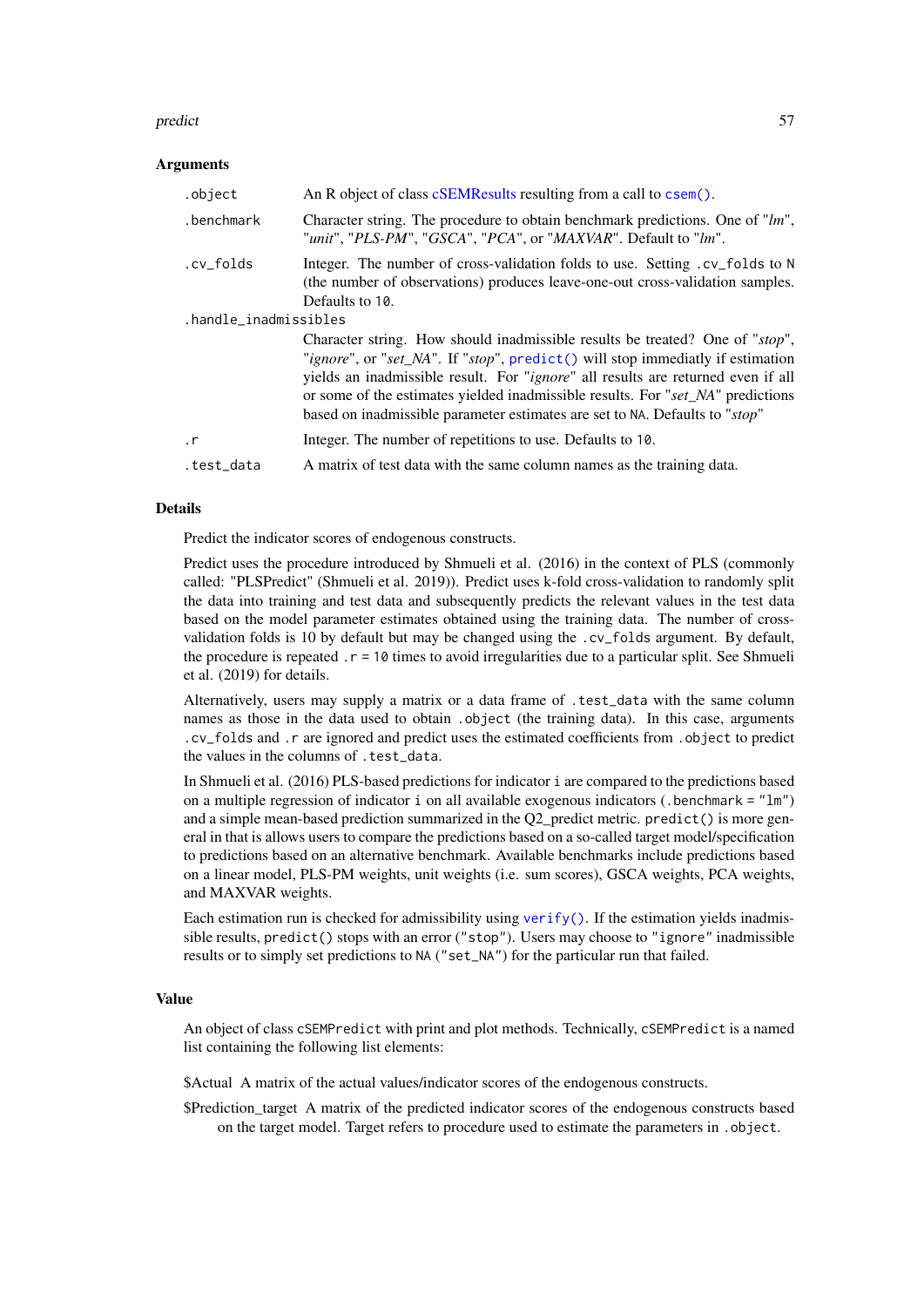### Arguments

| | |
|---|---|
| `.object` | An R object of class cSEMResults resulting from a call to `csem()`. |
| `.benchmark` | Character string. The procedure to obtain benchmark predictions. One of "*lm*", "*unit*", "*PLS-PM*", "*GSCA*", "*PCA*", or "*MAXVAR*". Default to "*lm*". |
| `.cv_folds` | Integer. The number of cross-validation folds to use. Setting `.cv_folds` to `N` (the number of observations) produces leave-one-out cross-validation samples. Defaults to `10`. |
| `.handle_inadmissibles` | Character string. How should inadmissible results be treated? One of "*stop*", "*ignore*", or "*set_NA*". If "*stop*", `predict()` will stop immediatly if estimation yields an inadmissible result. For "*ignore*" all results are returned even if all or some of the estimates yielded inadmissible results. For "*set_NA*" predictions based on inadmissible parameter estimates are set to `NA`. Defaults to "*stop*" |
| `.r` | Integer. The number of repetitions to use. Defaults to `10`. |
| `.test_data` | A matrix of test data with the same column names as the training data. |

### Details

Predict the indicator scores of endogenous constructs.

Predict uses the procedure introduced by Shmueli et al. (2016) in the context of PLS (commonly called: "PLSPredict" (Shmueli et al. 2019)). Predict uses k-fold cross-validation to randomly split the data into training and test data and subsequently predicts the relevant values in the test data based on the model parameter estimates obtained using the training data. The number of cross-validation folds is 10 by default but may be changed using the `.cv_folds` argument. By default, the procedure is repeated `.r = 10` times to avoid irregularities due to a particular split. See Shmueli et al. (2019) for details.

Alternatively, users may supply a matrix or a data frame of `.test_data` with the same column names as those in the data used to obtain `.object` (the training data). In this case, arguments `.cv_folds` and `.r` are ignored and predict uses the estimated coefficients from `.object` to predict the values in the columns of `.test_data`.

In Shmueli et al. (2016) PLS-based predictions for indicator `i` are compared to the predictions based on a multiple regression of indicator `i` on all available exogenous indicators (`.benchmark = "lm"`) and a simple mean-based prediction summarized in the Q2_predict metric. `predict()` is more general in that is allows users to compare the predictions based on a so-called target model/specification to predictions based on an alternative benchmark. Available benchmarks include predictions based on a linear model, PLS-PM weights, unit weights (i.e. sum scores), GSCA weights, PCA weights, and MAXVAR weights.

Each estimation run is checked for admissibility using `verify()`. If the estimation yields inadmissible results, `predict()` stops with an error (`"stop"`). Users may choose to `"ignore"` inadmissible results or to simply set predictions to `NA` (`"set_NA"`) for the particular run that failed.

### Value

An object of class `cSEMPredict` with print and plot methods. Technically, `cSEMPredict` is a named list containing the following list elements:

$Actual A matrix of the actual values/indicator scores of the endogenous constructs.

$Prediction_target A matrix of the predicted indicator scores of the endogenous constructs based on the target model. Target refers to procedure used to estimate the parameters in `.object`.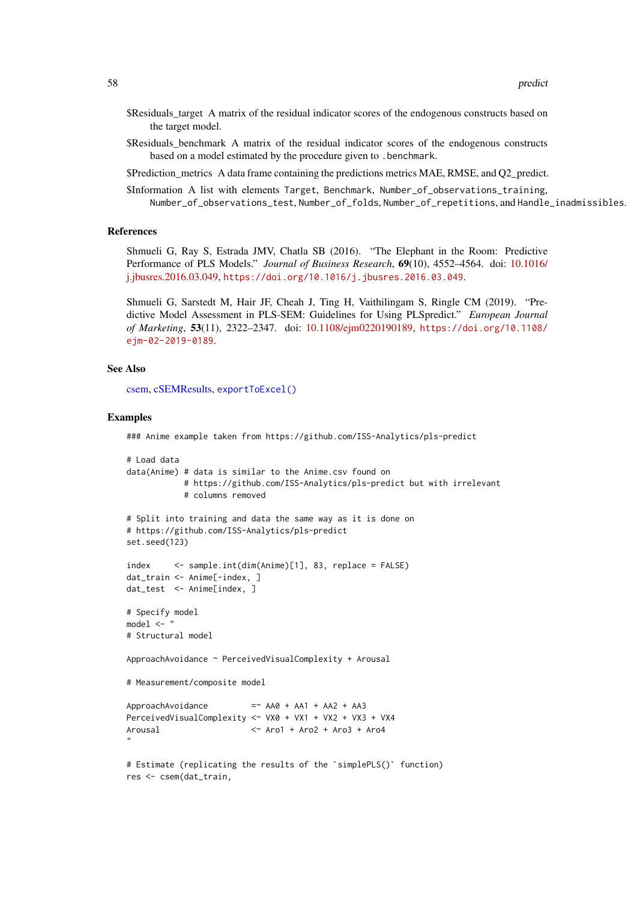$Residuals_target A matrix of the residual indicator scores of the endogenous constructs based on the target model.

$Residuals_benchmark A matrix of the residual indicator scores of the endogenous constructs based on a model estimated by the procedure given to `.benchmark`.

$Prediction_metrics A data frame containing the predictions metrics MAE, RMSE, and Q2_predict.

$Information A list with elements `Target`, `Benchmark`, `Number_of_observations_training`, `Number_of_observations_test`, `Number_of_folds`, `Number_of_repetitions`, and `Handle_inadmissibles`.

### References

Shmueli G, Ray S, Estrada JMV, Chatla SB (2016). "The Elephant in the Room: Predictive Performance of PLS Models." *Journal of Business Research*, **69**(10), 4552–4564. doi: 10.1016/j.jbusres.2016.03.049, https://doi.org/10.1016/j.jbusres.2016.03.049.

Shmueli G, Sarstedt M, Hair JF, Cheah J, Ting H, Vaithilingam S, Ringle CM (2019). "Predictive Model Assessment in PLS-SEM: Guidelines for Using PLSpredict." *European Journal of Marketing*, **53**(11), 2322–2347. doi: 10.1108/ejm0220190189, https://doi.org/10.1108/ejm-02-2019-0189.

### See Also

csem, cSEMResults, `exportToExcel()`

### Examples

```
### Anime example taken from https://github.com/ISS-Analytics/pls-predict

# Load data
data(Anime) # data is similar to the Anime.csv found on
            # https://github.com/ISS-Analytics/pls-predict but with irrelevant
            # columns removed

# Split into training and data the same way as it is done on
# https://github.com/ISS-Analytics/pls-predict
set.seed(123)

index     <- sample.int(dim(Anime)[1], 83, replace = FALSE)
dat_train <- Anime[-index, ]
dat_test  <- Anime[index, ]

# Specify model
model <- "
# Structural model

ApproachAvoidance ~ PerceivedVisualComplexity + Arousal

# Measurement/composite model

ApproachAvoidance         =~ AA0 + AA1 + AA2 + AA3
PerceivedVisualComplexity <~ VX0 + VX1 + VX2 + VX3 + VX4
Arousal                   <~ Aro1 + Aro2 + Aro3 + Aro4
"

# Estimate (replicating the results of the `simplePLS()` function)
res <- csem(dat_train,
```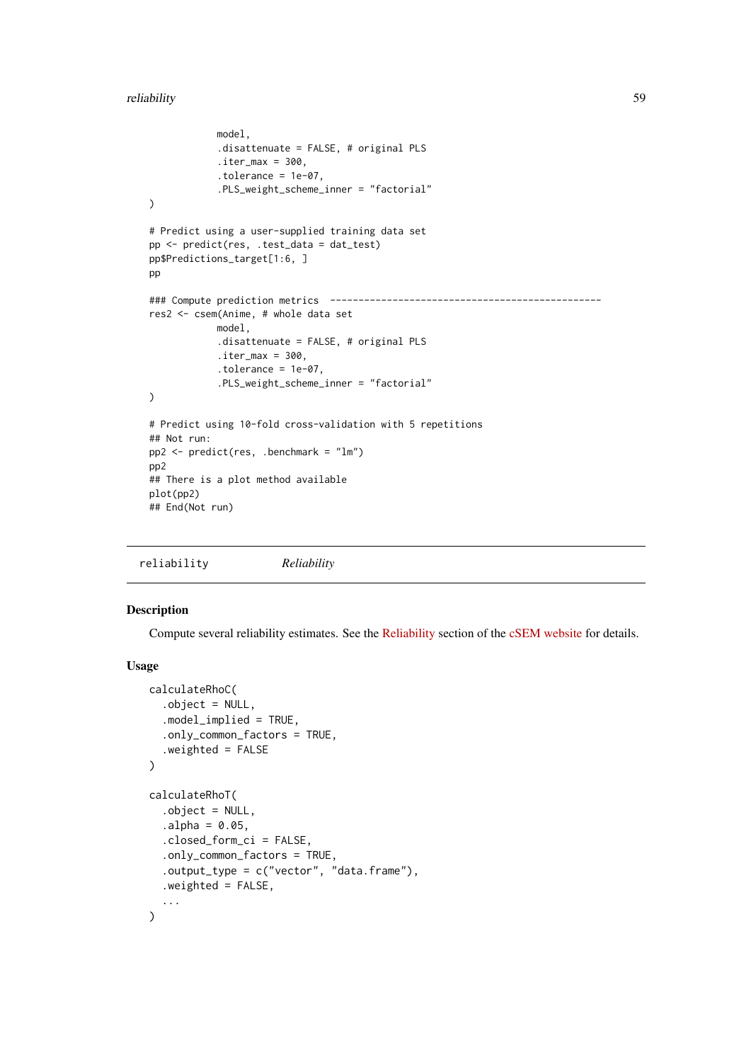```
            model,
            .disattenuate = FALSE, # original PLS
            .iter_max = 300,
            .tolerance = 1e-07,
            .PLS_weight_scheme_inner = "factorial"
)

# Predict using a user-supplied training data set
pp <- predict(res, .test_data = dat_test)
pp$Predictions_target[1:6, ]
pp

### Compute prediction metrics  ------------------------------------------------
res2 <- csem(Anime, # whole data set
            model,
            .disattenuate = FALSE, # original PLS
            .iter_max = 300,
            .tolerance = 1e-07,
            .PLS_weight_scheme_inner = "factorial"
)

# Predict using 10-fold cross-validation with 5 repetitions
## Not run:
pp2 <- predict(res, .benchmark = "lm")
pp2
## There is a plot method available
plot(pp2)
## End(Not run)
```

---

reliability &nbsp;&nbsp;&nbsp;&nbsp; *Reliability*

---

## Description

Compute several reliability estimates. See the Reliability section of the cSEM website for details.

## Usage

```
calculateRhoC(
  .object = NULL,
  .model_implied = TRUE,
  .only_common_factors = TRUE,
  .weighted = FALSE
)

calculateRhoT(
  .object = NULL,
  .alpha = 0.05,
  .closed_form_ci = FALSE,
  .only_common_factors = TRUE,
  .output_type = c("vector", "data.frame"),
  .weighted = FALSE,
  ...
)
```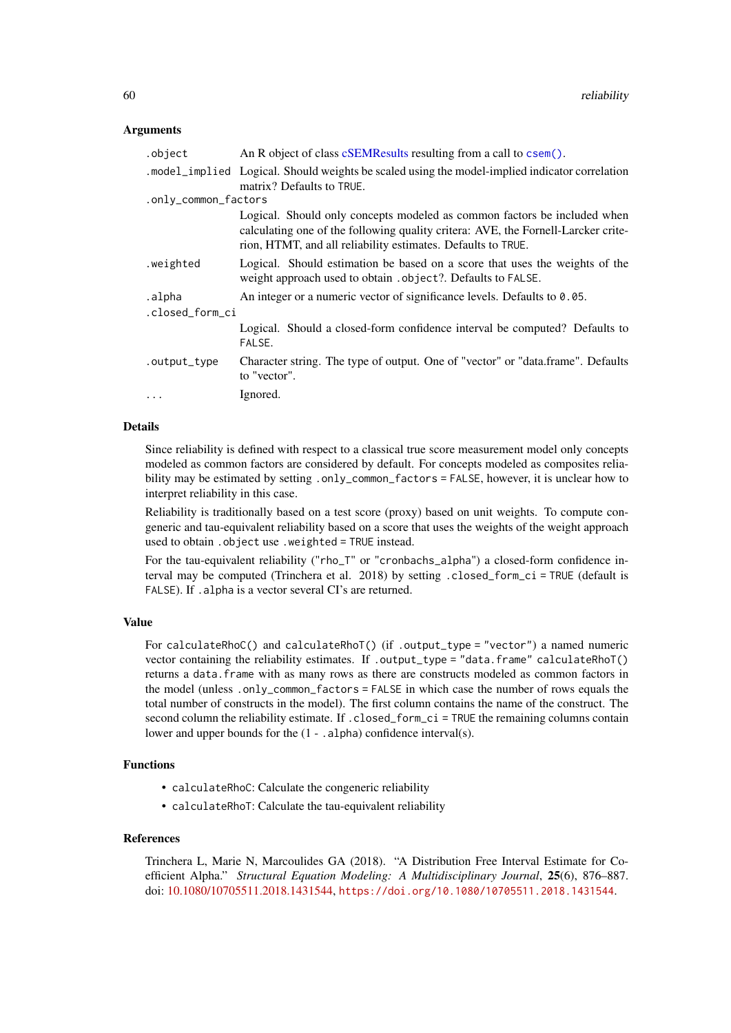### Arguments

| | |
|---|---|
| `.object` | An R object of class cSEMResults resulting from a call to `csem()`. |
| `.model_implied` | Logical. Should weights be scaled using the model-implied indicator correlation matrix? Defaults to `TRUE`. |
| `.only_common_factors` | Logical. Should only concepts modeled as common factors be included when calculating one of the following quality critera: AVE, the Fornell-Larcker criterion, HTMT, and all reliability estimates. Defaults to `TRUE`. |
| `.weighted` | Logical. Should estimation be based on a score that uses the weights of the weight approach used to obtain `.object`?. Defaults to `FALSE`. |
| `.alpha` | An integer or a numeric vector of significance levels. Defaults to `0.05`. |
| `.closed_form_ci` | Logical. Should a closed-form confidence interval be computed? Defaults to `FALSE`. |
| `.output_type` | Character string. The type of output. One of "vector" or "data.frame". Defaults to "vector". |
| `...` | Ignored. |

### Details

Since reliability is defined with respect to a classical true score measurement model only concepts modeled as common factors are considered by default. For concepts modeled as composites reliability may be estimated by setting `.only_common_factors = FALSE`, however, it is unclear how to interpret reliability in this case.

Reliability is traditionally based on a test score (proxy) based on unit weights. To compute congeneric and tau-equivalent reliability based on a score that uses the weights of the weight approach used to obtain `.object` use `.weighted = TRUE` instead.

For the tau-equivalent reliability (`"rho_T"` or `"cronbachs_alpha"`) a closed-form confidence interval may be computed (Trinchera et al. 2018) by setting `.closed_form_ci = TRUE` (default is `FALSE`). If `.alpha` is a vector several CI's are returned.

### Value

For `calculateRhoC()` and `calculateRhoT()` (if `.output_type = "vector"`) a named numeric vector containing the reliability estimates. If `.output_type = "data.frame"` `calculateRhoT()` returns a `data.frame` with as many rows as there are constructs modeled as common factors in the model (unless `.only_common_factors = FALSE` in which case the number of rows equals the total number of constructs in the model). The first column contains the name of the construct. The second column the reliability estimate. If `.closed_form_ci = TRUE` the remaining columns contain lower and upper bounds for the (1 - `.alpha`) confidence interval(s).

### Functions

- `calculateRhoC`: Calculate the congeneric reliability
- `calculateRhoT`: Calculate the tau-equivalent reliability

### References

Trinchera L, Marie N, Marcoulides GA (2018). "A Distribution Free Interval Estimate for Coefficient Alpha." *Structural Equation Modeling: A Multidisciplinary Journal*, **25**(6), 876–887. doi: 10.1080/10705511.2018.1431544, https://doi.org/10.1080/10705511.2018.1431544.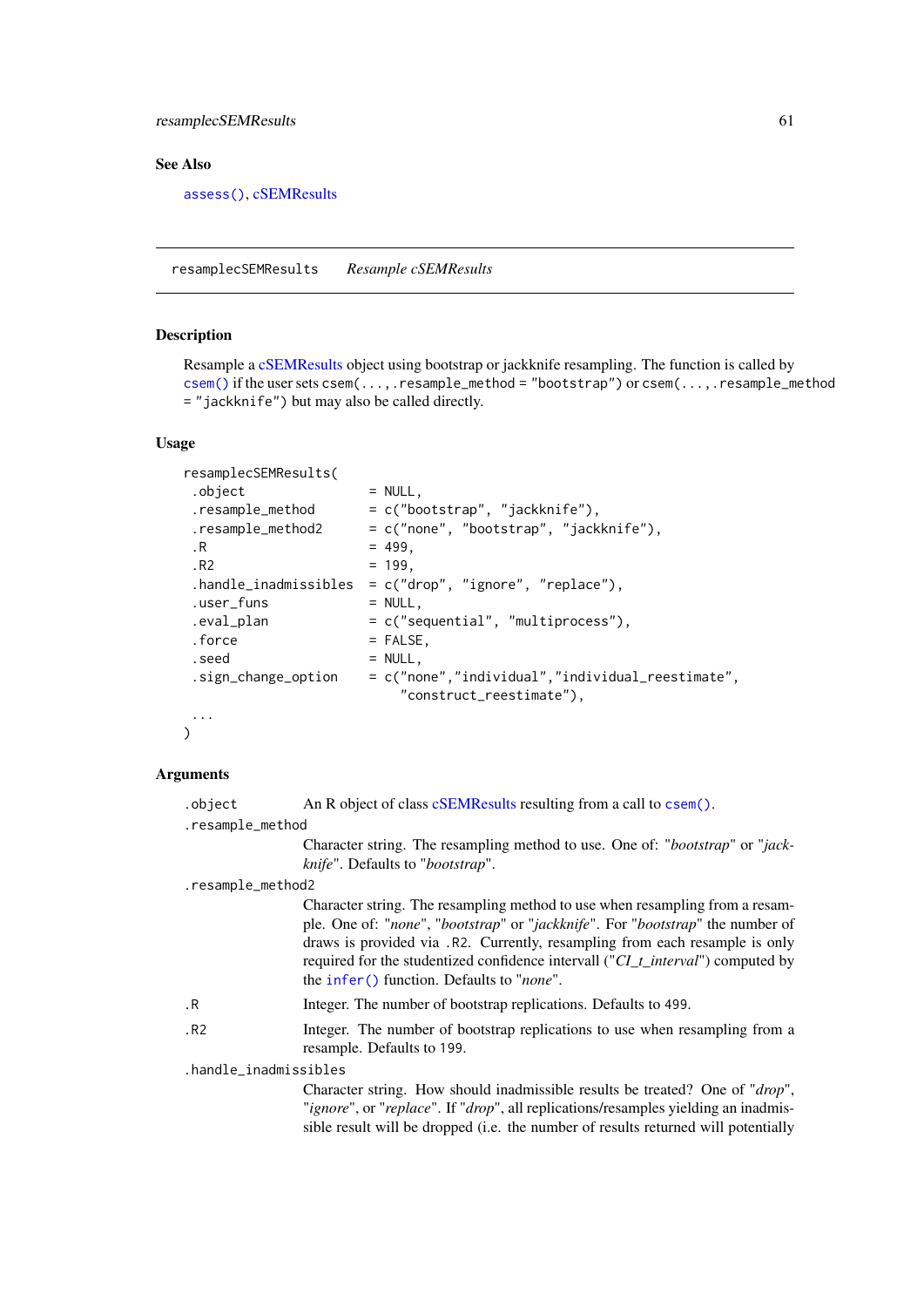## See Also

assess(), cSEMResults

---

resamplecSEMResults    *Resample cSEMResults*

---

### Description

Resample a cSEMResults object using bootstrap or jackknife resampling. The function is called by csem() if the user sets csem(...,.resample_method = "bootstrap") or csem(...,.resample_method = "jackknife") but may also be called directly.

### Usage

```
resamplecSEMResults(
 .object                = NULL,
 .resample_method       = c("bootstrap", "jackknife"),
 .resample_method2      = c("none", "bootstrap", "jackknife"),
 .R                     = 499,
 .R2                    = 199,
 .handle_inadmissibles  = c("drop", "ignore", "replace"),
 .user_funs             = NULL,
 .eval_plan             = c("sequential", "multiprocess"),
 .force                 = FALSE,
 .seed                  = NULL,
 .sign_change_option    = c("none","individual","individual_reestimate",
                            "construct_reestimate"),
 ...
)
```

### Arguments

`.object` An R object of class cSEMResults resulting from a call to csem().

`.resample_method`
Character string. The resampling method to use. One of: "*bootstrap*" or "*jackknife*". Defaults to "*bootstrap*".

`.resample_method2`
Character string. The resampling method to use when resampling from a resample. One of: "*none*", "*bootstrap*" or "*jackknife*". For "*bootstrap*" the number of draws is provided via `.R2`. Currently, resampling from each resample is only required for the studentized confidence intervall ("*CI_t_interval*") computed by the infer() function. Defaults to "*none*".

`.R` Integer. The number of bootstrap replications. Defaults to `499`.

`.R2` Integer. The number of bootstrap replications to use when resampling from a resample. Defaults to `199`.

`.handle_inadmissibles`
Character string. How should inadmissible results be treated? One of "*drop*", "*ignore*", or "*replace*". If "*drop*", all replications/resamples yielding an inadmissible result will be dropped (i.e. the number of results returned will potentially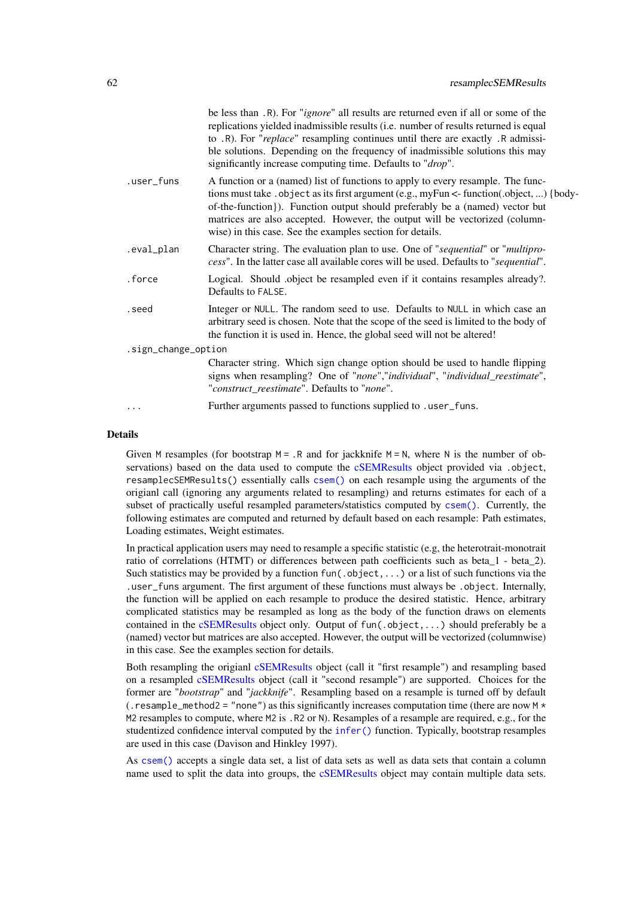be less than `.R`). For "*ignore*" all results are returned even if all or some of the replications yielded inadmissible results (i.e. number of results returned is equal to `.R`). For "*replace*" resampling continues until there are exactly `.R` admissible solutions. Depending on the frequency of inadmissible solutions this may significantly increase computing time. Defaults to "*drop*".

`.user_funs`
: A function or a (named) list of functions to apply to every resample. The functions must take `.object` as its first argument (e.g., myFun <- function(.object, ...) {body-of-the-function}). Function output should preferably be a (named) vector but matrices are also accepted. However, the output will be vectorized (columnwise) in this case. See the examples section for details.

`.eval_plan`
: Character string. The evaluation plan to use. One of "*sequential*" or "*multiprocess*". In the latter case all available cores will be used. Defaults to "*sequential*".

`.force`
: Logical. Should .object be resampled even if it contains resamples already?. Defaults to `FALSE`.

`.seed`
: Integer or `NULL`. The random seed to use. Defaults to `NULL` in which case an arbitrary seed is chosen. Note that the scope of the seed is limited to the body of the function it is used in. Hence, the global seed will not be altered!

`.sign_change_option`
: Character string. Which sign change option should be used to handle flipping signs when resampling? One of "*none*","*individual*", "*individual_reestimate*", "*construct_reestimate*". Defaults to "*none*".

`...`
: Further arguments passed to functions supplied to `.user_funs`.

## Details

Given `M` resamples (for bootstrap `M = .R` and for jackknife `M = N`, where `N` is the number of observations) based on the data used to compute the cSEMResults object provided via `.object`, `resamplecSEMResults()` essentially calls `csem()` on each resample using the arguments of the origianl call (ignoring any arguments related to resampling) and returns estimates for each of a subset of practically useful resampled parameters/statistics computed by `csem()`. Currently, the following estimates are computed and returned by default based on each resample: Path estimates, Loading estimates, Weight estimates.

In practical application users may need to resample a specific statistic (e.g, the heterotrait-monotrait ratio of correlations (HTMT) or differences between path coefficients such as beta_1 - beta_2). Such statistics may be provided by a function `fun(.object,...)` or a list of such functions via the `.user_funs` argument. The first argument of these functions must always be `.object`. Internally, the function will be applied on each resample to produce the desired statistic. Hence, arbitrary complicated statistics may be resampled as long as the body of the function draws on elements contained in the cSEMResults object only. Output of `fun(.object,...)` should preferably be a (named) vector but matrices are also accepted. However, the output will be vectorized (columnwise) in this case. See the examples section for details.

Both resampling the origianl cSEMResults object (call it "first resample") and resampling based on a resampled cSEMResults object (call it "second resample") are supported. Choices for the former are "*bootstrap*" and "*jackknife*". Resampling based on a resample is turned off by default (`.resample_method2 = "none"`) as this significantly increases computation time (there are now `M * M2` resamples to compute, where `M2` is `.R2` or `N`). Resamples of a resample are required, e.g., for the studentized confidence interval computed by the `infer()` function. Typically, bootstrap resamples are used in this case (Davison and Hinkley 1997).

As `csem()` accepts a single data set, a list of data sets as well as data sets that contain a column name used to split the data into groups, the cSEMResults object may contain multiple data sets.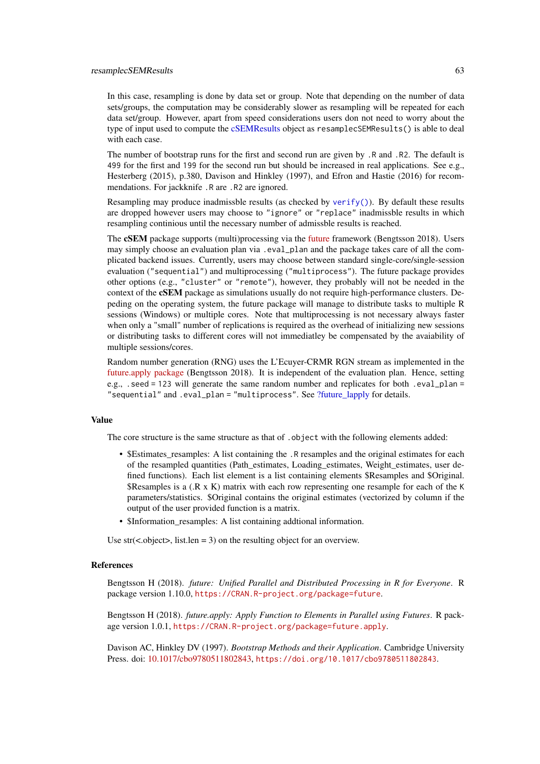In this case, resampling is done by data set or group. Note that depending on the number of data sets/groups, the computation may be considerably slower as resampling will be repeated for each data set/group. However, apart from speed considerations users don not need to worry about the type of input used to compute the cSEMResults object as `resamplecSEMResults()` is able to deal with each case.

The number of bootstrap runs for the first and second run are given by `.R` and `.R2`. The default is `499` for the first and `199` for the second run but should be increased in real applications. See e.g., Hesterberg (2015), p.380, Davison and Hinkley (1997), and Efron and Hastie (2016) for recommendations. For jackknife `.R` are `.R2` are ignored.

Resampling may produce inadmissble results (as checked by `verify()`). By default these results are dropped however users may choose to `"ignore"` or `"replace"` inadmissble results in which resampling continious until the necessary number of admissble results is reached.

The **cSEM** package supports (multi)processing via the future framework (Bengtsson 2018). Users may simply choose an evaluation plan via `.eval_plan` and the package takes care of all the complicated backend issues. Currently, users may choose between standard single-core/single-session evaluation (`"sequential"`) and multiprocessing (`"multiprocess"`). The future package provides other options (e.g., `"cluster"` or `"remote"`), however, they probably will not be needed in the context of the **cSEM** package as simulations usually do not require high-performance clusters. Depeding on the operating system, the future package will manage to distribute tasks to multiple R sessions (Windows) or multiple cores. Note that multiprocessing is not necessary always faster when only a "small" number of replications is required as the overhead of initializing new sessions or distributing tasks to different cores will not immediatley be compensated by the avaiability of multiple sessions/cores.

Random number generation (RNG) uses the L'Ecuyer-CRMR RGN stream as implemented in the future.apply package (Bengtsson 2018). It is independent of the evaluation plan. Hence, setting e.g., `.seed = 123` will generate the same random number and replicates for both `.eval_plan = "sequential"` and `.eval_plan = "multiprocess"`. See ?future_lapply for details.

### Value

The core structure is the same structure as that of `.object` with the following elements added:

- $Estimates_resamples: A list containing the `.R` resamples and the original estimates for each of the resampled quantities (Path_estimates, Loading_estimates, Weight_estimates, user defined functions). Each list element is a list containing elements $Resamples and $Original. $Resamples is a (.R x K) matrix with each row representing one resample for each of the `K` parameters/statistics. $Original contains the original estimates (vectorized by column if the output of the user provided function is a matrix.
- $Information_resamples: A list containing addtional information.

Use str(<.object>, list.len = 3) on the resulting object for an overview.

### References

Bengtsson H (2018). *future: Unified Parallel and Distributed Processing in R for Everyone*. R package version 1.10.0, `https://CRAN.R-project.org/package=future`.

Bengtsson H (2018). *future.apply: Apply Function to Elements in Parallel using Futures*. R package version 1.0.1, `https://CRAN.R-project.org/package=future.apply`.

Davison AC, Hinkley DV (1997). *Bootstrap Methods and their Application*. Cambridge University Press. doi: 10.1017/cbo9780511802843, `https://doi.org/10.1017/cbo9780511802843`.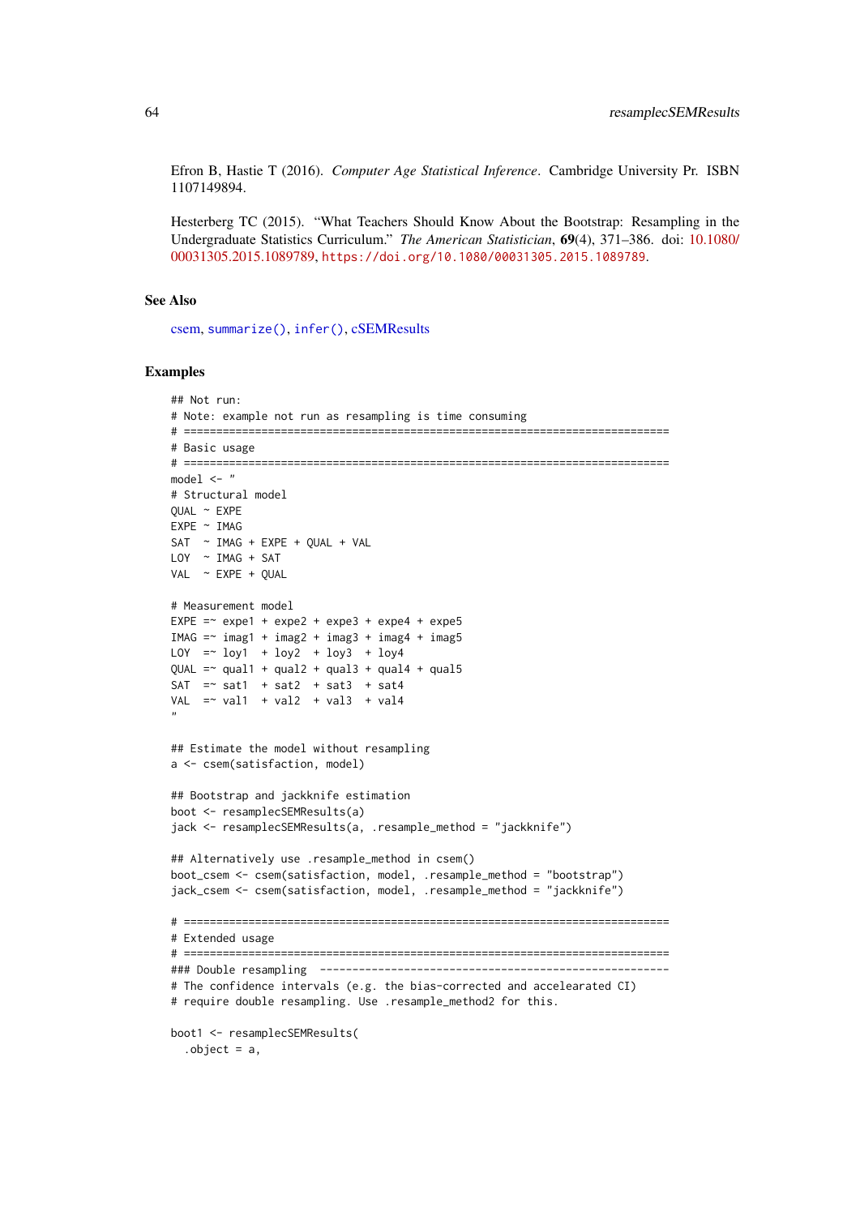Efron B, Hastie T (2016). *Computer Age Statistical Inference*. Cambridge University Pr. ISBN 1107149894.

Hesterberg TC (2015). "What Teachers Should Know About the Bootstrap: Resampling in the Undergraduate Statistics Curriculum." *The American Statistician*, **69**(4), 371–386. doi: 10.1080/00031305.2015.1089789, https://doi.org/10.1080/00031305.2015.1089789.

### See Also

csem, summarize(), infer(), cSEMResults

### Examples

```
## Not run:
# Note: example not run as resampling is time consuming
# ===========================================================================
# Basic usage
# ===========================================================================
model <- "
# Structural model
QUAL ~ EXPE
EXPE ~ IMAG
SAT  ~ IMAG + EXPE + QUAL + VAL
LOY  ~ IMAG + SAT
VAL  ~ EXPE + QUAL

# Measurement model
EXPE =~ expe1 + expe2 + expe3 + expe4 + expe5
IMAG =~ imag1 + imag2 + imag3 + imag4 + imag5
LOY  =~ loy1  + loy2  + loy3  + loy4
QUAL =~ qual1 + qual2 + qual3 + qual4 + qual5
SAT  =~ sat1  + sat2  + sat3  + sat4
VAL  =~ val1  + val2  + val3  + val4
"

## Estimate the model without resampling
a <- csem(satisfaction, model)

## Bootstrap and jackknife estimation
boot <- resamplecSEMResults(a)
jack <- resamplecSEMResults(a, .resample_method = "jackknife")

## Alternatively use .resample_method in csem()
boot_csem <- csem(satisfaction, model, .resample_method = "bootstrap")
jack_csem <- csem(satisfaction, model, .resample_method = "jackknife")

# ===========================================================================
# Extended usage
# ===========================================================================
### Double resampling  ------------------------------------------------------
# The confidence intervals (e.g. the bias-corrected and accelearated CI)
# require double resampling. Use .resample_method2 for this.

boot1 <- resamplecSEMResults(
  .object = a,
```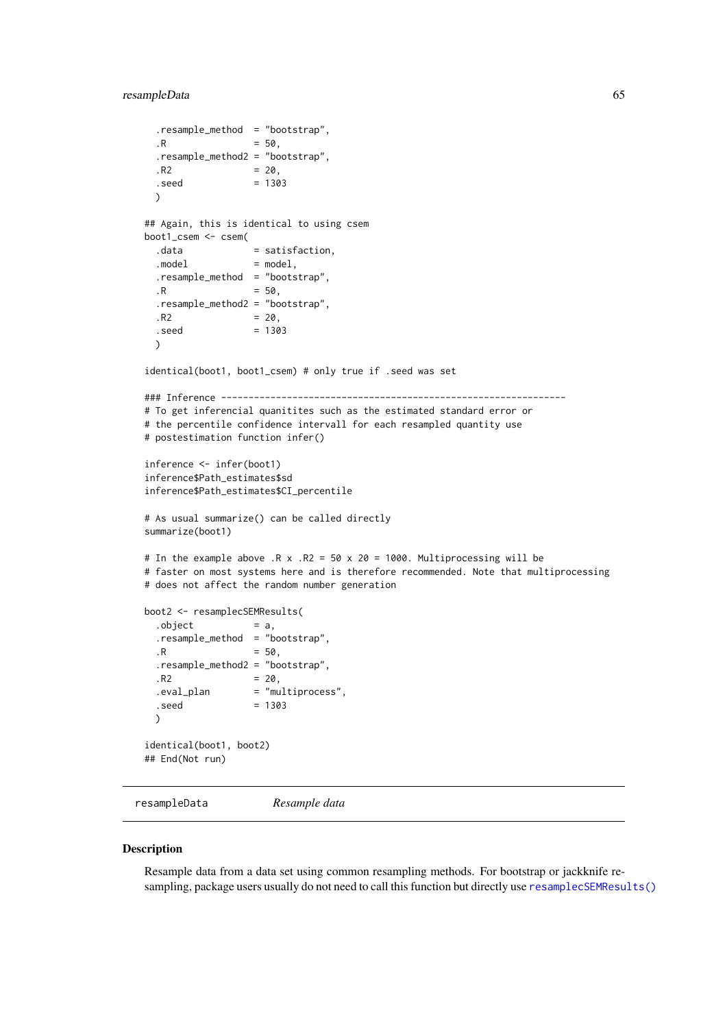```
  .resample_method  = "bootstrap",
  .R                = 50,
  .resample_method2 = "bootstrap",
  .R2               = 20,
  .seed             = 1303
  )

## Again, this is identical to using csem
boot1_csem <- csem(
  .data             = satisfaction,
  .model            = model,
  .resample_method  = "bootstrap",
  .R                = 50,
  .resample_method2 = "bootstrap",
  .R2               = 20,
  .seed             = 1303
  )

identical(boot1, boot1_csem) # only true if .seed was set

### Inference ---------------------------------------------------------------
# To get inferencial quanitites such as the estimated standard error or
# the percentile confidence intervall for each resampled quantity use
# postestimation function infer()

inference <- infer(boot1)
inference$Path_estimates$sd
inference$Path_estimates$CI_percentile

# As usual summarize() can be called directly
summarize(boot1)

# In the example above .R x .R2 = 50 x 20 = 1000. Multiprocessing will be
# faster on most systems here and is therefore recommended. Note that multiprocessing
# does not affect the random number generation

boot2 <- resamplecSEMResults(
  .object           = a,
  .resample_method  = "bootstrap",
  .R                = 50,
  .resample_method2 = "bootstrap",
  .R2               = 20,
  .eval_plan        = "multiprocess",
  .seed             = 1303
  )

identical(boot1, boot2)
## End(Not run)
```

---

resampleData *Resample data*

---

### Description

Resample data from a data set using common resampling methods. For bootstrap or jackknife resampling, package users usually do not need to call this function but directly use resamplecSEMResults()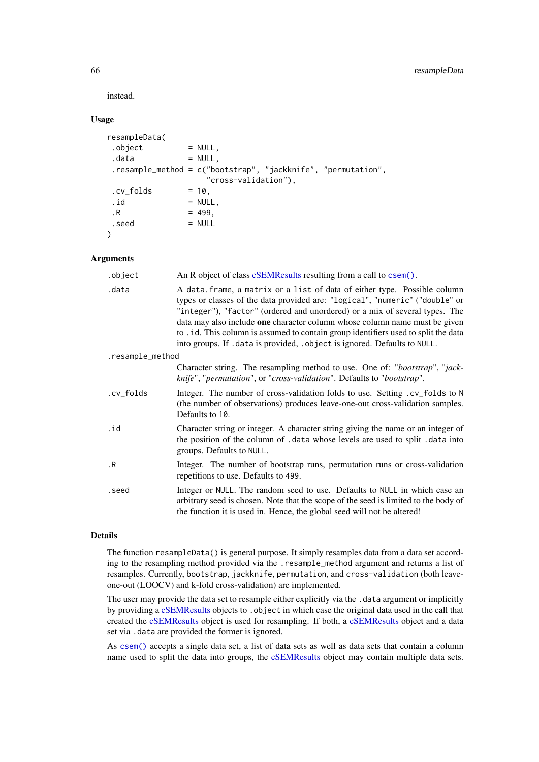instead.

### Usage

```
resampleData(
 .object          = NULL,
 .data            = NULL,
 .resample_method = c("bootstrap", "jackknife", "permutation",
                      "cross-validation"),
 .cv_folds        = 10,
 .id              = NULL,
 .R               = 499,
 .seed            = NULL
)
```

### Arguments

`.object` An R object of class cSEMResults resulting from a call to `csem()`.

`.data` A `data.frame`, a `matrix` or a `list` of data of either type. Possible column types or classes of the data provided are: `"logical"`, `"numeric"` (`"double"` or `"integer"`), `"factor"` (ordered and unordered) or a mix of several types. The data may also include **one** character column whose column name must be given to `.id`. This column is assumed to contain group identifiers used to split the data into groups. If `.data` is provided, `.object` is ignored. Defaults to `NULL`.

`.resample_method` Character string. The resampling method to use. One of: "*bootstrap*", "*jackknife*", "*permutation*", or "*cross-validation*". Defaults to "*bootstrap*".

`.cv_folds` Integer. The number of cross-validation folds to use. Setting `.cv_folds` to `N` (the number of observations) produces leave-one-out cross-validation samples. Defaults to `10`.

`.id` Character string or integer. A character string giving the name or an integer of the position of the column of `.data` whose levels are used to split `.data` into groups. Defaults to `NULL`.

`.R` Integer. The number of bootstrap runs, permutation runs or cross-validation repetitions to use. Defaults to `499`.

`.seed` Integer or `NULL`. The random seed to use. Defaults to `NULL` in which case an arbitrary seed is chosen. Note that the scope of the seed is limited to the body of the function it is used in. Hence, the global seed will not be altered!

### Details

The function `resampleData()` is general purpose. It simply resamples data from a data set according to the resampling method provided via the `.resample_method` argument and returns a list of resamples. Currently, `bootstrap`, `jackknife`, `permutation`, and `cross-validation` (both leave-one-out (LOOCV) and k-fold cross-validation) are implemented.

The user may provide the data set to resample either explicitly via the `.data` argument or implicitly by providing a cSEMResults objects to `.object` in which case the original data used in the call that created the cSEMResults object is used for resampling. If both, a cSEMResults object and a data set via `.data` are provided the former is ignored.

As `csem()` accepts a single data set, a list of data sets as well as data sets that contain a column name used to split the data into groups, the cSEMResults object may contain multiple data sets.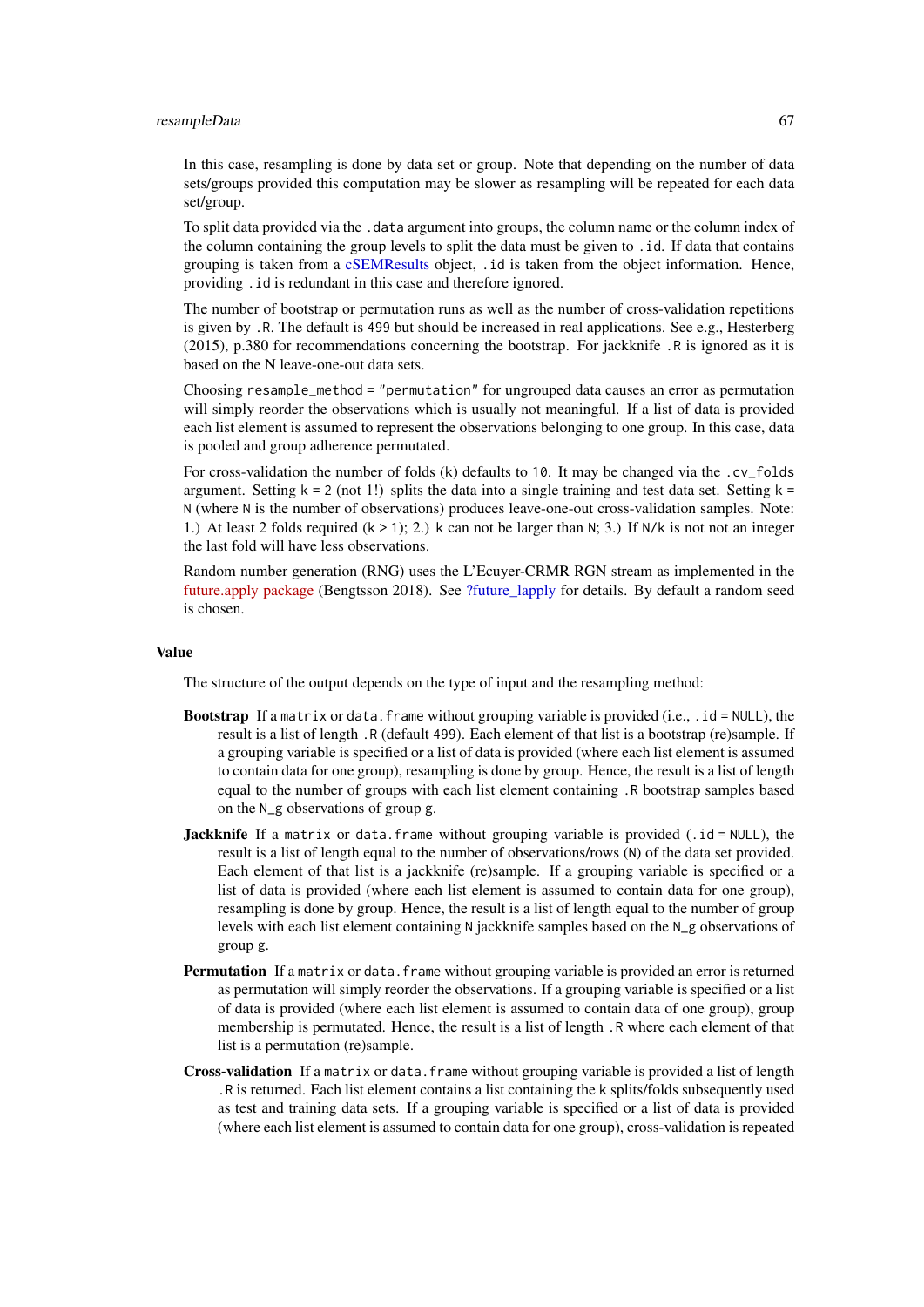In this case, resampling is done by data set or group. Note that depending on the number of data sets/groups provided this computation may be slower as resampling will be repeated for each data set/group.

To split data provided via the `.data` argument into groups, the column name or the column index of the column containing the group levels to split the data must be given to `.id`. If data that contains grouping is taken from a cSEMResults object, `.id` is taken from the object information. Hence, providing `.id` is redundant in this case and therefore ignored.

The number of bootstrap or permutation runs as well as the number of cross-validation repetitions is given by `.R`. The default is `499` but should be increased in real applications. See e.g., Hesterberg (2015), p.380 for recommendations concerning the bootstrap. For jackknife `.R` is ignored as it is based on the N leave-one-out data sets.

Choosing `resample_method = "permutation"` for ungrouped data causes an error as permutation will simply reorder the observations which is usually not meaningful. If a list of data is provided each list element is assumed to represent the observations belonging to one group. In this case, data is pooled and group adherence permutated.

For cross-validation the number of folds (`k`) defaults to `10`. It may be changed via the `.cv_folds` argument. Setting `k = 2` (not 1!) splits the data into a single training and test data set. Setting `k = N` (where `N` is the number of observations) produces leave-one-out cross-validation samples. Note: 1.) At least 2 folds required (`k > 1`); 2.) `k` can not be larger than `N`; 3.) If `N/k` is not not an integer the last fold will have less observations.

Random number generation (RNG) uses the L'Ecuyer-CRMR RGN stream as implemented in the future.apply package (Bengtsson 2018). See ?future_lapply for details. By default a random seed is chosen.

### Value

The structure of the output depends on the type of input and the resampling method:

**Bootstrap** If a `matrix` or `data.frame` without grouping variable is provided (i.e., `.id = NULL`), the result is a list of length `.R` (default `499`). Each element of that list is a bootstrap (re)sample. If a grouping variable is specified or a list of data is provided (where each list element is assumed to contain data for one group), resampling is done by group. Hence, the result is a list of length equal to the number of groups with each list element containing `.R` bootstrap samples based on the `N_g` observations of group `g`.

**Jackknife** If a `matrix` or `data.frame` without grouping variable is provided (`.id = NULL`), the result is a list of length equal to the number of observations/rows (`N`) of the data set provided. Each element of that list is a jackknife (re)sample. If a grouping variable is specified or a list of data is provided (where each list element is assumed to contain data for one group), resampling is done by group. Hence, the result is a list of length equal to the number of group levels with each list element containing `N` jackknife samples based on the `N_g` observations of group `g`.

**Permutation** If a `matrix` or `data.frame` without grouping variable is provided an error is returned as permutation will simply reorder the observations. If a grouping variable is specified or a list of data is provided (where each list element is assumed to contain data of one group), group membership is permutated. Hence, the result is a list of length `.R` where each element of that list is a permutation (re)sample.

**Cross-validation** If a `matrix` or `data.frame` without grouping variable is provided a list of length `.R` is returned. Each list element contains a list containing the `k` splits/folds subsequently used as test and training data sets. If a grouping variable is specified or a list of data is provided (where each list element is assumed to contain data for one group), cross-validation is repeated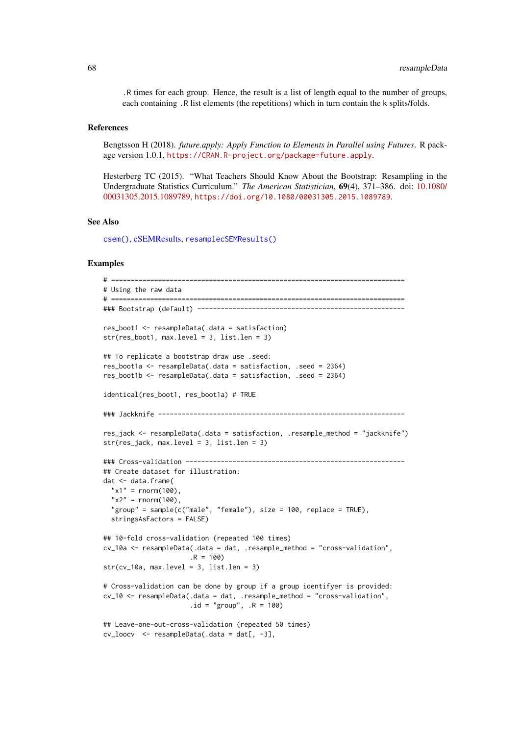.R times for each group. Hence, the result is a list of length equal to the number of groups, each containing .R list elements (the repetitions) which in turn contain the k splits/folds.

## References

Bengtsson H (2018). *future.apply: Apply Function to Elements in Parallel using Futures*. R package version 1.0.1, https://CRAN.R-project.org/package=future.apply.

Hesterberg TC (2015). "What Teachers Should Know About the Bootstrap: Resampling in the Undergraduate Statistics Curriculum." *The American Statistician*, **69**(4), 371–386. doi: 10.1080/00031305.2015.1089789, https://doi.org/10.1080/00031305.2015.1089789.

## See Also

csem(), cSEMResults, resamplecSEMResults()

## Examples

```
# ===========================================================================
# Using the raw data
# ===========================================================================
### Bootstrap (default) -----------------------------------------------------

res_boot1 <- resampleData(.data = satisfaction)
str(res_boot1, max.level = 3, list.len = 3)

## To replicate a bootstrap draw use .seed:
res_boot1a <- resampleData(.data = satisfaction, .seed = 2364)
res_boot1b <- resampleData(.data = satisfaction, .seed = 2364)

identical(res_boot1, res_boot1a) # TRUE

### Jackknife ---------------------------------------------------------------

res_jack <- resampleData(.data = satisfaction, .resample_method = "jackknife")
str(res_jack, max.level = 3, list.len = 3)

### Cross-validation --------------------------------------------------------
## Create dataset for illustration:
dat <- data.frame(
  "x1" = rnorm(100),
  "x2" = rnorm(100),
  "group" = sample(c("male", "female"), size = 100, replace = TRUE),
  stringsAsFactors = FALSE)

## 10-fold cross-validation (repeated 100 times)
cv_10a <- resampleData(.data = dat, .resample_method = "cross-validation",
                       .R = 100)
str(cv_10a, max.level = 3, list.len = 3)

# Cross-validation can be done by group if a group identifyer is provided:
cv_10 <- resampleData(.data = dat, .resample_method = "cross-validation",
                      .id = "group", .R = 100)

## Leave-one-out-cross-validation (repeated 50 times)
cv_loocv  <- resampleData(.data = dat[, -3],
```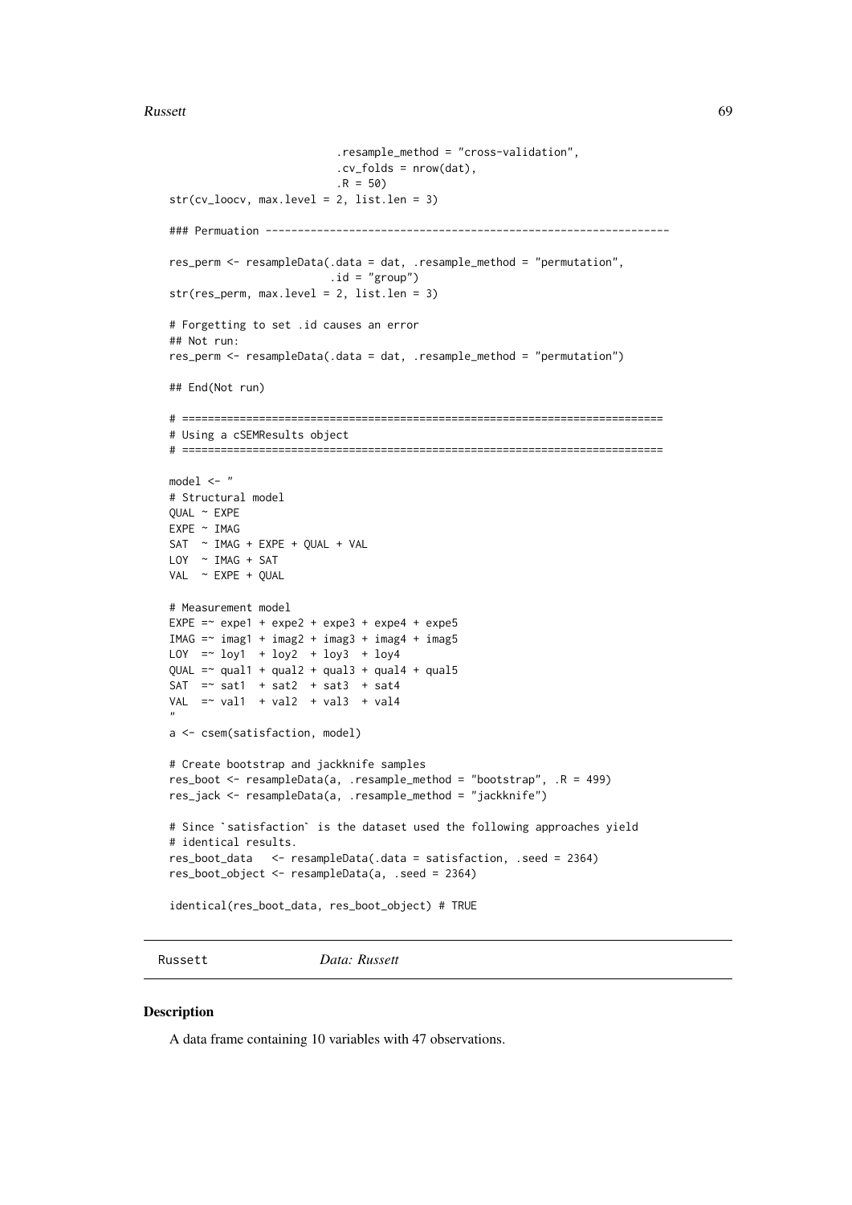```
                          .resample_method = "cross-validation",
                          .cv_folds = nrow(dat),
                          .R = 50)
str(cv_loocv, max.level = 2, list.len = 3)

### Permuation ---------------------------------------------------------------

res_perm <- resampleData(.data = dat, .resample_method = "permutation",
                         .id = "group")
str(res_perm, max.level = 2, list.len = 3)

# Forgetting to set .id causes an error
## Not run:
res_perm <- resampleData(.data = dat, .resample_method = "permutation")

## End(Not run)

# ===========================================================================
# Using a cSEMResults object
# ===========================================================================

model <- "
# Structural model
QUAL ~ EXPE
EXPE ~ IMAG
SAT  ~ IMAG + EXPE + QUAL + VAL
LOY  ~ IMAG + SAT
VAL  ~ EXPE + QUAL

# Measurement model
EXPE =~ expe1 + expe2 + expe3 + expe4 + expe5
IMAG =~ imag1 + imag2 + imag3 + imag4 + imag5
LOY  =~ loy1  + loy2  + loy3  + loy4
QUAL =~ qual1 + qual2 + qual3 + qual4 + qual5
SAT  =~ sat1  + sat2  + sat3  + sat4
VAL  =~ val1  + val2  + val3  + val4
"
a <- csem(satisfaction, model)

# Create bootstrap and jackknife samples
res_boot <- resampleData(a, .resample_method = "bootstrap", .R = 499)
res_jack <- resampleData(a, .resample_method = "jackknife")

# Since `satisfaction` is the dataset used the following approaches yield
# identical results.
res_boot_data   <- resampleData(.data = satisfaction, .seed = 2364)
res_boot_object <- resampleData(a, .seed = 2364)

identical(res_boot_data, res_boot_object) # TRUE
```

---

Russett *Data: Russett*

---

### Description

A data frame containing 10 variables with 47 observations.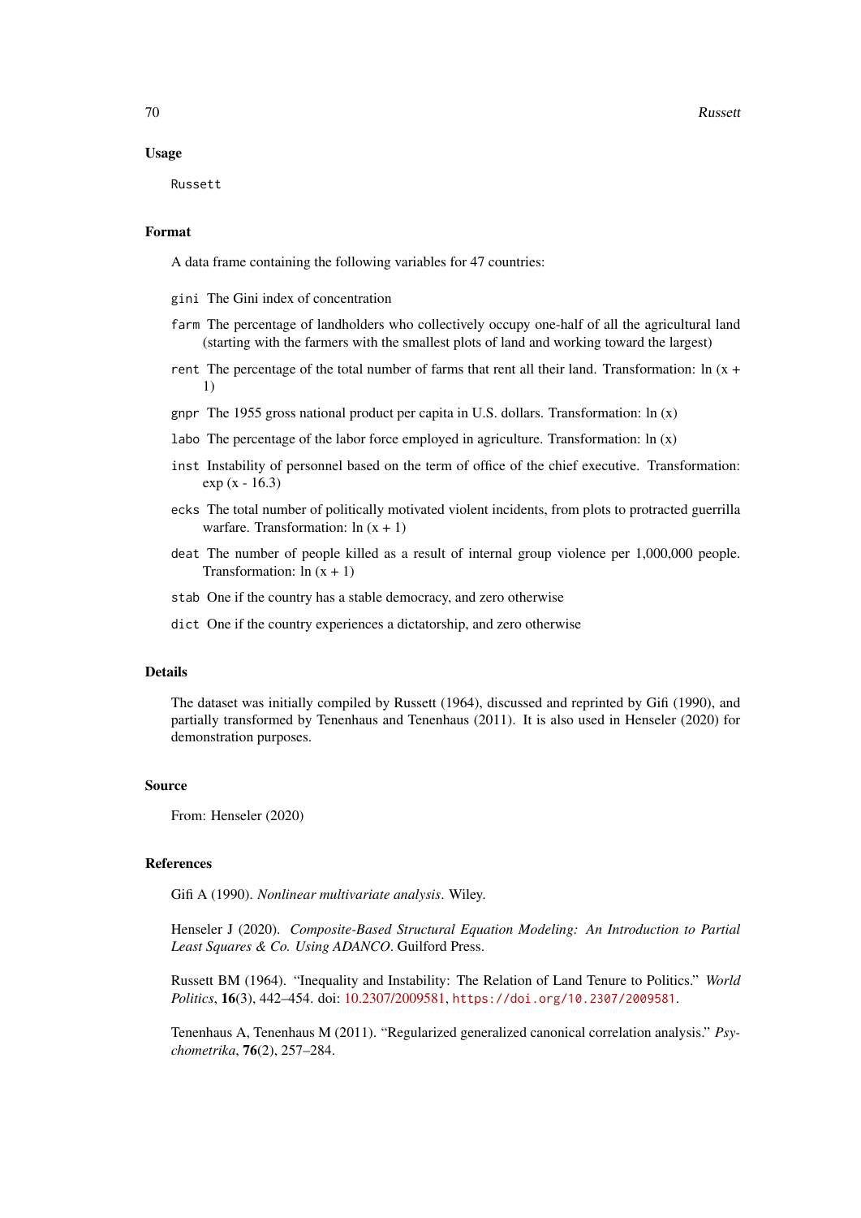### Usage

```
Russett
```

### Format

A data frame containing the following variables for 47 countries:

- `gini` The Gini index of concentration
- `farm` The percentage of landholders who collectively occupy one-half of all the agricultural land (starting with the farmers with the smallest plots of land and working toward the largest)
- `rent` The percentage of the total number of farms that rent all their land. Transformation: ln (x + 1)
- `gnpr` The 1955 gross national product per capita in U.S. dollars. Transformation: ln (x)
- `labo` The percentage of the labor force employed in agriculture. Transformation: ln (x)
- `inst` Instability of personnel based on the term of office of the chief executive. Transformation: exp (x - 16.3)
- `ecks` The total number of politically motivated violent incidents, from plots to protracted guerrilla warfare. Transformation: ln (x + 1)
- `deat` The number of people killed as a result of internal group violence per 1,000,000 people. Transformation: ln (x + 1)
- `stab` One if the country has a stable democracy, and zero otherwise
- `dict` One if the country experiences a dictatorship, and zero otherwise

### Details

The dataset was initially compiled by Russett (1964), discussed and reprinted by Gifi (1990), and partially transformed by Tenenhaus and Tenenhaus (2011). It is also used in Henseler (2020) for demonstration purposes.

### Source

From: Henseler (2020)

### References

Gifi A (1990). *Nonlinear multivariate analysis*. Wiley.

Henseler J (2020). *Composite-Based Structural Equation Modeling: An Introduction to Partial Least Squares & Co. Using ADANCO*. Guilford Press.

Russett BM (1964). "Inequality and Instability: The Relation of Land Tenure to Politics." *World Politics*, **16**(3), 442–454. doi: 10.2307/2009581, https://doi.org/10.2307/2009581.

Tenenhaus A, Tenenhaus M (2011). "Regularized generalized canonical correlation analysis." *Psychometrika*, **76**(2), 257–284.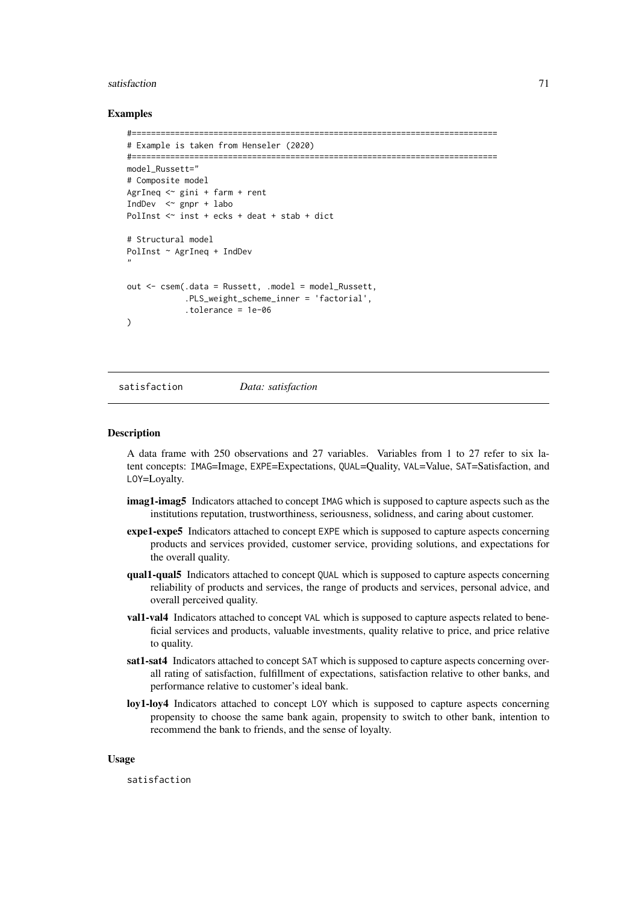### Examples

```
#============================================================================
# Example is taken from Henseler (2020)
#============================================================================
model_Russett="
# Composite model
AgrIneq <~ gini + farm + rent
IndDev  <~ gnpr + labo
PolInst <~ inst + ecks + deat + stab + dict

# Structural model
PolInst ~ AgrIneq + IndDev
"

out <- csem(.data = Russett, .model = model_Russett,
            .PLS_weight_scheme_inner = 'factorial',
            .tolerance = 1e-06
)
```

---

## satisfaction *Data: satisfaction*

### Description

A data frame with 250 observations and 27 variables. Variables from 1 to 27 refer to six latent concepts: `IMAG`=Image, `EXPE`=Expectations, `QUAL`=Quality, `VAL`=Value, `SAT`=Satisfaction, and `LOY`=Loyalty.

**imag1-imag5** Indicators attached to concept `IMAG` which is supposed to capture aspects such as the institutions reputation, trustworthiness, seriousness, solidness, and caring about customer.

**expe1-expe5** Indicators attached to concept `EXPE` which is supposed to capture aspects concerning products and services provided, customer service, providing solutions, and expectations for the overall quality.

**qual1-qual5** Indicators attached to concept `QUAL` which is supposed to capture aspects concerning reliability of products and services, the range of products and services, personal advice, and overall perceived quality.

**val1-val4** Indicators attached to concept `VAL` which is supposed to capture aspects related to beneficial services and products, valuable investments, quality relative to price, and price relative to quality.

**sat1-sat4** Indicators attached to concept `SAT` which is supposed to capture aspects concerning overall rating of satisfaction, fulfillment of expectations, satisfaction relative to other banks, and performance relative to customer's ideal bank.

**loy1-loy4** Indicators attached to concept `LOY` which is supposed to capture aspects concerning propensity to choose the same bank again, propensity to switch to other bank, intention to recommend the bank to friends, and the sense of loyalty.

### Usage

```
satisfaction
```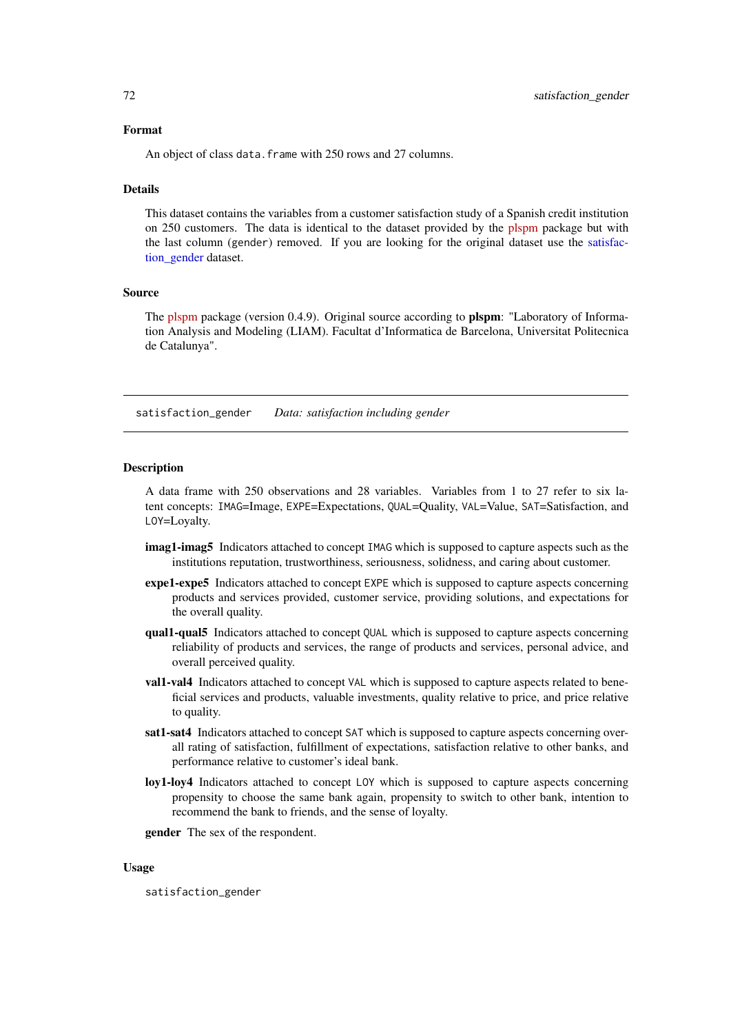### Format

An object of class `data.frame` with 250 rows and 27 columns.

### Details

This dataset contains the variables from a customer satisfaction study of a Spanish credit institution on 250 customers. The data is identical to the dataset provided by the plspm package but with the last column (`gender`) removed. If you are looking for the original dataset use the satisfaction_gender dataset.

### Source

The plspm package (version 0.4.9). Original source according to **plspm**: "Laboratory of Information Analysis and Modeling (LIAM). Facultat d'Informatica de Barcelona, Universitat Politecnica de Catalunya".

---

## satisfaction_gender    *Data: satisfaction including gender*

---

### Description

A data frame with 250 observations and 28 variables. Variables from 1 to 27 refer to six latent concepts: `IMAG`=Image, `EXPE`=Expectations, `QUAL`=Quality, `VAL`=Value, `SAT`=Satisfaction, and `LOY`=Loyalty.

**imag1-imag5** Indicators attached to concept `IMAG` which is supposed to capture aspects such as the institutions reputation, trustworthiness, seriousness, solidness, and caring about customer.

**expe1-expe5** Indicators attached to concept `EXPE` which is supposed to capture aspects concerning products and services provided, customer service, providing solutions, and expectations for the overall quality.

**qual1-qual5** Indicators attached to concept `QUAL` which is supposed to capture aspects concerning reliability of products and services, the range of products and services, personal advice, and overall perceived quality.

**val1-val4** Indicators attached to concept `VAL` which is supposed to capture aspects related to beneficial services and products, valuable investments, quality relative to price, and price relative to quality.

**sat1-sat4** Indicators attached to concept `SAT` which is supposed to capture aspects concerning overall rating of satisfaction, fulfillment of expectations, satisfaction relative to other banks, and performance relative to customer's ideal bank.

**loy1-loy4** Indicators attached to concept `LOY` which is supposed to capture aspects concerning propensity to choose the same bank again, propensity to switch to other bank, intention to recommend the bank to friends, and the sense of loyalty.

**gender** The sex of the respondent.

### Usage

```
satisfaction_gender
```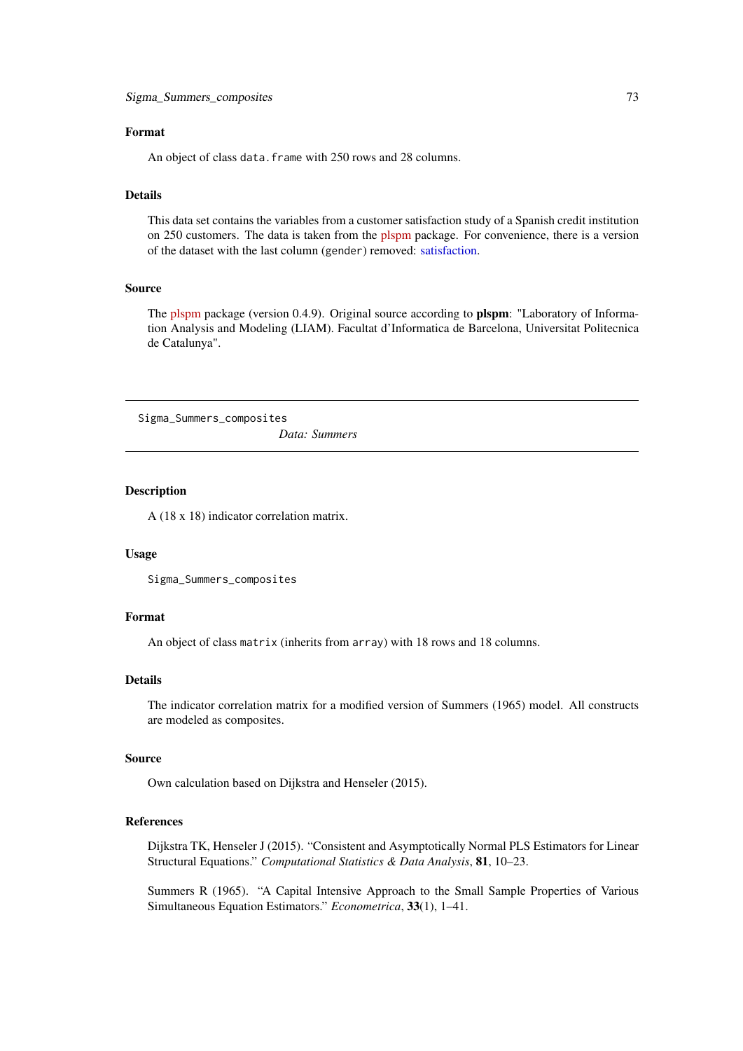### Format

An object of class `data.frame` with 250 rows and 28 columns.

### Details

This data set contains the variables from a customer satisfaction study of a Spanish credit institution on 250 customers. The data is taken from the plspm package. For convenience, there is a version of the dataset with the last column (`gender`) removed: satisfaction.

### Source

The plspm package (version 0.4.9). Original source according to **plspm**: "Laboratory of Information Analysis and Modeling (LIAM). Facultat d'Informatica de Barcelona, Universitat Politecnica de Catalunya".

---

## Sigma_Summers_composites

*Data: Summers*

---

### Description

A (18 x 18) indicator correlation matrix.

### Usage

```
Sigma_Summers_composites
```

### Format

An object of class `matrix` (inherits from `array`) with 18 rows and 18 columns.

### Details

The indicator correlation matrix for a modified version of Summers (1965) model. All constructs are modeled as composites.

### Source

Own calculation based on Dijkstra and Henseler (2015).

### References

Dijkstra TK, Henseler J (2015). "Consistent and Asymptotically Normal PLS Estimators for Linear Structural Equations." *Computational Statistics & Data Analysis*, **81**, 10–23.

Summers R (1965). "A Capital Intensive Approach to the Small Sample Properties of Various Simultaneous Equation Estimators." *Econometrica*, **33**(1), 1–41.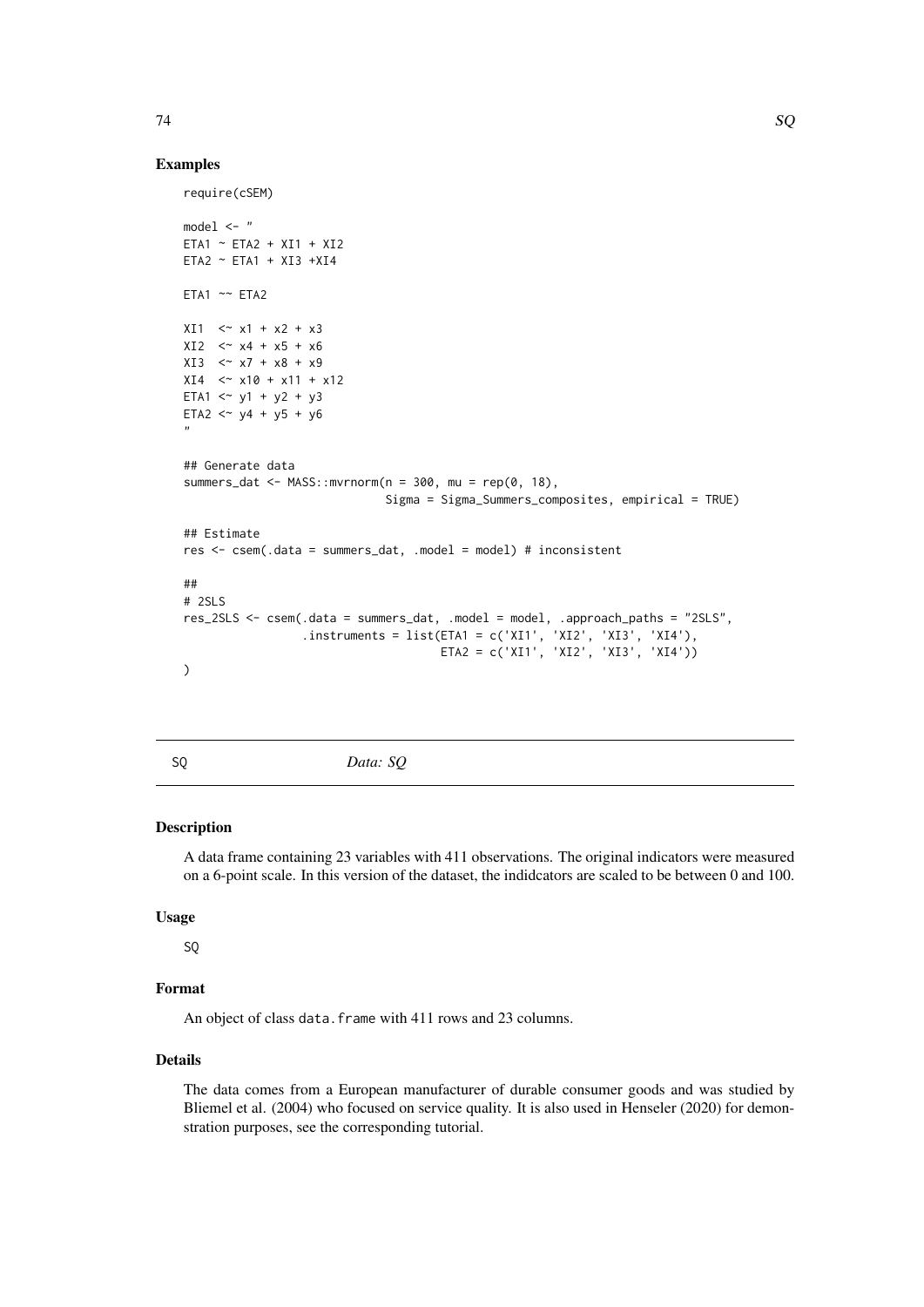## Examples

```
require(cSEM)

model <- "
ETA1 ~ ETA2 + XI1 + XI2
ETA2 ~ ETA1 + XI3 +XI4

ETA1 ~~ ETA2

XI1  <~ x1 + x2 + x3
XI2  <~ x4 + x5 + x6
XI3  <~ x7 + x8 + x9
XI4  <~ x10 + x11 + x12
ETA1 <~ y1 + y2 + y3
ETA2 <~ y4 + y5 + y6
"

## Generate data
summers_dat <- MASS::mvrnorm(n = 300, mu = rep(0, 18),
                             Sigma = Sigma_Summers_composites, empirical = TRUE)

## Estimate
res <- csem(.data = summers_dat, .model = model) # inconsistent

##
# 2SLS
res_2SLS <- csem(.data = summers_dat, .model = model, .approach_paths = "2SLS",
                 .instruments = list(ETA1 = c('XI1', 'XI2', 'XI3', 'XI4'),
                                     ETA2 = c('XI1', 'XI2', 'XI3', 'XI4'))
)
```

---

SQ *Data: SQ*

---

## Description

A data frame containing 23 variables with 411 observations. The original indicators were measured on a 6-point scale. In this version of the dataset, the indidcators are scaled to be between 0 and 100.

## Usage

SQ

## Format

An object of class `data.frame` with 411 rows and 23 columns.

## Details

The data comes from a European manufacturer of durable consumer goods and was studied by Bliemel et al. (2004) who focused on service quality. It is also used in Henseler (2020) for demonstration purposes, see the corresponding tutorial.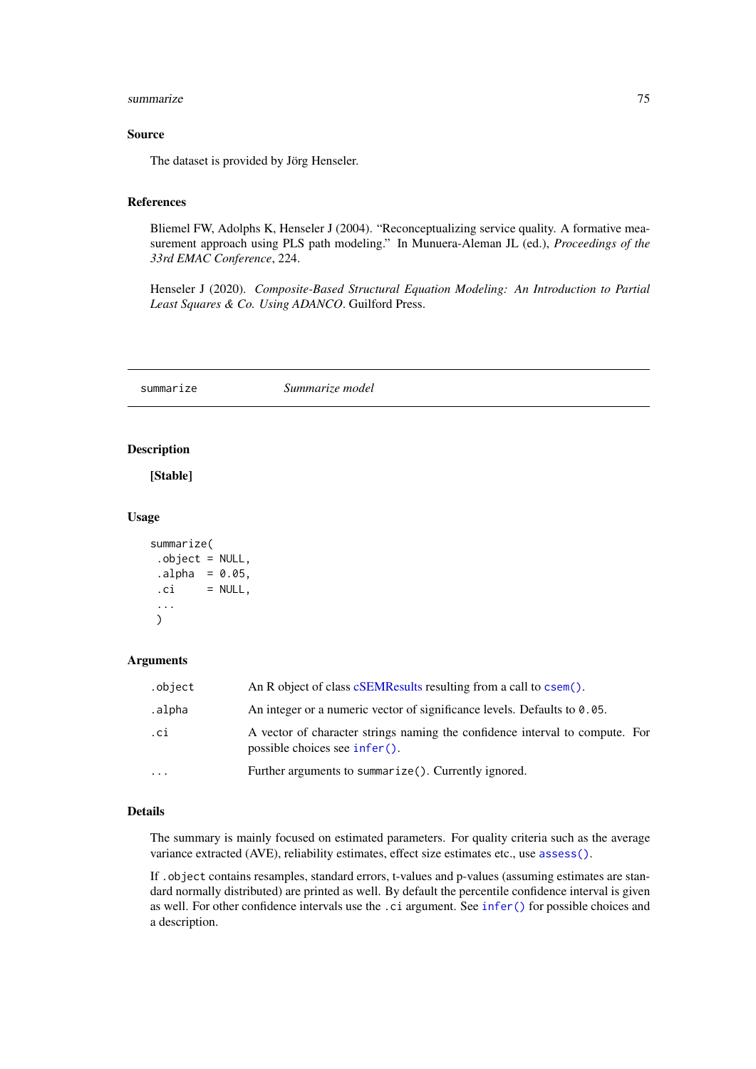### Source

The dataset is provided by Jörg Henseler.

### References

Bliemel FW, Adolphs K, Henseler J (2004). "Reconceptualizing service quality. A formative measurement approach using PLS path modeling." In Munuera-Aleman JL (ed.), *Proceedings of the 33rd EMAC Conference*, 224.

Henseler J (2020). *Composite-Based Structural Equation Modeling: An Introduction to Partial Least Squares & Co. Using ADANCO*. Guilford Press.

---

## summarize — *Summarize model*

---

### Description

**[Stable]**

### Usage

```
summarize(
 .object = NULL,
 .alpha  = 0.05,
 .ci     = NULL,
 ...
 )
```

### Arguments

| | |
|---|---|
| `.object` | An R object of class cSEMResults resulting from a call to `csem()`. |
| `.alpha` | An integer or a numeric vector of significance levels. Defaults to `0.05`. |
| `.ci` | A vector of character strings naming the confidence interval to compute. For possible choices see `infer()`. |
| `...` | Further arguments to `summarize()`. Currently ignored. |

### Details

The summary is mainly focused on estimated parameters. For quality criteria such as the average variance extracted (AVE), reliability estimates, effect size estimates etc., use `assess()`.

If `.object` contains resamples, standard errors, t-values and p-values (assuming estimates are standard normally distributed) are printed as well. By default the percentile confidence interval is given as well. For other confidence intervals use the `.ci` argument. See `infer()` for possible choices and a description.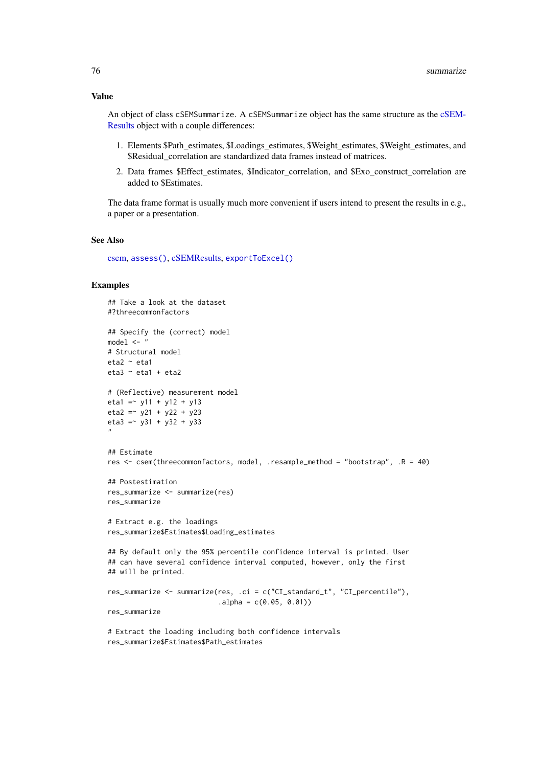### Value

An object of class `cSEMSummarize`. A `cSEMSummarize` object has the same structure as the cSEMResults object with a couple differences:

1. Elements $Path_estimates, $Loadings_estimates, $Weight_estimates, $Weight_estimates, and $Residual_correlation are standardized data frames instead of matrices.
2. Data frames $Effect_estimates, $Indicator_correlation, and $Exo_construct_correlation are added to $Estimates.

The data frame format is usually much more convenient if users intend to present the results in e.g., a paper or a presentation.

### See Also

csem, `assess()`, cSEMResults, `exportToExcel()`

### Examples

```
## Take a look at the dataset
#?threecommonfactors

## Specify the (correct) model
model <- "
# Structural model
eta2 ~ eta1
eta3 ~ eta1 + eta2

# (Reflective) measurement model
eta1 =~ y11 + y12 + y13
eta2 =~ y21 + y22 + y23
eta3 =~ y31 + y32 + y33
"

## Estimate
res <- csem(threecommonfactors, model, .resample_method = "bootstrap", .R = 40)

## Postestimation
res_summarize <- summarize(res)
res_summarize

# Extract e.g. the loadings
res_summarize$Estimates$Loading_estimates

## By default only the 95% percentile confidence interval is printed. User
## can have several confidence interval computed, however, only the first
## will be printed.

res_summarize <- summarize(res, .ci = c("CI_standard_t", "CI_percentile"),
                           .alpha = c(0.05, 0.01))
res_summarize

# Extract the loading including both confidence intervals
res_summarize$Estimates$Path_estimates
```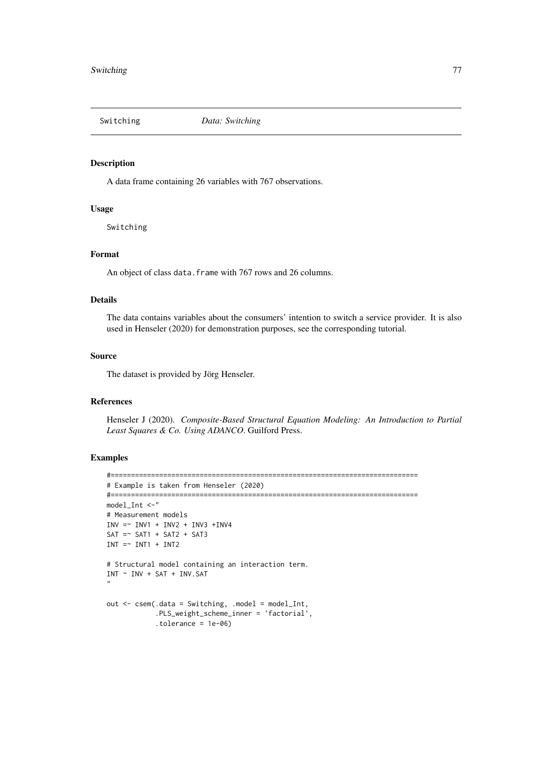## Switching — *Data: Switching*

### Description

A data frame containing 26 variables with 767 observations.

### Usage

```
Switching
```

### Format

An object of class `data.frame` with 767 rows and 26 columns.

### Details

The data contains variables about the consumers' intention to switch a service provider. It is also used in Henseler (2020) for demonstration purposes, see the corresponding tutorial.

### Source

The dataset is provided by Jörg Henseler.

### References

Henseler J (2020). *Composite-Based Structural Equation Modeling: An Introduction to Partial Least Squares & Co. Using ADANCO*. Guilford Press.

### Examples

```
#============================================================================
# Example is taken from Henseler (2020)
#============================================================================
model_Int <-"
# Measurement models
INV =~ INV1 + INV2 + INV3 +INV4
SAT =~ SAT1 + SAT2 + SAT3
INT =~ INT1 + INT2

# Structural model containing an interaction term.
INT ~ INV + SAT + INV.SAT
"

out <- csem(.data = Switching, .model = model_Int,
            .PLS_weight_scheme_inner = 'factorial',
            .tolerance = 1e-06)
```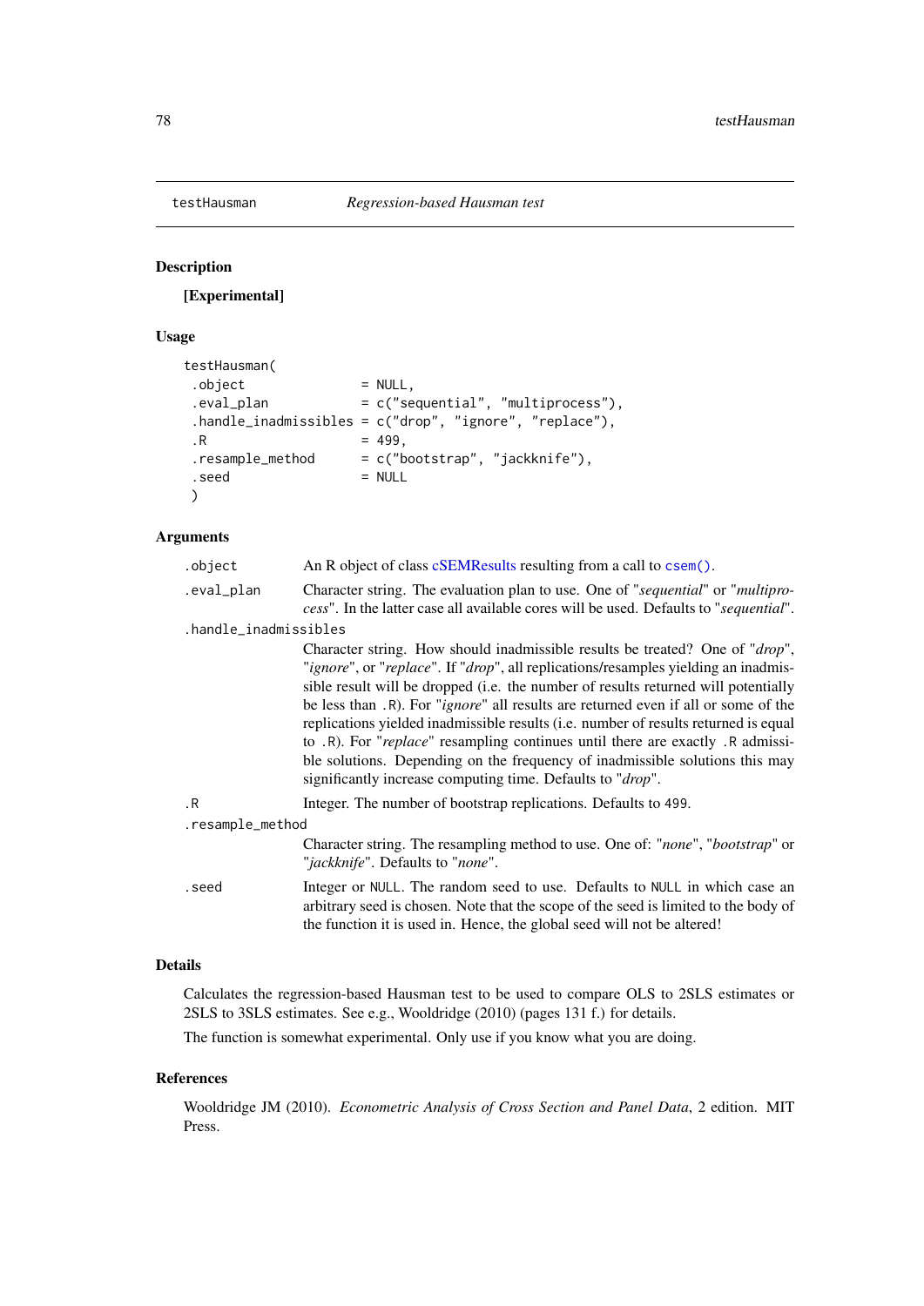# testHausman — *Regression-based Hausman test*

## Description

**[Experimental]**

## Usage

```
testHausman(
 .object               = NULL,
 .eval_plan            = c("sequential", "multiprocess"),
 .handle_inadmissibles = c("drop", "ignore", "replace"),
 .R                    = 499,
 .resample_method      = c("bootstrap", "jackknife"),
 .seed                 = NULL
 )
```

## Arguments

`.object` — An R object of class cSEMResults resulting from a call to `csem()`.

`.eval_plan` — Character string. The evaluation plan to use. One of "*sequential*" or "*multiprocess*". In the latter case all available cores will be used. Defaults to "*sequential*".

`.handle_inadmissibles` — Character string. How should inadmissible results be treated? One of "*drop*", "*ignore*", or "*replace*". If "*drop*", all replications/resamples yielding an inadmissible result will be dropped (i.e. the number of results returned will potentially be less than `.R`). For "*ignore*" all results are returned even if all or some of the replications yielded inadmissible results (i.e. number of results returned is equal to `.R`). For "*replace*" resampling continues until there are exactly `.R` admissible solutions. Depending on the frequency of inadmissible solutions this may significantly increase computing time. Defaults to "*drop*".

`.R` — Integer. The number of bootstrap replications. Defaults to `499`.

`.resample_method` — Character string. The resampling method to use. One of: "*none*", "*bootstrap*" or "*jackknife*". Defaults to "*none*".

`.seed` — Integer or `NULL`. The random seed to use. Defaults to `NULL` in which case an arbitrary seed is chosen. Note that the scope of the seed is limited to the body of the function it is used in. Hence, the global seed will not be altered!

## Details

Calculates the regression-based Hausman test to be used to compare OLS to 2SLS estimates or 2SLS to 3SLS estimates. See e.g., Wooldridge (2010) (pages 131 f.) for details.

The function is somewhat experimental. Only use if you know what you are doing.

## References

Wooldridge JM (2010). *Econometric Analysis of Cross Section and Panel Data*, 2 edition. MIT Press.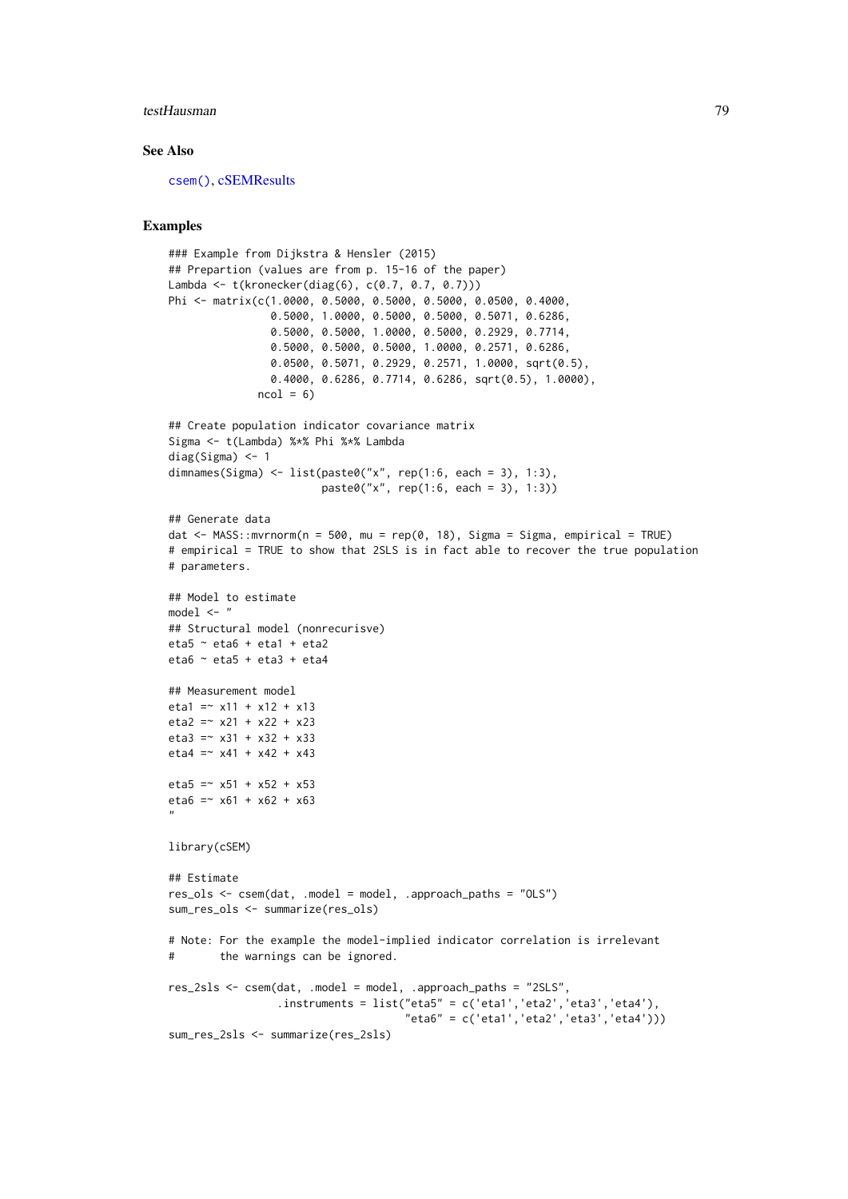### See Also

csem(), cSEMResults

### Examples

```
### Example from Dijkstra & Hensler (2015)
## Prepartion (values are from p. 15-16 of the paper)
Lambda <- t(kronecker(diag(6), c(0.7, 0.7, 0.7)))
Phi <- matrix(c(1.0000, 0.5000, 0.5000, 0.5000, 0.0500, 0.4000,
                0.5000, 1.0000, 0.5000, 0.5000, 0.5071, 0.6286,
                0.5000, 0.5000, 1.0000, 0.5000, 0.2929, 0.7714,
                0.5000, 0.5000, 0.5000, 1.0000, 0.2571, 0.6286,
                0.0500, 0.5071, 0.2929, 0.2571, 1.0000, sqrt(0.5),
                0.4000, 0.6286, 0.7714, 0.6286, sqrt(0.5), 1.0000),
              ncol = 6)

## Create population indicator covariance matrix
Sigma <- t(Lambda) %*% Phi %*% Lambda
diag(Sigma) <- 1
dimnames(Sigma) <- list(paste0("x", rep(1:6, each = 3), 1:3),
                        paste0("x", rep(1:6, each = 3), 1:3))

## Generate data
dat <- MASS::mvrnorm(n = 500, mu = rep(0, 18), Sigma = Sigma, empirical = TRUE)
# empirical = TRUE to show that 2SLS is in fact able to recover the true population
# parameters.

## Model to estimate
model <- "
## Structural model (nonrecurisve)
eta5 ~ eta6 + eta1 + eta2
eta6 ~ eta5 + eta3 + eta4

## Measurement model
eta1 =~ x11 + x12 + x13
eta2 =~ x21 + x22 + x23
eta3 =~ x31 + x32 + x33
eta4 =~ x41 + x42 + x43

eta5 =~ x51 + x52 + x53
eta6 =~ x61 + x62 + x63
"

library(cSEM)

## Estimate
res_ols <- csem(dat, .model = model, .approach_paths = "OLS")
sum_res_ols <- summarize(res_ols)

# Note: For the example the model-implied indicator correlation is irrelevant
#       the warnings can be ignored.

res_2sls <- csem(dat, .model = model, .approach_paths = "2SLS",
                 .instruments = list("eta5" = c('eta1','eta2','eta3','eta4'),
                                     "eta6" = c('eta1','eta2','eta3','eta4')))
sum_res_2sls <- summarize(res_2sls)
```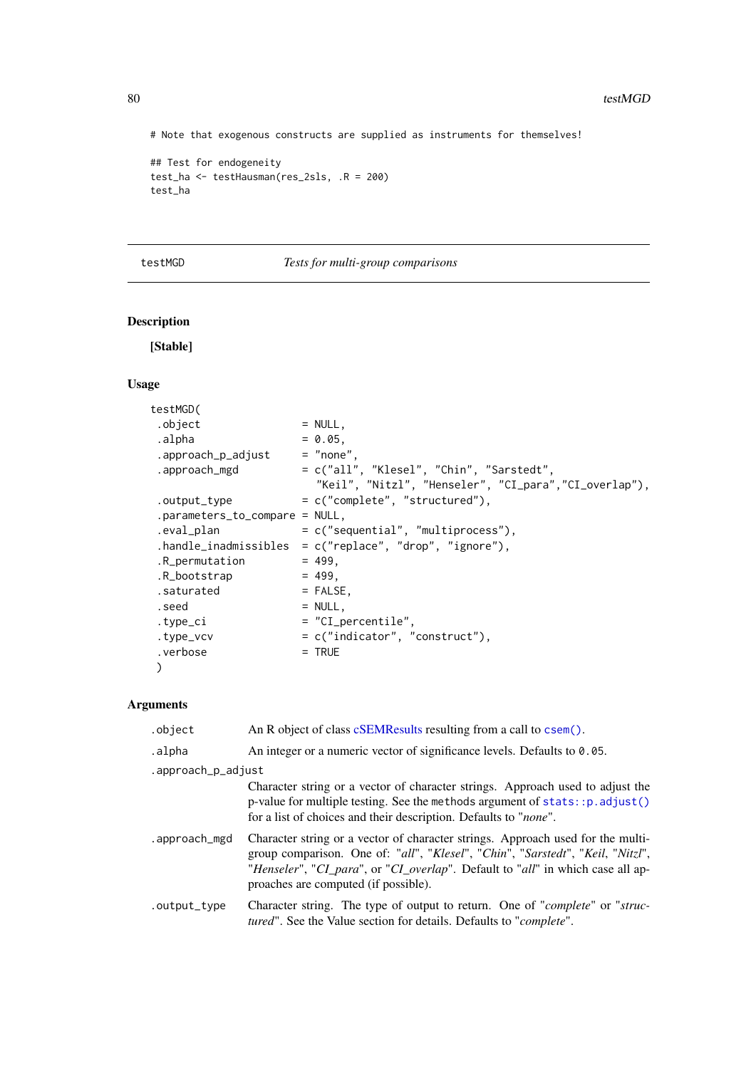```
# Note that exogenous constructs are supplied as instruments for themselves!

## Test for endogeneity
test_ha <- testHausman(res_2sls, .R = 200)
test_ha
```

---

testMGD — *Tests for multi-group comparisons*

---

## Description

**[Stable]**

## Usage

```
testMGD(
 .object                = NULL,
 .alpha                 = 0.05,
 .approach_p_adjust     = "none",
 .approach_mgd          = c("all", "Klesel", "Chin", "Sarstedt",
                           "Keil", "Nitzl", "Henseler", "CI_para","CI_overlap"),
 .output_type           = c("complete", "structured"),
 .parameters_to_compare = NULL,
 .eval_plan             = c("sequential", "multiprocess"),
 .handle_inadmissibles  = c("replace", "drop", "ignore"),
 .R_permutation         = 499,
 .R_bootstrap           = 499,
 .saturated             = FALSE,
 .seed                  = NULL,
 .type_ci               = "CI_percentile",
 .type_vcv              = c("indicator", "construct"),
 .verbose               = TRUE
 )
```

## Arguments

`.object` An R object of class cSEMResults resulting from a call to `csem()`.

`.alpha` An integer or a numeric vector of significance levels. Defaults to `0.05`.

`.approach_p_adjust` Character string or a vector of character strings. Approach used to adjust the p-value for multiple testing. See the `methods` argument of `stats::p.adjust()` for a list of choices and their description. Defaults to "*none*".

`.approach_mgd` Character string or a vector of character strings. Approach used for the multi-group comparison. One of: "*all*", "*Klesel*", "*Chin*", "*Sarstedt*", "*Keil*, "*Nitzl*", "*Henseler*", "*CI_para*", or "*CI_overlap*". Default to "*all*" in which case all approaches are computed (if possible).

`.output_type` Character string. The type of output to return. One of "*complete*" or "*structured*". See the Value section for details. Defaults to "*complete*".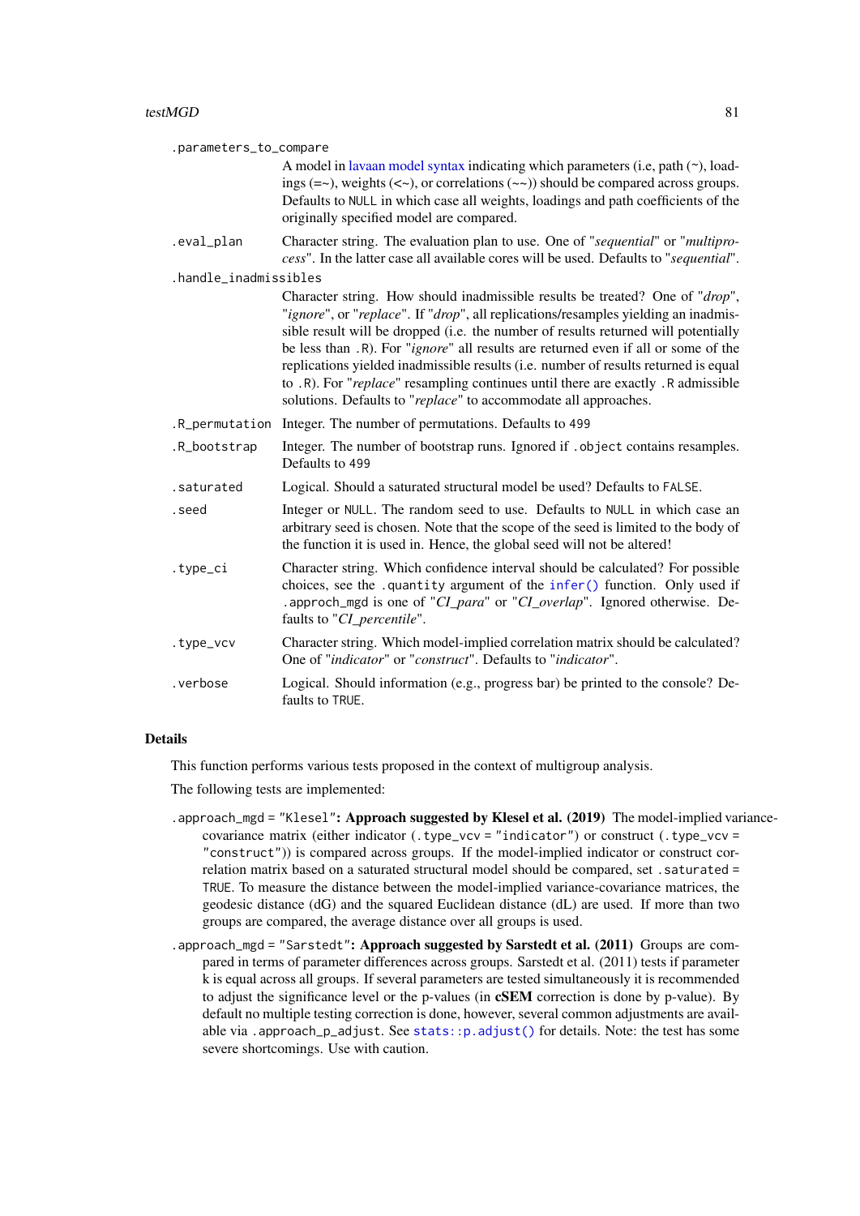`.parameters_to_compare`
: A model in lavaan model syntax indicating which parameters (i.e, path (~), loadings (=~), weights (<~), or correlations (~~)) should be compared across groups. Defaults to `NULL` in which case all weights, loadings and path coefficients of the originally specified model are compared.

`.eval_plan`
: Character string. The evaluation plan to use. One of "*sequential*" or "*multiprocess*". In the latter case all available cores will be used. Defaults to "*sequential*".

`.handle_inadmissibles`
: Character string. How should inadmissible results be treated? One of "*drop*", "*ignore*", or "*replace*". If "*drop*", all replications/resamples yielding an inadmissible result will be dropped (i.e. the number of results returned will potentially be less than `.R`). For "*ignore*" all results are returned even if all or some of the replications yielded inadmissible results (i.e. number of results returned is equal to `.R`). For "*replace*" resampling continues until there are exactly `.R` admissible solutions. Defaults to "*replace*" to accommodate all approaches.

`.R_permutation`
: Integer. The number of permutations. Defaults to `499`

`.R_bootstrap`
: Integer. The number of bootstrap runs. Ignored if `.object` contains resamples. Defaults to `499`

`.saturated`
: Logical. Should a saturated structural model be used? Defaults to `FALSE`.

`.seed`
: Integer or `NULL`. The random seed to use. Defaults to `NULL` in which case an arbitrary seed is chosen. Note that the scope of the seed is limited to the body of the function it is used in. Hence, the global seed will not be altered!

`.type_ci`
: Character string. Which confidence interval should be calculated? For possible choices, see the `.quantity` argument of the `infer()` function. Only used if `.approach_mgd` is one of "*CI_para*" or "*CI_overlap*". Ignored otherwise. Defaults to "*CI_percentile*".

`.type_vcv`
: Character string. Which model-implied correlation matrix should be calculated? One of "*indicator*" or "*construct*". Defaults to "*indicator*".

`.verbose`
: Logical. Should information (e.g., progress bar) be printed to the console? Defaults to `TRUE`.

## Details

This function performs various tests proposed in the context of multigroup analysis.

The following tests are implemented:

`.approach_mgd = "Klesel"`**: Approach suggested by Klesel et al. (2019)** The model-implied variance-covariance matrix (either indicator (`.type_vcv = "indicator"`) or construct (`.type_vcv = "construct"`)) is compared across groups. If the model-implied indicator or construct correlation matrix based on a saturated structural model should be compared, set `.saturated = TRUE`. To measure the distance between the model-implied variance-covariance matrices, the geodesic distance (dG) and the squared Euclidean distance (dL) are used. If more than two groups are compared, the average distance over all groups is used.

`.approach_mgd = "Sarstedt"`**: Approach suggested by Sarstedt et al. (2011)** Groups are compared in terms of parameter differences across groups. Sarstedt et al. (2011) tests if parameter k is equal across all groups. If several parameters are tested simultaneously it is recommended to adjust the significance level or the p-values (in **cSEM** correction is done by p-value). By default no multiple testing correction is done, however, several common adjustments are available via `.approach_p_adjust`. See `stats::p.adjust()` for details. Note: the test has some severe shortcomings. Use with caution.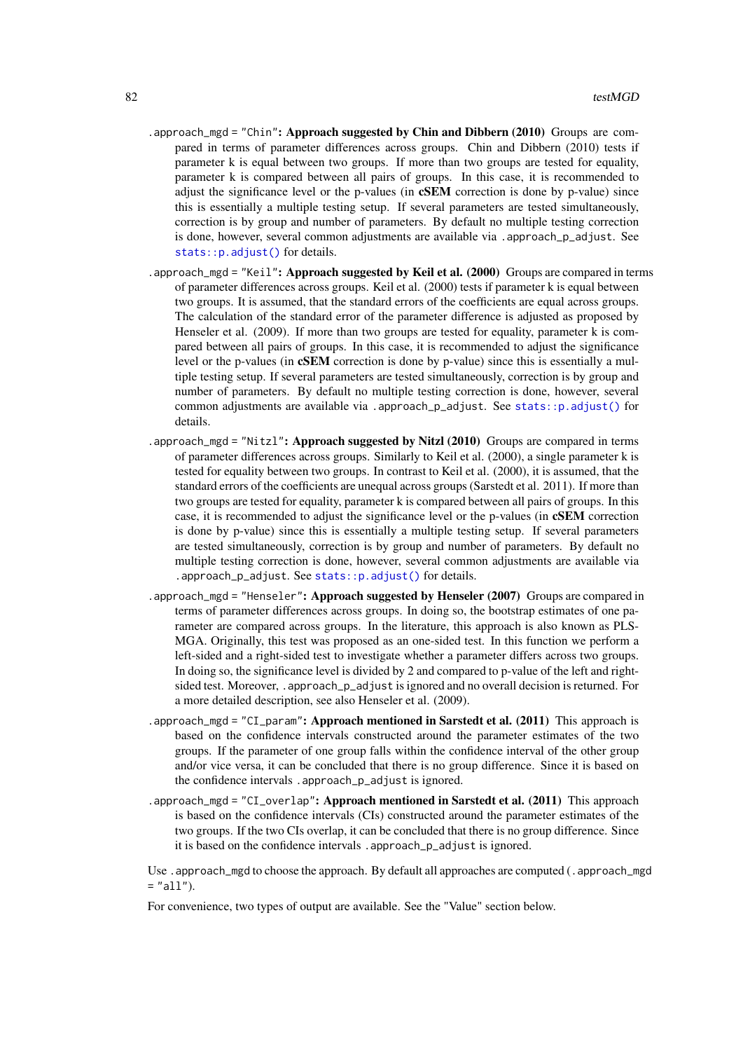- `.approach_mgd = "Chin"`: **Approach suggested by Chin and Dibbern (2010)** Groups are compared in terms of parameter differences across groups. Chin and Dibbern (2010) tests if parameter k is equal between two groups. If more than two groups are tested for equality, parameter k is compared between all pairs of groups. In this case, it is recommended to adjust the significance level or the p-values (in **cSEM** correction is done by p-value) since this is essentially a multiple testing setup. If several parameters are tested simultaneously, correction is by group and number of parameters. By default no multiple testing correction is done, however, several common adjustments are available via `.approach_p_adjust`. See `stats::p.adjust()` for details.
- `.approach_mgd = "Keil"`: **Approach suggested by Keil et al. (2000)** Groups are compared in terms of parameter differences across groups. Keil et al. (2000) tests if parameter k is equal between two groups. It is assumed, that the standard errors of the coefficients are equal across groups. The calculation of the standard error of the parameter difference is adjusted as proposed by Henseler et al. (2009). If more than two groups are tested for equality, parameter k is compared between all pairs of groups. In this case, it is recommended to adjust the significance level or the p-values (in **cSEM** correction is done by p-value) since this is essentially a multiple testing setup. If several parameters are tested simultaneously, correction is by group and number of parameters. By default no multiple testing correction is done, however, several common adjustments are available via `.approach_p_adjust`. See `stats::p.adjust()` for details.
- `.approach_mgd = "Nitzl"`: **Approach suggested by Nitzl (2010)** Groups are compared in terms of parameter differences across groups. Similarly to Keil et al. (2000), a single parameter k is tested for equality between two groups. In contrast to Keil et al. (2000), it is assumed, that the standard errors of the coefficients are unequal across groups (Sarstedt et al. 2011). If more than two groups are tested for equality, parameter k is compared between all pairs of groups. In this case, it is recommended to adjust the significance level or the p-values (in **cSEM** correction is done by p-value) since this is essentially a multiple testing setup. If several parameters are tested simultaneously, correction is by group and number of parameters. By default no multiple testing correction is done, however, several common adjustments are available via `.approach_p_adjust`. See `stats::p.adjust()` for details.
- `.approach_mgd = "Henseler"`: **Approach suggested by Henseler (2007)** Groups are compared in terms of parameter differences across groups. In doing so, the bootstrap estimates of one parameter are compared across groups. In the literature, this approach is also known as PLS-MGA. Originally, this test was proposed as an one-sided test. In this function we perform a left-sided and a right-sided test to investigate whether a parameter differs across two groups. In doing so, the significance level is divided by 2 and compared to p-value of the left and right-sided test. Moreover, `.approach_p_adjust` is ignored and no overall decision is returned. For a more detailed description, see also Henseler et al. (2009).
- `.approach_mgd = "CI_param"`: **Approach mentioned in Sarstedt et al. (2011)** This approach is based on the confidence intervals constructed around the parameter estimates of the two groups. If the parameter of one group falls within the confidence interval of the other group and/or vice versa, it can be concluded that there is no group difference. Since it is based on the confidence intervals `.approach_p_adjust` is ignored.
- `.approach_mgd = "CI_overlap"`: **Approach mentioned in Sarstedt et al. (2011)** This approach is based on the confidence intervals (CIs) constructed around the parameter estimates of the two groups. If the two CIs overlap, it can be concluded that there is no group difference. Since it is based on the confidence intervals `.approach_p_adjust` is ignored.

Use `.approach_mgd` to choose the approach. By default all approaches are computed (`.approach_mgd = "all"`).

For convenience, two types of output are available. See the "Value" section below.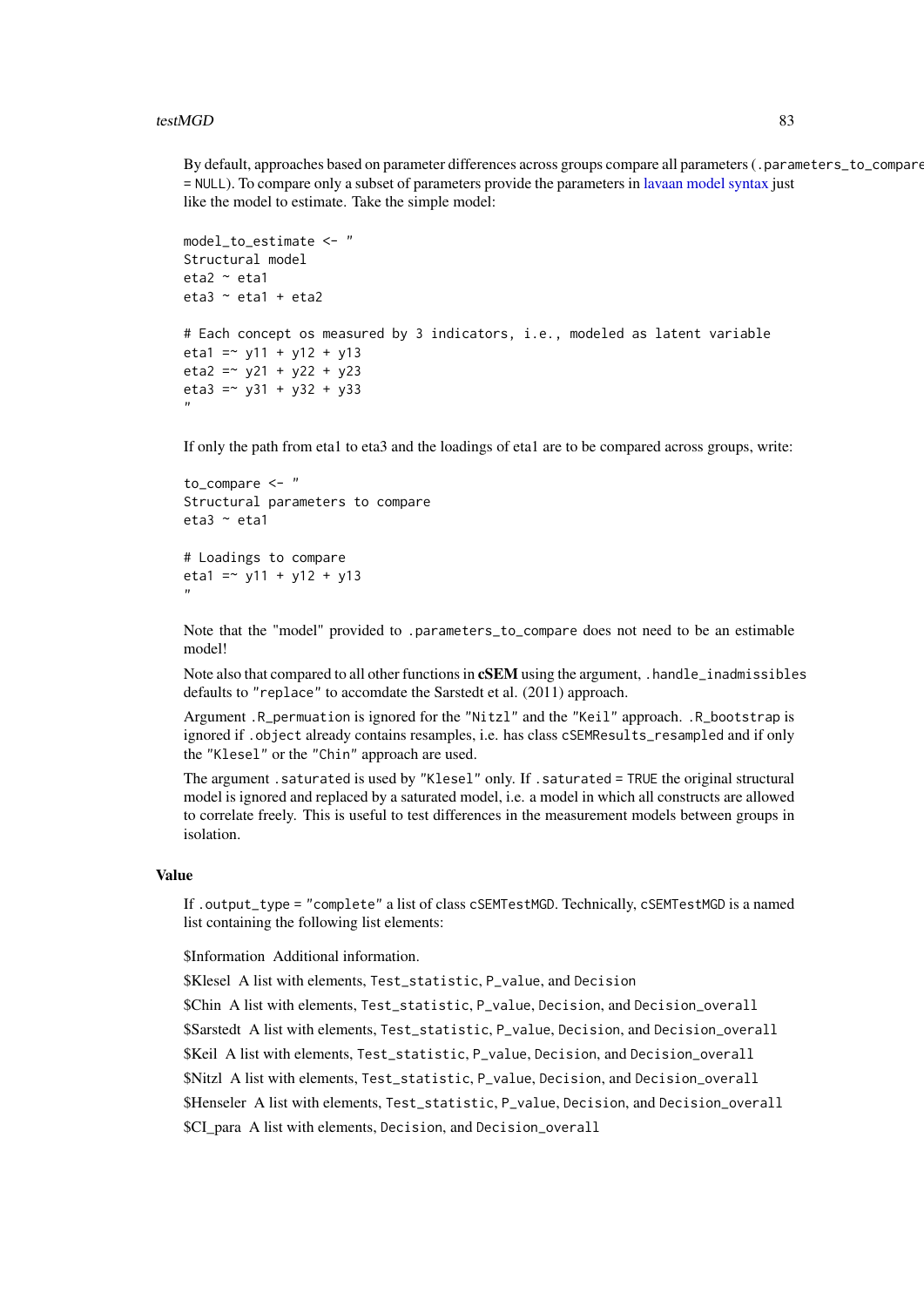By default, approaches based on parameter differences across groups compare all parameters (`.parameters_to_compare = NULL`). To compare only a subset of parameters provide the parameters in lavaan model syntax just like the model to estimate. Take the simple model:

```
model_to_estimate <- "
Structural model
eta2 ~ eta1
eta3 ~ eta1 + eta2

# Each concept os measured by 3 indicators, i.e., modeled as latent variable
eta1 =~ y11 + y12 + y13
eta2 =~ y21 + y22 + y23
eta3 =~ y31 + y32 + y33
"
```

If only the path from eta1 to eta3 and the loadings of eta1 are to be compared across groups, write:

```
to_compare <- "
Structural parameters to compare
eta3 ~ eta1

# Loadings to compare
eta1 =~ y11 + y12 + y13
"
```

Note that the "model" provided to `.parameters_to_compare` does not need to be an estimable model!

Note also that compared to all other functions in **cSEM** using the argument, `.handle_inadmissibles` defaults to `"replace"` to accomdate the Sarstedt et al. (2011) approach.

Argument `.R_permuation` is ignored for the `"Nitzl"` and the `"Keil"` approach. `.R_bootstrap` is ignored if `.object` already contains resamples, i.e. has class `cSEMResults_resampled` and if only the `"Klesel"` or the `"Chin"` approach are used.

The argument `.saturated` is used by `"Klesel"` only. If `.saturated = TRUE` the original structural model is ignored and replaced by a saturated model, i.e. a model in which all constructs are allowed to correlate freely. This is useful to test differences in the measurement models between groups in isolation.

## Value

If `.output_type = "complete"` a list of class `cSEMTestMGD`. Technically, `cSEMTestMGD` is a named list containing the following list elements:

$Information Additional information.

$Klesel A list with elements, `Test_statistic`, `P_value`, and `Decision`

$Chin A list with elements, `Test_statistic`, `P_value`, `Decision`, and `Decision_overall`

$Sarstedt A list with elements, `Test_statistic`, `P_value`, `Decision`, and `Decision_overall`

$Keil A list with elements, `Test_statistic`, `P_value`, `Decision`, and `Decision_overall`

$Nitzl A list with elements, `Test_statistic`, `P_value`, `Decision`, and `Decision_overall`

$Henseler A list with elements, `Test_statistic`, `P_value`, `Decision`, and `Decision_overall`

$CI_para A list with elements, `Decision`, and `Decision_overall`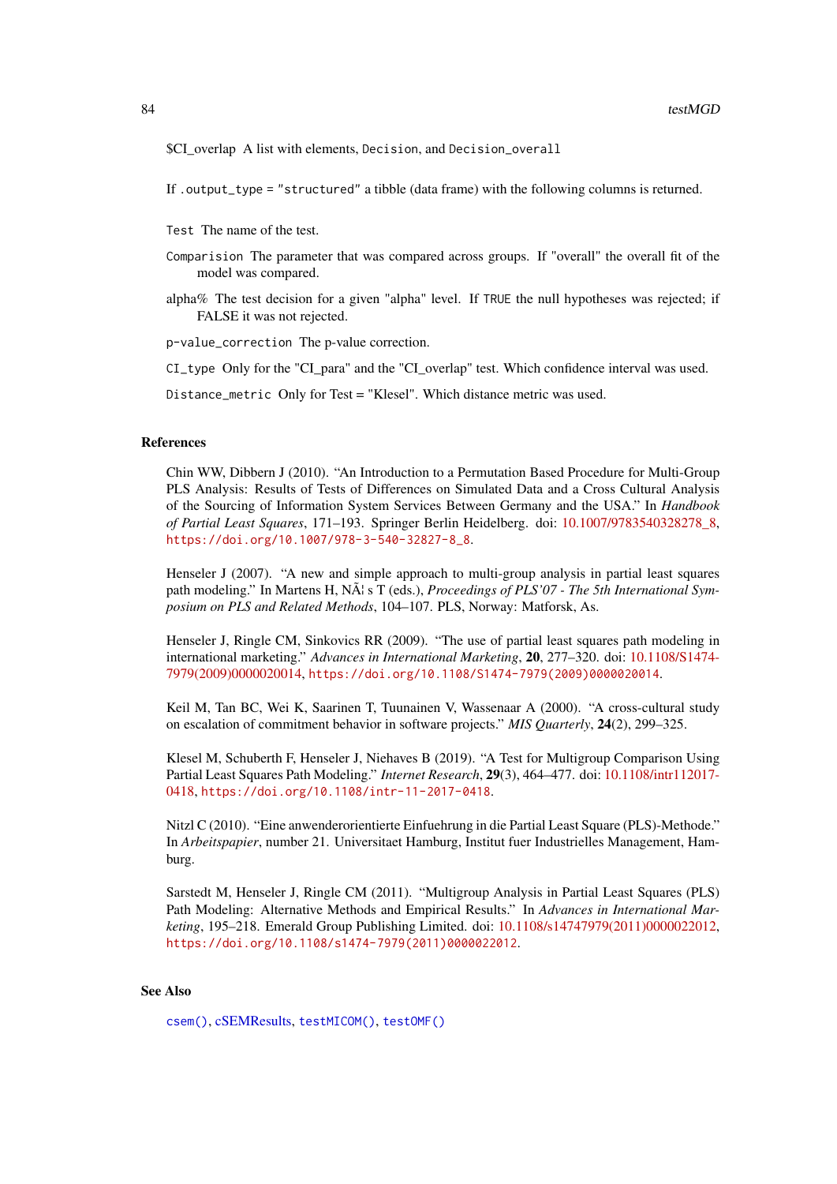$CI_overlap A list with elements, `Decision`, and `Decision_overall`

If `.output_type` = `"structured"` a tibble (data frame) with the following columns is returned.

`Test` The name of the test.

`Comparision` The parameter that was compared across groups. If "overall" the overall fit of the model was compared.

alpha% The test decision for a given "alpha" level. If `TRUE` the null hypotheses was rejected; if FALSE it was not rejected.

`p-value_correction` The p-value correction.

`CI_type` Only for the "CI_para" and the "CI_overlap" test. Which confidence interval was used.

`Distance_metric` Only for Test = "Klesel". Which distance metric was used.

### References

Chin WW, Dibbern J (2010). "An Introduction to a Permutation Based Procedure for Multi-Group PLS Analysis: Results of Tests of Differences on Simulated Data and a Cross Cultural Analysis of the Sourcing of Information System Services Between Germany and the USA." In *Handbook of Partial Least Squares*, 171–193. Springer Berlin Heidelberg. doi: 10.1007/9783540328278_8, `https://doi.org/10.1007/978-3-540-32827-8_8`.

Henseler J (2007). "A new and simple approach to multi-group analysis in partial least squares path modeling." In Martens H, NÃ¦ s T (eds.), *Proceedings of PLS'07 - The 5th International Symposium on PLS and Related Methods*, 104–107. PLS, Norway: Matforsk, As.

Henseler J, Ringle CM, Sinkovics RR (2009). "The use of partial least squares path modeling in international marketing." *Advances in International Marketing*, **20**, 277–320. doi: 10.1108/S1474-7979(2009)0000020014, `https://doi.org/10.1108/S1474-7979(2009)0000020014`.

Keil M, Tan BC, Wei K, Saarinen T, Tuunainen V, Wassenaar A (2000). "A cross-cultural study on escalation of commitment behavior in software projects." *MIS Quarterly*, **24**(2), 299–325.

Klesel M, Schuberth F, Henseler J, Niehaves B (2019). "A Test for Multigroup Comparison Using Partial Least Squares Path Modeling." *Internet Research*, **29**(3), 464–477. doi: 10.1108/intr112017-0418, `https://doi.org/10.1108/intr-11-2017-0418`.

Nitzl C (2010). "Eine anwenderorientierte Einfuehrung in die Partial Least Square (PLS)-Methode." In *Arbeitspapier*, number 21. Universitaet Hamburg, Institut fuer Industrielles Management, Hamburg.

Sarstedt M, Henseler J, Ringle CM (2011). "Multigroup Analysis in Partial Least Squares (PLS) Path Modeling: Alternative Methods and Empirical Results." In *Advances in International Marketing*, 195–218. Emerald Group Publishing Limited. doi: 10.1108/s14747979(2011)0000022012, `https://doi.org/10.1108/s1474-7979(2011)0000022012`.

### See Also

`csem()`, cSEMResults, `testMICOM()`, `testOMF()`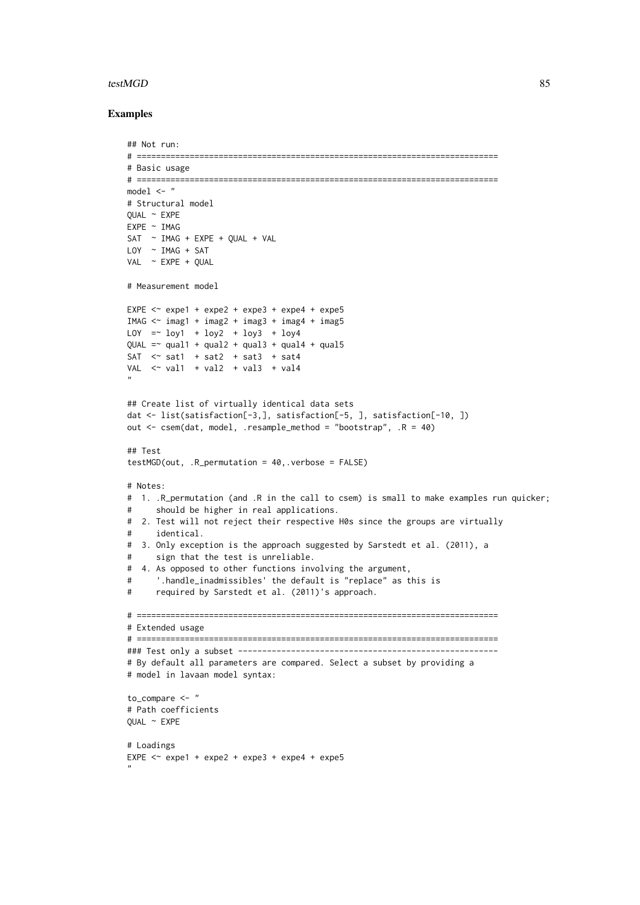## Examples

```
## Not run:
# ===========================================================================
# Basic usage
# ===========================================================================
model <- "
# Structural model
QUAL ~ EXPE
EXPE ~ IMAG
SAT  ~ IMAG + EXPE + QUAL + VAL
LOY  ~ IMAG + SAT
VAL  ~ EXPE + QUAL

# Measurement model

EXPE <~ expe1 + expe2 + expe3 + expe4 + expe5
IMAG <~ imag1 + imag2 + imag3 + imag4 + imag5
LOY  =~ loy1  + loy2  + loy3  + loy4
QUAL =~ qual1 + qual2 + qual3 + qual4 + qual5
SAT  <~ sat1  + sat2  + sat3  + sat4
VAL  <~ val1  + val2  + val3  + val4
"

## Create list of virtually identical data sets
dat <- list(satisfaction[-3,], satisfaction[-5, ], satisfaction[-10, ])
out <- csem(dat, model, .resample_method = "bootstrap", .R = 40)

## Test
testMGD(out, .R_permutation = 40,.verbose = FALSE)

# Notes:
#  1. .R_permutation (and .R in the call to csem) is small to make examples run quicker;
#     should be higher in real applications.
#  2. Test will not reject their respective H0s since the groups are virtually
#     identical.
#  3. Only exception is the approach suggested by Sarstedt et al. (2011), a
#     sign that the test is unreliable.
#  4. As opposed to other functions involving the argument,
#     '.handle_inadmissibles' the default is "replace" as this is
#     required by Sarstedt et al. (2011)'s approach.

# ===========================================================================
# Extended usage
# ===========================================================================
### Test only a subset -----------------------------------------------------
# By default all parameters are compared. Select a subset by providing a
# model in lavaan model syntax:

to_compare <- "
# Path coefficients
QUAL ~ EXPE

# Loadings
EXPE <~ expe1 + expe2 + expe3 + expe4 + expe5
"
```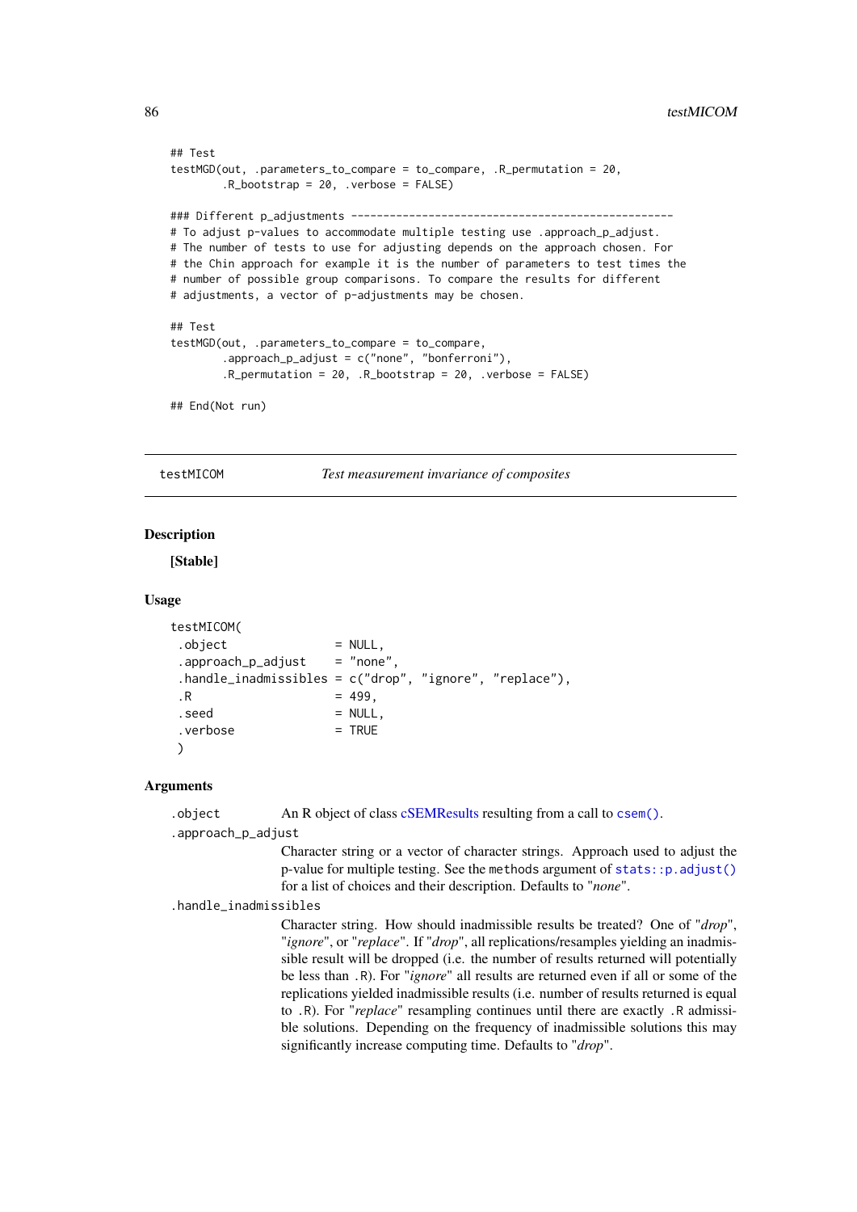```
## Test
testMGD(out, .parameters_to_compare = to_compare, .R_permutation = 20,
        .R_bootstrap = 20, .verbose = FALSE)

### Different p_adjustments --------------------------------------------------
# To adjust p-values to accommodate multiple testing use .approach_p_adjust.
# The number of tests to use for adjusting depends on the approach chosen. For
# the Chin approach for example it is the number of parameters to test times the
# number of possible group comparisons. To compare the results for different
# adjustments, a vector of p-adjustments may be chosen.

## Test
testMGD(out, .parameters_to_compare = to_compare,
        .approach_p_adjust = c("none", "bonferroni"),
        .R_permutation = 20, .R_bootstrap = 20, .verbose = FALSE)

## End(Not run)
```

---

testMICOM *Test measurement invariance of composites*

---

### Description

**[Stable]**

### Usage

```
testMICOM(
 .object                = NULL,
 .approach_p_adjust     = "none",
 .handle_inadmissibles = c("drop", "ignore", "replace"),
 .R                     = 499,
 .seed                  = NULL,
 .verbose               = TRUE
 )
```

### Arguments

`.object` An R object of class cSEMResults resulting from a call to `csem()`.

`.approach_p_adjust`
Character string or a vector of character strings. Approach used to adjust the p-value for multiple testing. See the `methods` argument of `stats::p.adjust()` for a list of choices and their description. Defaults to "*none*".

`.handle_inadmissibles`
Character string. How should inadmissible results be treated? One of "*drop*", "*ignore*", or "*replace*". If "*drop*", all replications/resamples yielding an inadmissible result will be dropped (i.e. the number of results returned will potentially be less than `.R`). For "*ignore*" all results are returned even if all or some of the replications yielded inadmissible results (i.e. number of results returned is equal to `.R`). For "*replace*" resampling continues until there are exactly `.R` admissible solutions. Depending on the frequency of inadmissible solutions this may significantly increase computing time. Defaults to "*drop*".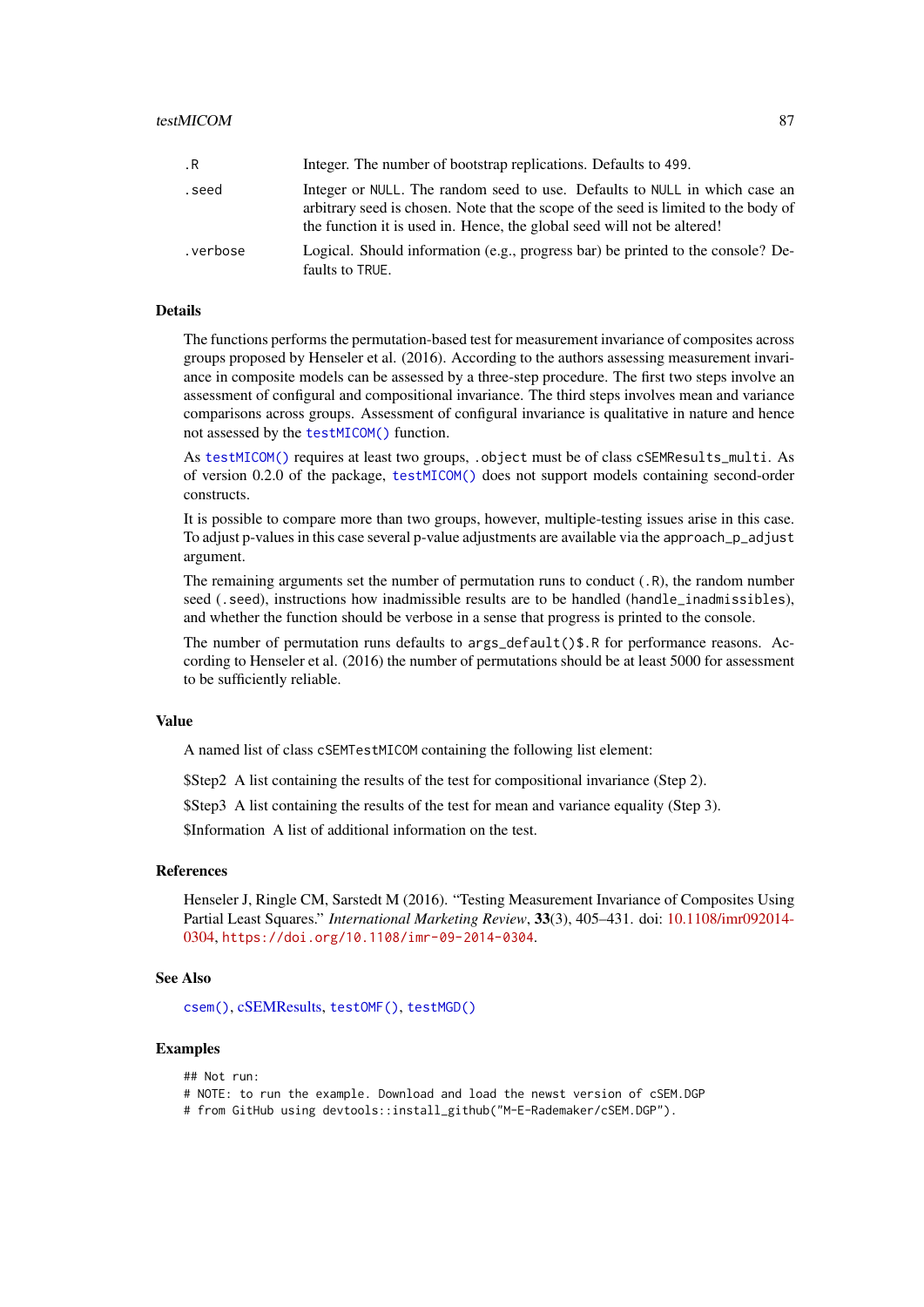| | |
|---|---|
| .R | Integer. The number of bootstrap replications. Defaults to 499. |
| .seed | Integer or NULL. The random seed to use. Defaults to NULL in which case an arbitrary seed is chosen. Note that the scope of the seed is limited to the body of the function it is used in. Hence, the global seed will not be altered! |
| .verbose | Logical. Should information (e.g., progress bar) be printed to the console? Defaults to TRUE. |

### Details

The functions performs the permutation-based test for measurement invariance of composites across groups proposed by Henseler et al. (2016). According to the authors assessing measurement invariance in composite models can be assessed by a three-step procedure. The first two steps involve an assessment of configural and compositional invariance. The third steps involves mean and variance comparisons across groups. Assessment of configural invariance is qualitative in nature and hence not assessed by the testMICOM() function.

As testMICOM() requires at least two groups, .object must be of class cSEMResults_multi. As of version 0.2.0 of the package, testMICOM() does not support models containing second-order constructs.

It is possible to compare more than two groups, however, multiple-testing issues arise in this case. To adjust p-values in this case several p-value adjustments are available via the approach_p_adjust argument.

The remaining arguments set the number of permutation runs to conduct (.R), the random number seed (.seed), instructions how inadmissible results are to be handled (handle_inadmissibles), and whether the function should be verbose in a sense that progress is printed to the console.

The number of permutation runs defaults to args_default()$.R for performance reasons. According to Henseler et al. (2016) the number of permutations should be at least 5000 for assessment to be sufficiently reliable.

### Value

A named list of class cSEMTestMICOM containing the following list element:

$Step2 A list containing the results of the test for compositional invariance (Step 2).

$Step3 A list containing the results of the test for mean and variance equality (Step 3).

$Information A list of additional information on the test.

### References

Henseler J, Ringle CM, Sarstedt M (2016). "Testing Measurement Invariance of Composites Using Partial Least Squares." *International Marketing Review*, **33**(3), 405–431. doi: 10.1108/imr092014-0304, https://doi.org/10.1108/imr-09-2014-0304.

### See Also

csem(), cSEMResults, testOMF(), testMGD()

### Examples

```
## Not run:
# NOTE: to run the example. Download and load the newst version of cSEM.DGP
# from GitHub using devtools::install_github("M-E-Rademaker/cSEM.DGP").
```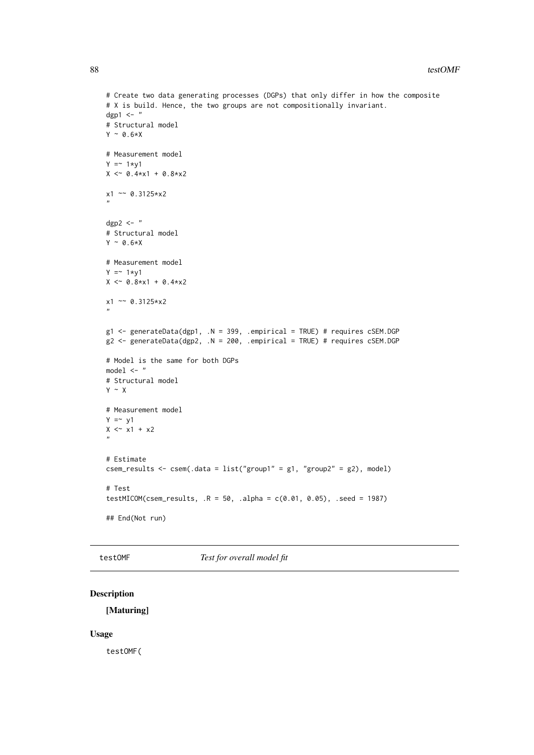```
# Create two data generating processes (DGPs) that only differ in how the composite
# X is build. Hence, the two groups are not compositionally invariant.
dgp1 <- "
# Structural model
Y ~ 0.6*X

# Measurement model
Y =~ 1*y1
X <~ 0.4*x1 + 0.8*x2

x1 ~~ 0.3125*x2
"

dgp2 <- "
# Structural model
Y ~ 0.6*X

# Measurement model
Y =~ 1*y1
X <~ 0.8*x1 + 0.4*x2

x1 ~~ 0.3125*x2
"

g1 <- generateData(dgp1, .N = 399, .empirical = TRUE) # requires cSEM.DGP
g2 <- generateData(dgp2, .N = 200, .empirical = TRUE) # requires cSEM.DGP

# Model is the same for both DGPs
model <- "
# Structural model
Y ~ X

# Measurement model
Y =~ y1
X <~ x1 + x2
"

# Estimate
csem_results <- csem(.data = list("group1" = g1, "group2" = g2), model)

# Test
testMICOM(csem_results, .R = 50, .alpha = c(0.01, 0.05), .seed = 1987)

## End(Not run)
```

---

## testOMF — *Test for overall model fit*

### Description

**[Maturing]**

### Usage

```
testOMF(
```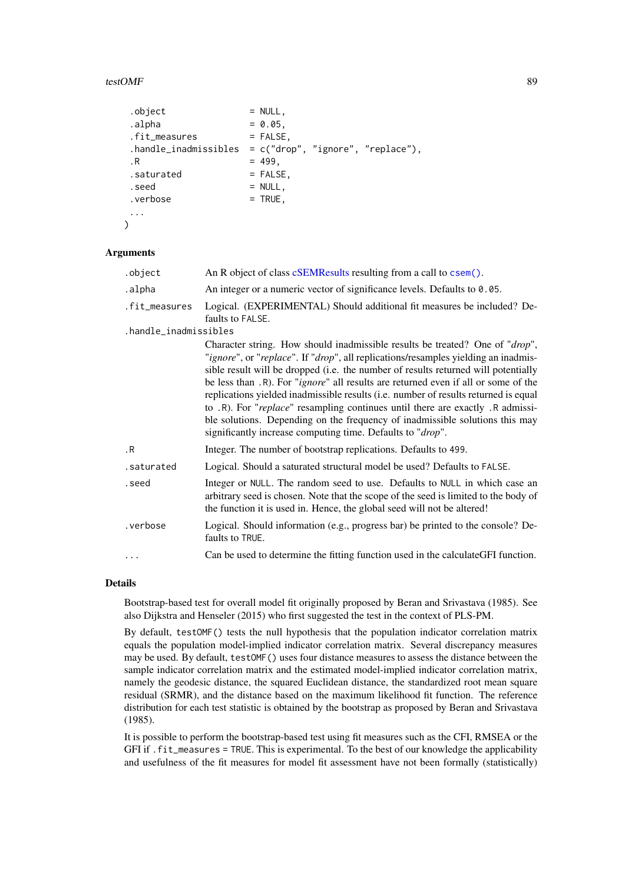```
  .object               = NULL,
  .alpha                = 0.05,
  .fit_measures         = FALSE,
  .handle_inadmissibles = c("drop", "ignore", "replace"),
  .R                    = 499,
  .saturated            = FALSE,
  .seed                 = NULL,
  .verbose              = TRUE,
  ...
)
```

### Arguments

- `.object` — An R object of class cSEMResults resulting from a call to `csem()`.
- `.alpha` — An integer or a numeric vector of significance levels. Defaults to `0.05`.
- `.fit_measures` — Logical. (EXPERIMENTAL) Should additional fit measures be included? Defaults to `FALSE`.
- `.handle_inadmissibles` — Character string. How should inadmissible results be treated? One of "*drop*", "*ignore*", or "*replace*". If "*drop*", all replications/resamples yielding an inadmissible result will be dropped (i.e. the number of results returned will potentially be less than `.R`). For "*ignore*" all results are returned even if all or some of the replications yielded inadmissible results (i.e. number of results returned is equal to `.R`). For "*replace*" resampling continues until there are exactly `.R` admissible solutions. Depending on the frequency of inadmissible solutions this may significantly increase computing time. Defaults to "*drop*".
- `.R` — Integer. The number of bootstrap replications. Defaults to `499`.
- `.saturated` — Logical. Should a saturated structural model be used? Defaults to `FALSE`.
- `.seed` — Integer or `NULL`. The random seed to use. Defaults to `NULL` in which case an arbitrary seed is chosen. Note that the scope of the seed is limited to the body of the function it is used in. Hence, the global seed will not be altered!
- `.verbose` — Logical. Should information (e.g., progress bar) be printed to the console? Defaults to `TRUE`.
- `...` — Can be used to determine the fitting function used in the calculateGFI function.

### Details

Bootstrap-based test for overall model fit originally proposed by Beran and Srivastava (1985). See also Dijkstra and Henseler (2015) who first suggested the test in the context of PLS-PM.

By default, `testOMF()` tests the null hypothesis that the population indicator correlation matrix equals the population model-implied indicator correlation matrix. Several discrepancy measures may be used. By default, `testOMF()` uses four distance measures to assess the distance between the sample indicator correlation matrix and the estimated model-implied indicator correlation matrix, namely the geodesic distance, the squared Euclidean distance, the standardized root mean square residual (SRMR), and the distance based on the maximum likelihood fit function. The reference distribution for each test statistic is obtained by the bootstrap as proposed by Beran and Srivastava (1985).

It is possible to perform the bootstrap-based test using fit measures such as the CFI, RMSEA or the GFI if `.fit_measures = TRUE`. This is experimental. To the best of our knowledge the applicability and usefulness of the fit measures for model fit assessment have not been formally (statistically)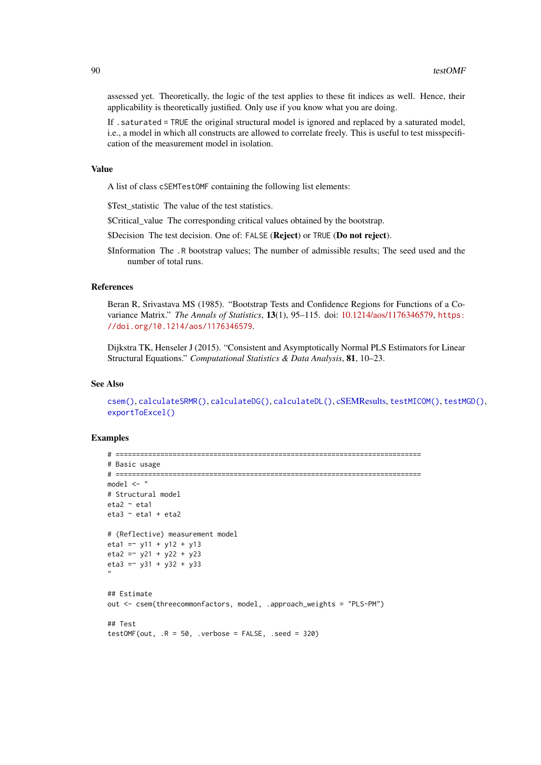assessed yet. Theoretically, the logic of the test applies to these fit indices as well. Hence, their applicability is theoretically justified. Only use if you know what you are doing.

If `.saturated = TRUE` the original structural model is ignored and replaced by a saturated model, i.e., a model in which all constructs are allowed to correlate freely. This is useful to test misspecification of the measurement model in isolation.

## Value

A list of class `cSEMTestOMF` containing the following list elements:

$Test_statistic The value of the test statistics.

$Critical_value The corresponding critical values obtained by the bootstrap.

$Decision The test decision. One of: `FALSE` (**Reject**) or `TRUE` (**Do not reject**).

$Information The `.R` bootstrap values; The number of admissible results; The seed used and the number of total runs.

## References

Beran R, Srivastava MS (1985). "Bootstrap Tests and Confidence Regions for Functions of a Covariance Matrix." *The Annals of Statistics*, **13**(1), 95–115. doi: 10.1214/aos/1176346579, https://doi.org/10.1214/aos/1176346579.

Dijkstra TK, Henseler J (2015). "Consistent and Asymptotically Normal PLS Estimators for Linear Structural Equations." *Computational Statistics & Data Analysis*, **81**, 10–23.

## See Also

`csem()`, `calculateSRMR()`, `calculateDG()`, `calculateDL()`, cSEMResults, `testMICOM()`, `testMGD()`, `exportToExcel()`

## Examples

```
# ===========================================================================
# Basic usage
# ===========================================================================
model <- "
# Structural model
eta2 ~ eta1
eta3 ~ eta1 + eta2

# (Reflective) measurement model
eta1 =~ y11 + y12 + y13
eta2 =~ y21 + y22 + y23
eta3 =~ y31 + y32 + y33
"

## Estimate
out <- csem(threecommonfactors, model, .approach_weights = "PLS-PM")

## Test
testOMF(out, .R = 50, .verbose = FALSE, .seed = 320)
```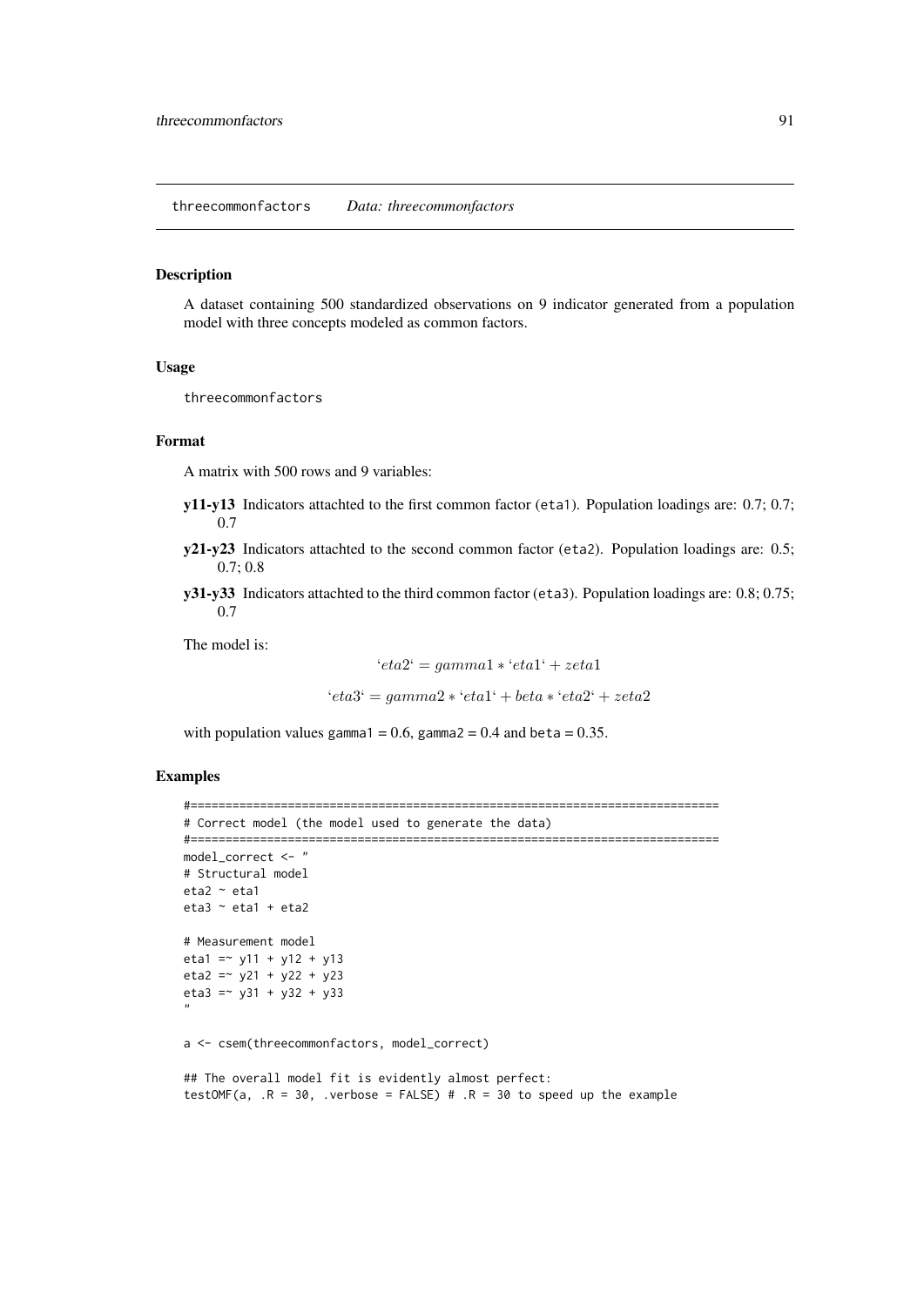## threecommonfactors *Data: threecommonfactors*

### Description

A dataset containing 500 standardized observations on 9 indicator generated from a population model with three concepts modeled as common factors.

### Usage

```
threecommonfactors
```

### Format

A matrix with 500 rows and 9 variables:

**y11-y13** Indicators attachted to the first common factor (`eta1`). Population loadings are: 0.7; 0.7; 0.7

**y21-y23** Indicators attachted to the second common factor (`eta2`). Population loadings are: 0.5; 0.7; 0.8

**y31-y33** Indicators attachted to the third common factor (`eta3`). Population loadings are: 0.8; 0.75; 0.7

The model is:

$$`eta2` = gamma1 * `eta1` + zeta1$$

$$`eta3` = gamma2 * `eta1` + beta * `eta2` + zeta2$$

with population values `gamma1` = 0.6, `gamma2` = 0.4 and `beta` = 0.35.

### Examples

```
#============================================================================
# Correct model (the model used to generate the data)
#============================================================================
model_correct <- "
# Structural model
eta2 ~ eta1
eta3 ~ eta1 + eta2

# Measurement model
eta1 =~ y11 + y12 + y13
eta2 =~ y21 + y22 + y23
eta3 =~ y31 + y32 + y33
"

a <- csem(threecommonfactors, model_correct)

## The overall model fit is evidently almost perfect:
testOMF(a, .R = 30, .verbose = FALSE) # .R = 30 to speed up the example
```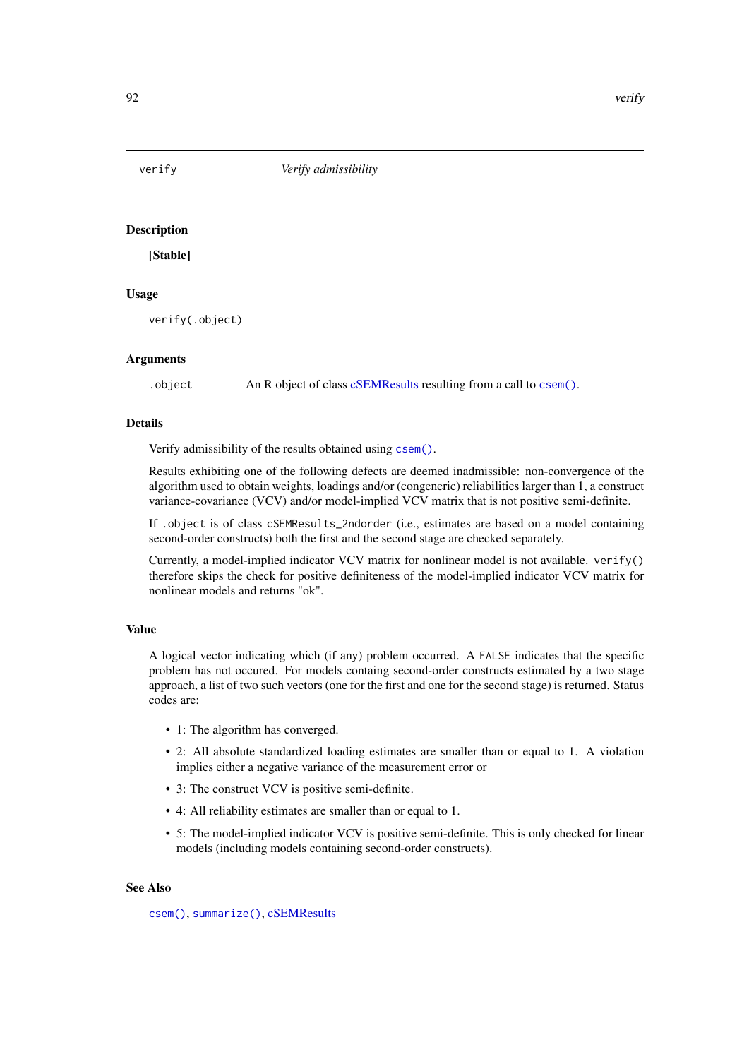## verify — *Verify admissibility*

### Description

**[Stable]**

### Usage

```
verify(.object)
```

### Arguments

| | |
|---|---|
| `.object` | An R object of class cSEMResults resulting from a call to `csem()`. |

### Details

Verify admissibility of the results obtained using `csem()`.

Results exhibiting one of the following defects are deemed inadmissible: non-convergence of the algorithm used to obtain weights, loadings and/or (congeneric) reliabilities larger than 1, a construct variance-covariance (VCV) and/or model-implied VCV matrix that is not positive semi-definite.

If `.object` is of class `cSEMResults_2ndorder` (i.e., estimates are based on a model containing second-order constructs) both the first and the second stage are checked separately.

Currently, a model-implied indicator VCV matrix for nonlinear model is not available. `verify()` therefore skips the check for positive definiteness of the model-implied indicator VCV matrix for nonlinear models and returns "ok".

### Value

A logical vector indicating which (if any) problem occurred. A `FALSE` indicates that the specific problem has not occured. For models containg second-order constructs estimated by a two stage approach, a list of two such vectors (one for the first and one for the second stage) is returned. Status codes are:

- 1: The algorithm has converged.
- 2: All absolute standardized loading estimates are smaller than or equal to 1. A violation implies either a negative variance of the measurement error or
- 3: The construct VCV is positive semi-definite.
- 4: All reliability estimates are smaller than or equal to 1.
- 5: The model-implied indicator VCV is positive semi-definite. This is only checked for linear models (including models containing second-order constructs).

### See Also

`csem()`, `summarize()`, cSEMResults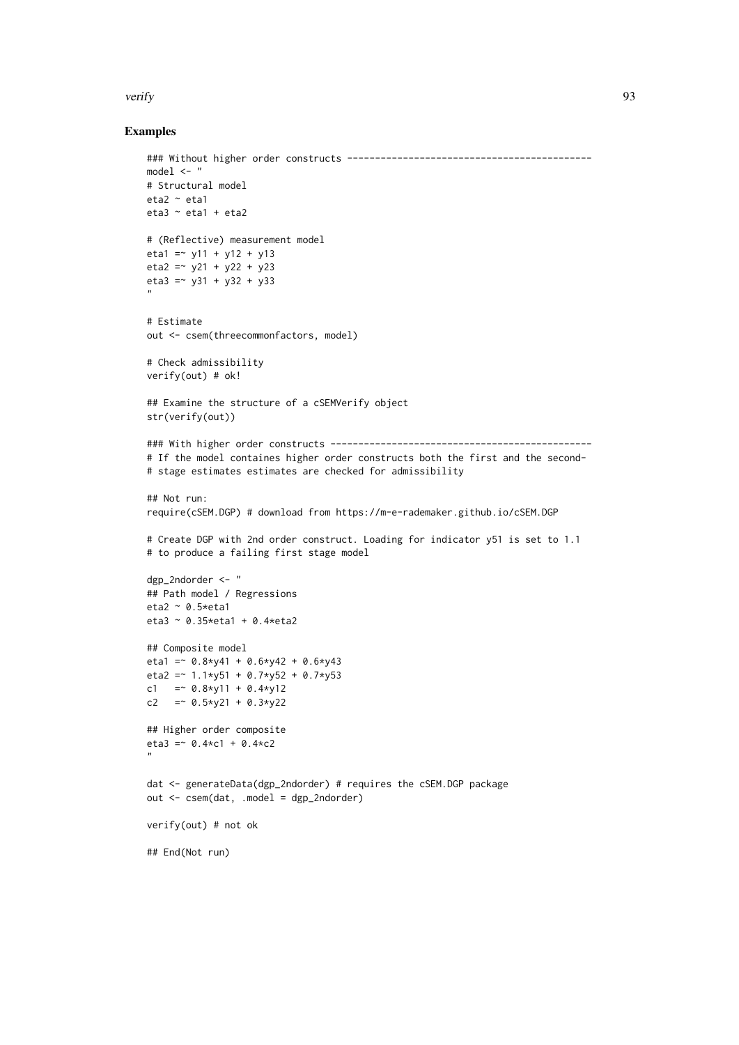## Examples

```
### Without higher order constructs --------------------------------------------
model <- "
# Structural model
eta2 ~ eta1
eta3 ~ eta1 + eta2

# (Reflective) measurement model
eta1 =~ y11 + y12 + y13
eta2 =~ y21 + y22 + y23
eta3 =~ y31 + y32 + y33
"

# Estimate
out <- csem(threecommonfactors, model)

# Check admissibility
verify(out) # ok!

## Examine the structure of a cSEMVerify object
str(verify(out))

### With higher order constructs -----------------------------------------------
# If the model containes higher order constructs both the first and the second-
# stage estimates estimates are checked for admissibility

## Not run:
require(cSEM.DGP) # download from https://m-e-rademaker.github.io/cSEM.DGP

# Create DGP with 2nd order construct. Loading for indicator y51 is set to 1.1
# to produce a failing first stage model

dgp_2ndorder <- "
## Path model / Regressions
eta2 ~ 0.5*eta1
eta3 ~ 0.35*eta1 + 0.4*eta2

## Composite model
eta1 =~ 0.8*y41 + 0.6*y42 + 0.6*y43
eta2 =~ 1.1*y51 + 0.7*y52 + 0.7*y53
c1   =~ 0.8*y11 + 0.4*y12
c2   =~ 0.5*y21 + 0.3*y22

## Higher order composite
eta3 =~ 0.4*c1 + 0.4*c2
"

dat <- generateData(dgp_2ndorder) # requires the cSEM.DGP package
out <- csem(dat, .model = dgp_2ndorder)

verify(out) # not ok

## End(Not run)
```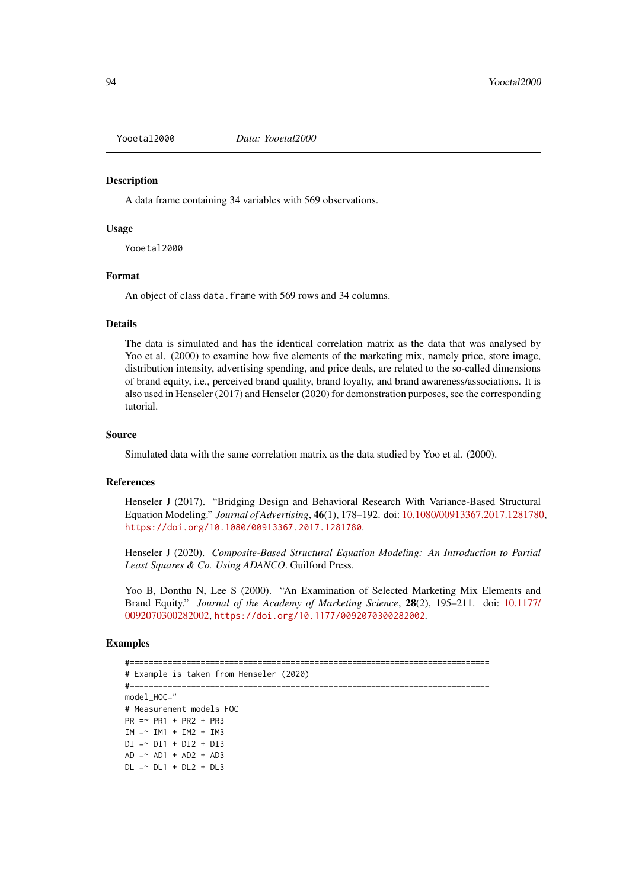Yooetal2000 *Data: Yooetal2000*

### Description

A data frame containing 34 variables with 569 observations.

### Usage

```
Yooetal2000
```

### Format

An object of class `data.frame` with 569 rows and 34 columns.

### Details

The data is simulated and has the identical correlation matrix as the data that was analysed by Yoo et al. (2000) to examine how five elements of the marketing mix, namely price, store image, distribution intensity, advertising spending, and price deals, are related to the so-called dimensions of brand equity, i.e., perceived brand quality, brand loyalty, and brand awareness/associations. It is also used in Henseler (2017) and Henseler (2020) for demonstration purposes, see the corresponding tutorial.

### Source

Simulated data with the same correlation matrix as the data studied by Yoo et al. (2000).

### References

Henseler J (2017). "Bridging Design and Behavioral Research With Variance-Based Structural Equation Modeling." *Journal of Advertising*, **46**(1), 178–192. doi: 10.1080/00913367.2017.1281780, https://doi.org/10.1080/00913367.2017.1281780.

Henseler J (2020). *Composite-Based Structural Equation Modeling: An Introduction to Partial Least Squares & Co. Using ADANCO*. Guilford Press.

Yoo B, Donthu N, Lee S (2000). "An Examination of Selected Marketing Mix Elements and Brand Equity." *Journal of the Academy of Marketing Science*, **28**(2), 195–211. doi: 10.1177/0092070300282002, https://doi.org/10.1177/0092070300282002.

### Examples

```
#============================================================================
# Example is taken from Henseler (2020)
#============================================================================
model_HOC="
# Measurement models FOC
PR =~ PR1 + PR2 + PR3
IM =~ IM1 + IM2 + IM3
DI =~ DI1 + DI2 + DI3
AD =~ AD1 + AD2 + AD3
DL =~ DL1 + DL2 + DL3
```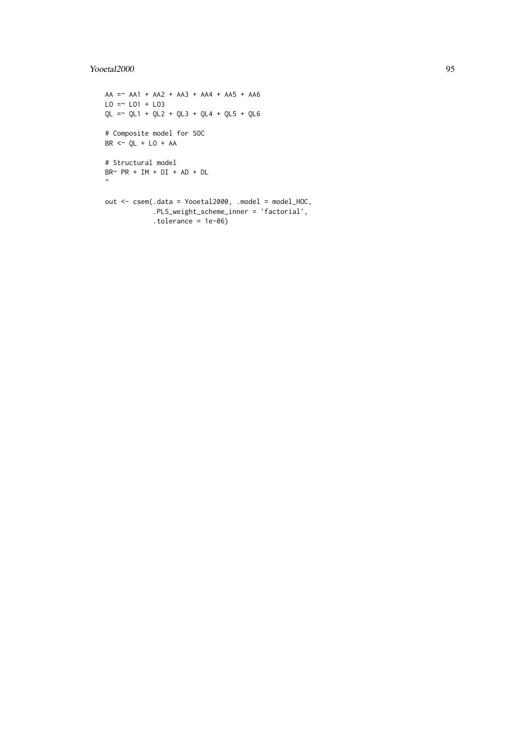```
AA =~ AA1 + AA2 + AA3 + AA4 + AA5 + AA6
LO =~ LO1 + LO3
QL =~ QL1 + QL2 + QL3 + QL4 + QL5 + QL6

# Composite model for SOC
BR <~ QL + LO + AA

# Structural model
BR~ PR + IM + DI + AD + DL
"

out <- csem(.data = Yooetal2000, .model = model_HOC,
            .PLS_weight_scheme_inner = 'factorial',
            .tolerance = 1e-06)
```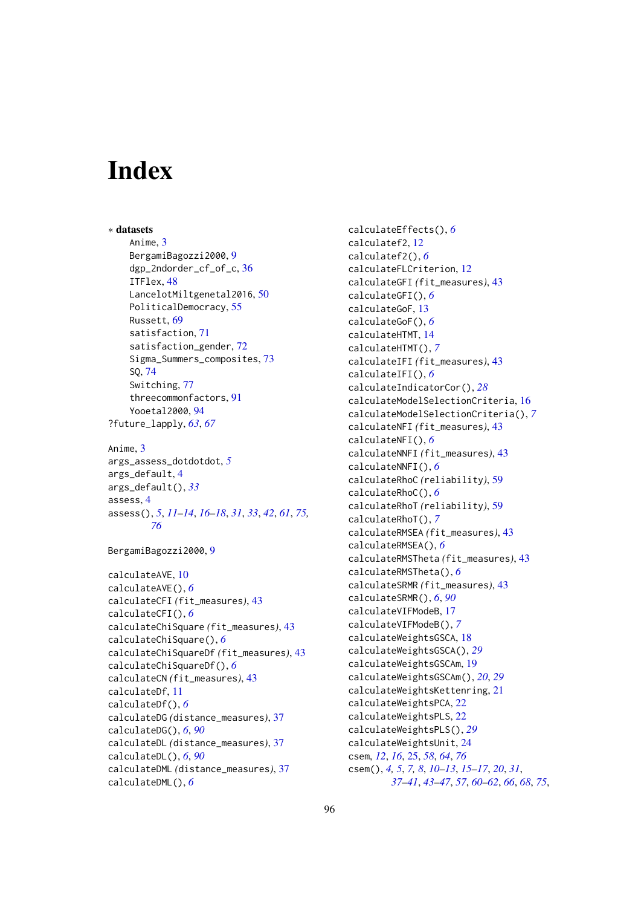# Index

∗ **datasets**
- Anime, 3
- BergamiBagozzi2000, 9
- dgp_2ndorder_cf_of_c, 36
- ITFlex, 48
- LancelotMiltgenetal2016, 50
- PoliticalDemocracy, 55
- Russett, 69
- satisfaction, 71
- satisfaction_gender, 72
- Sigma_Summers_composites, 73
- SQ, 74
- Switching, 77
- threecommonfactors, 91
- Yooetal2000, 94

?future_lapply, *63*, *67*

Anime, 3
args_assess_dotdotdot, *5*
args_default, 4
args_default(), *33*
assess, 4
assess(), *5*, *11–14*, *16–18*, *31*, *33*, *42*, *61*, *75*, *76*

BergamiBagozzi2000, 9

calculateAVE, 10
calculateAVE(), *6*
calculateCFI *(fit_measures)*, 43
calculateCFI(), *6*
calculateChiSquare *(fit_measures)*, 43
calculateChiSquare(), *6*
calculateChiSquareDf *(fit_measures)*, 43
calculateChiSquareDf(), *6*
calculateCN *(fit_measures)*, 43
calculateDf, 11
calculateDf(), *6*
calculateDG *(distance_measures)*, 37
calculateDG(), *6*, *90*
calculateDL *(distance_measures)*, 37
calculateDL(), *6*, *90*
calculateDML *(distance_measures)*, 37
calculateDML(), *6*
calculateEffects(), *6*
calculatef2, 12
calculatef2(), *6*
calculateFLCriterion, 12
calculateGFI *(fit_measures)*, 43
calculateGFI(), *6*
calculateGoF, 13
calculateGoF(), *6*
calculateHTMT, 14
calculateHTMT(), *7*
calculateIFI *(fit_measures)*, 43
calculateIFI(), *6*
calculateIndicatorCor(), *28*
calculateModelSelectionCriteria, 16
calculateModelSelectionCriteria(), *7*
calculateNFI *(fit_measures)*, 43
calculateNFI(), *6*
calculateNNFI *(fit_measures)*, 43
calculateNNFI(), *6*
calculateRhoC *(reliability)*, 59
calculateRhoC(), *6*
calculateRhoT *(reliability)*, 59
calculateRhoT(), *7*
calculateRMSEA *(fit_measures)*, 43
calculateRMSEA(), *6*
calculateRMSTheta *(fit_measures)*, 43
calculateRMSTheta(), *6*
calculateSRMR *(fit_measures)*, 43
calculateSRMR(), *6*, *90*
calculateVIFModeB, 17
calculateVIFModeB(), *7*
calculateWeightsGSCA, 18
calculateWeightsGSCA(), *29*
calculateWeightsGSCAm, 19
calculateWeightsGSCAm(), *20*, *29*
calculateWeightsKettenring, 21
calculateWeightsPCA, 22
calculateWeightsPLS, 22
calculateWeightsPLS(), *29*
calculateWeightsUnit, 24
csem, *12*, *16*, 25, *58*, *64*, *76*
csem(), *4*, *5*, *7*, *8*, *10–13*, *15–17*, *20*, *31*, *37–41*, *43–47*, *57*, *60–62*, *66*, *68*, *75*,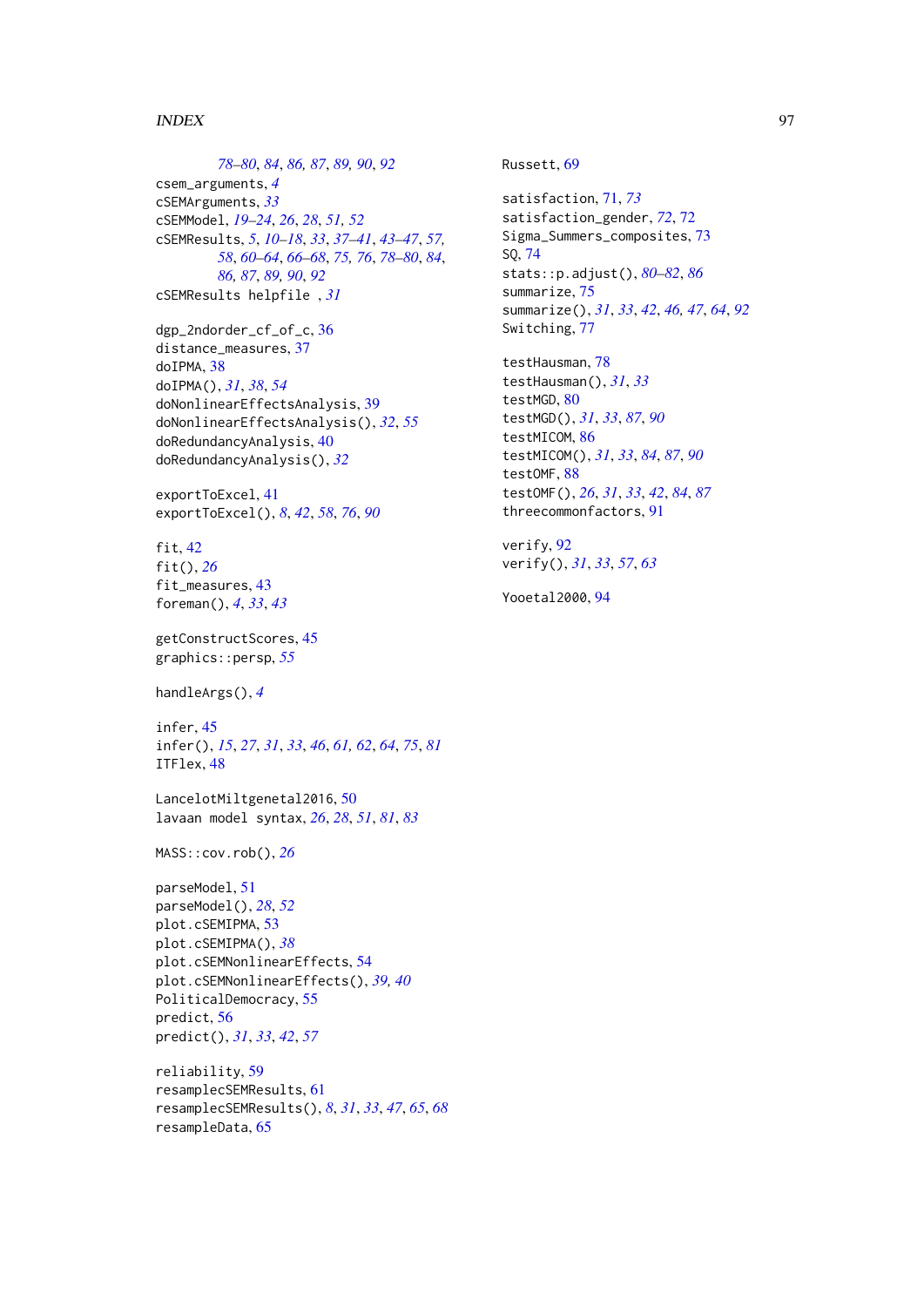78–80, 84, 86, 87, 89, 90, 92
csem_arguments, 4
cSEMArguments, 33
cSEMModel, 19–24, 26, 28, 51, 52
cSEMResults, 5, 10–18, 33, 37–41, 43–47, 57, 58, 60–64, 66–68, 75, 76, 78–80, 84, 86, 87, 89, 90, 92
cSEMResults helpfile , 31

dgp_2ndorder_cf_of_c, 36
distance_measures, 37
doIPMA, 38
doIPMA(), 31, 38, 54
doNonlinearEffectsAnalysis, 39
doNonlinearEffectsAnalysis(), 32, 55
doRedundancyAnalysis, 40
doRedundancyAnalysis(), 32

exportToExcel, 41
exportToExcel(), 8, 42, 58, 76, 90

fit, 42
fit(), 26
fit_measures, 43
foreman(), 4, 33, 43

getConstructScores, 45
graphics::persp, 55

handleArgs(), 4

infer, 45
infer(), 15, 27, 31, 33, 46, 61, 62, 64, 75, 81
ITFlex, 48

LancelotMiltgenetal2016, 50
lavaan model syntax, 26, 28, 51, 81, 83

MASS::cov.rob(), 26

parseModel, 51
parseModel(), 28, 52
plot.cSEMIPMA, 53
plot.cSEMIPMA(), 38
plot.cSEMNonlinearEffects, 54
plot.cSEMNonlinearEffects(), 39, 40
PoliticalDemocracy, 55
predict, 56
predict(), 31, 33, 42, 57

reliability, 59
resamplecSEMResults, 61
resamplecSEMResults(), 8, 31, 33, 47, 65, 68
resampleData, 65

Russett, 69

satisfaction, 71, 73
satisfaction_gender, 72, 72
Sigma_Summers_composites, 73
SQ, 74
stats::p.adjust(), 80–82, 86
summarize, 75
summarize(), 31, 33, 42, 46, 47, 64, 92
Switching, 77

testHausman, 78
testHausman(), 31, 33
testMGD, 80
testMGD(), 31, 33, 87, 90
testMICOM, 86
testMICOM(), 31, 33, 84, 87, 90
testOMF, 88
testOMF(), 26, 31, 33, 42, 84, 87
threecommonfactors, 91

verify, 92
verify(), 31, 33, 57, 63

Yooetal2000, 94